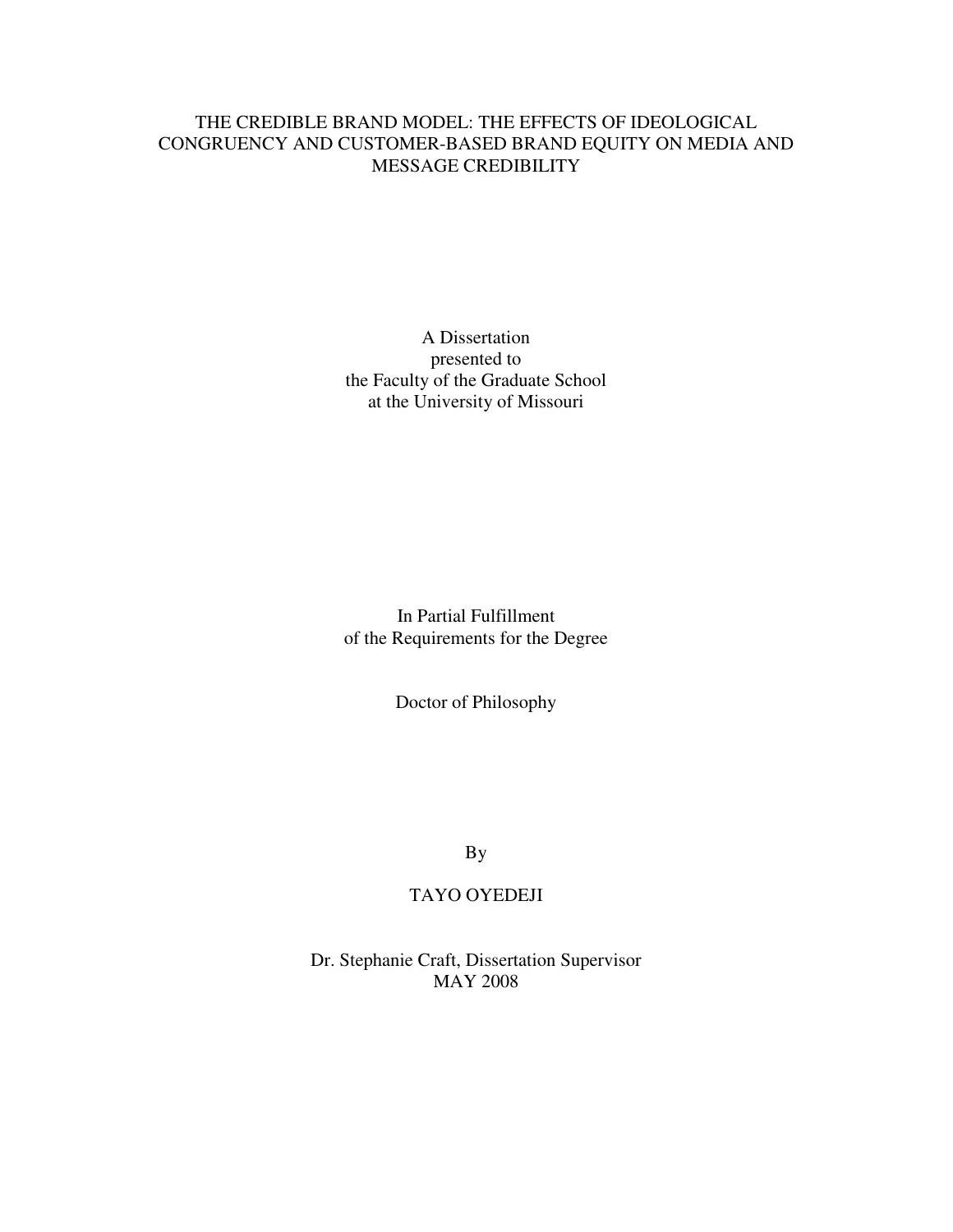# THE CREDIBLE BRAND MODEL: THE EFFECTS OF IDEOLOGICAL CONGRUENCY AND CUSTOMER-BASED BRAND EQUITY ON MEDIA AND MESSAGE CREDIBILITY

A Dissertation
presented to
the Faculty of the Graduate School
at the University of Missouri

In Partial Fulfillment
of the Requirements for the Degree

Doctor of Philosophy

By

TAYO OYEDEJI

Dr. Stephanie Craft, Dissertation Supervisor
MAY 2008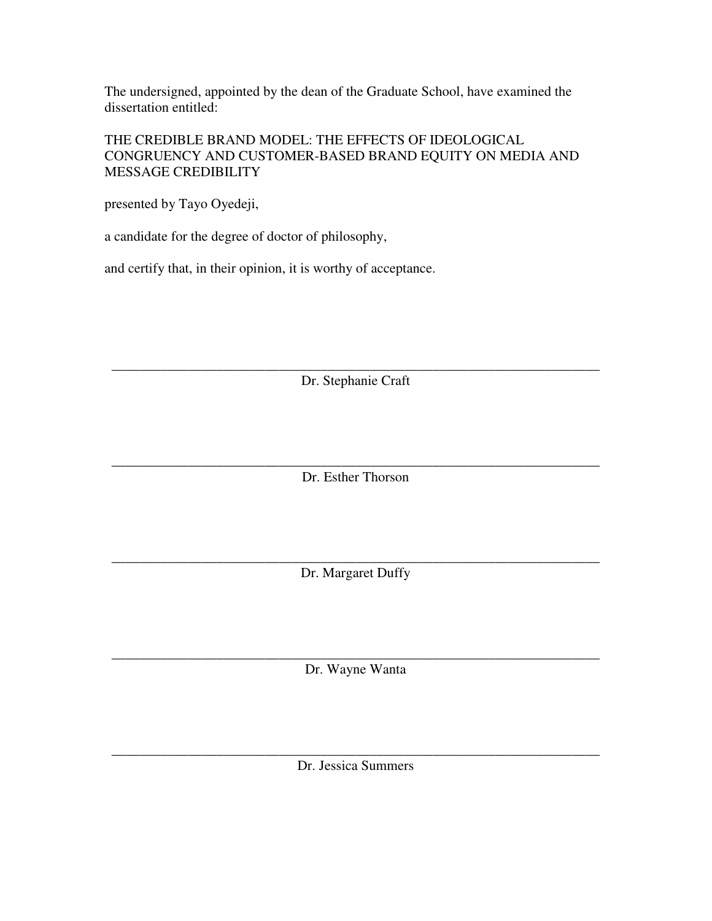The undersigned, appointed by the dean of the Graduate School, have examined the dissertation entitled:

THE CREDIBLE BRAND MODEL: THE EFFECTS OF IDEOLOGICAL CONGRUENCY AND CUSTOMER-BASED BRAND EQUITY ON MEDIA AND MESSAGE CREDIBILITY

presented by Tayo Oyedeji,

a candidate for the degree of doctor of philosophy,

and certify that, in their opinion, it is worthy of acceptance.

\_\_\_\_\_\_\_\_\_\_\_\_\_\_\_\_\_\_\_\_\_\_\_\_\_\_\_\_\_\_\_\_\_\_\_\_\_\_\_\_\_\_\_\_\_\_\_\_\_\_\_\_\_\_\_\_\_\_\_\_\_\_\_\_\_\_\_\_

Dr. Stephanie Craft

\_\_\_\_\_\_\_\_\_\_\_\_\_\_\_\_\_\_\_\_\_\_\_\_\_\_\_\_\_\_\_\_\_\_\_\_\_\_\_\_\_\_\_\_\_\_\_\_\_\_\_\_\_\_\_\_\_\_\_\_\_\_\_\_\_\_\_\_

Dr. Esther Thorson

\_\_\_\_\_\_\_\_\_\_\_\_\_\_\_\_\_\_\_\_\_\_\_\_\_\_\_\_\_\_\_\_\_\_\_\_\_\_\_\_\_\_\_\_\_\_\_\_\_\_\_\_\_\_\_\_\_\_\_\_\_\_\_\_\_\_\_\_

Dr. Margaret Duffy

\_\_\_\_\_\_\_\_\_\_\_\_\_\_\_\_\_\_\_\_\_\_\_\_\_\_\_\_\_\_\_\_\_\_\_\_\_\_\_\_\_\_\_\_\_\_\_\_\_\_\_\_\_\_\_\_\_\_\_\_\_\_\_\_\_\_\_\_

Dr. Wayne Wanta

\_\_\_\_\_\_\_\_\_\_\_\_\_\_\_\_\_\_\_\_\_\_\_\_\_\_\_\_\_\_\_\_\_\_\_\_\_\_\_\_\_\_\_\_\_\_\_\_\_\_\_\_\_\_\_\_\_\_\_\_\_\_\_\_\_\_\_\_

Dr. Jessica Summers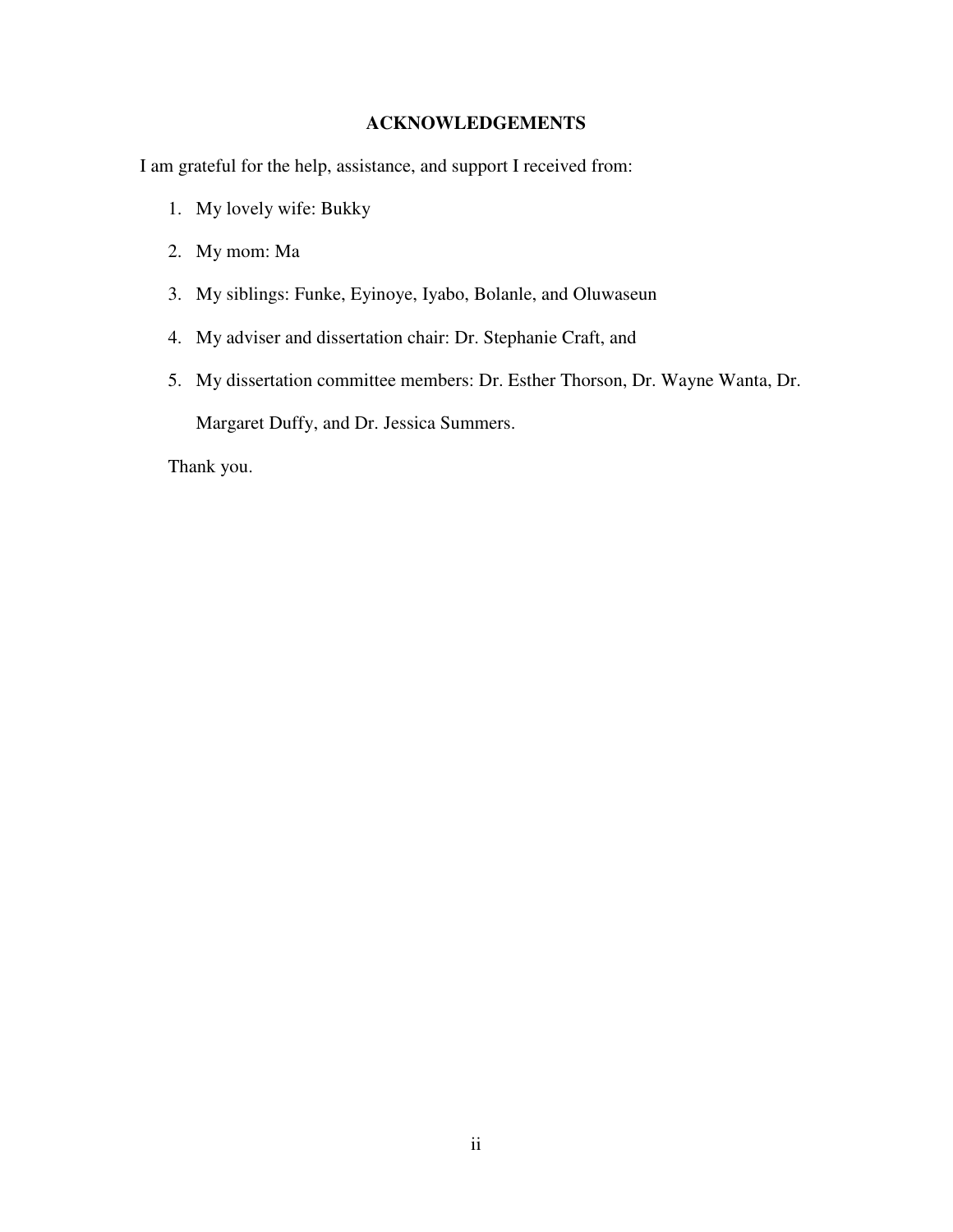## ACKNOWLEDGEMENTS

I am grateful for the help, assistance, and support I received from:

1. My lovely wife: Bukky
2. My mom: Ma
3. My siblings: Funke, Eyinoye, Iyabo, Bolanle, and Oluwaseun
4. My adviser and dissertation chair: Dr. Stephanie Craft, and
5. My dissertation committee members: Dr. Esther Thorson, Dr. Wayne Wanta, Dr. Margaret Duffy, and Dr. Jessica Summers.

Thank you.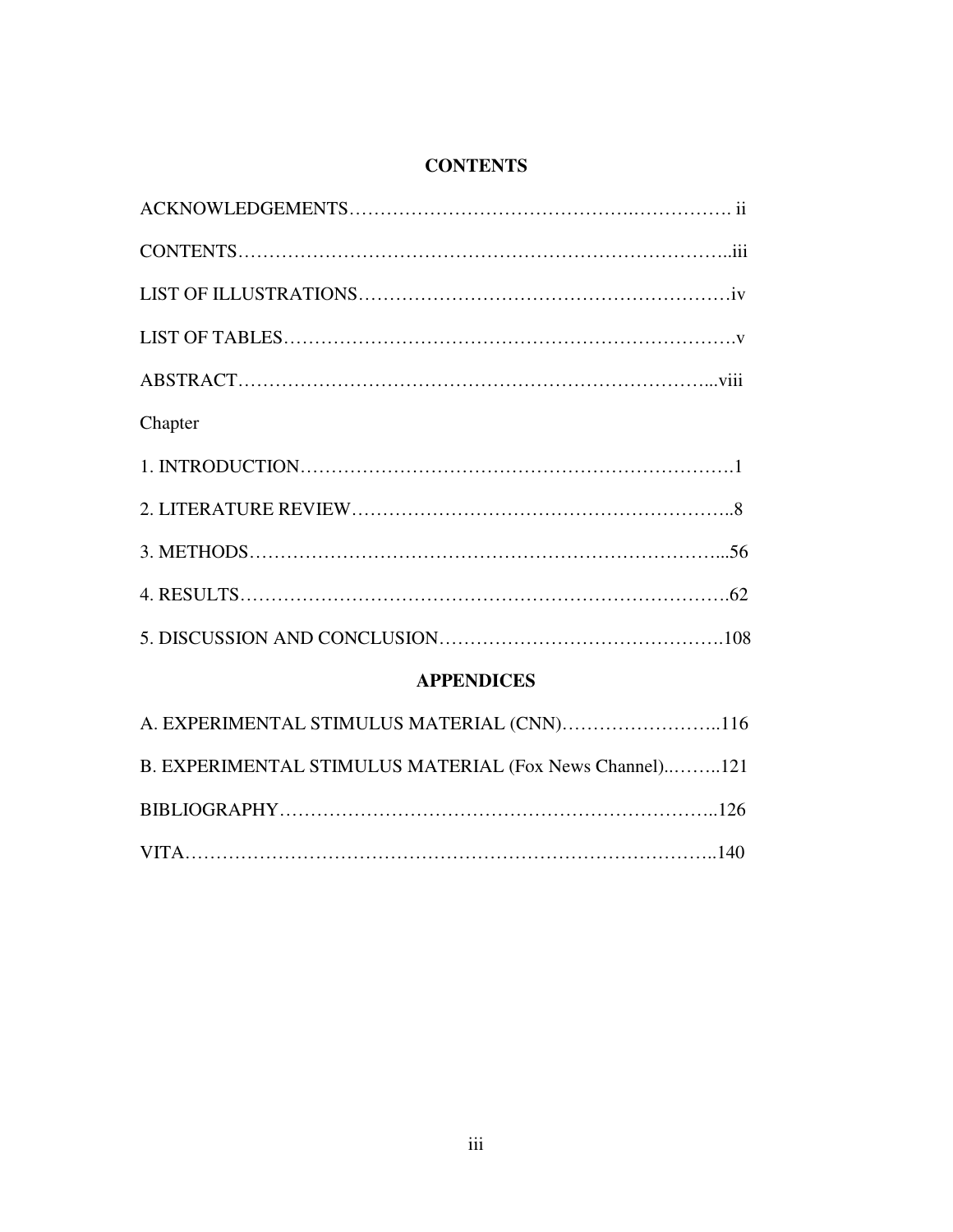## CONTENTS

ACKNOWLEDGEMENTS………………………………………….……………. ii

CONTENTS……………………………………………………………………..iii

LIST OF ILLUSTRATIONS…………………………………………………iv

LIST OF TABLES……………………………………………………………….v

ABSTRACT…………………………………………………………………...viii

Chapter

1. INTRODUCTION…………………………………………………………….1

2. LITERATURE REVIEW……………………………………………………..8

3. METHODS…………………………………………………………………...56

4. RESULTS…………………………………………………………………….62

5. DISCUSSION AND CONCLUSION……………………………………….108

## APPENDICES

A. EXPERIMENTAL STIMULUS MATERIAL (CNN)……………………..116

B. EXPERIMENTAL STIMULUS MATERIAL (Fox News Channel)..……..121

BIBLIOGRAPHY…………………………………………………………..126

VITA……………………………………………………………………………..140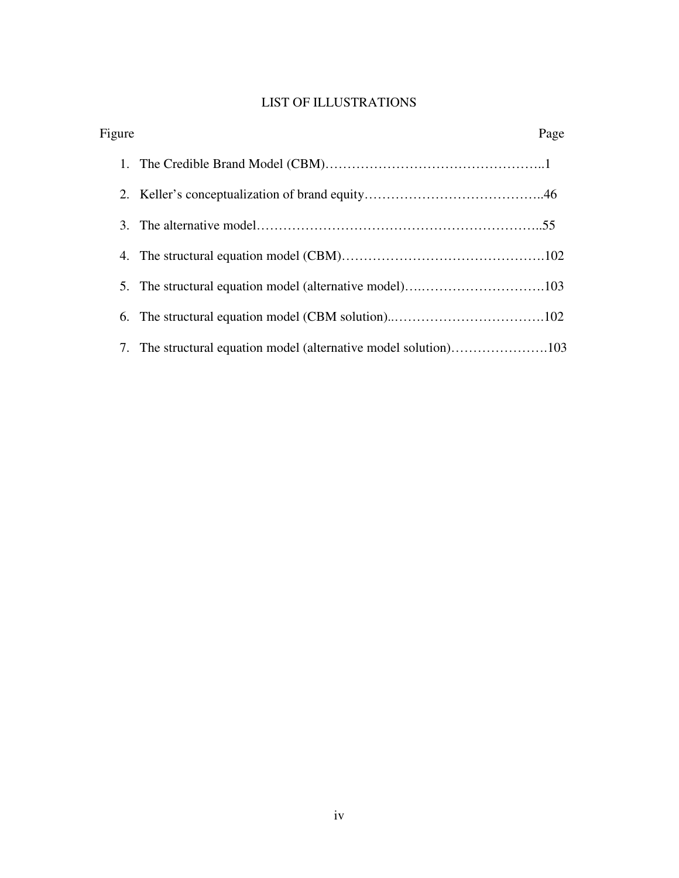# LIST OF ILLUSTRATIONS

| Figure | Page |
|---|---|
| 1. The Credible Brand Model (CBM) | 1 |
| 2. Keller's conceptualization of brand equity | 46 |
| 3. The alternative model | 55 |
| 4. The structural equation model (CBM) | 102 |
| 5. The structural equation model (alternative model) | 103 |
| 6. The structural equation model (CBM solution) | 102 |
| 7. The structural equation model (alternative model solution) | 103 |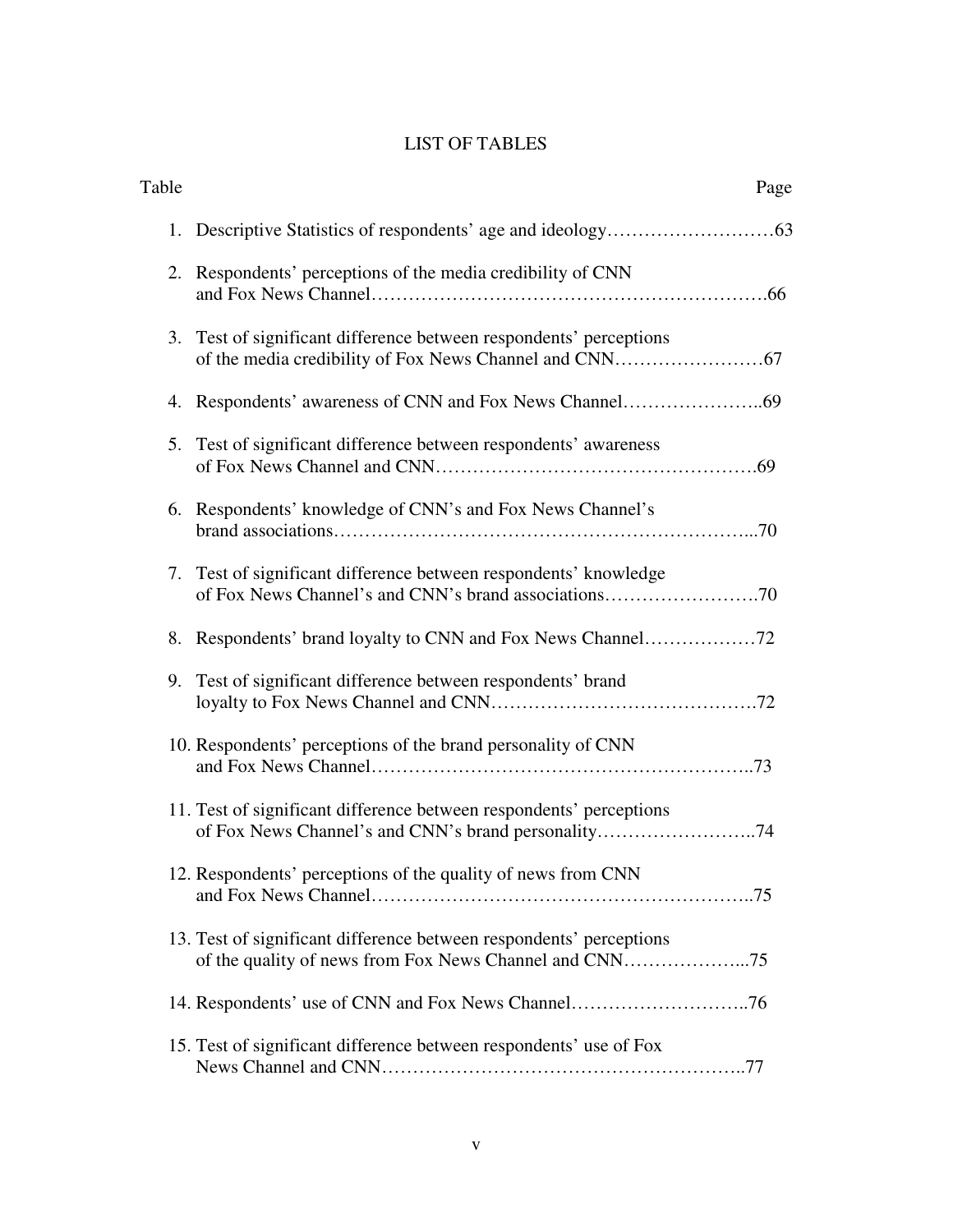# LIST OF TABLES

| Table | | Page |
|---|---|---|
| 1. | Descriptive Statistics of respondents' age and ideology | 63 |
| 2. | Respondents' perceptions of the media credibility of CNN and Fox News Channel | 66 |
| 3. | Test of significant difference between respondents' perceptions of the media credibility of Fox News Channel and CNN | 67 |
| 4. | Respondents' awareness of CNN and Fox News Channel | 69 |
| 5. | Test of significant difference between respondents' awareness of Fox News Channel and CNN | 69 |
| 6. | Respondents' knowledge of CNN's and Fox News Channel's brand associations | 70 |
| 7. | Test of significant difference between respondents' knowledge of Fox News Channel's and CNN's brand associations | 70 |
| 8. | Respondents' brand loyalty to CNN and Fox News Channel | 72 |
| 9. | Test of significant difference between respondents' brand loyalty to Fox News Channel and CNN | 72 |
| 10. | Respondents' perceptions of the brand personality of CNN and Fox News Channel | 73 |
| 11. | Test of significant difference between respondents' perceptions of Fox News Channel's and CNN's brand personality | 74 |
| 12. | Respondents' perceptions of the quality of news from CNN and Fox News Channel | 75 |
| 13. | Test of significant difference between respondents' perceptions of the quality of news from Fox News Channel and CNN | 75 |
| 14. | Respondents' use of CNN and Fox News Channel | 76 |
| 15. | Test of significant difference between respondents' use of Fox News Channel and CNN | 77 |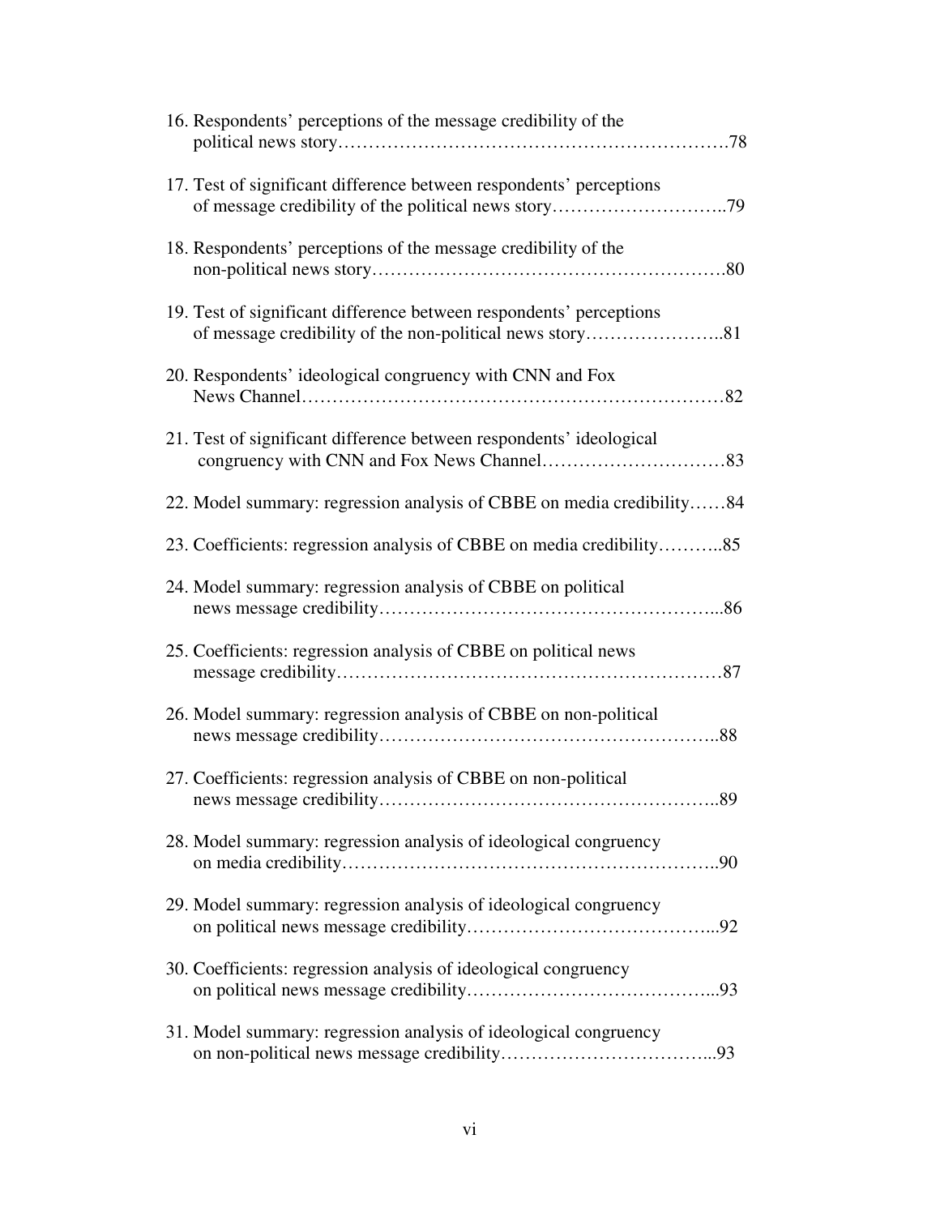16. Respondents' perceptions of the message credibility of the political news story……………………………………………………….78

17. Test of significant difference between respondents' perceptions of message credibility of the political news story………………………..79

18. Respondents' perceptions of the message credibility of the non-political news story………………………………………………….80

19. Test of significant difference between respondents' perceptions of message credibility of the non-political news story…………………..81

20. Respondents' ideological congruency with CNN and Fox News Channel……………………………………………………………82

21. Test of significant difference between respondents' ideological congruency with CNN and Fox News Channel…………………………83

22. Model summary: regression analysis of CBBE on media credibility……84

23. Coefficients: regression analysis of CBBE on media credibility………..85

24. Model summary: regression analysis of CBBE on political news message credibility………………………………………………...86

25. Coefficients: regression analysis of CBBE on political news message credibility……………………………………………………87

26. Model summary: regression analysis of CBBE on non-political news message credibility………………………………………………..88

27. Coefficients: regression analysis of CBBE on non-political news message credibility………………………………………………..89

28. Model summary: regression analysis of ideological congruency on media credibility…………………………………………………..90

29. Model summary: regression analysis of ideological congruency on political news message credibility…………………………………...92

30. Coefficients: regression analysis of ideological congruency on political news message credibility…………………………………...93

31. Model summary: regression analysis of ideological congruency on non-political news message credibility……………………………...93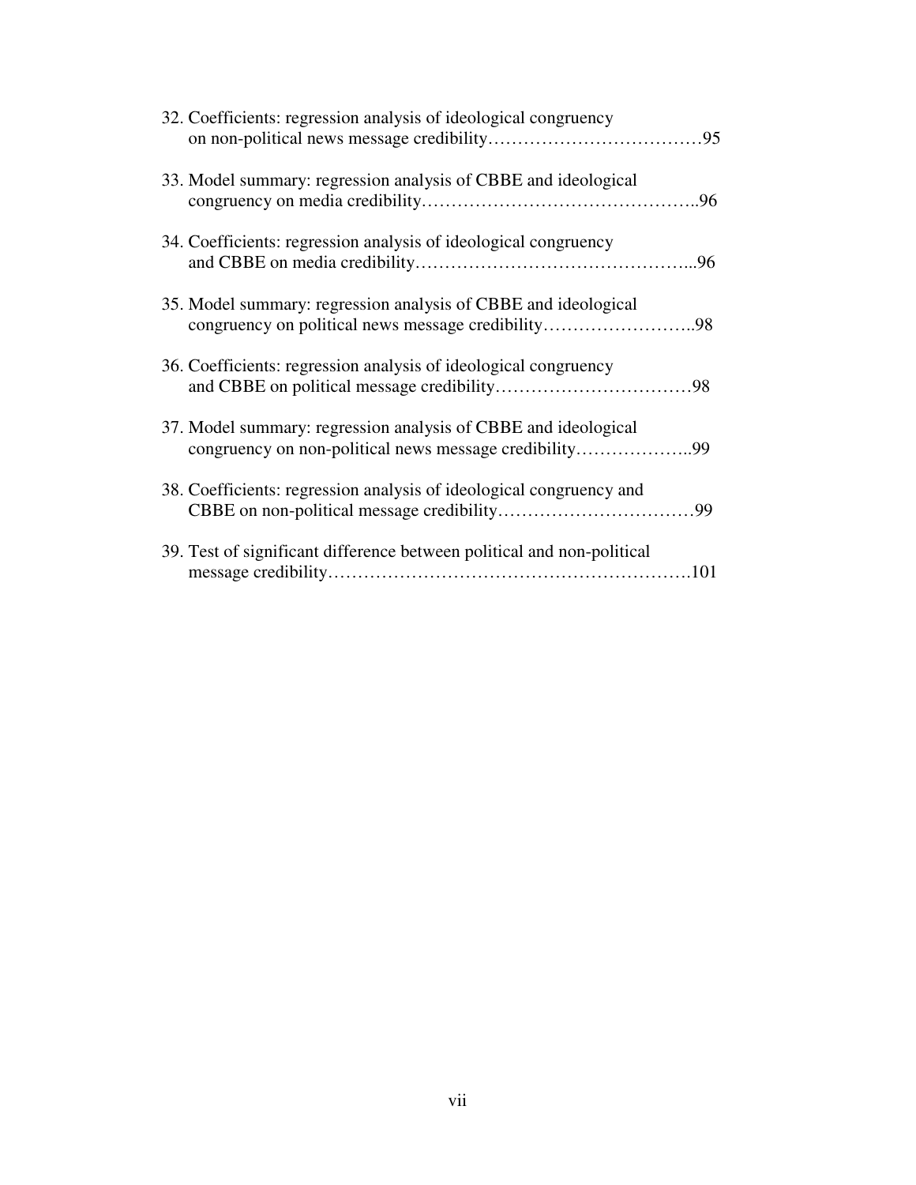32. Coefficients: regression analysis of ideological congruency on non-political news message credibility……………………………….95

33. Model summary: regression analysis of CBBE and ideological congruency on media credibility………………………………………..96

34. Coefficients: regression analysis of ideological congruency and CBBE on media credibility………………………………………...96

35. Model summary: regression analysis of CBBE and ideological congruency on political news message credibility……………………..98

36. Coefficients: regression analysis of ideological congruency and CBBE on political message credibility……………………………98

37. Model summary: regression analysis of CBBE and ideological congruency on non-political news message credibility………………..99

38. Coefficients: regression analysis of ideological congruency and CBBE on non-political message credibility……………………………99

39. Test of significant difference between political and non-political message credibility…………………………………………………….101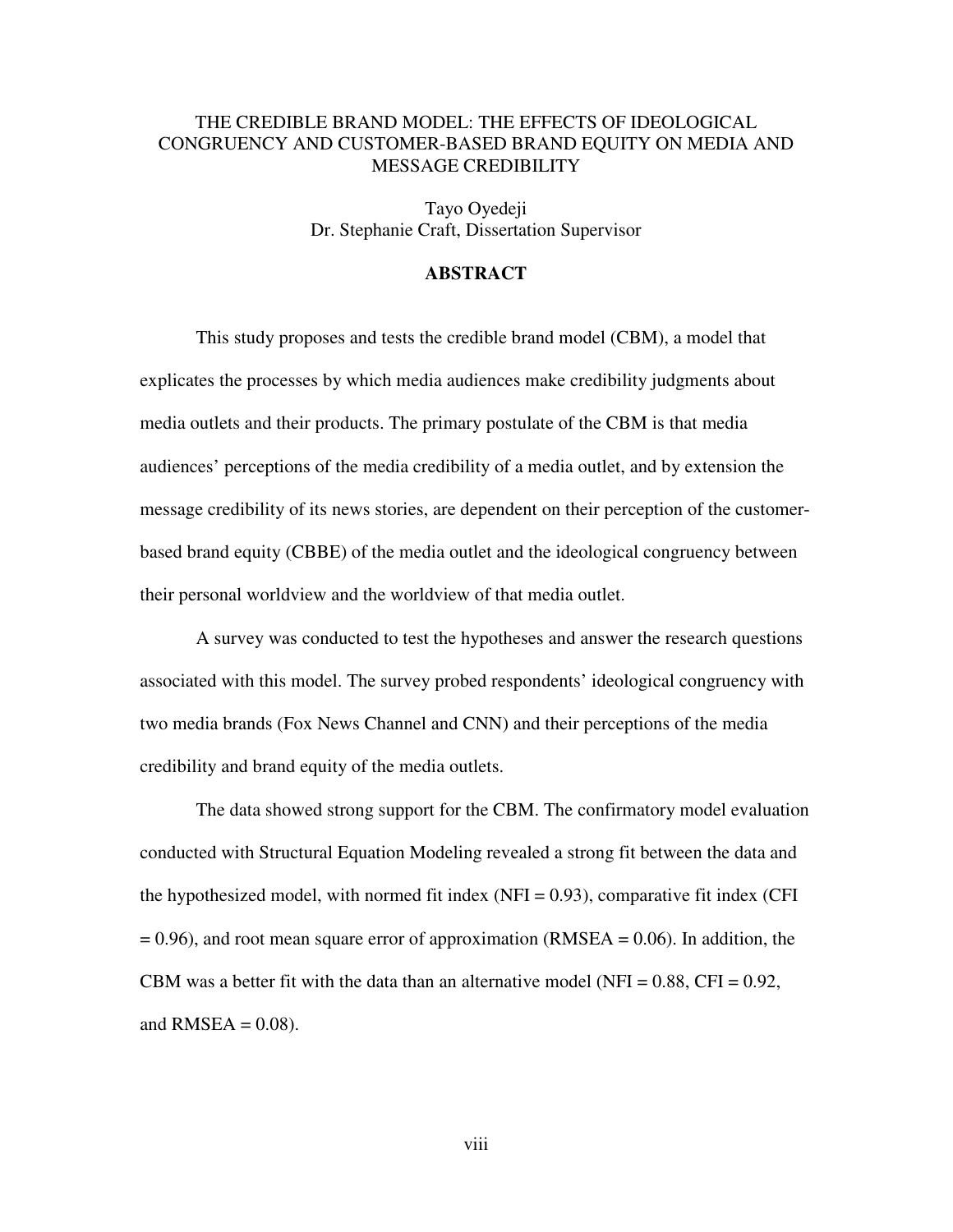# THE CREDIBLE BRAND MODEL: THE EFFECTS OF IDEOLOGICAL CONGRUENCY AND CUSTOMER-BASED BRAND EQUITY ON MEDIA AND MESSAGE CREDIBILITY

Tayo Oyedeji

Dr. Stephanie Craft, Dissertation Supervisor

## ABSTRACT

This study proposes and tests the credible brand model (CBM), a model that explicates the processes by which media audiences make credibility judgments about media outlets and their products. The primary postulate of the CBM is that media audiences' perceptions of the media credibility of a media outlet, and by extension the message credibility of its news stories, are dependent on their perception of the customer-based brand equity (CBBE) of the media outlet and the ideological congruency between their personal worldview and the worldview of that media outlet.

A survey was conducted to test the hypotheses and answer the research questions associated with this model. The survey probed respondents' ideological congruency with two media brands (Fox News Channel and CNN) and their perceptions of the media credibility and brand equity of the media outlets.

The data showed strong support for the CBM. The confirmatory model evaluation conducted with Structural Equation Modeling revealed a strong fit between the data and the hypothesized model, with normed fit index (NFI = 0.93), comparative fit index (CFI = 0.96), and root mean square error of approximation (RMSEA = 0.06). In addition, the CBM was a better fit with the data than an alternative model (NFI = 0.88, CFI = 0.92, and RMSEA = 0.08).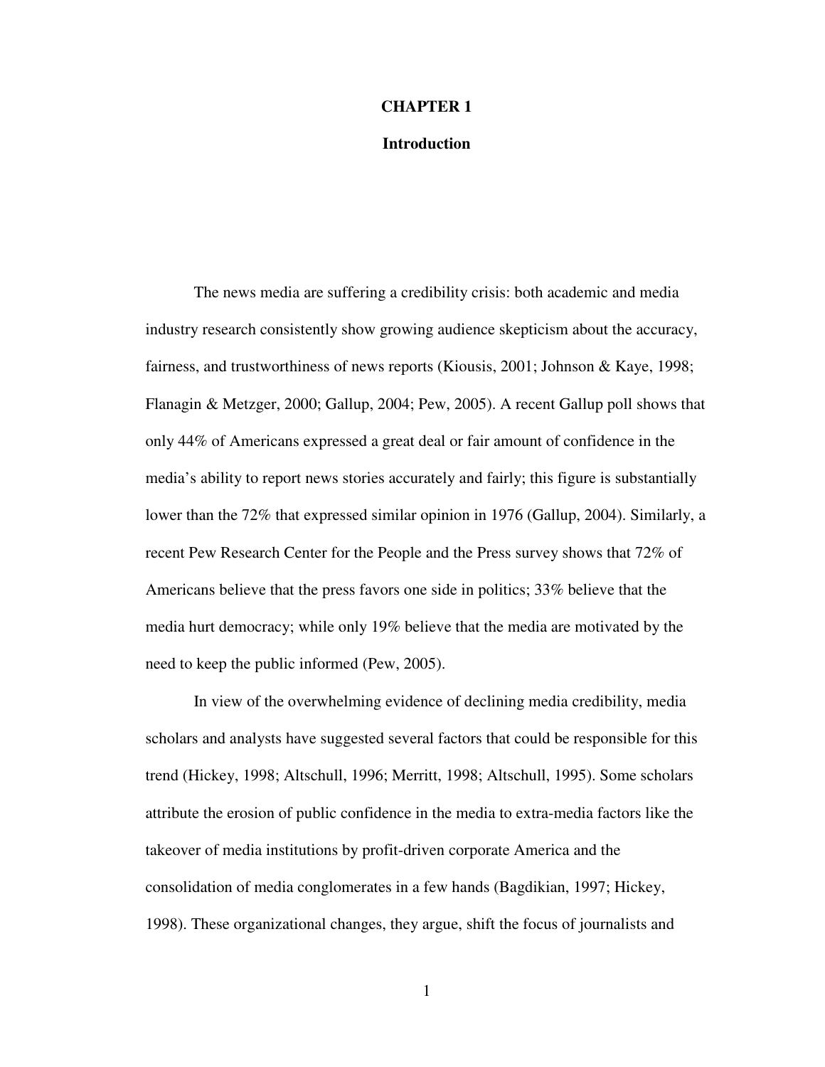# CHAPTER 1

## Introduction

The news media are suffering a credibility crisis: both academic and media industry research consistently show growing audience skepticism about the accuracy, fairness, and trustworthiness of news reports (Kiousis, 2001; Johnson & Kaye, 1998; Flanagin & Metzger, 2000; Gallup, 2004; Pew, 2005). A recent Gallup poll shows that only 44% of Americans expressed a great deal or fair amount of confidence in the media's ability to report news stories accurately and fairly; this figure is substantially lower than the 72% that expressed similar opinion in 1976 (Gallup, 2004). Similarly, a recent Pew Research Center for the People and the Press survey shows that 72% of Americans believe that the press favors one side in politics; 33% believe that the media hurt democracy; while only 19% believe that the media are motivated by the need to keep the public informed (Pew, 2005).

In view of the overwhelming evidence of declining media credibility, media scholars and analysts have suggested several factors that could be responsible for this trend (Hickey, 1998; Altschull, 1996; Merritt, 1998; Altschull, 1995). Some scholars attribute the erosion of public confidence in the media to extra-media factors like the takeover of media institutions by profit-driven corporate America and the consolidation of media conglomerates in a few hands (Bagdikian, 1997; Hickey, 1998). These organizational changes, they argue, shift the focus of journalists and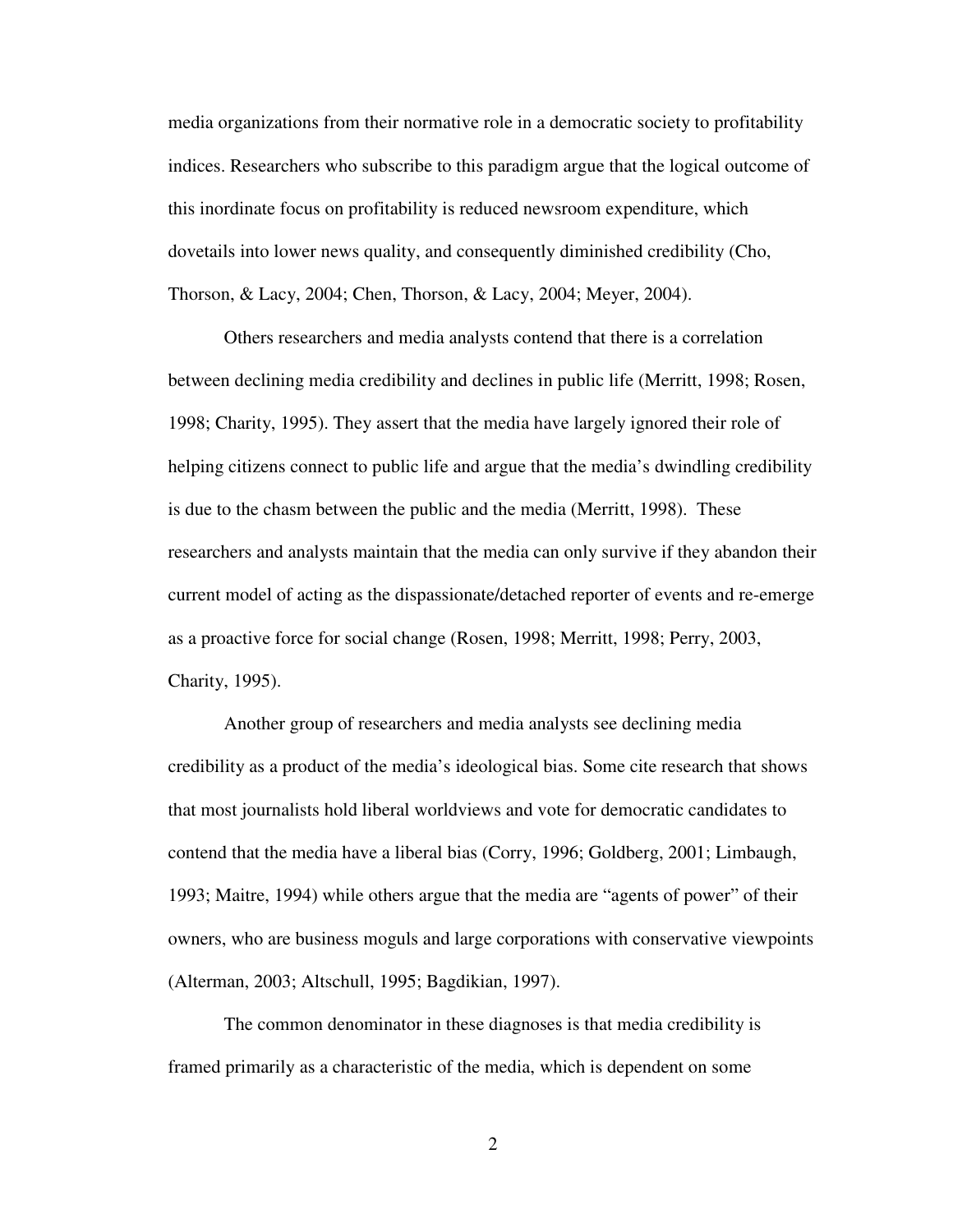media organizations from their normative role in a democratic society to profitability indices. Researchers who subscribe to this paradigm argue that the logical outcome of this inordinate focus on profitability is reduced newsroom expenditure, which dovetails into lower news quality, and consequently diminished credibility (Cho, Thorson, & Lacy, 2004; Chen, Thorson, & Lacy, 2004; Meyer, 2004).

Others researchers and media analysts contend that there is a correlation between declining media credibility and declines in public life (Merritt, 1998; Rosen, 1998; Charity, 1995). They assert that the media have largely ignored their role of helping citizens connect to public life and argue that the media's dwindling credibility is due to the chasm between the public and the media (Merritt, 1998). These researchers and analysts maintain that the media can only survive if they abandon their current model of acting as the dispassionate/detached reporter of events and re-emerge as a proactive force for social change (Rosen, 1998; Merritt, 1998; Perry, 2003, Charity, 1995).

Another group of researchers and media analysts see declining media credibility as a product of the media's ideological bias. Some cite research that shows that most journalists hold liberal worldviews and vote for democratic candidates to contend that the media have a liberal bias (Corry, 1996; Goldberg, 2001; Limbaugh, 1993; Maitre, 1994) while others argue that the media are "agents of power" of their owners, who are business moguls and large corporations with conservative viewpoints (Alterman, 2003; Altschull, 1995; Bagdikian, 1997).

The common denominator in these diagnoses is that media credibility is framed primarily as a characteristic of the media, which is dependent on some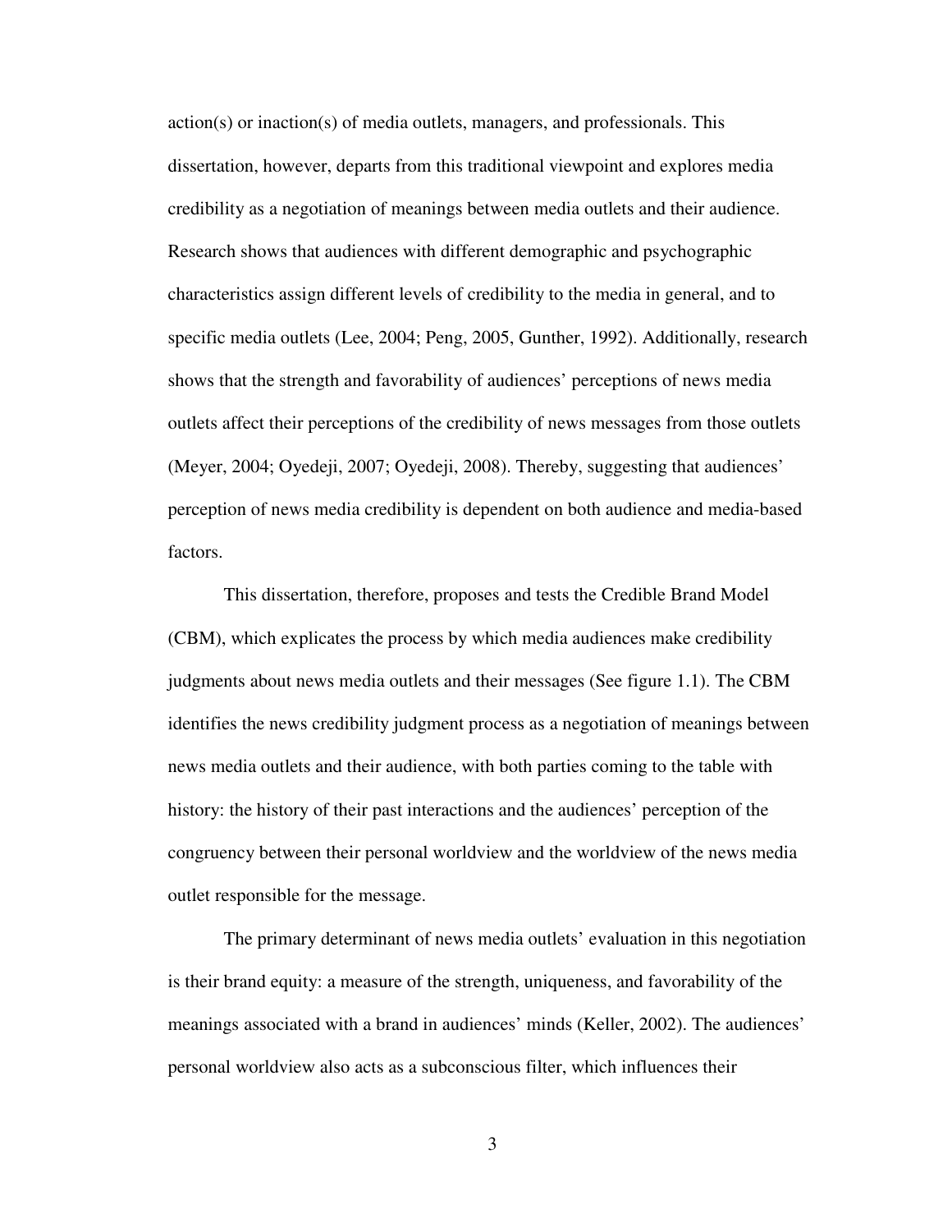action(s) or inaction(s) of media outlets, managers, and professionals. This dissertation, however, departs from this traditional viewpoint and explores media credibility as a negotiation of meanings between media outlets and their audience. Research shows that audiences with different demographic and psychographic characteristics assign different levels of credibility to the media in general, and to specific media outlets (Lee, 2004; Peng, 2005, Gunther, 1992). Additionally, research shows that the strength and favorability of audiences' perceptions of news media outlets affect their perceptions of the credibility of news messages from those outlets (Meyer, 2004; Oyedeji, 2007; Oyedeji, 2008). Thereby, suggesting that audiences' perception of news media credibility is dependent on both audience and media-based factors.

This dissertation, therefore, proposes and tests the Credible Brand Model (CBM), which explicates the process by which media audiences make credibility judgments about news media outlets and their messages (See figure 1.1). The CBM identifies the news credibility judgment process as a negotiation of meanings between news media outlets and their audience, with both parties coming to the table with history: the history of their past interactions and the audiences' perception of the congruency between their personal worldview and the worldview of the news media outlet responsible for the message.

The primary determinant of news media outlets' evaluation in this negotiation is their brand equity: a measure of the strength, uniqueness, and favorability of the meanings associated with a brand in audiences' minds (Keller, 2002). The audiences' personal worldview also acts as a subconscious filter, which influences their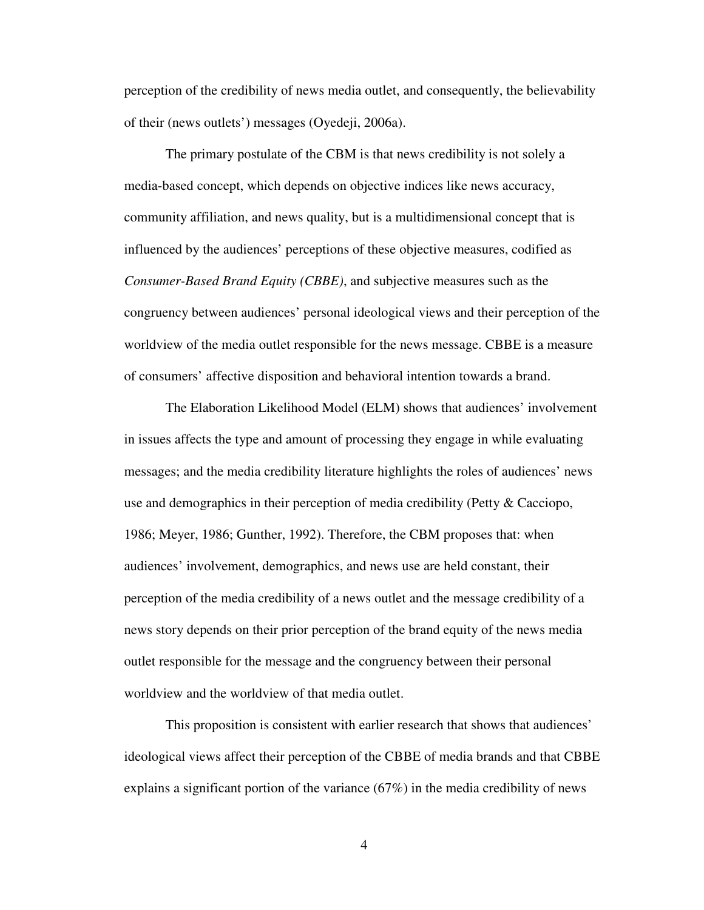perception of the credibility of news media outlet, and consequently, the believability of their (news outlets') messages (Oyedeji, 2006a).

The primary postulate of the CBM is that news credibility is not solely a media-based concept, which depends on objective indices like news accuracy, community affiliation, and news quality, but is a multidimensional concept that is influenced by the audiences' perceptions of these objective measures, codified as *Consumer-Based Brand Equity (CBBE)*, and subjective measures such as the congruency between audiences' personal ideological views and their perception of the worldview of the media outlet responsible for the news message. CBBE is a measure of consumers' affective disposition and behavioral intention towards a brand.

The Elaboration Likelihood Model (ELM) shows that audiences' involvement in issues affects the type and amount of processing they engage in while evaluating messages; and the media credibility literature highlights the roles of audiences' news use and demographics in their perception of media credibility (Petty & Cacciopo, 1986; Meyer, 1986; Gunther, 1992). Therefore, the CBM proposes that: when audiences' involvement, demographics, and news use are held constant, their perception of the media credibility of a news outlet and the message credibility of a news story depends on their prior perception of the brand equity of the news media outlet responsible for the message and the congruency between their personal worldview and the worldview of that media outlet.

This proposition is consistent with earlier research that shows that audiences' ideological views affect their perception of the CBBE of media brands and that CBBE explains a significant portion of the variance (67%) in the media credibility of news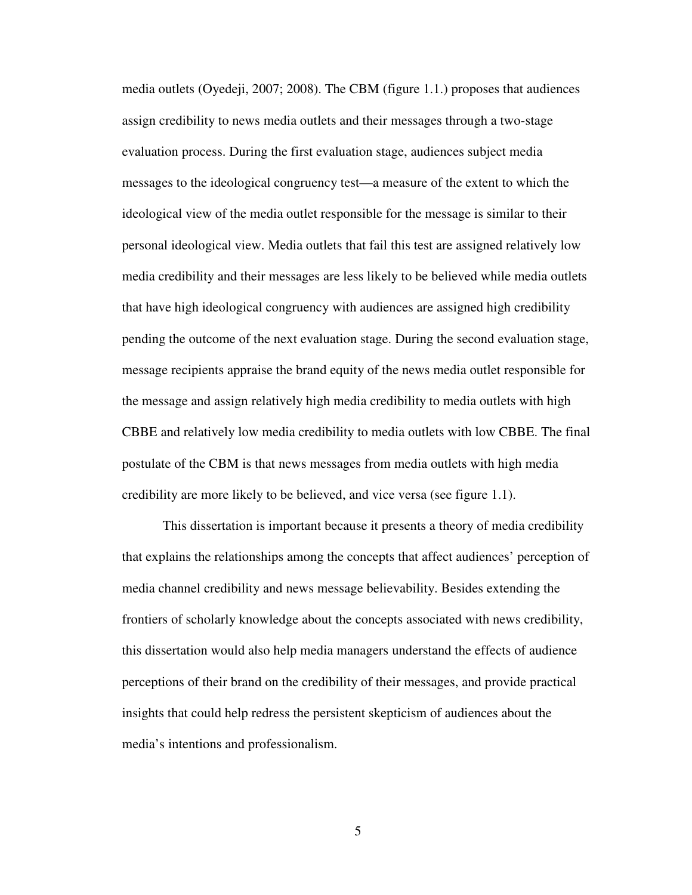media outlets (Oyedeji, 2007; 2008). The CBM (figure 1.1.) proposes that audiences assign credibility to news media outlets and their messages through a two-stage evaluation process. During the first evaluation stage, audiences subject media messages to the ideological congruency test—a measure of the extent to which the ideological view of the media outlet responsible for the message is similar to their personal ideological view. Media outlets that fail this test are assigned relatively low media credibility and their messages are less likely to be believed while media outlets that have high ideological congruency with audiences are assigned high credibility pending the outcome of the next evaluation stage. During the second evaluation stage, message recipients appraise the brand equity of the news media outlet responsible for the message and assign relatively high media credibility to media outlets with high CBBE and relatively low media credibility to media outlets with low CBBE. The final postulate of the CBM is that news messages from media outlets with high media credibility are more likely to be believed, and vice versa (see figure 1.1).

This dissertation is important because it presents a theory of media credibility that explains the relationships among the concepts that affect audiences' perception of media channel credibility and news message believability. Besides extending the frontiers of scholarly knowledge about the concepts associated with news credibility, this dissertation would also help media managers understand the effects of audience perceptions of their brand on the credibility of their messages, and provide practical insights that could help redress the persistent skepticism of audiences about the media's intentions and professionalism.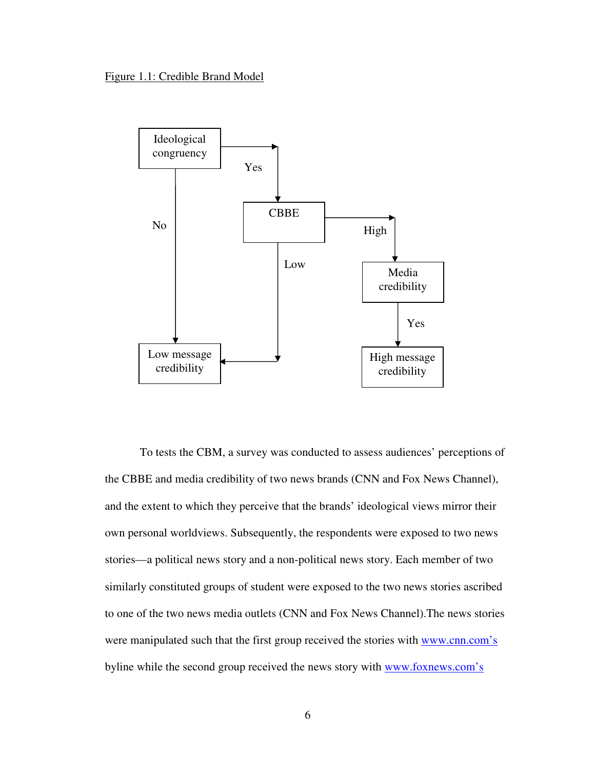Figure 1.1: Credible Brand Model

To tests the CBM, a survey was conducted to assess audiences' perceptions of the CBBE and media credibility of two news brands (CNN and Fox News Channel), and the extent to which they perceive that the brands' ideological views mirror their own personal worldviews. Subsequently, the respondents were exposed to two news stories—a political news story and a non-political news story. Each member of two similarly constituted groups of student were exposed to the two news stories ascribed to one of the two news media outlets (CNN and Fox News Channel).The news stories were manipulated such that the first group received the stories with www.cnn.com's byline while the second group received the news story with www.foxnews.com's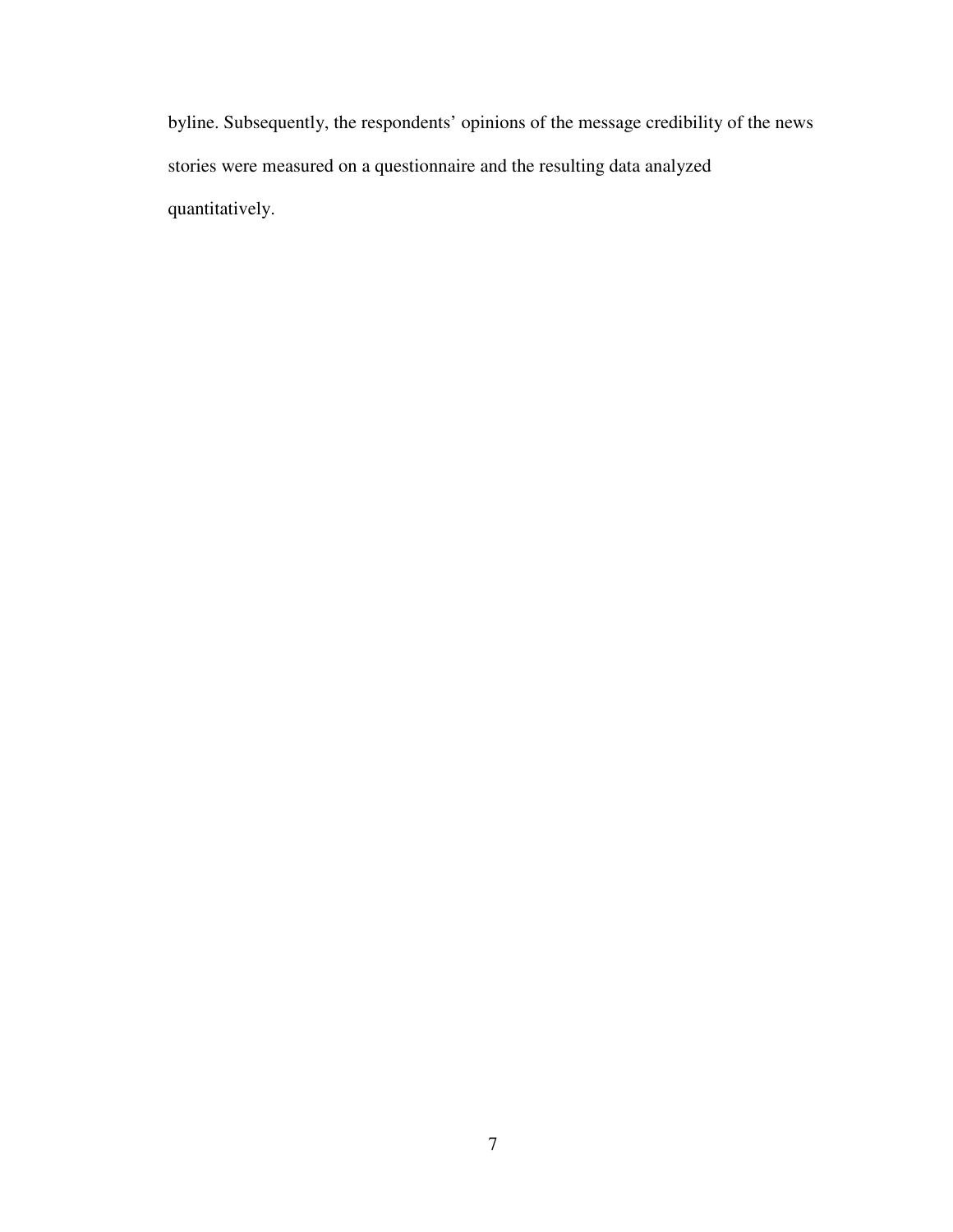byline. Subsequently, the respondents' opinions of the message credibility of the news stories were measured on a questionnaire and the resulting data analyzed quantitatively.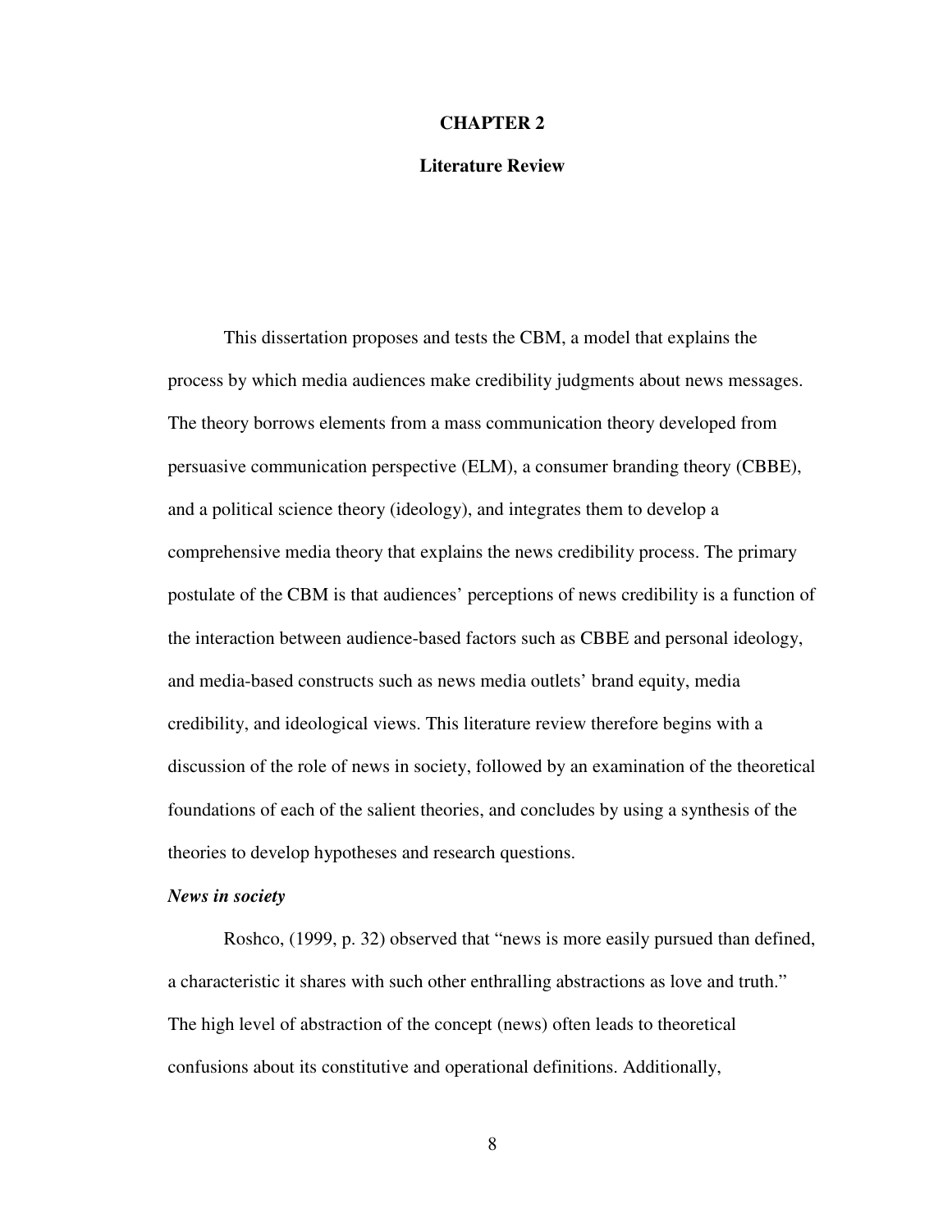# CHAPTER 2

## Literature Review

This dissertation proposes and tests the CBM, a model that explains the process by which media audiences make credibility judgments about news messages. The theory borrows elements from a mass communication theory developed from persuasive communication perspective (ELM), a consumer branding theory (CBBE), and a political science theory (ideology), and integrates them to develop a comprehensive media theory that explains the news credibility process. The primary postulate of the CBM is that audiences' perceptions of news credibility is a function of the interaction between audience-based factors such as CBBE and personal ideology, and media-based constructs such as news media outlets' brand equity, media credibility, and ideological views. This literature review therefore begins with a discussion of the role of news in society, followed by an examination of the theoretical foundations of each of the salient theories, and concludes by using a synthesis of the theories to develop hypotheses and research questions.

### *News in society*

Roshco, (1999, p. 32) observed that "news is more easily pursued than defined, a characteristic it shares with such other enthralling abstractions as love and truth." The high level of abstraction of the concept (news) often leads to theoretical confusions about its constitutive and operational definitions. Additionally,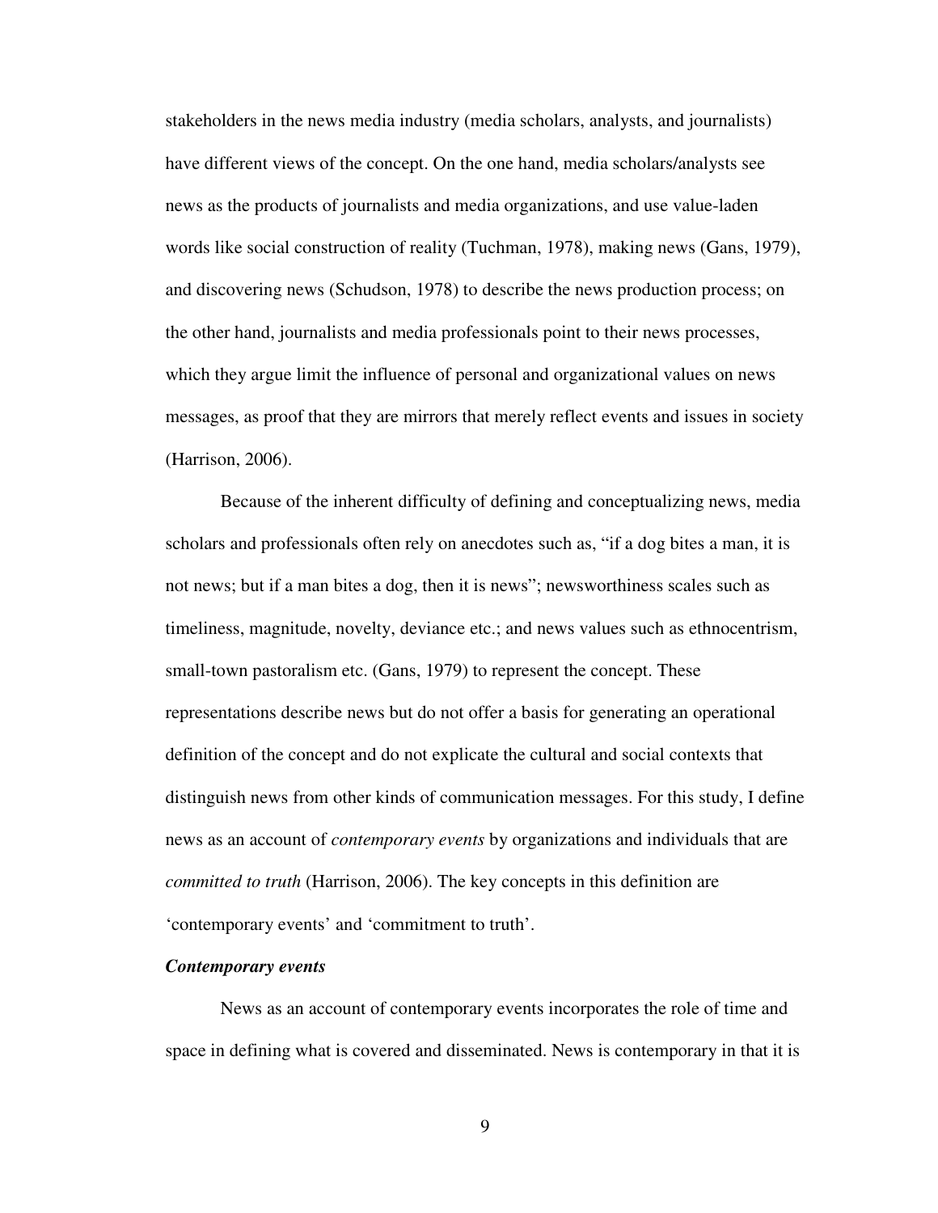stakeholders in the news media industry (media scholars, analysts, and journalists) have different views of the concept. On the one hand, media scholars/analysts see news as the products of journalists and media organizations, and use value-laden words like social construction of reality (Tuchman, 1978), making news (Gans, 1979), and discovering news (Schudson, 1978) to describe the news production process; on the other hand, journalists and media professionals point to their news processes, which they argue limit the influence of personal and organizational values on news messages, as proof that they are mirrors that merely reflect events and issues in society (Harrison, 2006).

Because of the inherent difficulty of defining and conceptualizing news, media scholars and professionals often rely on anecdotes such as, "if a dog bites a man, it is not news; but if a man bites a dog, then it is news"; newsworthiness scales such as timeliness, magnitude, novelty, deviance etc.; and news values such as ethnocentrism, small-town pastoralism etc. (Gans, 1979) to represent the concept. These representations describe news but do not offer a basis for generating an operational definition of the concept and do not explicate the cultural and social contexts that distinguish news from other kinds of communication messages. For this study, I define news as an account of *contemporary events* by organizations and individuals that are *committed to truth* (Harrison, 2006). The key concepts in this definition are 'contemporary events' and 'commitment to truth'.

***Contemporary events***

News as an account of contemporary events incorporates the role of time and space in defining what is covered and disseminated. News is contemporary in that it is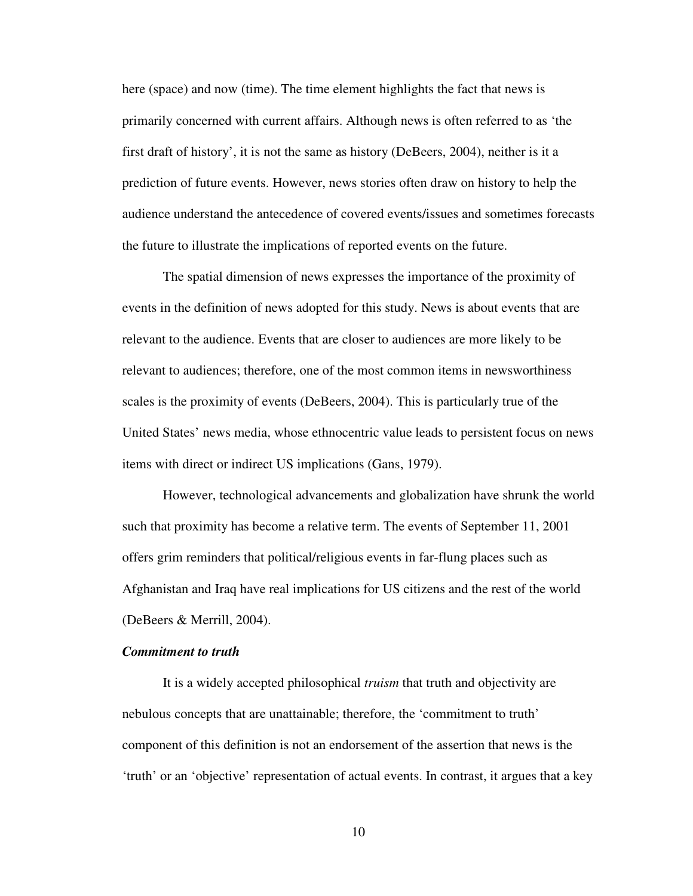here (space) and now (time). The time element highlights the fact that news is primarily concerned with current affairs. Although news is often referred to as 'the first draft of history', it is not the same as history (DeBeers, 2004), neither is it a prediction of future events. However, news stories often draw on history to help the audience understand the antecedence of covered events/issues and sometimes forecasts the future to illustrate the implications of reported events on the future.

The spatial dimension of news expresses the importance of the proximity of events in the definition of news adopted for this study. News is about events that are relevant to the audience. Events that are closer to audiences are more likely to be relevant to audiences; therefore, one of the most common items in newsworthiness scales is the proximity of events (DeBeers, 2004). This is particularly true of the United States' news media, whose ethnocentric value leads to persistent focus on news items with direct or indirect US implications (Gans, 1979).

However, technological advancements and globalization have shrunk the world such that proximity has become a relative term. The events of September 11, 2001 offers grim reminders that political/religious events in far-flung places such as Afghanistan and Iraq have real implications for US citizens and the rest of the world (DeBeers & Merrill, 2004).

***Commitment to truth***

It is a widely accepted philosophical *truism* that truth and objectivity are nebulous concepts that are unattainable; therefore, the 'commitment to truth' component of this definition is not an endorsement of the assertion that news is the 'truth' or an 'objective' representation of actual events. In contrast, it argues that a key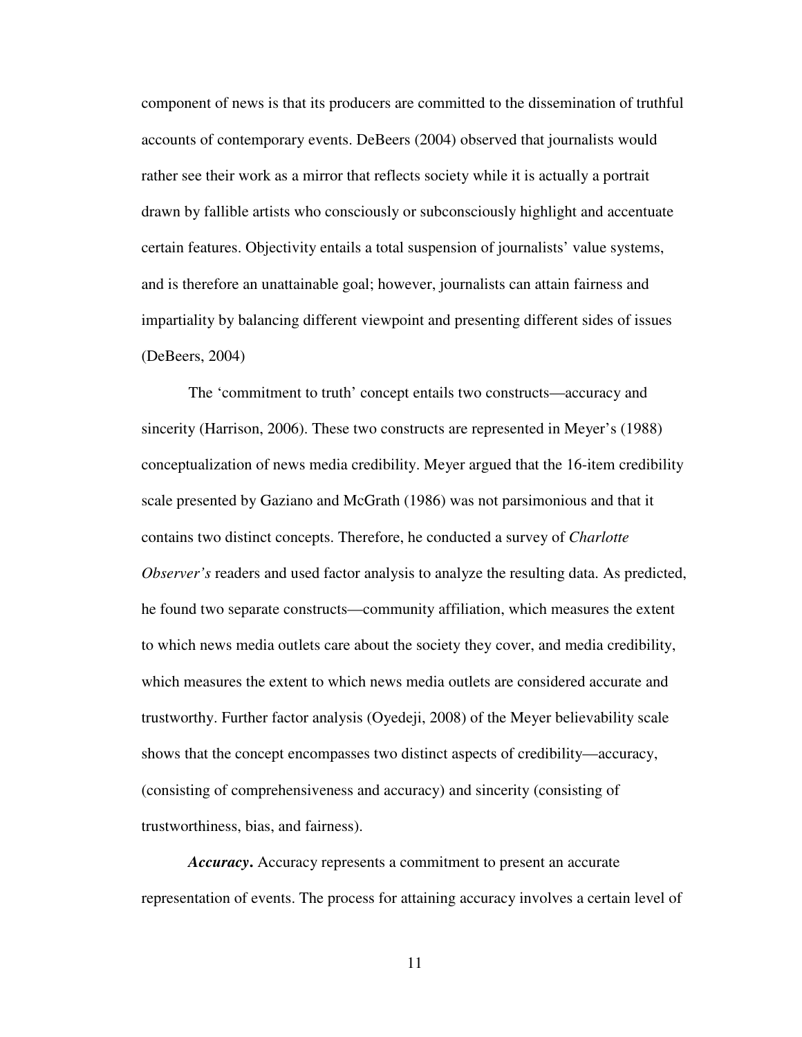component of news is that its producers are committed to the dissemination of truthful accounts of contemporary events. DeBeers (2004) observed that journalists would rather see their work as a mirror that reflects society while it is actually a portrait drawn by fallible artists who consciously or subconsciously highlight and accentuate certain features. Objectivity entails a total suspension of journalists' value systems, and is therefore an unattainable goal; however, journalists can attain fairness and impartiality by balancing different viewpoint and presenting different sides of issues (DeBeers, 2004)

The 'commitment to truth' concept entails two constructs—accuracy and sincerity (Harrison, 2006). These two constructs are represented in Meyer's (1988) conceptualization of news media credibility. Meyer argued that the 16-item credibility scale presented by Gaziano and McGrath (1986) was not parsimonious and that it contains two distinct concepts. Therefore, he conducted a survey of *Charlotte Observer's* readers and used factor analysis to analyze the resulting data. As predicted, he found two separate constructs—community affiliation, which measures the extent to which news media outlets care about the society they cover, and media credibility, which measures the extent to which news media outlets are considered accurate and trustworthy. Further factor analysis (Oyedeji, 2008) of the Meyer believability scale shows that the concept encompasses two distinct aspects of credibility—accuracy, (consisting of comprehensiveness and accuracy) and sincerity (consisting of trustworthiness, bias, and fairness).

***Accuracy*.** Accuracy represents a commitment to present an accurate representation of events. The process for attaining accuracy involves a certain level of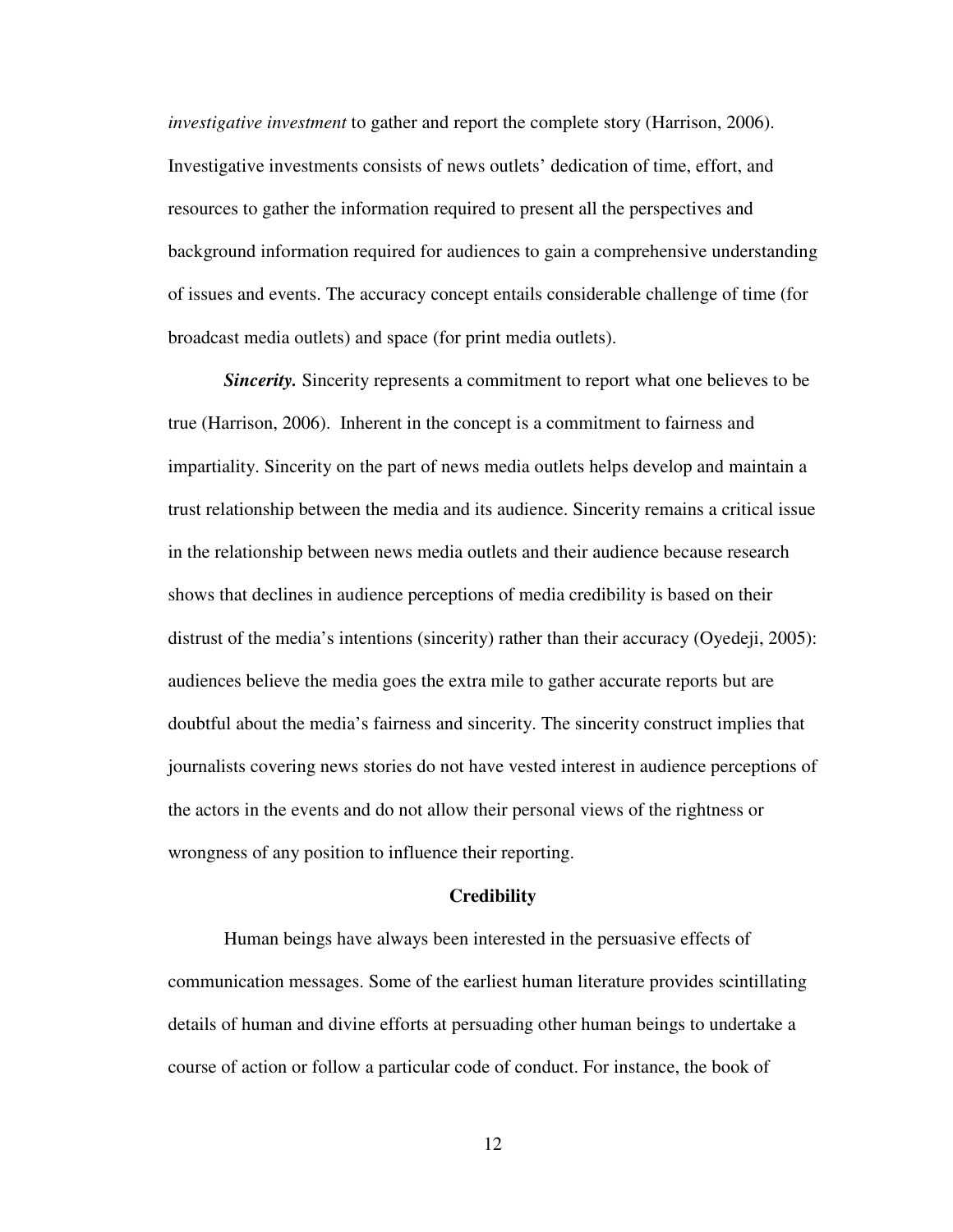*investigative investment* to gather and report the complete story (Harrison, 2006). Investigative investments consists of news outlets' dedication of time, effort, and resources to gather the information required to present all the perspectives and background information required for audiences to gain a comprehensive understanding of issues and events. The accuracy concept entails considerable challenge of time (for broadcast media outlets) and space (for print media outlets).

***Sincerity.*** Sincerity represents a commitment to report what one believes to be true (Harrison, 2006). Inherent in the concept is a commitment to fairness and impartiality. Sincerity on the part of news media outlets helps develop and maintain a trust relationship between the media and its audience. Sincerity remains a critical issue in the relationship between news media outlets and their audience because research shows that declines in audience perceptions of media credibility is based on their distrust of the media's intentions (sincerity) rather than their accuracy (Oyedeji, 2005): audiences believe the media goes the extra mile to gather accurate reports but are doubtful about the media's fairness and sincerity. The sincerity construct implies that journalists covering news stories do not have vested interest in audience perceptions of the actors in the events and do not allow their personal views of the rightness or wrongness of any position to influence their reporting.

## Credibility

Human beings have always been interested in the persuasive effects of communication messages. Some of the earliest human literature provides scintillating details of human and divine efforts at persuading other human beings to undertake a course of action or follow a particular code of conduct. For instance, the book of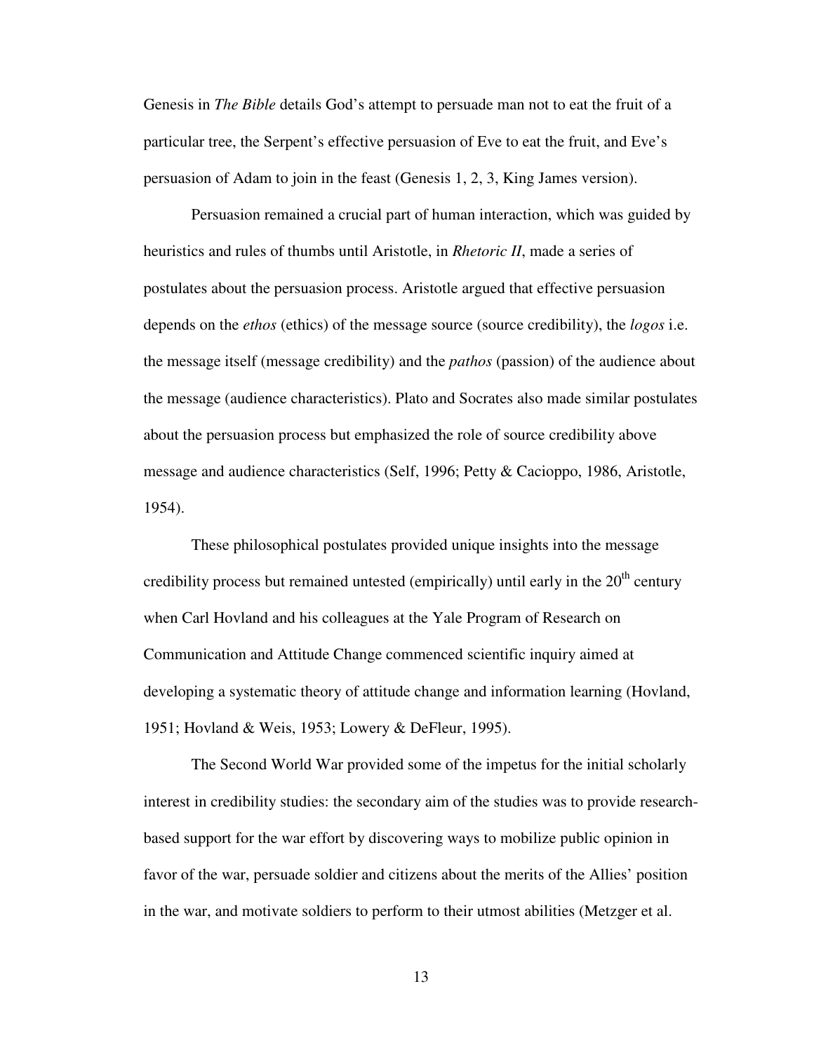Genesis in *The Bible* details God's attempt to persuade man not to eat the fruit of a particular tree, the Serpent's effective persuasion of Eve to eat the fruit, and Eve's persuasion of Adam to join in the feast (Genesis 1, 2, 3, King James version).

Persuasion remained a crucial part of human interaction, which was guided by heuristics and rules of thumbs until Aristotle, in *Rhetoric II*, made a series of postulates about the persuasion process. Aristotle argued that effective persuasion depends on the *ethos* (ethics) of the message source (source credibility), the *logos* i.e. the message itself (message credibility) and the *pathos* (passion) of the audience about the message (audience characteristics). Plato and Socrates also made similar postulates about the persuasion process but emphasized the role of source credibility above message and audience characteristics (Self, 1996; Petty & Cacioppo, 1986, Aristotle, 1954).

These philosophical postulates provided unique insights into the message credibility process but remained untested (empirically) until early in the 20th century when Carl Hovland and his colleagues at the Yale Program of Research on Communication and Attitude Change commenced scientific inquiry aimed at developing a systematic theory of attitude change and information learning (Hovland, 1951; Hovland & Weis, 1953; Lowery & DeFleur, 1995).

The Second World War provided some of the impetus for the initial scholarly interest in credibility studies: the secondary aim of the studies was to provide research-based support for the war effort by discovering ways to mobilize public opinion in favor of the war, persuade soldier and citizens about the merits of the Allies' position in the war, and motivate soldiers to perform to their utmost abilities (Metzger et al.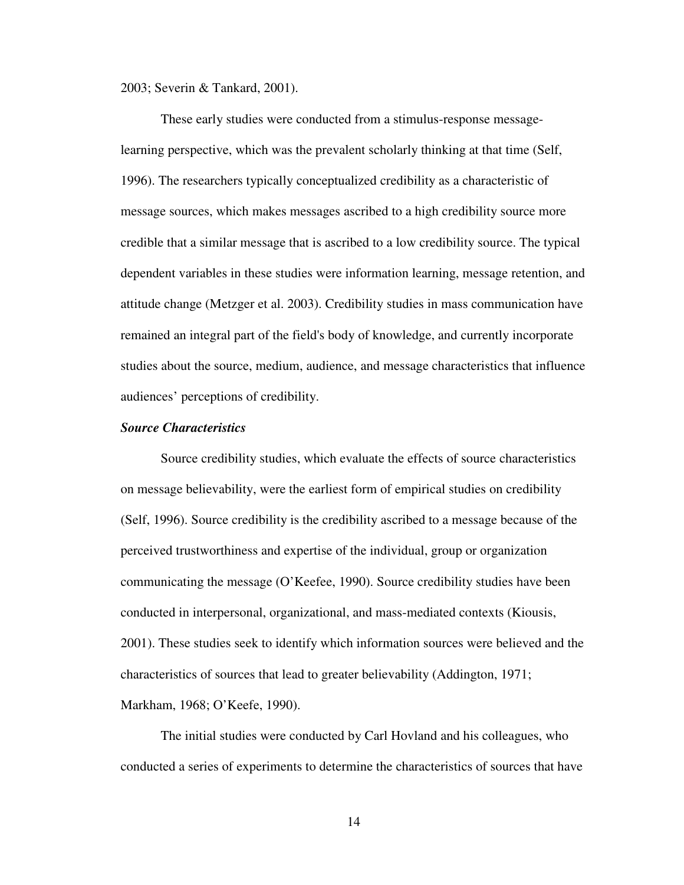2003; Severin & Tankard, 2001).

These early studies were conducted from a stimulus-response message-learning perspective, which was the prevalent scholarly thinking at that time (Self, 1996). The researchers typically conceptualized credibility as a characteristic of message sources, which makes messages ascribed to a high credibility source more credible that a similar message that is ascribed to a low credibility source. The typical dependent variables in these studies were information learning, message retention, and attitude change (Metzger et al. 2003). Credibility studies in mass communication have remained an integral part of the field's body of knowledge, and currently incorporate studies about the source, medium, audience, and message characteristics that influence audiences' perceptions of credibility.

### ***Source Characteristics***

Source credibility studies, which evaluate the effects of source characteristics on message believability, were the earliest form of empirical studies on credibility (Self, 1996). Source credibility is the credibility ascribed to a message because of the perceived trustworthiness and expertise of the individual, group or organization communicating the message (O'Keefee, 1990). Source credibility studies have been conducted in interpersonal, organizational, and mass-mediated contexts (Kiousis, 2001). These studies seek to identify which information sources were believed and the characteristics of sources that lead to greater believability (Addington, 1971; Markham, 1968; O'Keefe, 1990).

The initial studies were conducted by Carl Hovland and his colleagues, who conducted a series of experiments to determine the characteristics of sources that have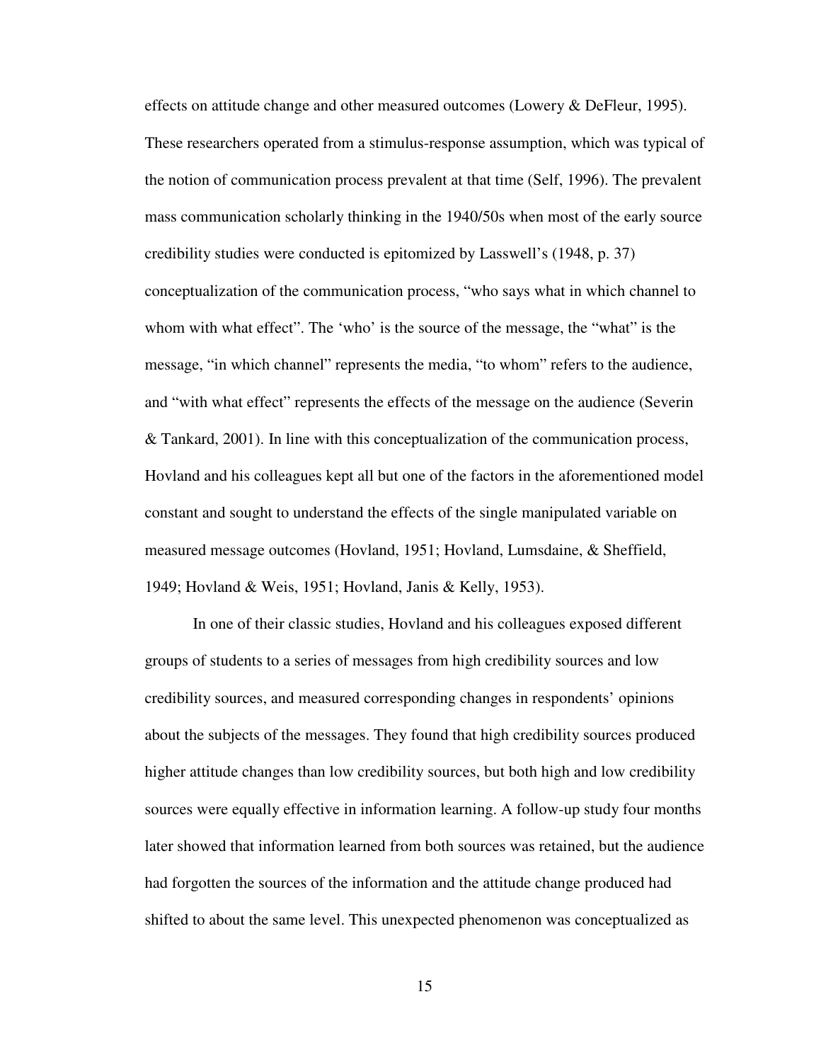effects on attitude change and other measured outcomes (Lowery & DeFleur, 1995). These researchers operated from a stimulus-response assumption, which was typical of the notion of communication process prevalent at that time (Self, 1996). The prevalent mass communication scholarly thinking in the 1940/50s when most of the early source credibility studies were conducted is epitomized by Lasswell's (1948, p. 37) conceptualization of the communication process, "who says what in which channel to whom with what effect". The 'who' is the source of the message, the "what" is the message, "in which channel" represents the media, "to whom" refers to the audience, and "with what effect" represents the effects of the message on the audience (Severin & Tankard, 2001). In line with this conceptualization of the communication process, Hovland and his colleagues kept all but one of the factors in the aforementioned model constant and sought to understand the effects of the single manipulated variable on measured message outcomes (Hovland, 1951; Hovland, Lumsdaine, & Sheffield, 1949; Hovland & Weis, 1951; Hovland, Janis & Kelly, 1953).

In one of their classic studies, Hovland and his colleagues exposed different groups of students to a series of messages from high credibility sources and low credibility sources, and measured corresponding changes in respondents' opinions about the subjects of the messages. They found that high credibility sources produced higher attitude changes than low credibility sources, but both high and low credibility sources were equally effective in information learning. A follow-up study four months later showed that information learned from both sources was retained, but the audience had forgotten the sources of the information and the attitude change produced had shifted to about the same level. This unexpected phenomenon was conceptualized as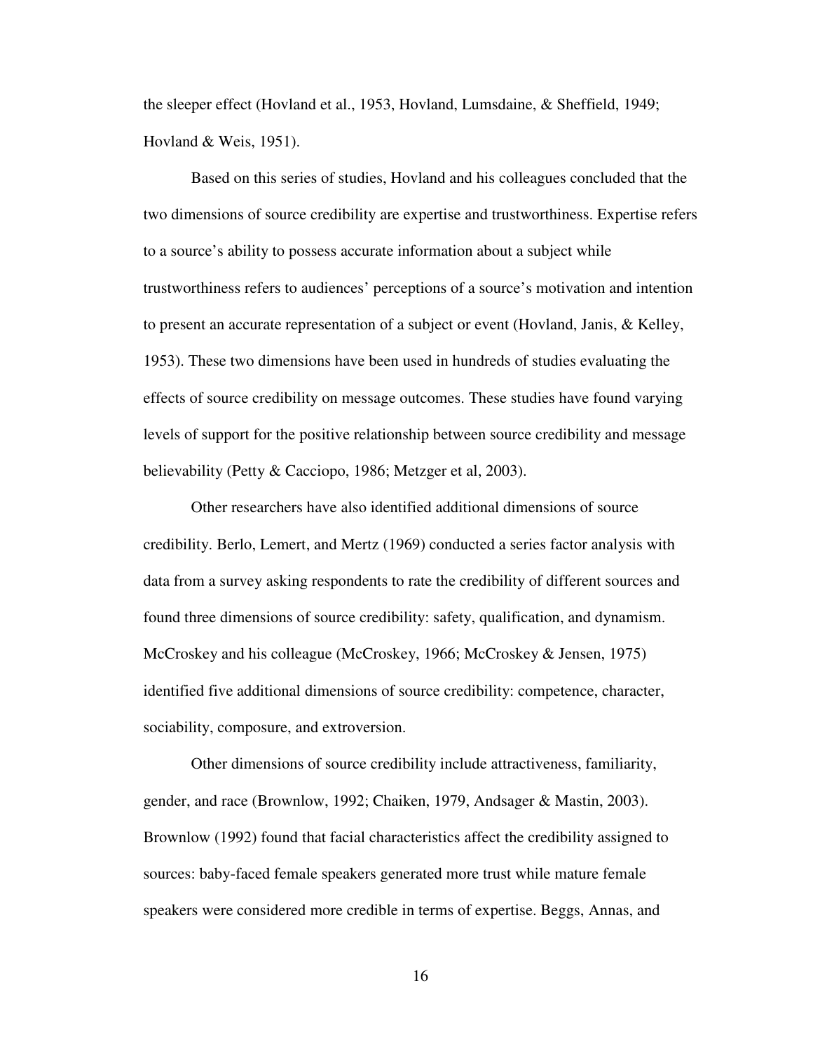the sleeper effect (Hovland et al., 1953, Hovland, Lumsdaine, & Sheffield, 1949; Hovland & Weis, 1951).

Based on this series of studies, Hovland and his colleagues concluded that the two dimensions of source credibility are expertise and trustworthiness. Expertise refers to a source's ability to possess accurate information about a subject while trustworthiness refers to audiences' perceptions of a source's motivation and intention to present an accurate representation of a subject or event (Hovland, Janis, & Kelley, 1953). These two dimensions have been used in hundreds of studies evaluating the effects of source credibility on message outcomes. These studies have found varying levels of support for the positive relationship between source credibility and message believability (Petty & Cacciopo, 1986; Metzger et al, 2003).

Other researchers have also identified additional dimensions of source credibility. Berlo, Lemert, and Mertz (1969) conducted a series factor analysis with data from a survey asking respondents to rate the credibility of different sources and found three dimensions of source credibility: safety, qualification, and dynamism. McCroskey and his colleague (McCroskey, 1966; McCroskey & Jensen, 1975) identified five additional dimensions of source credibility: competence, character, sociability, composure, and extroversion.

Other dimensions of source credibility include attractiveness, familiarity, gender, and race (Brownlow, 1992; Chaiken, 1979, Andsager & Mastin, 2003). Brownlow (1992) found that facial characteristics affect the credibility assigned to sources: baby-faced female speakers generated more trust while mature female speakers were considered more credible in terms of expertise. Beggs, Annas, and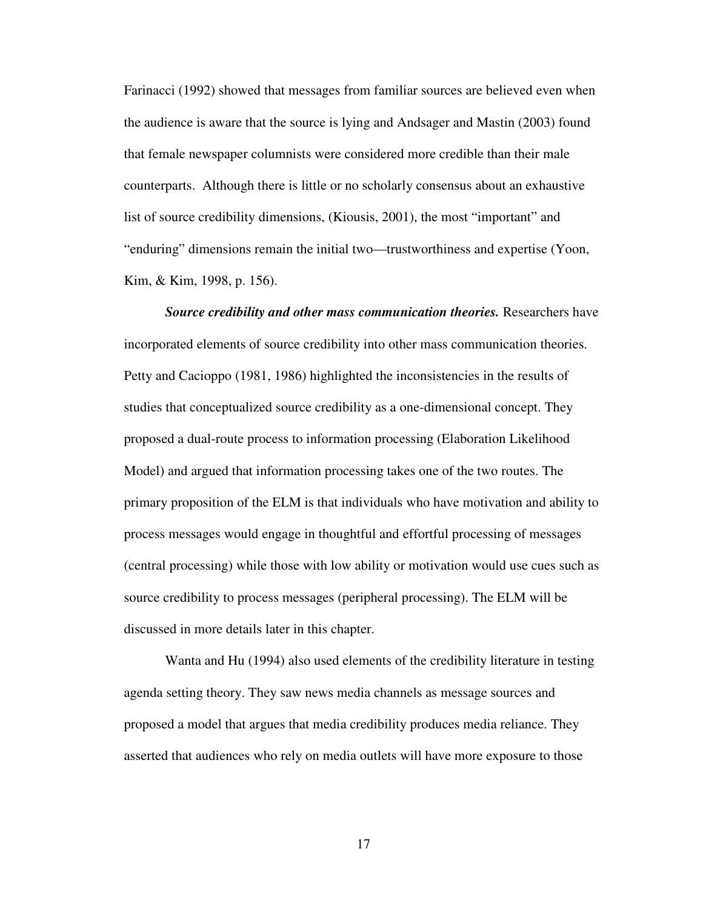Farinacci (1992) showed that messages from familiar sources are believed even when the audience is aware that the source is lying and Andsager and Mastin (2003) found that female newspaper columnists were considered more credible than their male counterparts. Although there is little or no scholarly consensus about an exhaustive list of source credibility dimensions, (Kiousis, 2001), the most "important" and "enduring" dimensions remain the initial two—trustworthiness and expertise (Yoon, Kim, & Kim, 1998, p. 156).

***Source credibility and other mass communication theories.*** Researchers have incorporated elements of source credibility into other mass communication theories. Petty and Cacioppo (1981, 1986) highlighted the inconsistencies in the results of studies that conceptualized source credibility as a one-dimensional concept. They proposed a dual-route process to information processing (Elaboration Likelihood Model) and argued that information processing takes one of the two routes. The primary proposition of the ELM is that individuals who have motivation and ability to process messages would engage in thoughtful and effortful processing of messages (central processing) while those with low ability or motivation would use cues such as source credibility to process messages (peripheral processing). The ELM will be discussed in more details later in this chapter.

Wanta and Hu (1994) also used elements of the credibility literature in testing agenda setting theory. They saw news media channels as message sources and proposed a model that argues that media credibility produces media reliance. They asserted that audiences who rely on media outlets will have more exposure to those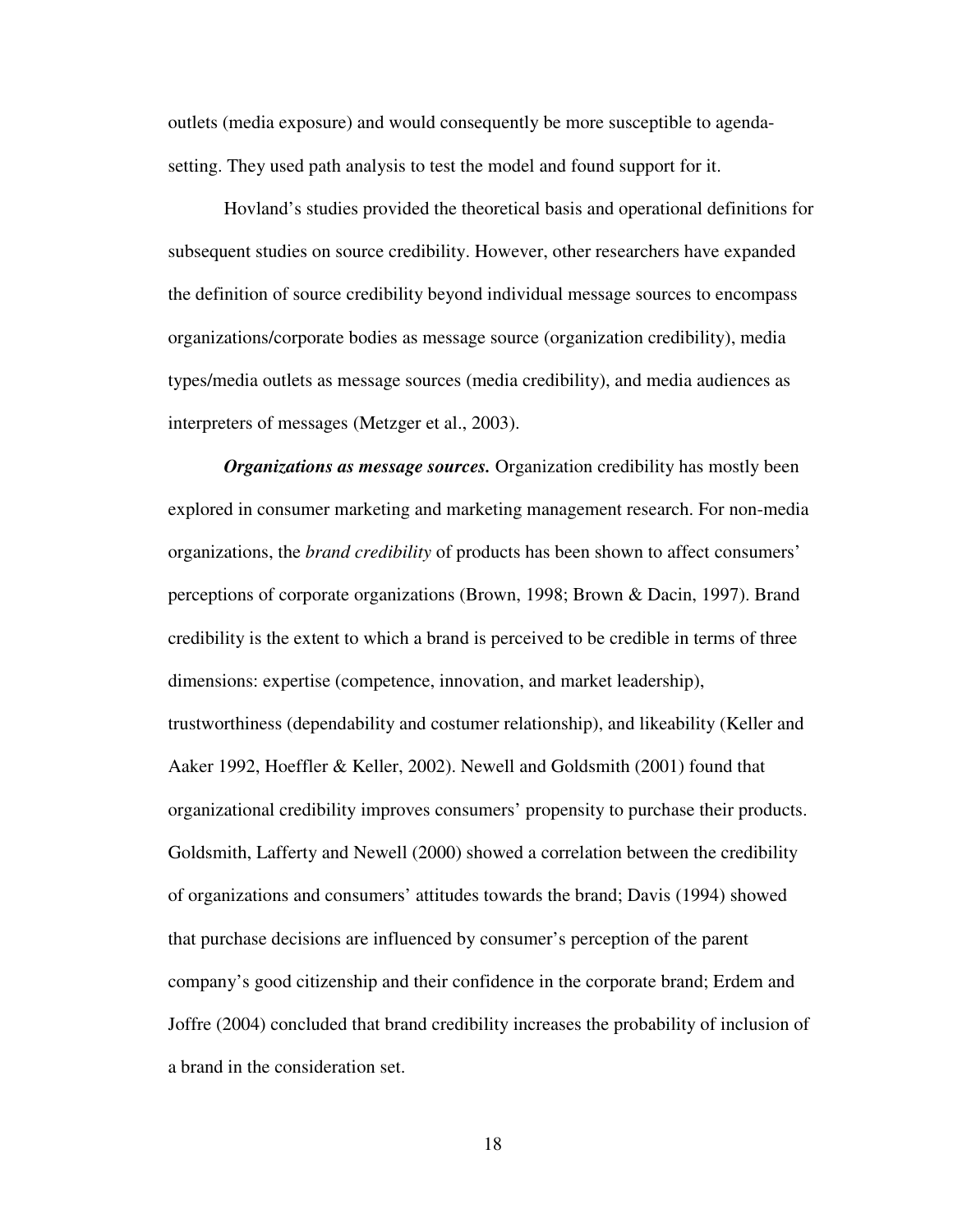outlets (media exposure) and would consequently be more susceptible to agenda-setting. They used path analysis to test the model and found support for it.

Hovland's studies provided the theoretical basis and operational definitions for subsequent studies on source credibility. However, other researchers have expanded the definition of source credibility beyond individual message sources to encompass organizations/corporate bodies as message source (organization credibility), media types/media outlets as message sources (media credibility), and media audiences as interpreters of messages (Metzger et al., 2003).

***Organizations as message sources.*** Organization credibility has mostly been explored in consumer marketing and marketing management research. For non-media organizations, the *brand credibility* of products has been shown to affect consumers' perceptions of corporate organizations (Brown, 1998; Brown & Dacin, 1997). Brand credibility is the extent to which a brand is perceived to be credible in terms of three dimensions: expertise (competence, innovation, and market leadership), trustworthiness (dependability and costumer relationship), and likeability (Keller and Aaker 1992, Hoeffler & Keller, 2002). Newell and Goldsmith (2001) found that organizational credibility improves consumers' propensity to purchase their products. Goldsmith, Lafferty and Newell (2000) showed a correlation between the credibility of organizations and consumers' attitudes towards the brand; Davis (1994) showed that purchase decisions are influenced by consumer's perception of the parent company's good citizenship and their confidence in the corporate brand; Erdem and Joffre (2004) concluded that brand credibility increases the probability of inclusion of a brand in the consideration set.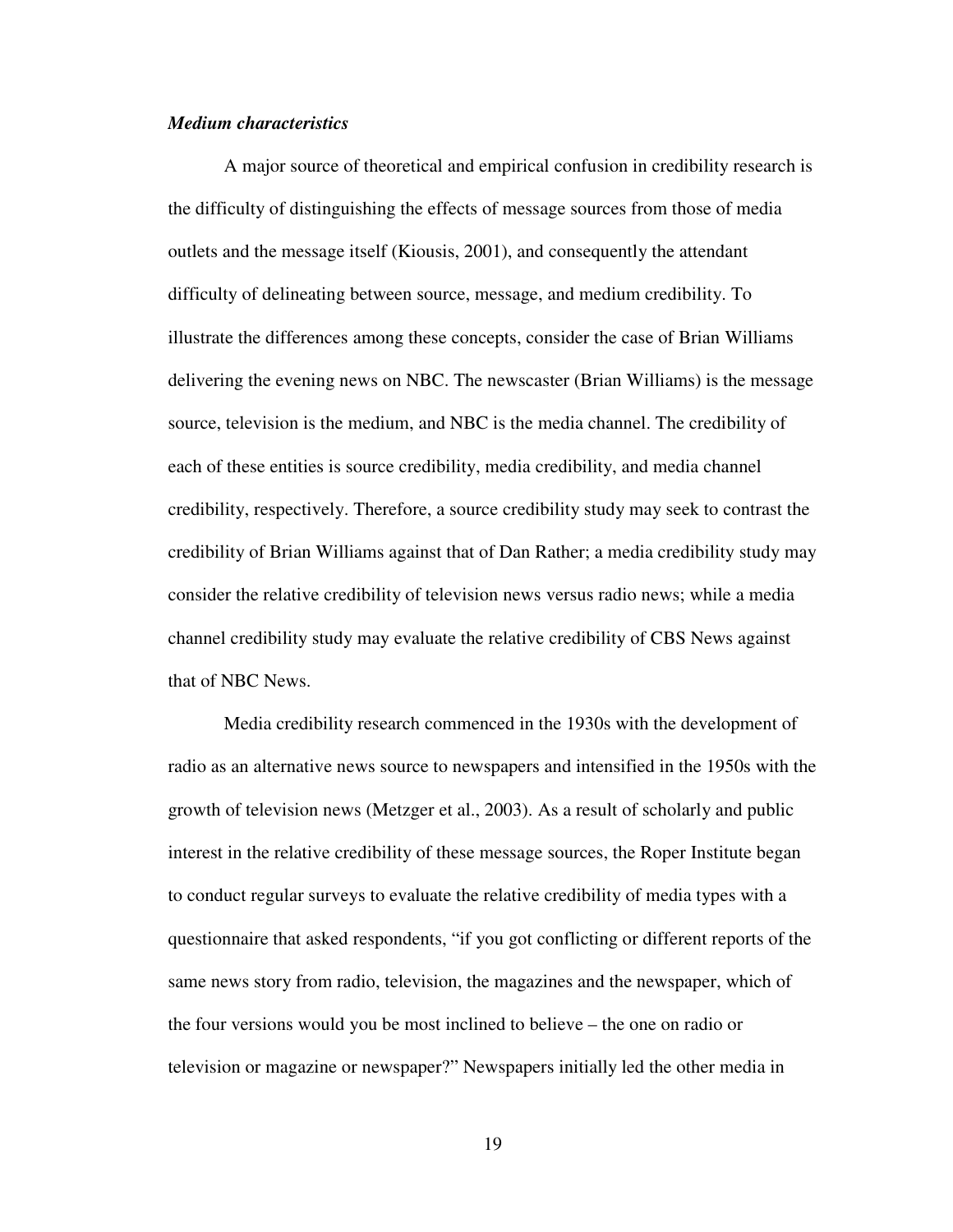***Medium characteristics***

A major source of theoretical and empirical confusion in credibility research is the difficulty of distinguishing the effects of message sources from those of media outlets and the message itself (Kiousis, 2001), and consequently the attendant difficulty of delineating between source, message, and medium credibility. To illustrate the differences among these concepts, consider the case of Brian Williams delivering the evening news on NBC. The newscaster (Brian Williams) is the message source, television is the medium, and NBC is the media channel. The credibility of each of these entities is source credibility, media credibility, and media channel credibility, respectively. Therefore, a source credibility study may seek to contrast the credibility of Brian Williams against that of Dan Rather; a media credibility study may consider the relative credibility of television news versus radio news; while a media channel credibility study may evaluate the relative credibility of CBS News against that of NBC News.

Media credibility research commenced in the 1930s with the development of radio as an alternative news source to newspapers and intensified in the 1950s with the growth of television news (Metzger et al., 2003). As a result of scholarly and public interest in the relative credibility of these message sources, the Roper Institute began to conduct regular surveys to evaluate the relative credibility of media types with a questionnaire that asked respondents, "if you got conflicting or different reports of the same news story from radio, television, the magazines and the newspaper, which of the four versions would you be most inclined to believe – the one on radio or television or magazine or newspaper?" Newspapers initially led the other media in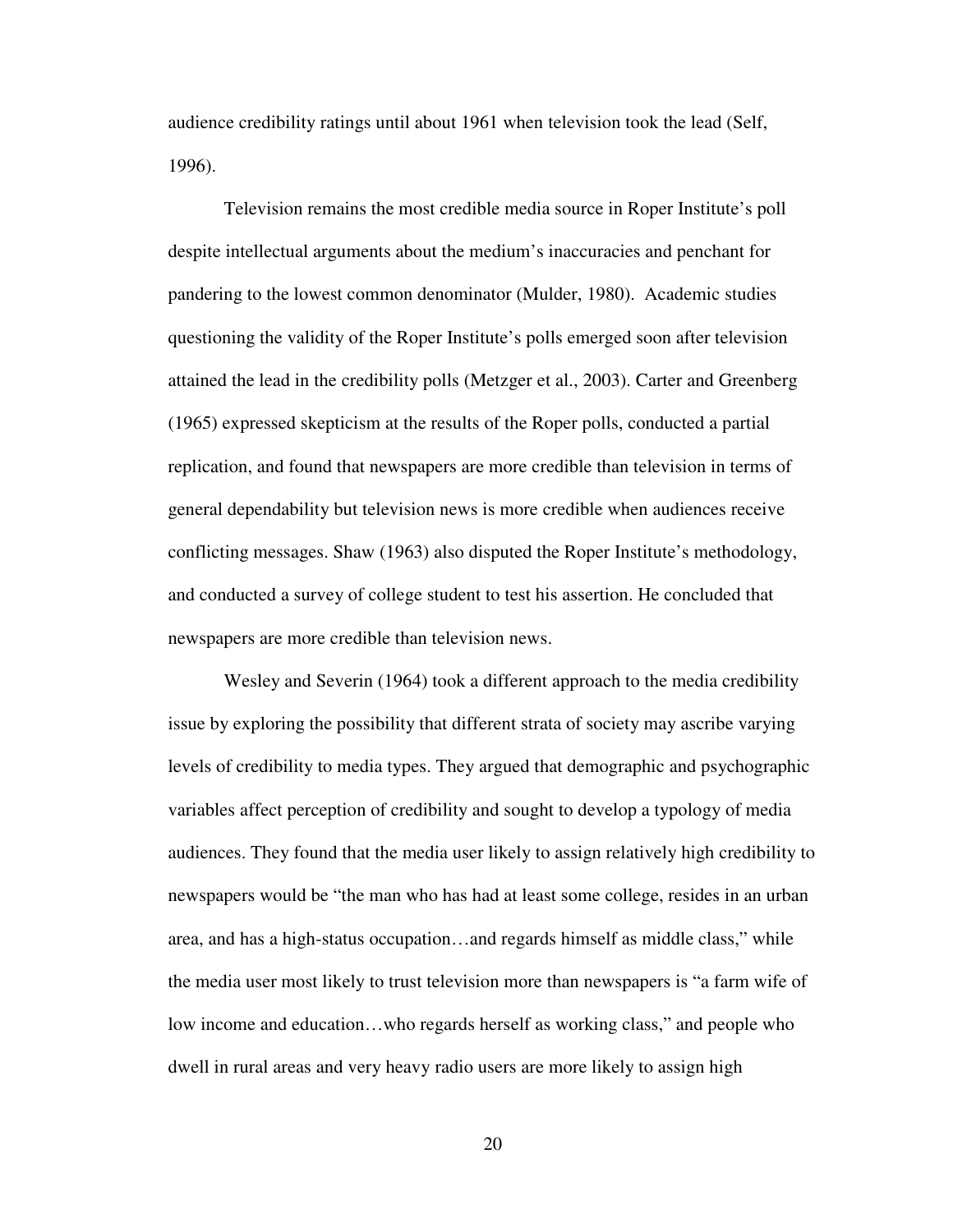audience credibility ratings until about 1961 when television took the lead (Self, 1996).

Television remains the most credible media source in Roper Institute's poll despite intellectual arguments about the medium's inaccuracies and penchant for pandering to the lowest common denominator (Mulder, 1980). Academic studies questioning the validity of the Roper Institute's polls emerged soon after television attained the lead in the credibility polls (Metzger et al., 2003). Carter and Greenberg (1965) expressed skepticism at the results of the Roper polls, conducted a partial replication, and found that newspapers are more credible than television in terms of general dependability but television news is more credible when audiences receive conflicting messages. Shaw (1963) also disputed the Roper Institute's methodology, and conducted a survey of college student to test his assertion. He concluded that newspapers are more credible than television news.

Wesley and Severin (1964) took a different approach to the media credibility issue by exploring the possibility that different strata of society may ascribe varying levels of credibility to media types. They argued that demographic and psychographic variables affect perception of credibility and sought to develop a typology of media audiences. They found that the media user likely to assign relatively high credibility to newspapers would be "the man who has had at least some college, resides in an urban area, and has a high-status occupation…and regards himself as middle class," while the media user most likely to trust television more than newspapers is "a farm wife of low income and education…who regards herself as working class," and people who dwell in rural areas and very heavy radio users are more likely to assign high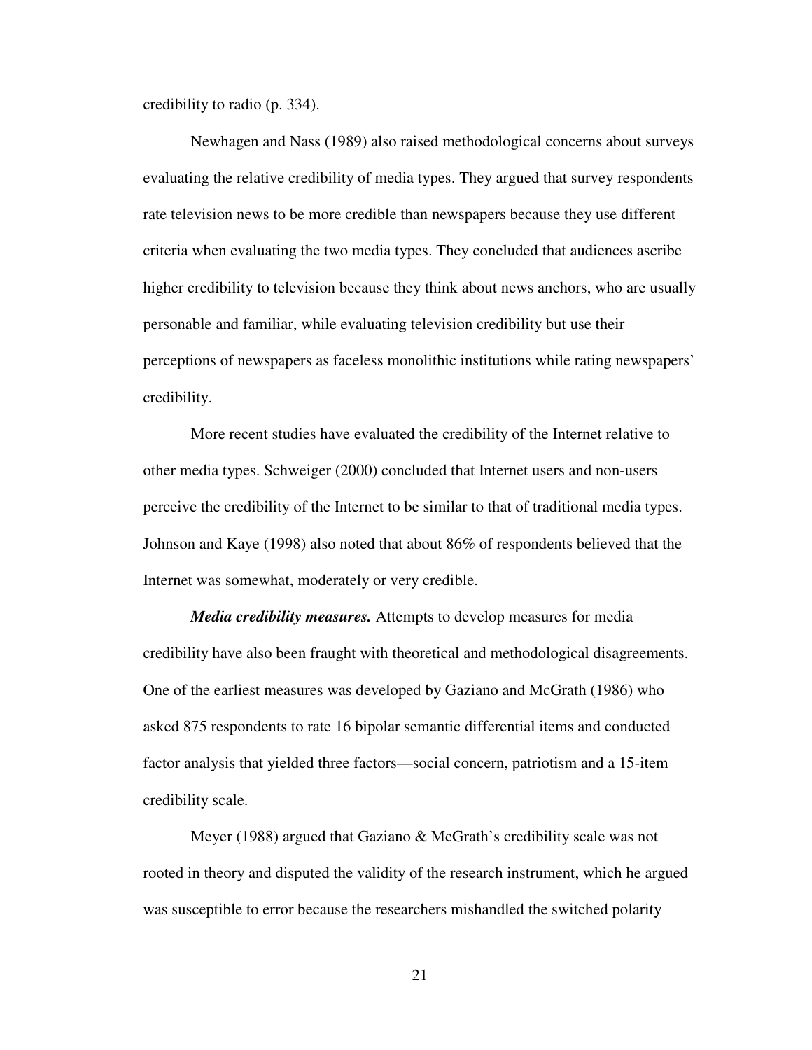credibility to radio (p. 334).

Newhagen and Nass (1989) also raised methodological concerns about surveys evaluating the relative credibility of media types. They argued that survey respondents rate television news to be more credible than newspapers because they use different criteria when evaluating the two media types. They concluded that audiences ascribe higher credibility to television because they think about news anchors, who are usually personable and familiar, while evaluating television credibility but use their perceptions of newspapers as faceless monolithic institutions while rating newspapers' credibility.

More recent studies have evaluated the credibility of the Internet relative to other media types. Schweiger (2000) concluded that Internet users and non-users perceive the credibility of the Internet to be similar to that of traditional media types. Johnson and Kaye (1998) also noted that about 86% of respondents believed that the Internet was somewhat, moderately or very credible.

***Media credibility measures.*** Attempts to develop measures for media credibility have also been fraught with theoretical and methodological disagreements. One of the earliest measures was developed by Gaziano and McGrath (1986) who asked 875 respondents to rate 16 bipolar semantic differential items and conducted factor analysis that yielded three factors—social concern, patriotism and a 15-item credibility scale.

Meyer (1988) argued that Gaziano & McGrath's credibility scale was not rooted in theory and disputed the validity of the research instrument, which he argued was susceptible to error because the researchers mishandled the switched polarity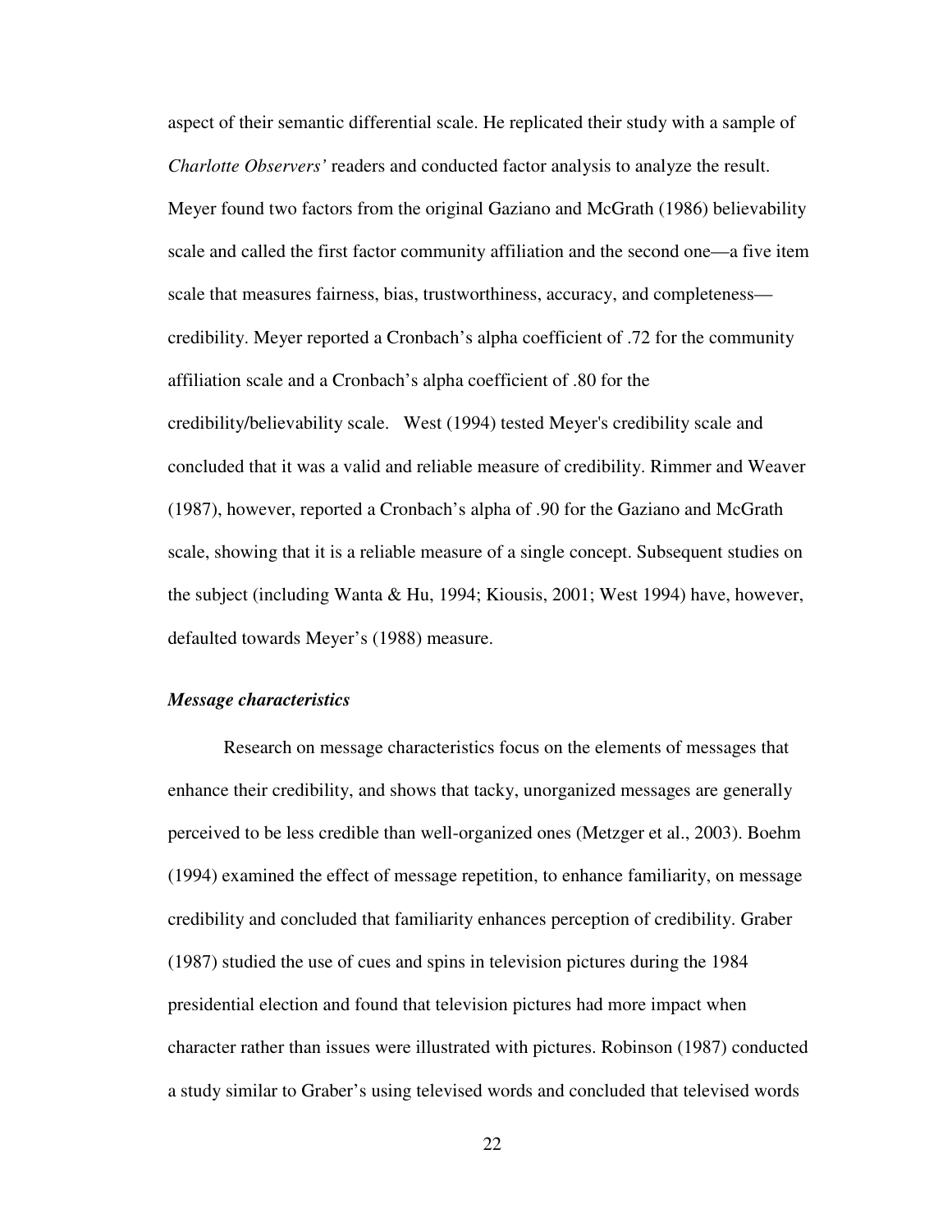aspect of their semantic differential scale. He replicated their study with a sample of *Charlotte Observers'* readers and conducted factor analysis to analyze the result. Meyer found two factors from the original Gaziano and McGrath (1986) believability scale and called the first factor community affiliation and the second one—a five item scale that measures fairness, bias, trustworthiness, accuracy, and completeness—credibility. Meyer reported a Cronbach's alpha coefficient of .72 for the community affiliation scale and a Cronbach's alpha coefficient of .80 for the credibility/believability scale. West (1994) tested Meyer's credibility scale and concluded that it was a valid and reliable measure of credibility. Rimmer and Weaver (1987), however, reported a Cronbach's alpha of .90 for the Gaziano and McGrath scale, showing that it is a reliable measure of a single concept. Subsequent studies on the subject (including Wanta & Hu, 1994; Kiousis, 2001; West 1994) have, however, defaulted towards Meyer's (1988) measure.

### *Message characteristics*

Research on message characteristics focus on the elements of messages that enhance their credibility, and shows that tacky, unorganized messages are generally perceived to be less credible than well-organized ones (Metzger et al., 2003). Boehm (1994) examined the effect of message repetition, to enhance familiarity, on message credibility and concluded that familiarity enhances perception of credibility. Graber (1987) studied the use of cues and spins in television pictures during the 1984 presidential election and found that television pictures had more impact when character rather than issues were illustrated with pictures. Robinson (1987) conducted a study similar to Graber's using televised words and concluded that televised words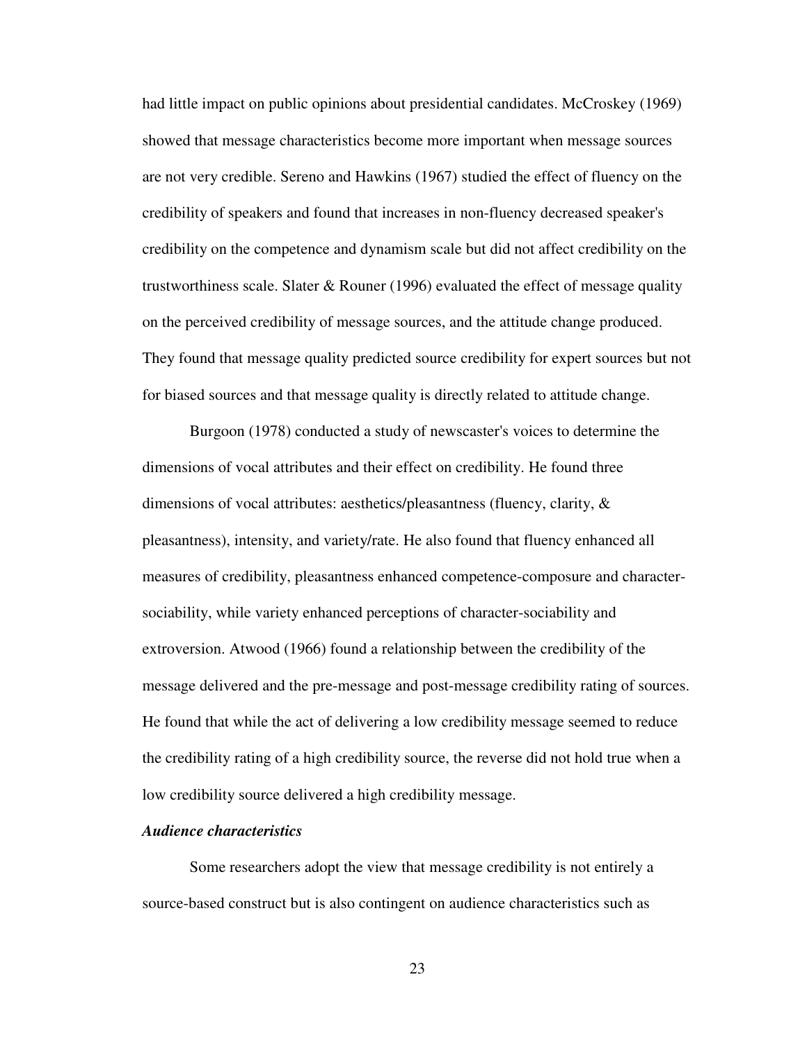had little impact on public opinions about presidential candidates. McCroskey (1969) showed that message characteristics become more important when message sources are not very credible. Sereno and Hawkins (1967) studied the effect of fluency on the credibility of speakers and found that increases in non-fluency decreased speaker's credibility on the competence and dynamism scale but did not affect credibility on the trustworthiness scale. Slater & Rouner (1996) evaluated the effect of message quality on the perceived credibility of message sources, and the attitude change produced. They found that message quality predicted source credibility for expert sources but not for biased sources and that message quality is directly related to attitude change.

Burgoon (1978) conducted a study of newscaster's voices to determine the dimensions of vocal attributes and their effect on credibility. He found three dimensions of vocal attributes: aesthetics/pleasantness (fluency, clarity, & pleasantness), intensity, and variety/rate. He also found that fluency enhanced all measures of credibility, pleasantness enhanced competence-composure and character-sociability, while variety enhanced perceptions of character-sociability and extroversion. Atwood (1966) found a relationship between the credibility of the message delivered and the pre-message and post-message credibility rating of sources. He found that while the act of delivering a low credibility message seemed to reduce the credibility rating of a high credibility source, the reverse did not hold true when a low credibility source delivered a high credibility message.

***Audience characteristics***

Some researchers adopt the view that message credibility is not entirely a source-based construct but is also contingent on audience characteristics such as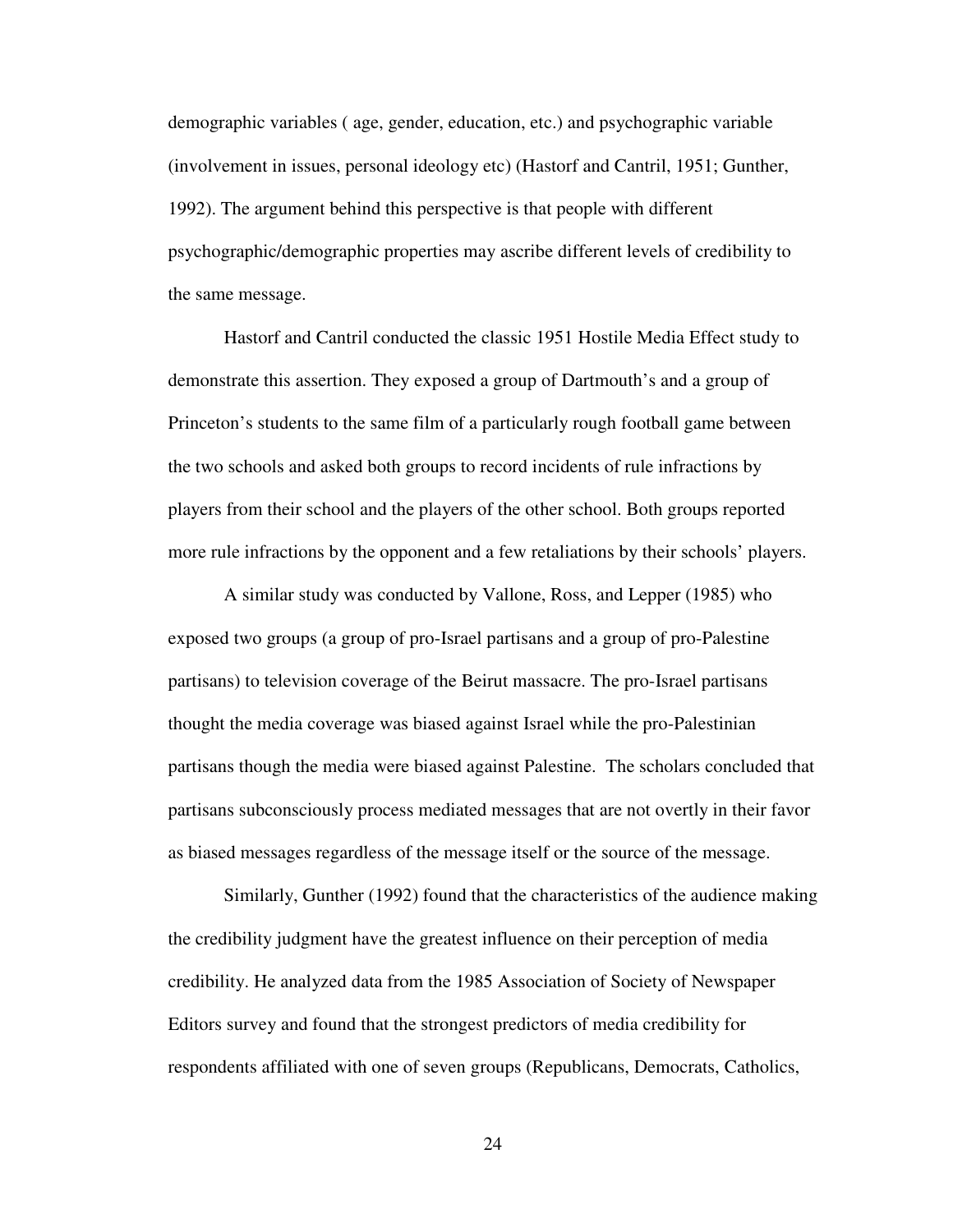demographic variables ( age, gender, education, etc.) and psychographic variable (involvement in issues, personal ideology etc) (Hastorf and Cantril, 1951; Gunther, 1992). The argument behind this perspective is that people with different psychographic/demographic properties may ascribe different levels of credibility to the same message.

Hastorf and Cantril conducted the classic 1951 Hostile Media Effect study to demonstrate this assertion. They exposed a group of Dartmouth's and a group of Princeton's students to the same film of a particularly rough football game between the two schools and asked both groups to record incidents of rule infractions by players from their school and the players of the other school. Both groups reported more rule infractions by the opponent and a few retaliations by their schools' players.

A similar study was conducted by Vallone, Ross, and Lepper (1985) who exposed two groups (a group of pro-Israel partisans and a group of pro-Palestine partisans) to television coverage of the Beirut massacre. The pro-Israel partisans thought the media coverage was biased against Israel while the pro-Palestinian partisans though the media were biased against Palestine. The scholars concluded that partisans subconsciously process mediated messages that are not overtly in their favor as biased messages regardless of the message itself or the source of the message.

Similarly, Gunther (1992) found that the characteristics of the audience making the credibility judgment have the greatest influence on their perception of media credibility. He analyzed data from the 1985 Association of Society of Newspaper Editors survey and found that the strongest predictors of media credibility for respondents affiliated with one of seven groups (Republicans, Democrats, Catholics,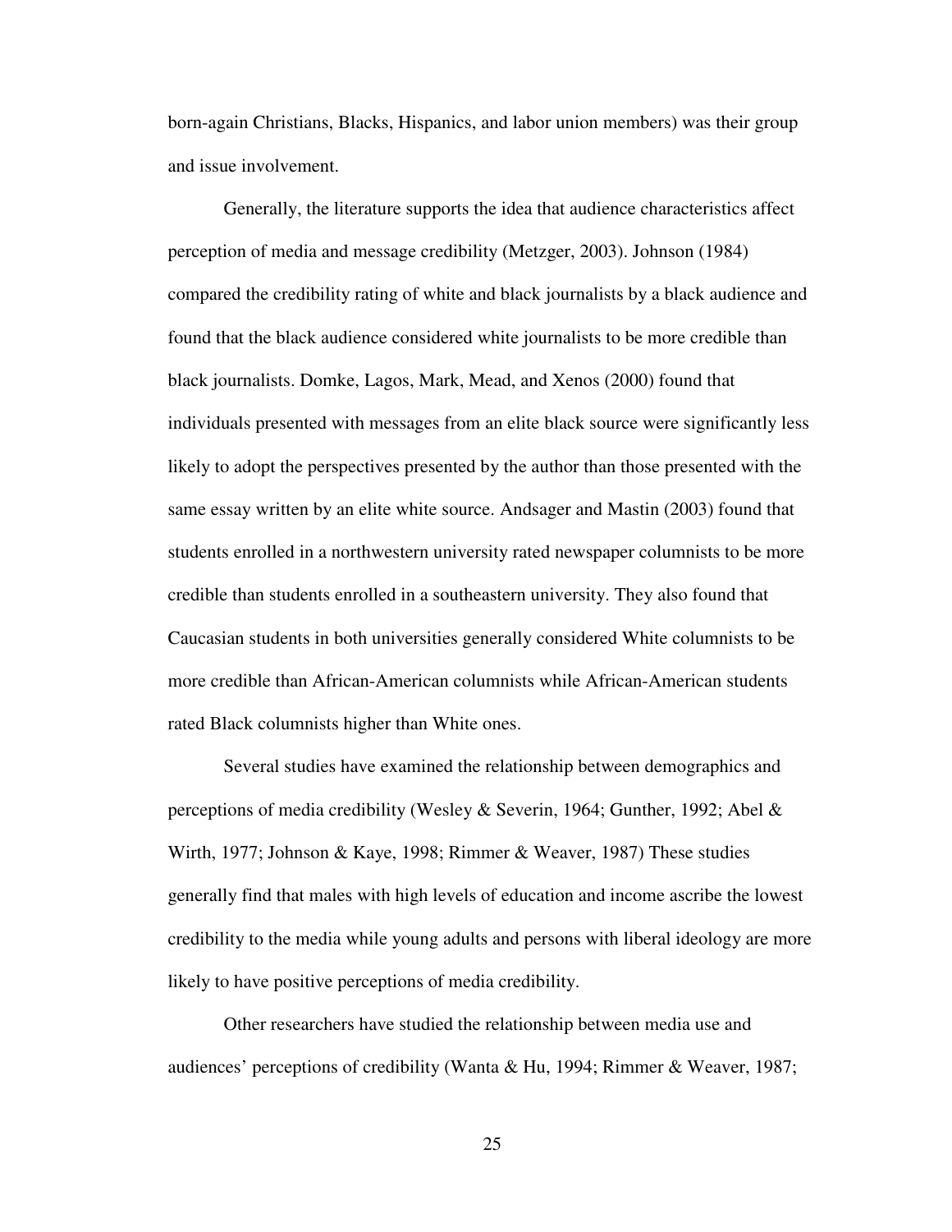born-again Christians, Blacks, Hispanics, and labor union members) was their group and issue involvement.

Generally, the literature supports the idea that audience characteristics affect perception of media and message credibility (Metzger, 2003). Johnson (1984) compared the credibility rating of white and black journalists by a black audience and found that the black audience considered white journalists to be more credible than black journalists. Domke, Lagos, Mark, Mead, and Xenos (2000) found that individuals presented with messages from an elite black source were significantly less likely to adopt the perspectives presented by the author than those presented with the same essay written by an elite white source. Andsager and Mastin (2003) found that students enrolled in a northwestern university rated newspaper columnists to be more credible than students enrolled in a southeastern university. They also found that Caucasian students in both universities generally considered White columnists to be more credible than African-American columnists while African-American students rated Black columnists higher than White ones.

Several studies have examined the relationship between demographics and perceptions of media credibility (Wesley & Severin, 1964; Gunther, 1992; Abel & Wirth, 1977; Johnson & Kaye, 1998; Rimmer & Weaver, 1987) These studies generally find that males with high levels of education and income ascribe the lowest credibility to the media while young adults and persons with liberal ideology are more likely to have positive perceptions of media credibility.

Other researchers have studied the relationship between media use and audiences' perceptions of credibility (Wanta & Hu, 1994; Rimmer & Weaver, 1987;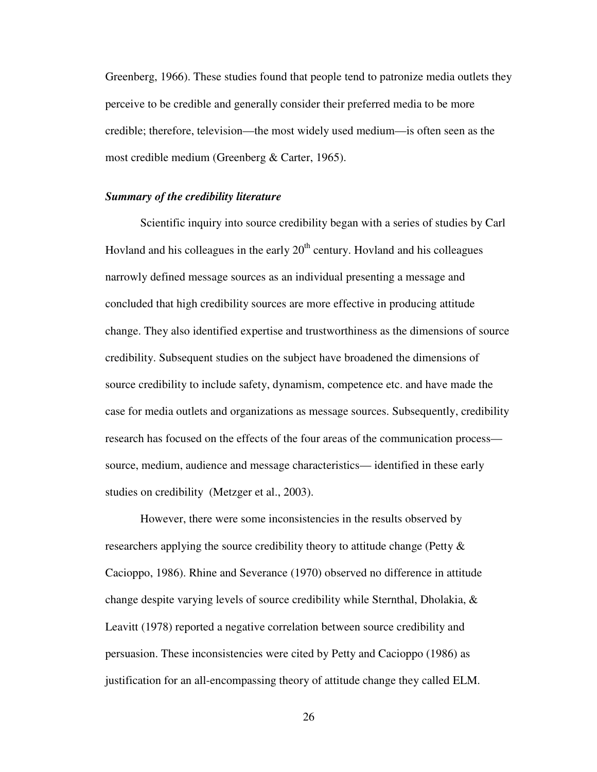Greenberg, 1966). These studies found that people tend to patronize media outlets they perceive to be credible and generally consider their preferred media to be more credible; therefore, television—the most widely used medium—is often seen as the most credible medium (Greenberg & Carter, 1965).

### ***Summary of the credibility literature***

Scientific inquiry into source credibility began with a series of studies by Carl Hovland and his colleagues in the early 20th century. Hovland and his colleagues narrowly defined message sources as an individual presenting a message and concluded that high credibility sources are more effective in producing attitude change. They also identified expertise and trustworthiness as the dimensions of source credibility. Subsequent studies on the subject have broadened the dimensions of source credibility to include safety, dynamism, competence etc. and have made the case for media outlets and organizations as message sources. Subsequently, credibility research has focused on the effects of the four areas of the communication process—source, medium, audience and message characteristics— identified in these early studies on credibility (Metzger et al., 2003).

However, there were some inconsistencies in the results observed by researchers applying the source credibility theory to attitude change (Petty & Cacioppo, 1986). Rhine and Severance (1970) observed no difference in attitude change despite varying levels of source credibility while Sternthal, Dholakia, & Leavitt (1978) reported a negative correlation between source credibility and persuasion. These inconsistencies were cited by Petty and Cacioppo (1986) as justification for an all-encompassing theory of attitude change they called ELM.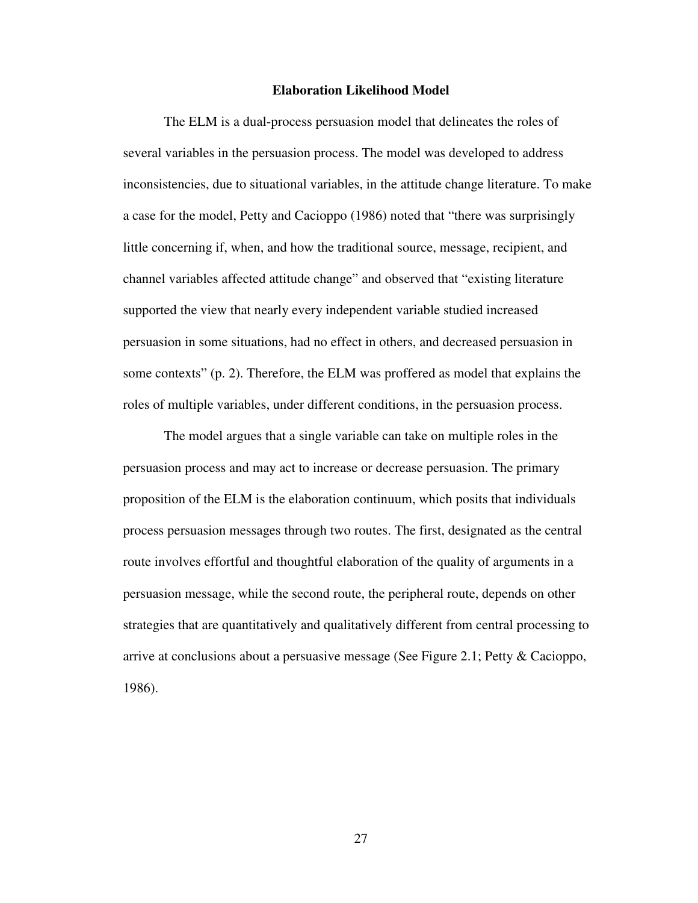## Elaboration Likelihood Model

The ELM is a dual-process persuasion model that delineates the roles of several variables in the persuasion process. The model was developed to address inconsistencies, due to situational variables, in the attitude change literature. To make a case for the model, Petty and Cacioppo (1986) noted that "there was surprisingly little concerning if, when, and how the traditional source, message, recipient, and channel variables affected attitude change" and observed that "existing literature supported the view that nearly every independent variable studied increased persuasion in some situations, had no effect in others, and decreased persuasion in some contexts" (p. 2). Therefore, the ELM was proffered as model that explains the roles of multiple variables, under different conditions, in the persuasion process.

The model argues that a single variable can take on multiple roles in the persuasion process and may act to increase or decrease persuasion. The primary proposition of the ELM is the elaboration continuum, which posits that individuals process persuasion messages through two routes. The first, designated as the central route involves effortful and thoughtful elaboration of the quality of arguments in a persuasion message, while the second route, the peripheral route, depends on other strategies that are quantitatively and qualitatively different from central processing to arrive at conclusions about a persuasive message (See Figure 2.1; Petty & Cacioppo, 1986).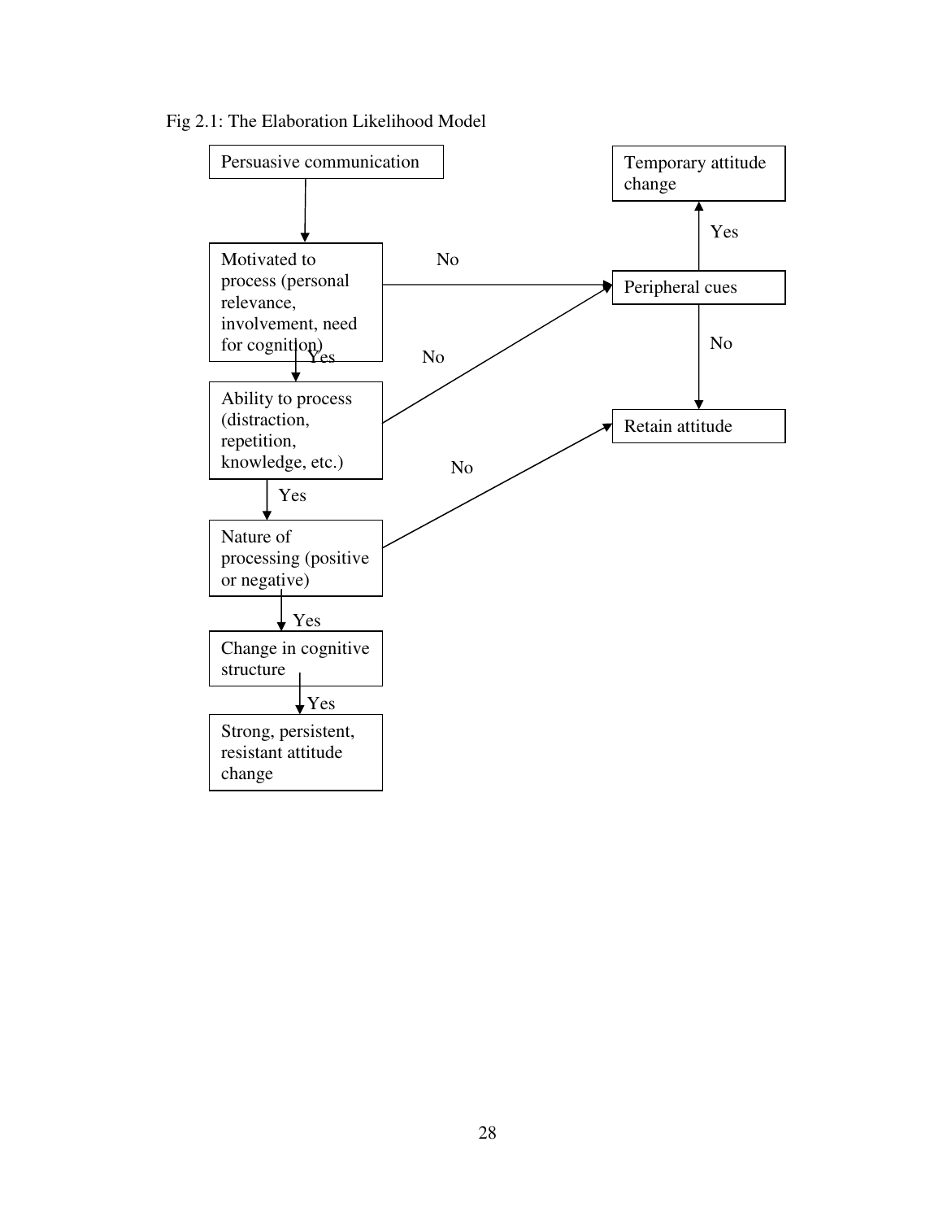Fig 2.1: The Elaboration Likelihood Model

Persuasive communication

Motivated to process (personal relevance, involvement, need for cognition)

Yes

Ability to process (distraction, repetition, knowledge, etc.)

Yes

Nature of processing (positive or negative)

Yes

Change in cognitive structure

Yes

Strong, persistent, resistant attitude change

No

No

No

Temporary attitude change

Yes

Peripheral cues

No

Retain attitude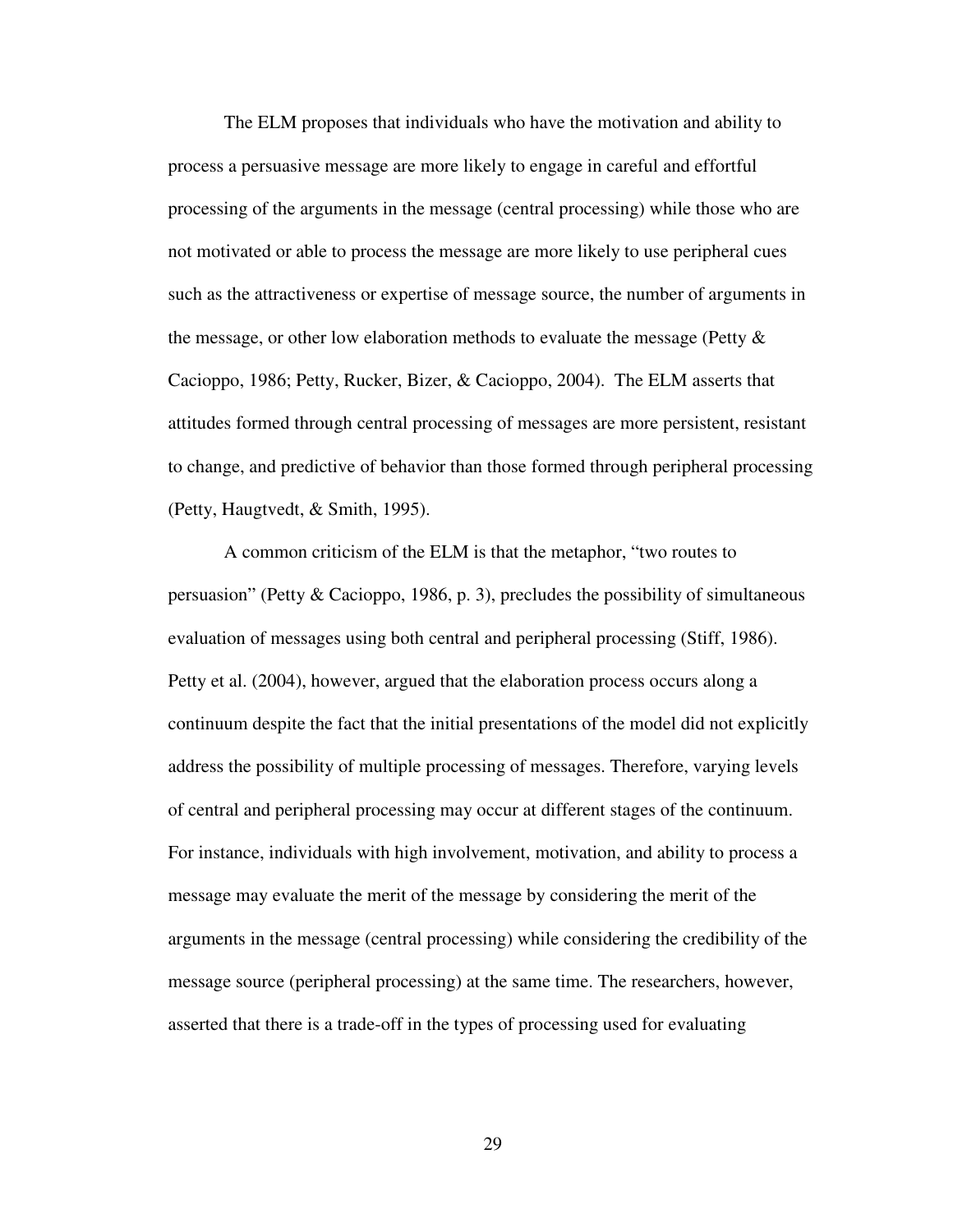The ELM proposes that individuals who have the motivation and ability to process a persuasive message are more likely to engage in careful and effortful processing of the arguments in the message (central processing) while those who are not motivated or able to process the message are more likely to use peripheral cues such as the attractiveness or expertise of message source, the number of arguments in the message, or other low elaboration methods to evaluate the message (Petty & Cacioppo, 1986; Petty, Rucker, Bizer, & Cacioppo, 2004). The ELM asserts that attitudes formed through central processing of messages are more persistent, resistant to change, and predictive of behavior than those formed through peripheral processing (Petty, Haugtvedt, & Smith, 1995).

A common criticism of the ELM is that the metaphor, "two routes to persuasion" (Petty & Cacioppo, 1986, p. 3), precludes the possibility of simultaneous evaluation of messages using both central and peripheral processing (Stiff, 1986). Petty et al. (2004), however, argued that the elaboration process occurs along a continuum despite the fact that the initial presentations of the model did not explicitly address the possibility of multiple processing of messages. Therefore, varying levels of central and peripheral processing may occur at different stages of the continuum. For instance, individuals with high involvement, motivation, and ability to process a message may evaluate the merit of the message by considering the merit of the arguments in the message (central processing) while considering the credibility of the message source (peripheral processing) at the same time. The researchers, however, asserted that there is a trade-off in the types of processing used for evaluating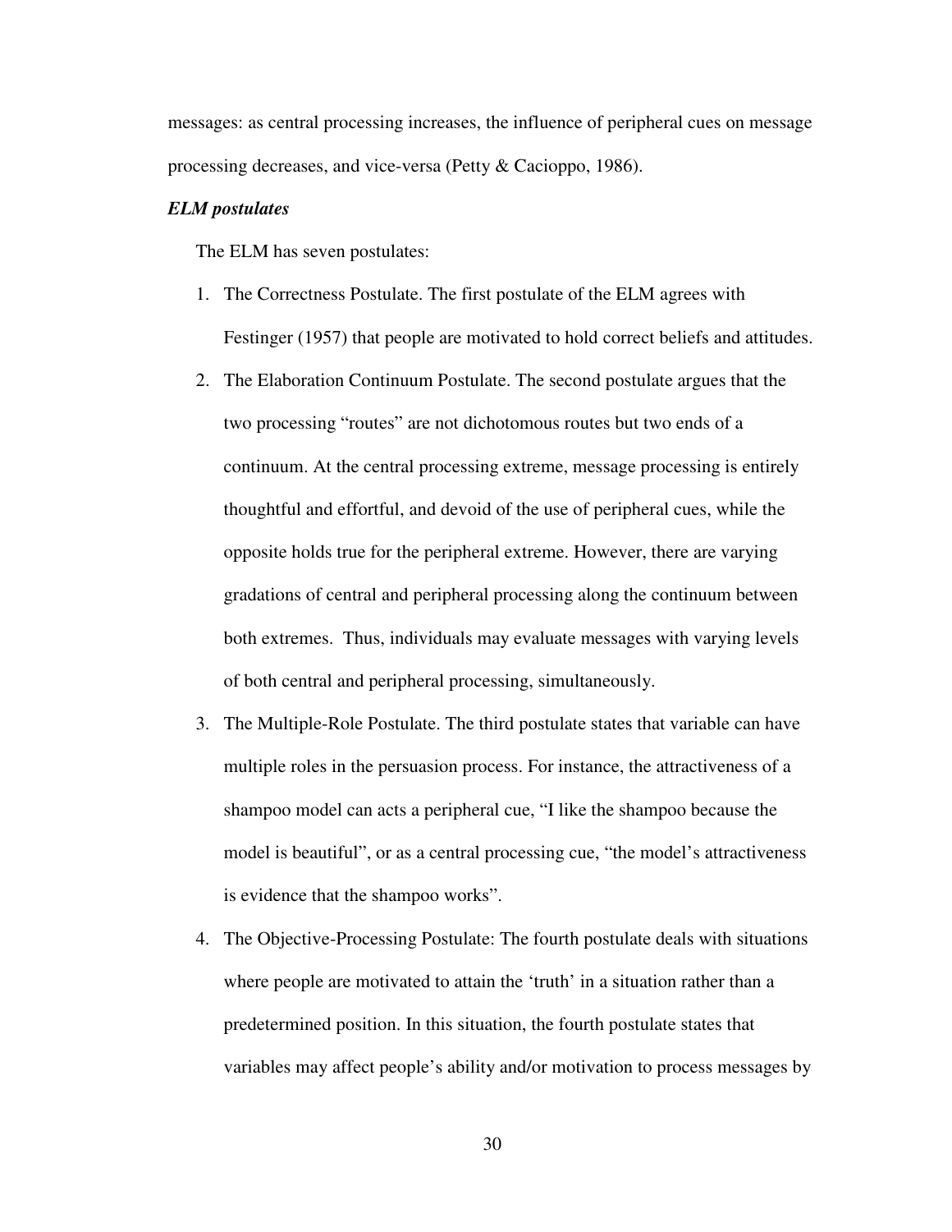messages: as central processing increases, the influence of peripheral cues on message processing decreases, and vice-versa (Petty & Cacioppo, 1986).

***ELM postulates***

The ELM has seven postulates:

1. The Correctness Postulate. The first postulate of the ELM agrees with Festinger (1957) that people are motivated to hold correct beliefs and attitudes.
2. The Elaboration Continuum Postulate. The second postulate argues that the two processing "routes" are not dichotomous routes but two ends of a continuum. At the central processing extreme, message processing is entirely thoughtful and effortful, and devoid of the use of peripheral cues, while the opposite holds true for the peripheral extreme. However, there are varying gradations of central and peripheral processing along the continuum between both extremes. Thus, individuals may evaluate messages with varying levels of both central and peripheral processing, simultaneously.
3. The Multiple-Role Postulate. The third postulate states that variable can have multiple roles in the persuasion process. For instance, the attractiveness of a shampoo model can acts a peripheral cue, "I like the shampoo because the model is beautiful", or as a central processing cue, "the model's attractiveness is evidence that the shampoo works".
4. The Objective-Processing Postulate: The fourth postulate deals with situations where people are motivated to attain the 'truth' in a situation rather than a predetermined position. In this situation, the fourth postulate states that variables may affect people's ability and/or motivation to process messages by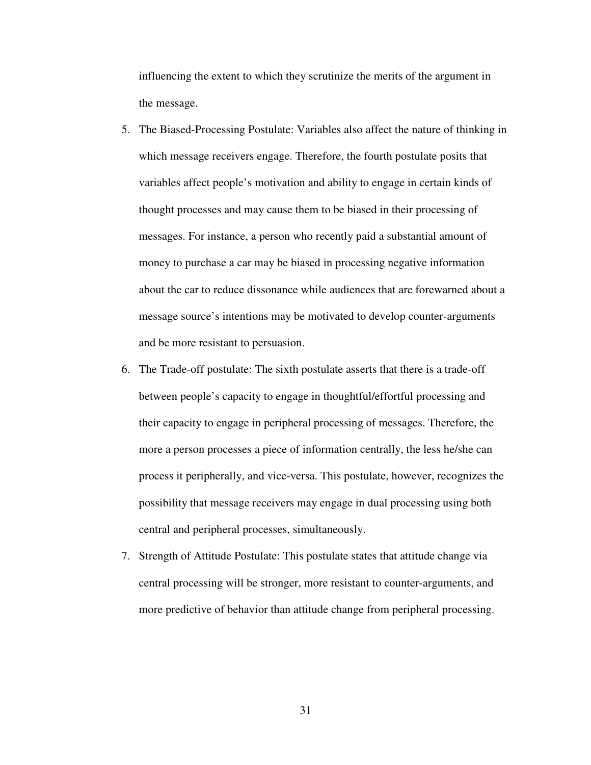influencing the extent to which they scrutinize the merits of the argument in the message.

5. The Biased-Processing Postulate: Variables also affect the nature of thinking in which message receivers engage. Therefore, the fourth postulate posits that variables affect people's motivation and ability to engage in certain kinds of thought processes and may cause them to be biased in their processing of messages. For instance, a person who recently paid a substantial amount of money to purchase a car may be biased in processing negative information about the car to reduce dissonance while audiences that are forewarned about a message source's intentions may be motivated to develop counter-arguments and be more resistant to persuasion.
6. The Trade-off postulate: The sixth postulate asserts that there is a trade-off between people's capacity to engage in thoughtful/effortful processing and their capacity to engage in peripheral processing of messages. Therefore, the more a person processes a piece of information centrally, the less he/she can process it peripherally, and vice-versa. This postulate, however, recognizes the possibility that message receivers may engage in dual processing using both central and peripheral processes, simultaneously.
7. Strength of Attitude Postulate: This postulate states that attitude change via central processing will be stronger, more resistant to counter-arguments, and more predictive of behavior than attitude change from peripheral processing.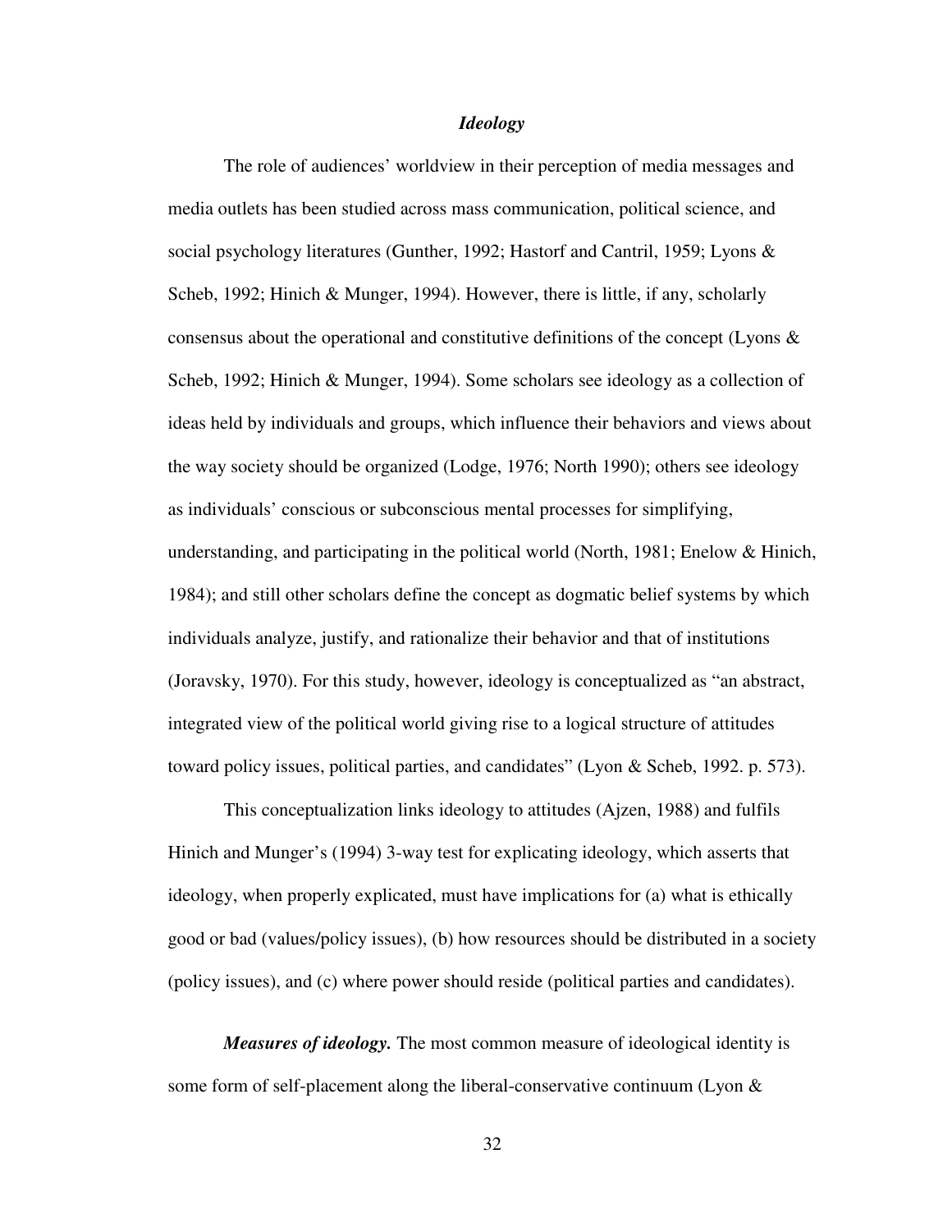### *Ideology*

The role of audiences' worldview in their perception of media messages and media outlets has been studied across mass communication, political science, and social psychology literatures (Gunther, 1992; Hastorf and Cantril, 1959; Lyons & Scheb, 1992; Hinich & Munger, 1994). However, there is little, if any, scholarly consensus about the operational and constitutive definitions of the concept (Lyons & Scheb, 1992; Hinich & Munger, 1994). Some scholars see ideology as a collection of ideas held by individuals and groups, which influence their behaviors and views about the way society should be organized (Lodge, 1976; North 1990); others see ideology as individuals' conscious or subconscious mental processes for simplifying, understanding, and participating in the political world (North, 1981; Enelow & Hinich, 1984); and still other scholars define the concept as dogmatic belief systems by which individuals analyze, justify, and rationalize their behavior and that of institutions (Joravsky, 1970). For this study, however, ideology is conceptualized as "an abstract, integrated view of the political world giving rise to a logical structure of attitudes toward policy issues, political parties, and candidates" (Lyon & Scheb, 1992. p. 573).

This conceptualization links ideology to attitudes (Ajzen, 1988) and fulfils Hinich and Munger's (1994) 3-way test for explicating ideology, which asserts that ideology, when properly explicated, must have implications for (a) what is ethically good or bad (values/policy issues), (b) how resources should be distributed in a society (policy issues), and (c) where power should reside (political parties and candidates).

***Measures of ideology.*** The most common measure of ideological identity is some form of self-placement along the liberal-conservative continuum (Lyon &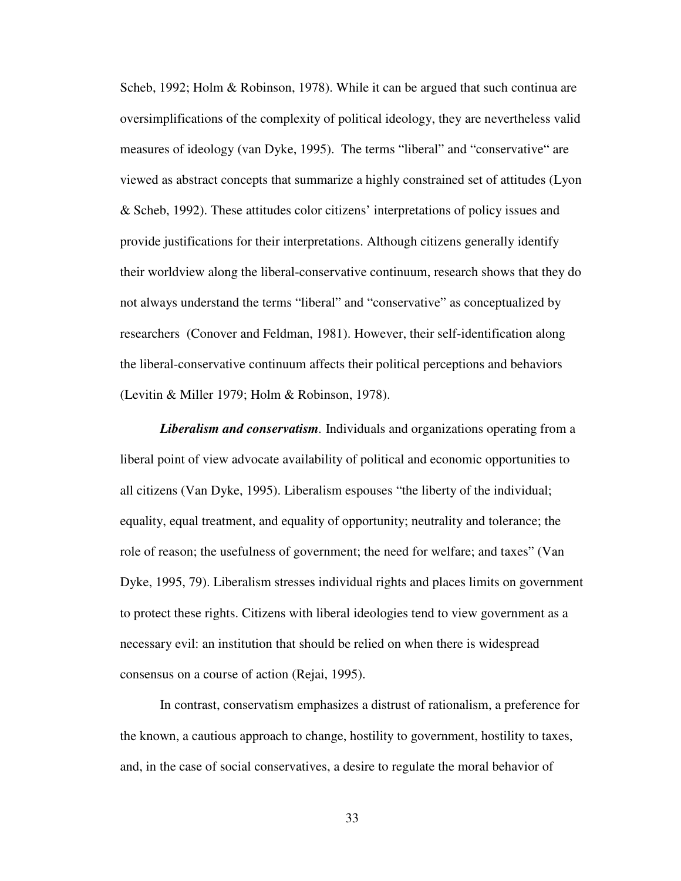Scheb, 1992; Holm & Robinson, 1978). While it can be argued that such continua are oversimplifications of the complexity of political ideology, they are nevertheless valid measures of ideology (van Dyke, 1995). The terms "liberal" and "conservative" are viewed as abstract concepts that summarize a highly constrained set of attitudes (Lyon & Scheb, 1992). These attitudes color citizens' interpretations of policy issues and provide justifications for their interpretations. Although citizens generally identify their worldview along the liberal-conservative continuum, research shows that they do not always understand the terms "liberal" and "conservative" as conceptualized by researchers (Conover and Feldman, 1981). However, their self-identification along the liberal-conservative continuum affects their political perceptions and behaviors (Levitin & Miller 1979; Holm & Robinson, 1978).

***Liberalism and conservatism***. Individuals and organizations operating from a liberal point of view advocate availability of political and economic opportunities to all citizens (Van Dyke, 1995). Liberalism espouses "the liberty of the individual; equality, equal treatment, and equality of opportunity; neutrality and tolerance; the role of reason; the usefulness of government; the need for welfare; and taxes" (Van Dyke, 1995, 79). Liberalism stresses individual rights and places limits on government to protect these rights. Citizens with liberal ideologies tend to view government as a necessary evil: an institution that should be relied on when there is widespread consensus on a course of action (Rejai, 1995).

In contrast, conservatism emphasizes a distrust of rationalism, a preference for the known, a cautious approach to change, hostility to government, hostility to taxes, and, in the case of social conservatives, a desire to regulate the moral behavior of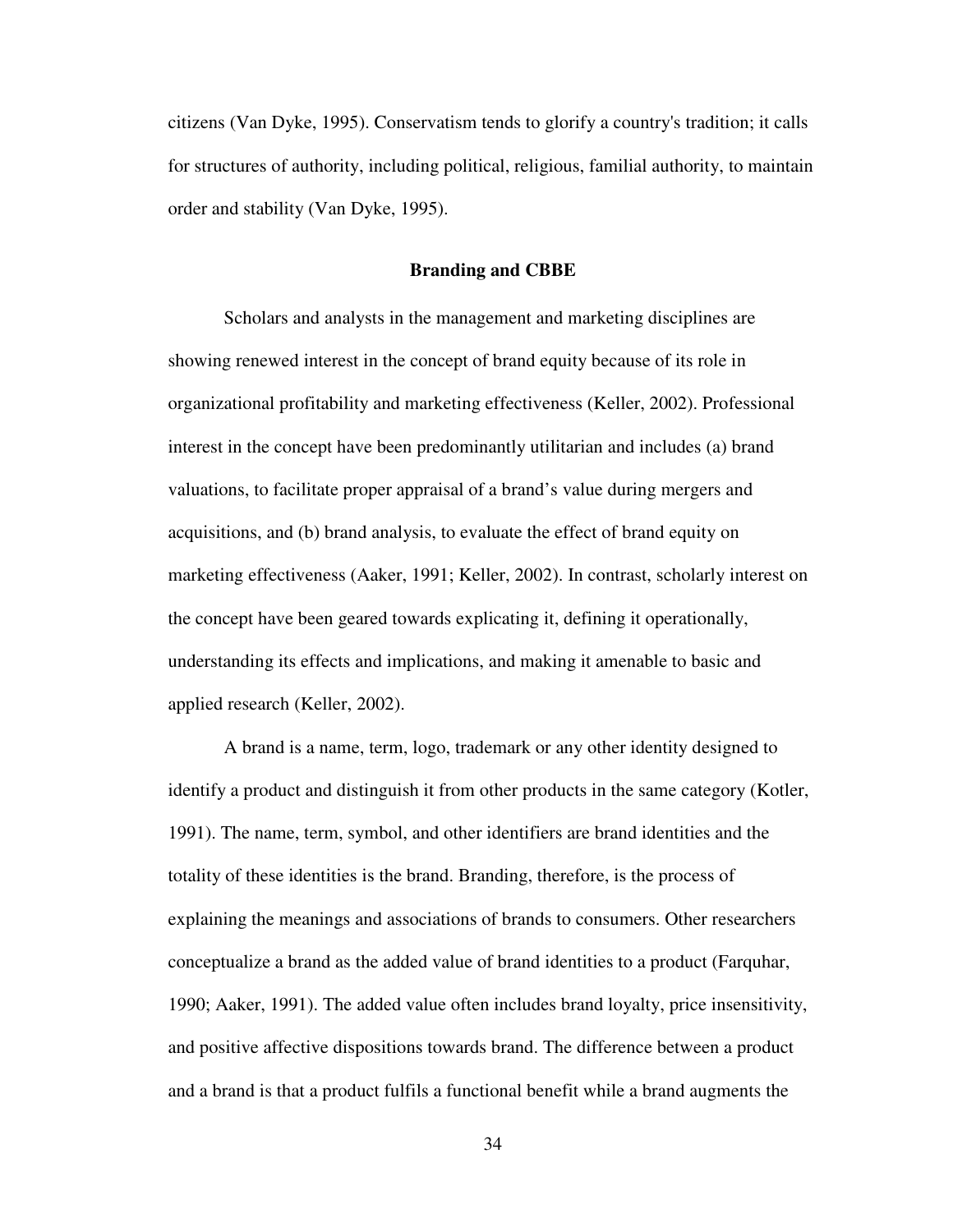citizens (Van Dyke, 1995). Conservatism tends to glorify a country's tradition; it calls for structures of authority, including political, religious, familial authority, to maintain order and stability (Van Dyke, 1995).

## Branding and CBBE

Scholars and analysts in the management and marketing disciplines are showing renewed interest in the concept of brand equity because of its role in organizational profitability and marketing effectiveness (Keller, 2002). Professional interest in the concept have been predominantly utilitarian and includes (a) brand valuations, to facilitate proper appraisal of a brand's value during mergers and acquisitions, and (b) brand analysis, to evaluate the effect of brand equity on marketing effectiveness (Aaker, 1991; Keller, 2002). In contrast, scholarly interest on the concept have been geared towards explicating it, defining it operationally, understanding its effects and implications, and making it amenable to basic and applied research (Keller, 2002).

A brand is a name, term, logo, trademark or any other identity designed to identify a product and distinguish it from other products in the same category (Kotler, 1991). The name, term, symbol, and other identifiers are brand identities and the totality of these identities is the brand. Branding, therefore, is the process of explaining the meanings and associations of brands to consumers. Other researchers conceptualize a brand as the added value of brand identities to a product (Farquhar, 1990; Aaker, 1991). The added value often includes brand loyalty, price insensitivity, and positive affective dispositions towards brand. The difference between a product and a brand is that a product fulfils a functional benefit while a brand augments the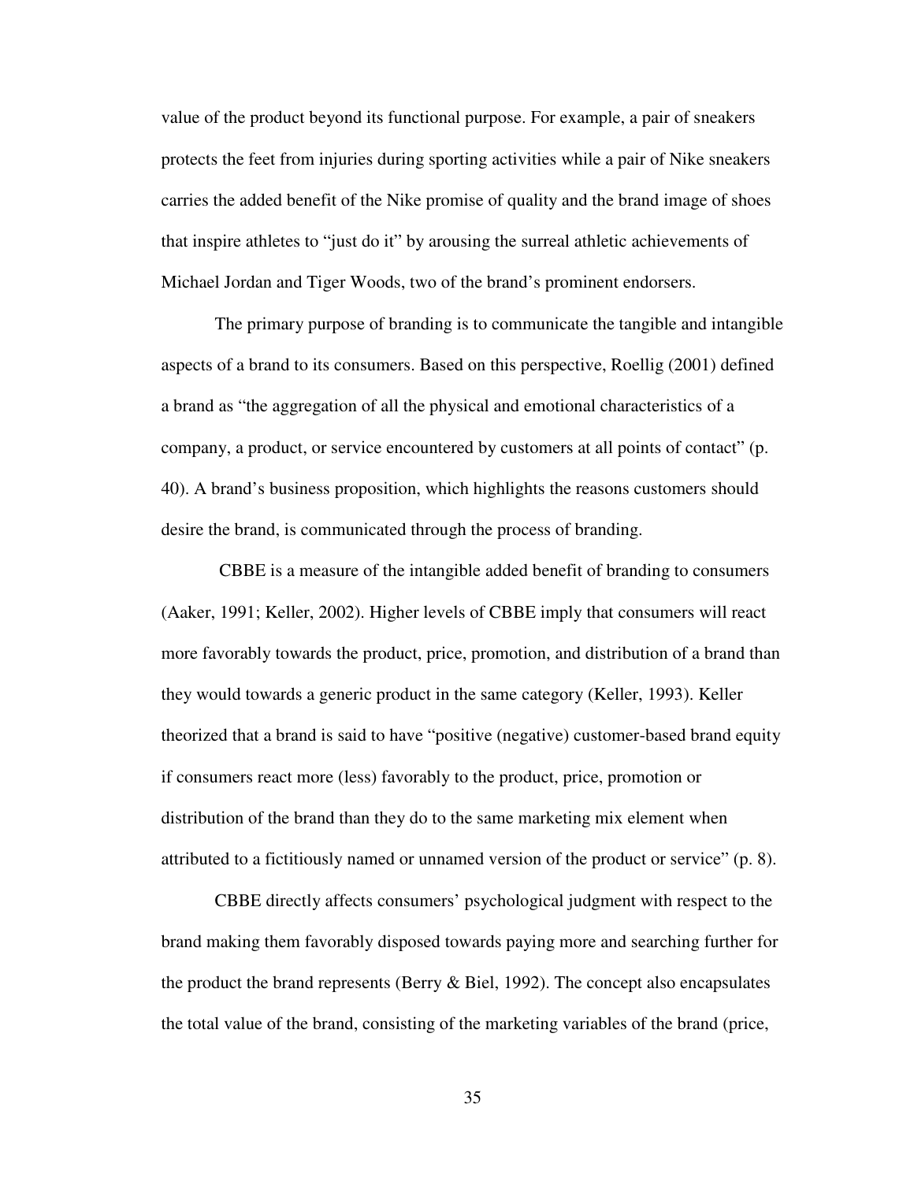value of the product beyond its functional purpose. For example, a pair of sneakers protects the feet from injuries during sporting activities while a pair of Nike sneakers carries the added benefit of the Nike promise of quality and the brand image of shoes that inspire athletes to "just do it" by arousing the surreal athletic achievements of Michael Jordan and Tiger Woods, two of the brand's prominent endorsers.

The primary purpose of branding is to communicate the tangible and intangible aspects of a brand to its consumers. Based on this perspective, Roellig (2001) defined a brand as "the aggregation of all the physical and emotional characteristics of a company, a product, or service encountered by customers at all points of contact" (p. 40). A brand's business proposition, which highlights the reasons customers should desire the brand, is communicated through the process of branding.

CBBE is a measure of the intangible added benefit of branding to consumers (Aaker, 1991; Keller, 2002). Higher levels of CBBE imply that consumers will react more favorably towards the product, price, promotion, and distribution of a brand than they would towards a generic product in the same category (Keller, 1993). Keller theorized that a brand is said to have "positive (negative) customer-based brand equity if consumers react more (less) favorably to the product, price, promotion or distribution of the brand than they do to the same marketing mix element when attributed to a fictitiously named or unnamed version of the product or service" (p. 8).

CBBE directly affects consumers' psychological judgment with respect to the brand making them favorably disposed towards paying more and searching further for the product the brand represents (Berry & Biel, 1992). The concept also encapsulates the total value of the brand, consisting of the marketing variables of the brand (price,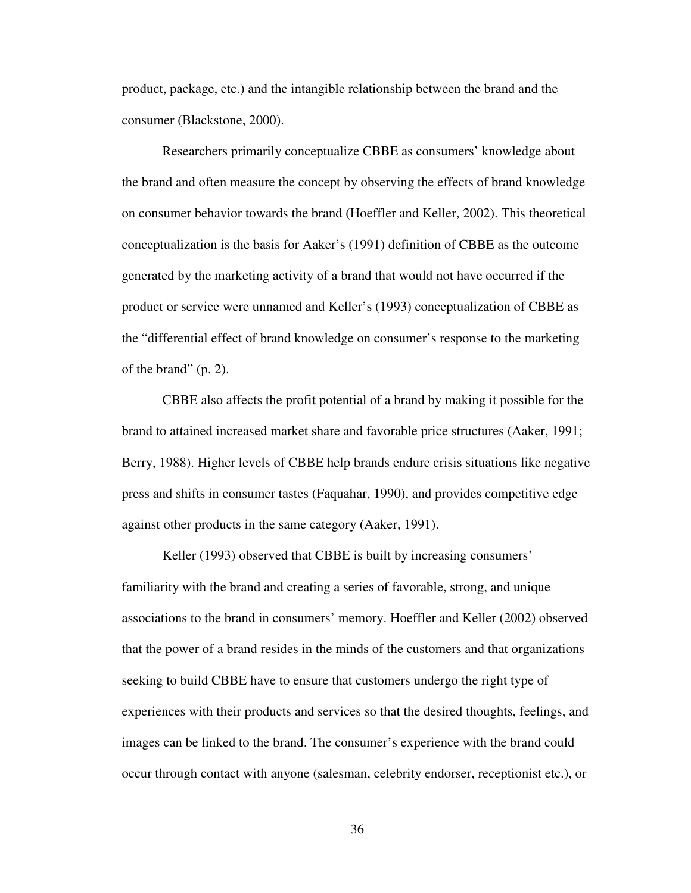product, package, etc.) and the intangible relationship between the brand and the consumer (Blackstone, 2000).

Researchers primarily conceptualize CBBE as consumers' knowledge about the brand and often measure the concept by observing the effects of brand knowledge on consumer behavior towards the brand (Hoeffler and Keller, 2002). This theoretical conceptualization is the basis for Aaker's (1991) definition of CBBE as the outcome generated by the marketing activity of a brand that would not have occurred if the product or service were unnamed and Keller's (1993) conceptualization of CBBE as the "differential effect of brand knowledge on consumer's response to the marketing of the brand" (p. 2).

CBBE also affects the profit potential of a brand by making it possible for the brand to attained increased market share and favorable price structures (Aaker, 1991; Berry, 1988). Higher levels of CBBE help brands endure crisis situations like negative press and shifts in consumer tastes (Faquahar, 1990), and provides competitive edge against other products in the same category (Aaker, 1991).

Keller (1993) observed that CBBE is built by increasing consumers' familiarity with the brand and creating a series of favorable, strong, and unique associations to the brand in consumers' memory. Hoeffler and Keller (2002) observed that the power of a brand resides in the minds of the customers and that organizations seeking to build CBBE have to ensure that customers undergo the right type of experiences with their products and services so that the desired thoughts, feelings, and images can be linked to the brand. The consumer's experience with the brand could occur through contact with anyone (salesman, celebrity endorser, receptionist etc.), or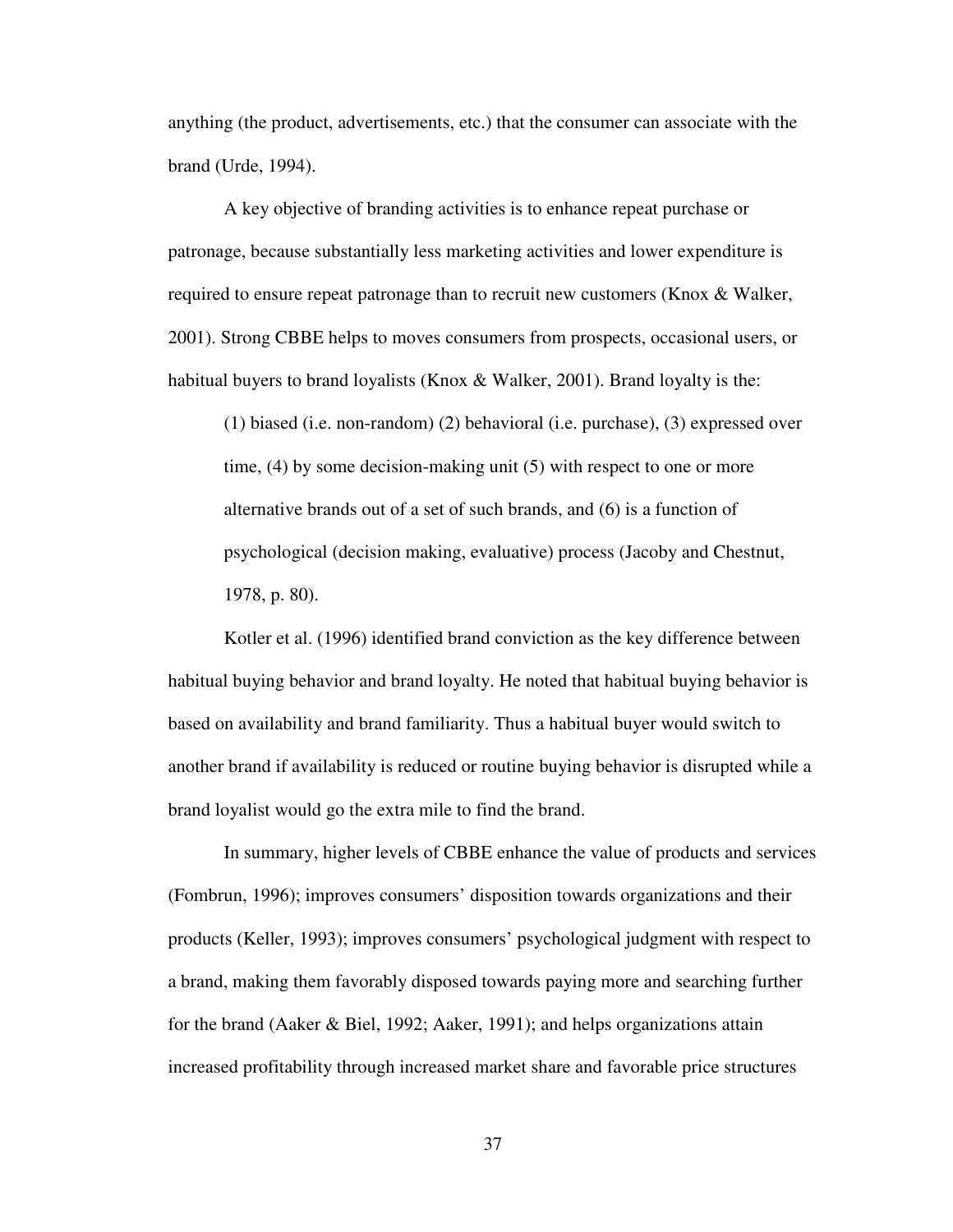anything (the product, advertisements, etc.) that the consumer can associate with the brand (Urde, 1994).

A key objective of branding activities is to enhance repeat purchase or patronage, because substantially less marketing activities and lower expenditure is required to ensure repeat patronage than to recruit new customers (Knox & Walker, 2001). Strong CBBE helps to moves consumers from prospects, occasional users, or habitual buyers to brand loyalists (Knox & Walker, 2001). Brand loyalty is the:

> (1) biased (i.e. non-random) (2) behavioral (i.e. purchase), (3) expressed over time, (4) by some decision-making unit (5) with respect to one or more alternative brands out of a set of such brands, and (6) is a function of psychological (decision making, evaluative) process (Jacoby and Chestnut, 1978, p. 80).

Kotler et al. (1996) identified brand conviction as the key difference between habitual buying behavior and brand loyalty. He noted that habitual buying behavior is based on availability and brand familiarity. Thus a habitual buyer would switch to another brand if availability is reduced or routine buying behavior is disrupted while a brand loyalist would go the extra mile to find the brand.

In summary, higher levels of CBBE enhance the value of products and services (Fombrun, 1996); improves consumers' disposition towards organizations and their products (Keller, 1993); improves consumers' psychological judgment with respect to a brand, making them favorably disposed towards paying more and searching further for the brand (Aaker & Biel, 1992; Aaker, 1991); and helps organizations attain increased profitability through increased market share and favorable price structures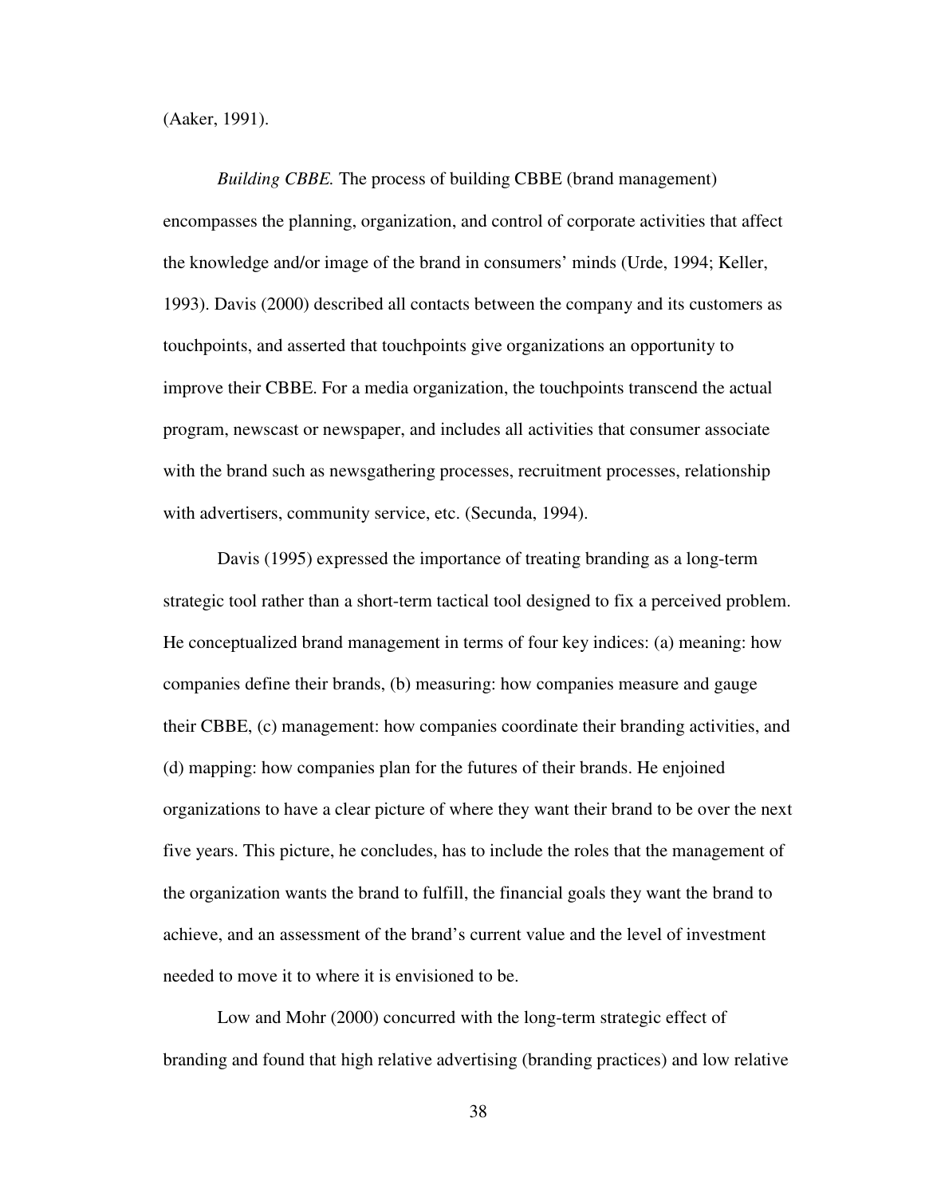(Aaker, 1991).

*Building CBBE.* The process of building CBBE (brand management) encompasses the planning, organization, and control of corporate activities that affect the knowledge and/or image of the brand in consumers' minds (Urde, 1994; Keller, 1993). Davis (2000) described all contacts between the company and its customers as touchpoints, and asserted that touchpoints give organizations an opportunity to improve their CBBE. For a media organization, the touchpoints transcend the actual program, newscast or newspaper, and includes all activities that consumer associate with the brand such as newsgathering processes, recruitment processes, relationship with advertisers, community service, etc. (Secunda, 1994).

Davis (1995) expressed the importance of treating branding as a long-term strategic tool rather than a short-term tactical tool designed to fix a perceived problem. He conceptualized brand management in terms of four key indices: (a) meaning: how companies define their brands, (b) measuring: how companies measure and gauge their CBBE, (c) management: how companies coordinate their branding activities, and (d) mapping: how companies plan for the futures of their brands. He enjoined organizations to have a clear picture of where they want their brand to be over the next five years. This picture, he concludes, has to include the roles that the management of the organization wants the brand to fulfill, the financial goals they want the brand to achieve, and an assessment of the brand's current value and the level of investment needed to move it to where it is envisioned to be.

Low and Mohr (2000) concurred with the long-term strategic effect of branding and found that high relative advertising (branding practices) and low relative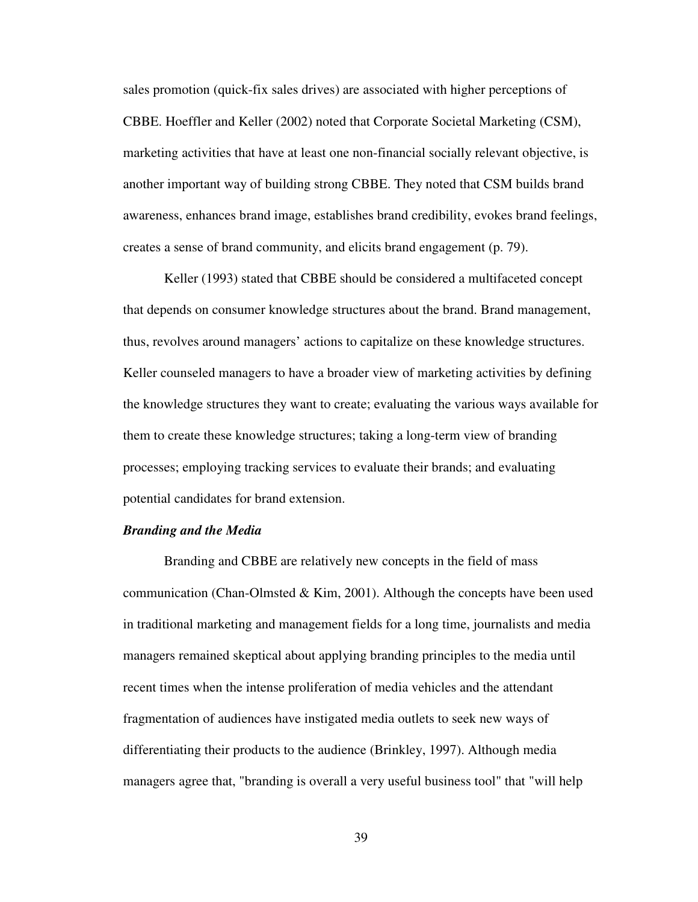sales promotion (quick-fix sales drives) are associated with higher perceptions of CBBE. Hoeffler and Keller (2002) noted that Corporate Societal Marketing (CSM), marketing activities that have at least one non-financial socially relevant objective, is another important way of building strong CBBE. They noted that CSM builds brand awareness, enhances brand image, establishes brand credibility, evokes brand feelings, creates a sense of brand community, and elicits brand engagement (p. 79).

Keller (1993) stated that CBBE should be considered a multifaceted concept that depends on consumer knowledge structures about the brand. Brand management, thus, revolves around managers' actions to capitalize on these knowledge structures. Keller counseled managers to have a broader view of marketing activities by defining the knowledge structures they want to create; evaluating the various ways available for them to create these knowledge structures; taking a long-term view of branding processes; employing tracking services to evaluate their brands; and evaluating potential candidates for brand extension.

***Branding and the Media***

Branding and CBBE are relatively new concepts in the field of mass communication (Chan-Olmsted & Kim, 2001). Although the concepts have been used in traditional marketing and management fields for a long time, journalists and media managers remained skeptical about applying branding principles to the media until recent times when the intense proliferation of media vehicles and the attendant fragmentation of audiences have instigated media outlets to seek new ways of differentiating their products to the audience (Brinkley, 1997). Although media managers agree that, "branding is overall a very useful business tool" that "will help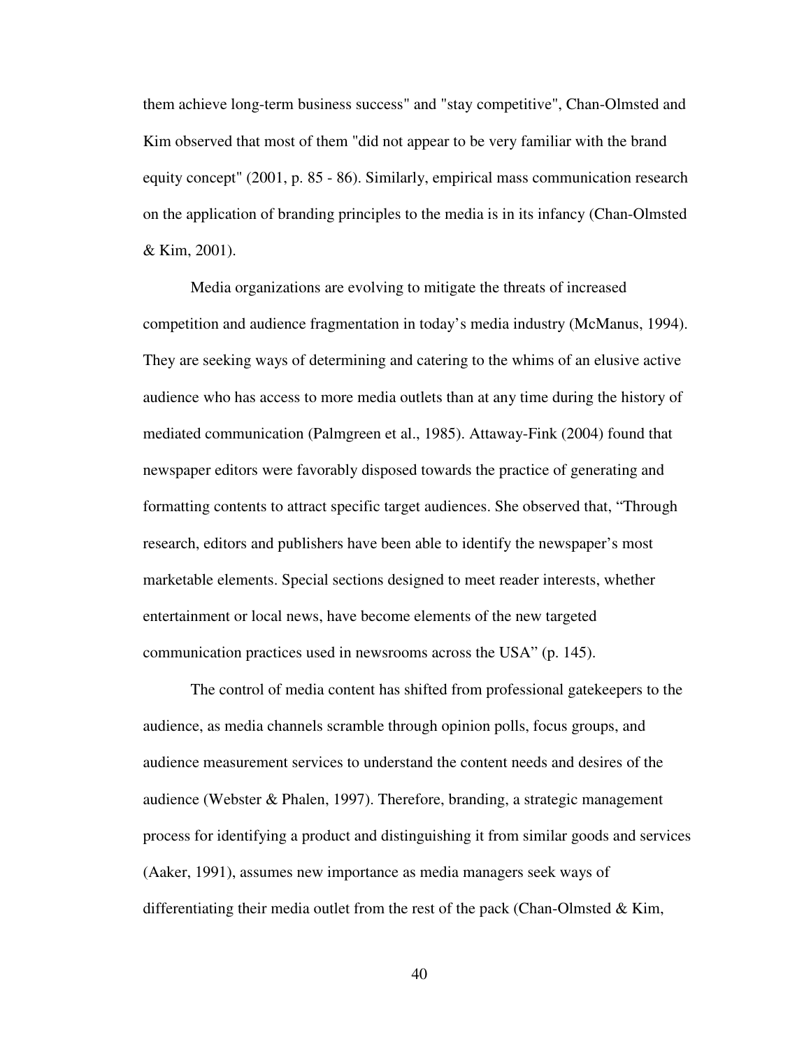them achieve long-term business success" and "stay competitive", Chan-Olmsted and Kim observed that most of them "did not appear to be very familiar with the brand equity concept" (2001, p. 85 - 86). Similarly, empirical mass communication research on the application of branding principles to the media is in its infancy (Chan-Olmsted & Kim, 2001).

Media organizations are evolving to mitigate the threats of increased competition and audience fragmentation in today's media industry (McManus, 1994). They are seeking ways of determining and catering to the whims of an elusive active audience who has access to more media outlets than at any time during the history of mediated communication (Palmgreen et al., 1985). Attaway-Fink (2004) found that newspaper editors were favorably disposed towards the practice of generating and formatting contents to attract specific target audiences. She observed that, "Through research, editors and publishers have been able to identify the newspaper's most marketable elements. Special sections designed to meet reader interests, whether entertainment or local news, have become elements of the new targeted communication practices used in newsrooms across the USA" (p. 145).

The control of media content has shifted from professional gatekeepers to the audience, as media channels scramble through opinion polls, focus groups, and audience measurement services to understand the content needs and desires of the audience (Webster & Phalen, 1997). Therefore, branding, a strategic management process for identifying a product and distinguishing it from similar goods and services (Aaker, 1991), assumes new importance as media managers seek ways of differentiating their media outlet from the rest of the pack (Chan-Olmsted & Kim,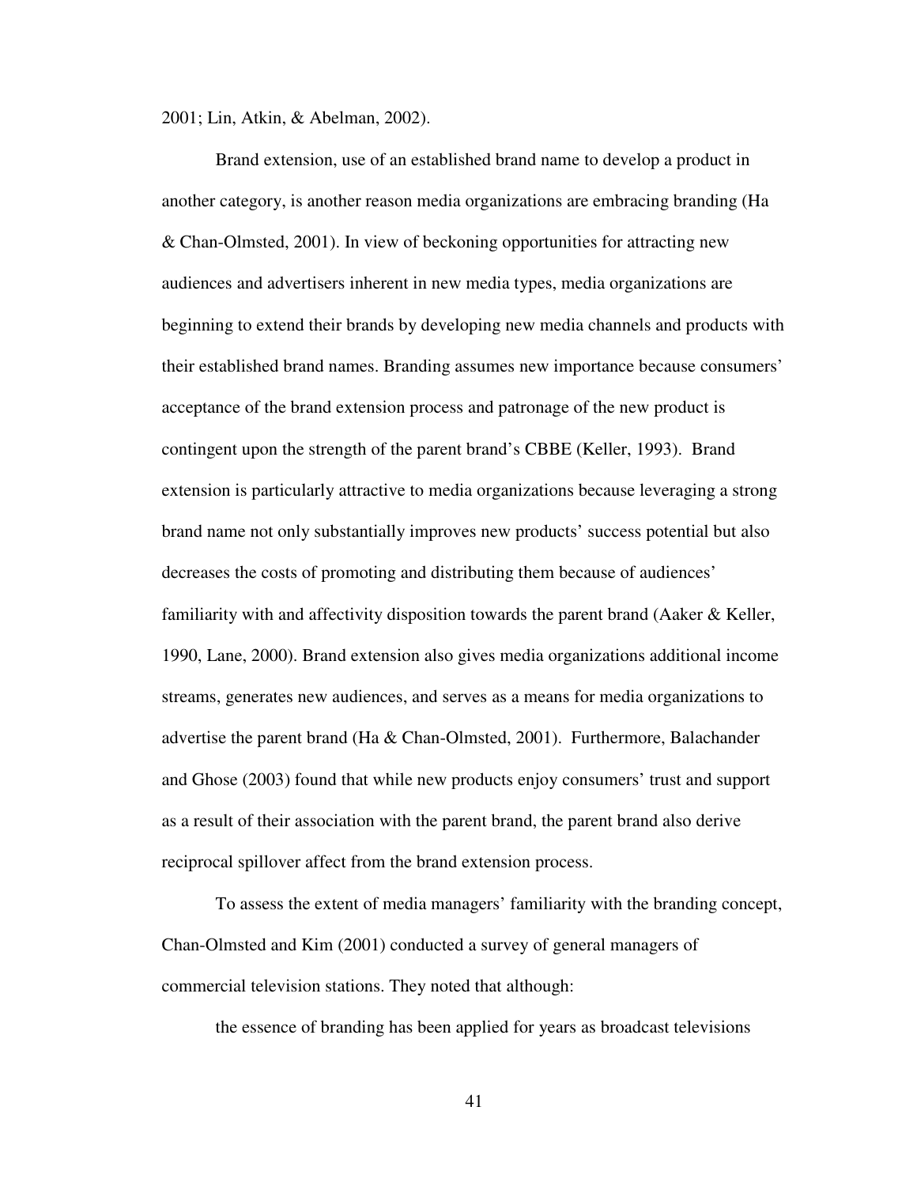2001; Lin, Atkin, & Abelman, 2002).

Brand extension, use of an established brand name to develop a product in another category, is another reason media organizations are embracing branding (Ha & Chan-Olmsted, 2001). In view of beckoning opportunities for attracting new audiences and advertisers inherent in new media types, media organizations are beginning to extend their brands by developing new media channels and products with their established brand names. Branding assumes new importance because consumers' acceptance of the brand extension process and patronage of the new product is contingent upon the strength of the parent brand's CBBE (Keller, 1993). Brand extension is particularly attractive to media organizations because leveraging a strong brand name not only substantially improves new products' success potential but also decreases the costs of promoting and distributing them because of audiences' familiarity with and affectivity disposition towards the parent brand (Aaker & Keller, 1990, Lane, 2000). Brand extension also gives media organizations additional income streams, generates new audiences, and serves as a means for media organizations to advertise the parent brand (Ha & Chan-Olmsted, 2001). Furthermore, Balachander and Ghose (2003) found that while new products enjoy consumers' trust and support as a result of their association with the parent brand, the parent brand also derive reciprocal spillover affect from the brand extension process.

To assess the extent of media managers' familiarity with the branding concept, Chan-Olmsted and Kim (2001) conducted a survey of general managers of commercial television stations. They noted that although:

> the essence of branding has been applied for years as broadcast televisions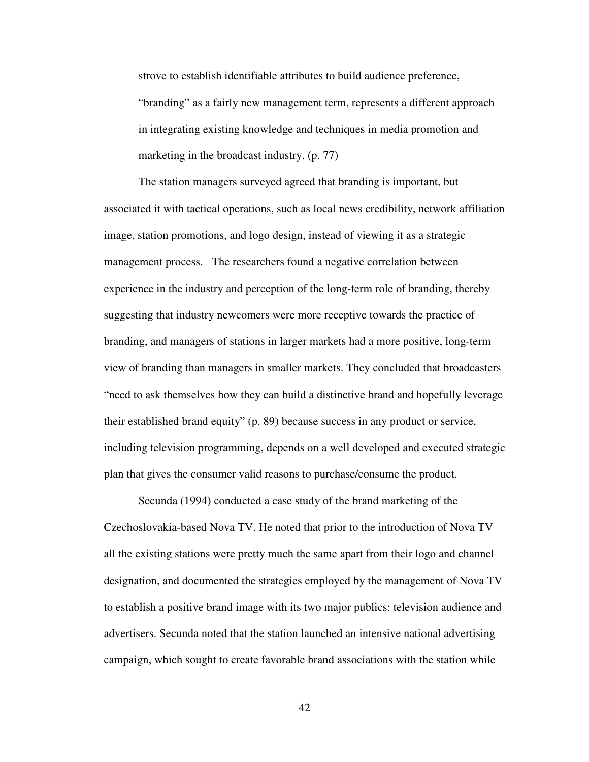> strove to establish identifiable attributes to build audience preference, "branding" as a fairly new management term, represents a different approach in integrating existing knowledge and techniques in media promotion and marketing in the broadcast industry. (p. 77)

The station managers surveyed agreed that branding is important, but associated it with tactical operations, such as local news credibility, network affiliation image, station promotions, and logo design, instead of viewing it as a strategic management process. The researchers found a negative correlation between experience in the industry and perception of the long-term role of branding, thereby suggesting that industry newcomers were more receptive towards the practice of branding, and managers of stations in larger markets had a more positive, long-term view of branding than managers in smaller markets. They concluded that broadcasters "need to ask themselves how they can build a distinctive brand and hopefully leverage their established brand equity" (p. 89) because success in any product or service, including television programming, depends on a well developed and executed strategic plan that gives the consumer valid reasons to purchase/consume the product.

Secunda (1994) conducted a case study of the brand marketing of the Czechoslovakia-based Nova TV. He noted that prior to the introduction of Nova TV all the existing stations were pretty much the same apart from their logo and channel designation, and documented the strategies employed by the management of Nova TV to establish a positive brand image with its two major publics: television audience and advertisers. Secunda noted that the station launched an intensive national advertising campaign, which sought to create favorable brand associations with the station while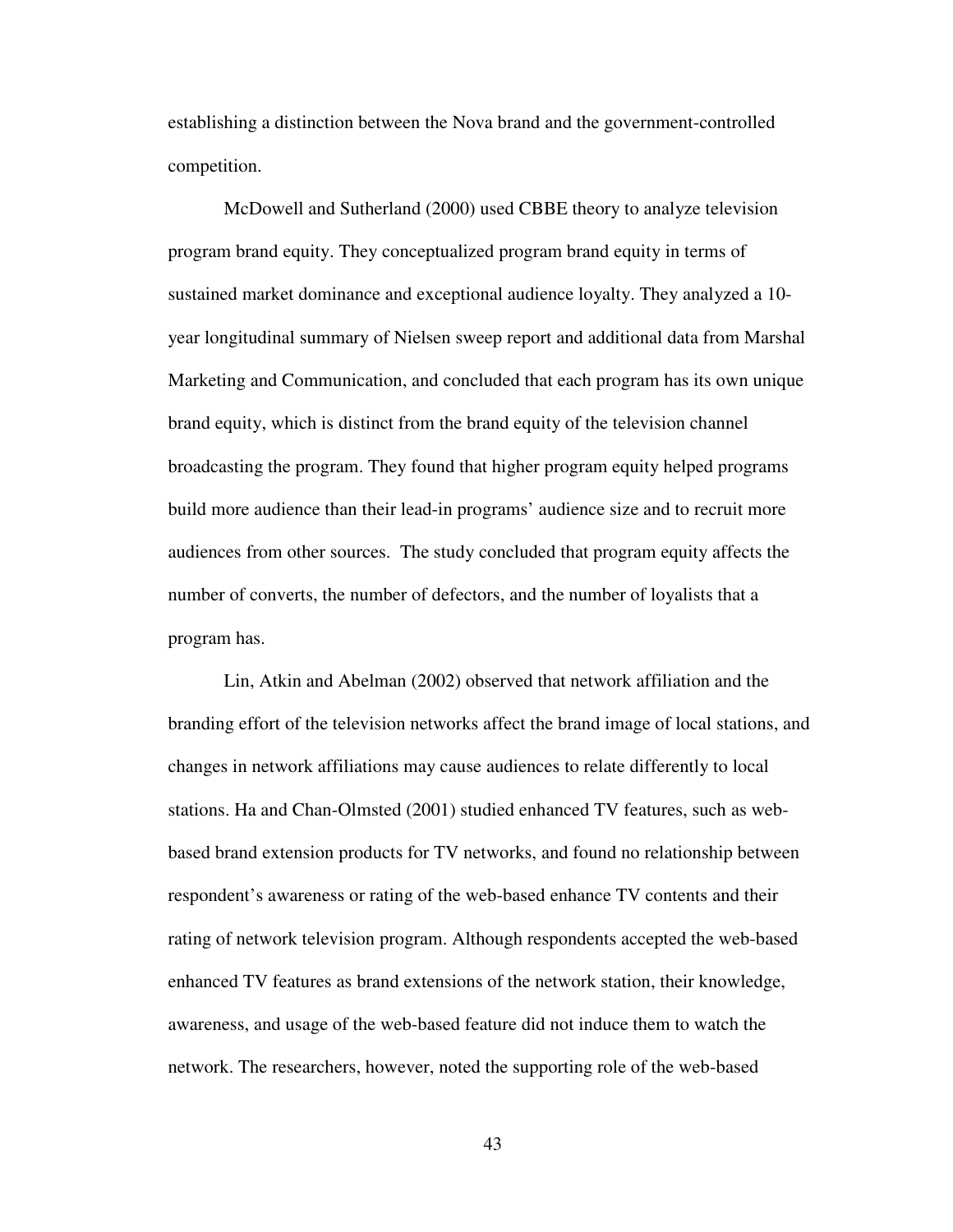establishing a distinction between the Nova brand and the government-controlled competition.

McDowell and Sutherland (2000) used CBBE theory to analyze television program brand equity. They conceptualized program brand equity in terms of sustained market dominance and exceptional audience loyalty. They analyzed a 10-year longitudinal summary of Nielsen sweep report and additional data from Marshal Marketing and Communication, and concluded that each program has its own unique brand equity, which is distinct from the brand equity of the television channel broadcasting the program. They found that higher program equity helped programs build more audience than their lead-in programs' audience size and to recruit more audiences from other sources. The study concluded that program equity affects the number of converts, the number of defectors, and the number of loyalists that a program has.

Lin, Atkin and Abelman (2002) observed that network affiliation and the branding effort of the television networks affect the brand image of local stations, and changes in network affiliations may cause audiences to relate differently to local stations. Ha and Chan-Olmsted (2001) studied enhanced TV features, such as web-based brand extension products for TV networks, and found no relationship between respondent's awareness or rating of the web-based enhance TV contents and their rating of network television program. Although respondents accepted the web-based enhanced TV features as brand extensions of the network station, their knowledge, awareness, and usage of the web-based feature did not induce them to watch the network. The researchers, however, noted the supporting role of the web-based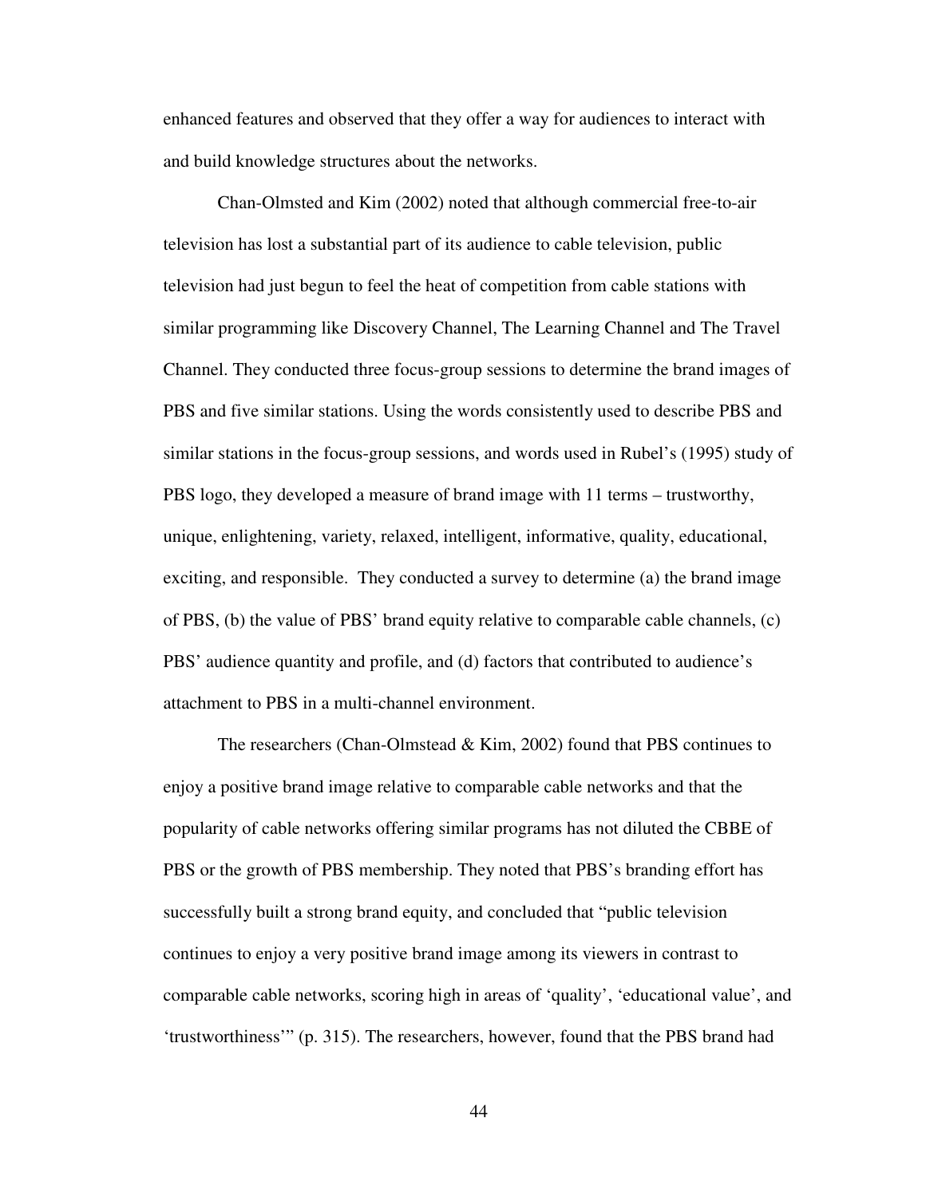enhanced features and observed that they offer a way for audiences to interact with and build knowledge structures about the networks.

Chan-Olmsted and Kim (2002) noted that although commercial free-to-air television has lost a substantial part of its audience to cable television, public television had just begun to feel the heat of competition from cable stations with similar programming like Discovery Channel, The Learning Channel and The Travel Channel. They conducted three focus-group sessions to determine the brand images of PBS and five similar stations. Using the words consistently used to describe PBS and similar stations in the focus-group sessions, and words used in Rubel's (1995) study of PBS logo, they developed a measure of brand image with 11 terms – trustworthy, unique, enlightening, variety, relaxed, intelligent, informative, quality, educational, exciting, and responsible. They conducted a survey to determine (a) the brand image of PBS, (b) the value of PBS' brand equity relative to comparable cable channels, (c) PBS' audience quantity and profile, and (d) factors that contributed to audience's attachment to PBS in a multi-channel environment.

The researchers (Chan-Olmstead & Kim, 2002) found that PBS continues to enjoy a positive brand image relative to comparable cable networks and that the popularity of cable networks offering similar programs has not diluted the CBBE of PBS or the growth of PBS membership. They noted that PBS's branding effort has successfully built a strong brand equity, and concluded that "public television continues to enjoy a very positive brand image among its viewers in contrast to comparable cable networks, scoring high in areas of 'quality', 'educational value', and 'trustworthiness'" (p. 315). The researchers, however, found that the PBS brand had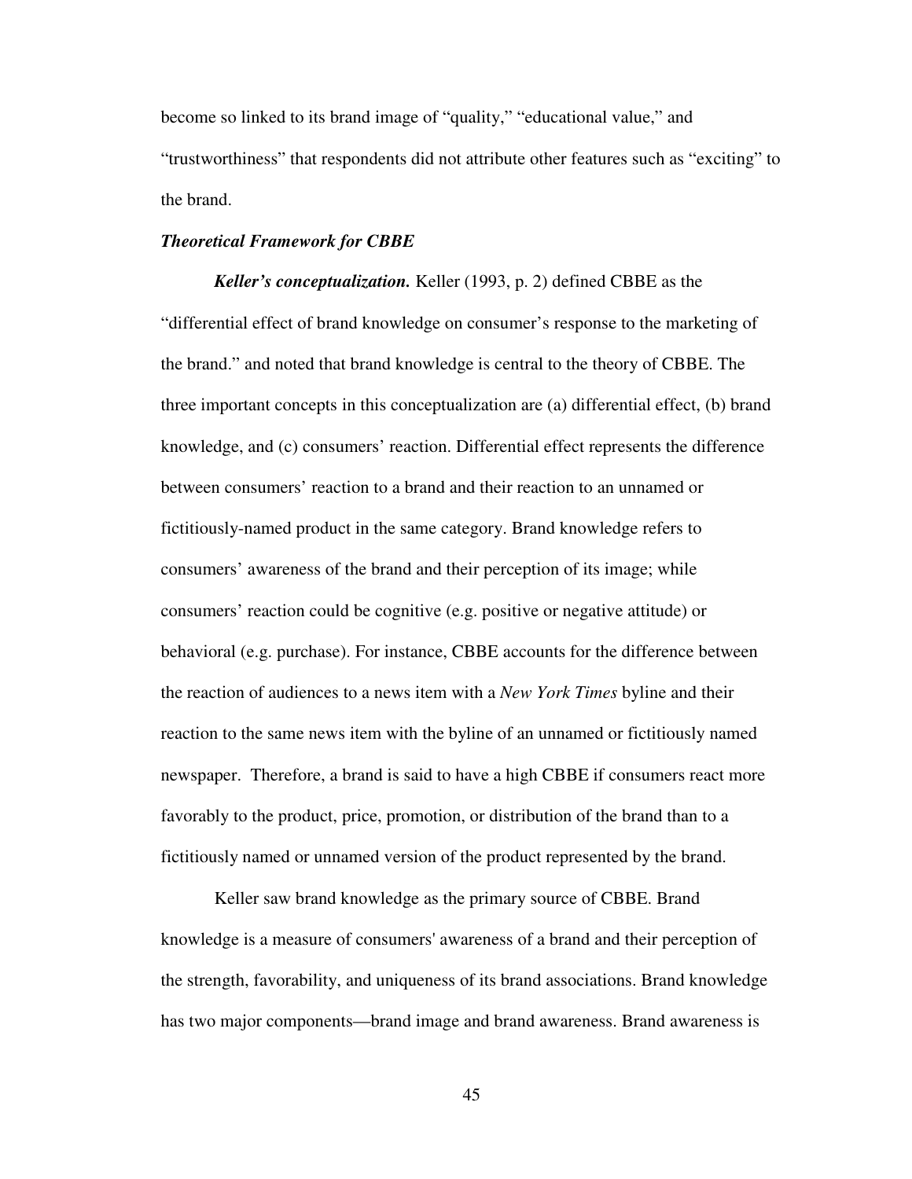become so linked to its brand image of "quality," "educational value," and "trustworthiness" that respondents did not attribute other features such as "exciting" to the brand.

***Theoretical Framework for CBBE***

***Keller's conceptualization.*** Keller (1993, p. 2) defined CBBE as the "differential effect of brand knowledge on consumer's response to the marketing of the brand." and noted that brand knowledge is central to the theory of CBBE. The three important concepts in this conceptualization are (a) differential effect, (b) brand knowledge, and (c) consumers' reaction. Differential effect represents the difference between consumers' reaction to a brand and their reaction to an unnamed or fictitiously-named product in the same category. Brand knowledge refers to consumers' awareness of the brand and their perception of its image; while consumers' reaction could be cognitive (e.g. positive or negative attitude) or behavioral (e.g. purchase). For instance, CBBE accounts for the difference between the reaction of audiences to a news item with a *New York Times* byline and their reaction to the same news item with the byline of an unnamed or fictitiously named newspaper. Therefore, a brand is said to have a high CBBE if consumers react more favorably to the product, price, promotion, or distribution of the brand than to a fictitiously named or unnamed version of the product represented by the brand.

Keller saw brand knowledge as the primary source of CBBE. Brand knowledge is a measure of consumers' awareness of a brand and their perception of the strength, favorability, and uniqueness of its brand associations. Brand knowledge has two major components—brand image and brand awareness. Brand awareness is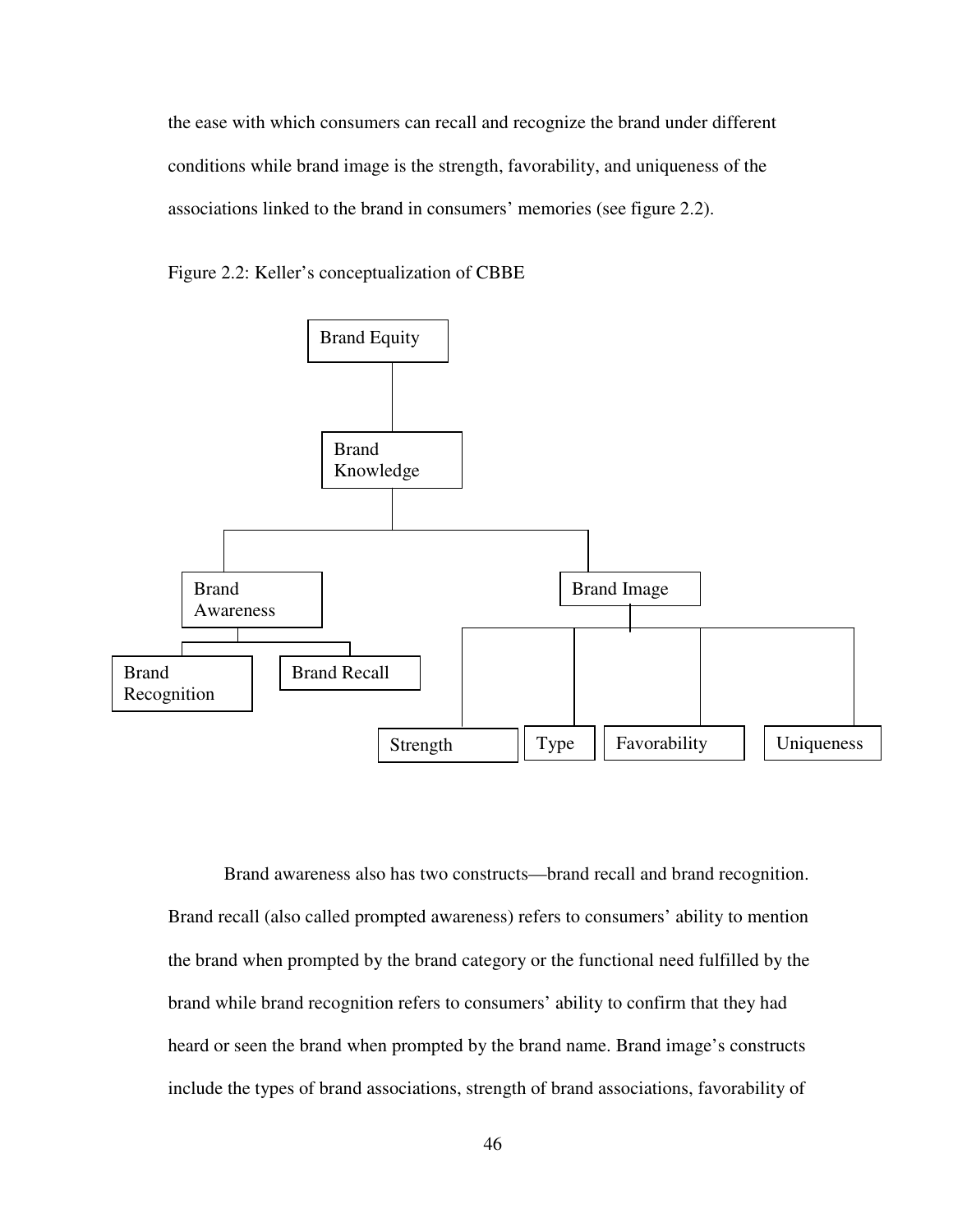the ease with which consumers can recall and recognize the brand under different conditions while brand image is the strength, favorability, and uniqueness of the associations linked to the brand in consumers' memories (see figure 2.2).

Figure 2.2: Keller's conceptualization of CBBE

- Brand Equity
  - Brand Knowledge
    - Brand Awareness
      - Brand Recognition
      - Brand Recall
    - Brand Image
      - Strength
      - Type
      - Favorability
      - Uniqueness

Brand awareness also has two constructs—brand recall and brand recognition. Brand recall (also called prompted awareness) refers to consumers' ability to mention the brand when prompted by the brand category or the functional need fulfilled by the brand while brand recognition refers to consumers' ability to confirm that they had heard or seen the brand when prompted by the brand name. Brand image's constructs include the types of brand associations, strength of brand associations, favorability of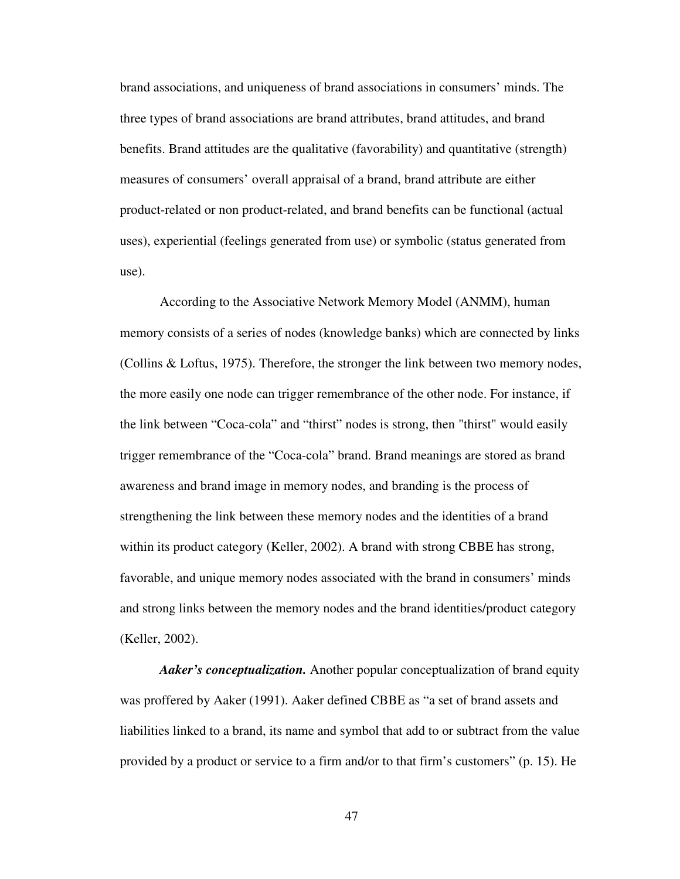brand associations, and uniqueness of brand associations in consumers' minds. The three types of brand associations are brand attributes, brand attitudes, and brand benefits. Brand attitudes are the qualitative (favorability) and quantitative (strength) measures of consumers' overall appraisal of a brand, brand attribute are either product-related or non product-related, and brand benefits can be functional (actual uses), experiential (feelings generated from use) or symbolic (status generated from use).

According to the Associative Network Memory Model (ANMM), human memory consists of a series of nodes (knowledge banks) which are connected by links (Collins & Loftus, 1975). Therefore, the stronger the link between two memory nodes, the more easily one node can trigger remembrance of the other node. For instance, if the link between "Coca-cola" and "thirst" nodes is strong, then "thirst" would easily trigger remembrance of the "Coca-cola" brand. Brand meanings are stored as brand awareness and brand image in memory nodes, and branding is the process of strengthening the link between these memory nodes and the identities of a brand within its product category (Keller, 2002). A brand with strong CBBE has strong, favorable, and unique memory nodes associated with the brand in consumers' minds and strong links between the memory nodes and the brand identities/product category (Keller, 2002).

***Aaker's conceptualization.*** Another popular conceptualization of brand equity was proffered by Aaker (1991). Aaker defined CBBE as "a set of brand assets and liabilities linked to a brand, its name and symbol that add to or subtract from the value provided by a product or service to a firm and/or to that firm's customers" (p. 15). He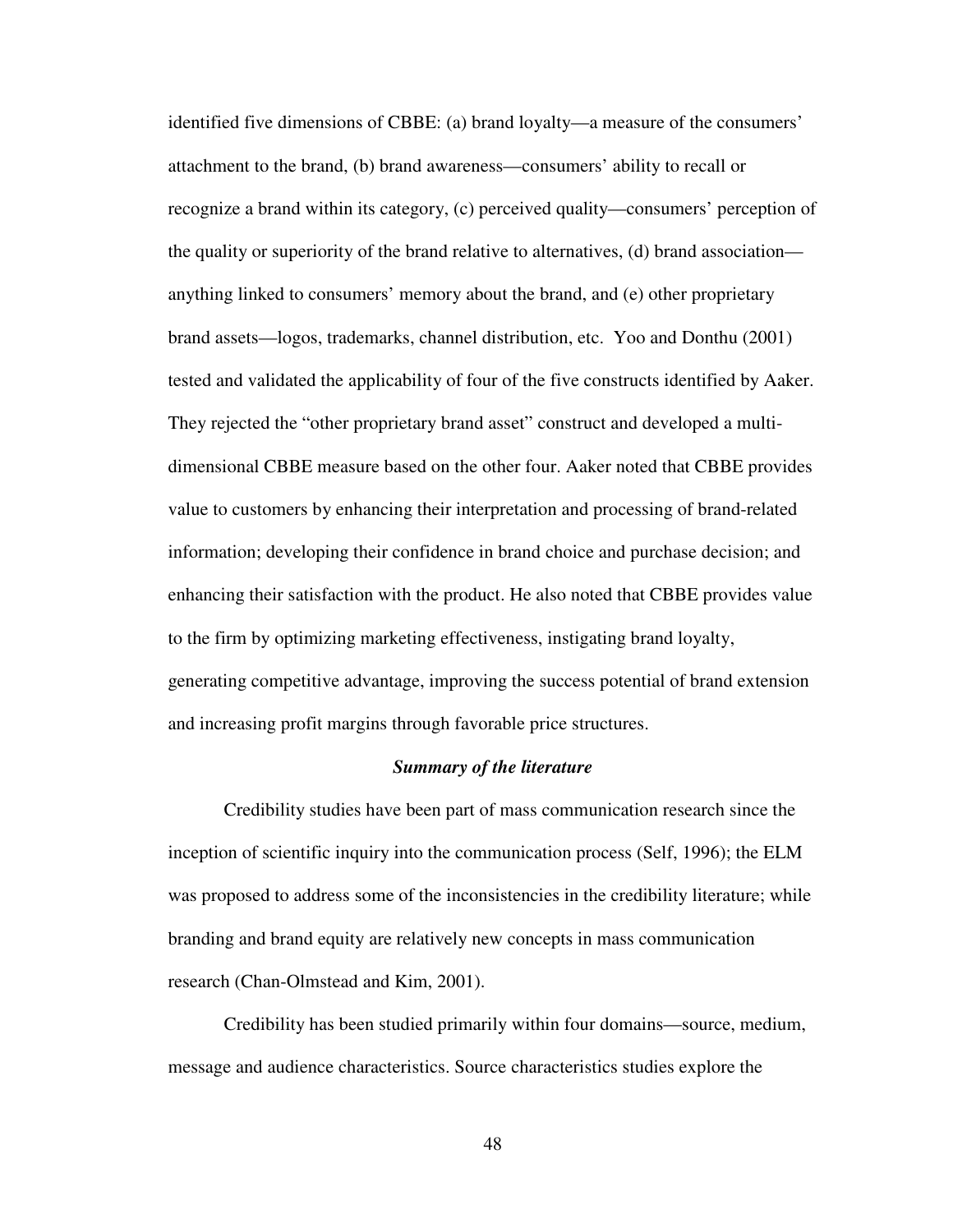identified five dimensions of CBBE: (a) brand loyalty—a measure of the consumers' attachment to the brand, (b) brand awareness—consumers' ability to recall or recognize a brand within its category, (c) perceived quality—consumers' perception of the quality or superiority of the brand relative to alternatives, (d) brand association—anything linked to consumers' memory about the brand, and (e) other proprietary brand assets—logos, trademarks, channel distribution, etc. Yoo and Donthu (2001) tested and validated the applicability of four of the five constructs identified by Aaker. They rejected the "other proprietary brand asset" construct and developed a multi-dimensional CBBE measure based on the other four. Aaker noted that CBBE provides value to customers by enhancing their interpretation and processing of brand-related information; developing their confidence in brand choice and purchase decision; and enhancing their satisfaction with the product. He also noted that CBBE provides value to the firm by optimizing marketing effectiveness, instigating brand loyalty, generating competitive advantage, improving the success potential of brand extension and increasing profit margins through favorable price structures.

### *Summary of the literature*

Credibility studies have been part of mass communication research since the inception of scientific inquiry into the communication process (Self, 1996); the ELM was proposed to address some of the inconsistencies in the credibility literature; while branding and brand equity are relatively new concepts in mass communication research (Chan-Olmstead and Kim, 2001).

Credibility has been studied primarily within four domains—source, medium, message and audience characteristics. Source characteristics studies explore the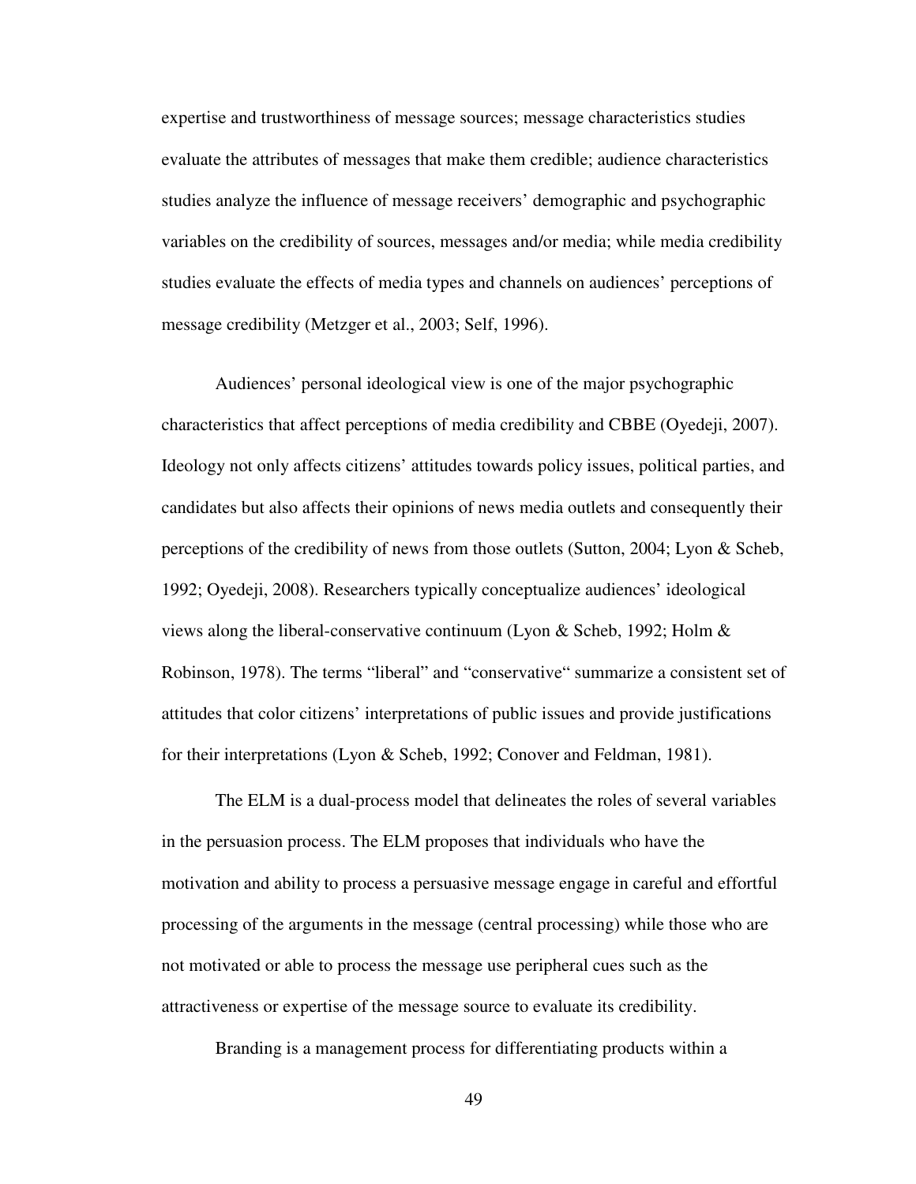expertise and trustworthiness of message sources; message characteristics studies evaluate the attributes of messages that make them credible; audience characteristics studies analyze the influence of message receivers' demographic and psychographic variables on the credibility of sources, messages and/or media; while media credibility studies evaluate the effects of media types and channels on audiences' perceptions of message credibility (Metzger et al., 2003; Self, 1996).

Audiences' personal ideological view is one of the major psychographic characteristics that affect perceptions of media credibility and CBBE (Oyedeji, 2007). Ideology not only affects citizens' attitudes towards policy issues, political parties, and candidates but also affects their opinions of news media outlets and consequently their perceptions of the credibility of news from those outlets (Sutton, 2004; Lyon & Scheb, 1992; Oyedeji, 2008). Researchers typically conceptualize audiences' ideological views along the liberal-conservative continuum (Lyon & Scheb, 1992; Holm & Robinson, 1978). The terms "liberal" and "conservative" summarize a consistent set of attitudes that color citizens' interpretations of public issues and provide justifications for their interpretations (Lyon & Scheb, 1992; Conover and Feldman, 1981).

The ELM is a dual-process model that delineates the roles of several variables in the persuasion process. The ELM proposes that individuals who have the motivation and ability to process a persuasive message engage in careful and effortful processing of the arguments in the message (central processing) while those who are not motivated or able to process the message use peripheral cues such as the attractiveness or expertise of the message source to evaluate its credibility.

Branding is a management process for differentiating products within a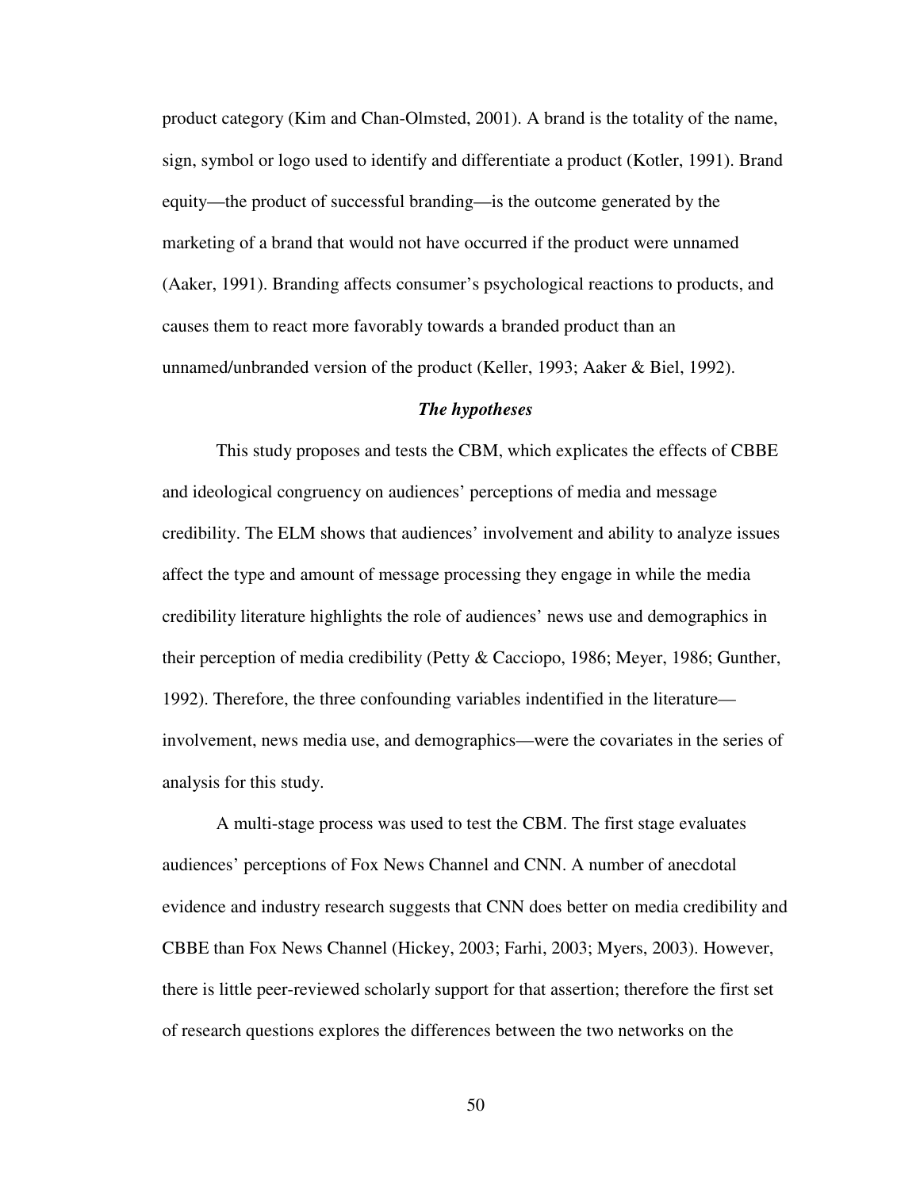product category (Kim and Chan-Olmsted, 2001). A brand is the totality of the name, sign, symbol or logo used to identify and differentiate a product (Kotler, 1991). Brand equity—the product of successful branding—is the outcome generated by the marketing of a brand that would not have occurred if the product were unnamed (Aaker, 1991). Branding affects consumer's psychological reactions to products, and causes them to react more favorably towards a branded product than an unnamed/unbranded version of the product (Keller, 1993; Aaker & Biel, 1992).

### *The hypotheses*

This study proposes and tests the CBM, which explicates the effects of CBBE and ideological congruency on audiences' perceptions of media and message credibility. The ELM shows that audiences' involvement and ability to analyze issues affect the type and amount of message processing they engage in while the media credibility literature highlights the role of audiences' news use and demographics in their perception of media credibility (Petty & Cacciopo, 1986; Meyer, 1986; Gunther, 1992). Therefore, the three confounding variables indentified in the literature—involvement, news media use, and demographics—were the covariates in the series of analysis for this study.

A multi-stage process was used to test the CBM. The first stage evaluates audiences' perceptions of Fox News Channel and CNN. A number of anecdotal evidence and industry research suggests that CNN does better on media credibility and CBBE than Fox News Channel (Hickey, 2003; Farhi, 2003; Myers, 2003). However, there is little peer-reviewed scholarly support for that assertion; therefore the first set of research questions explores the differences between the two networks on the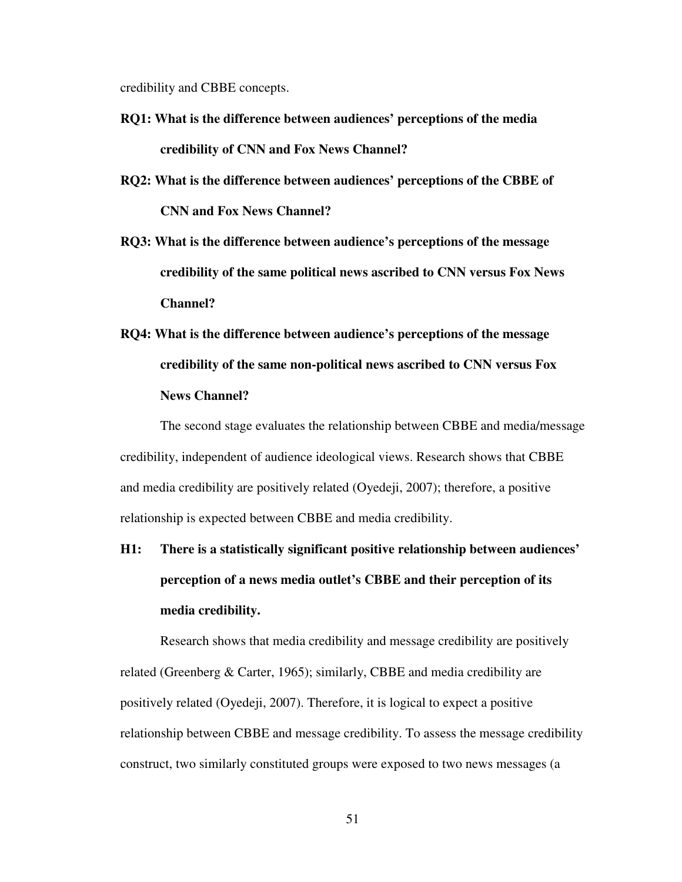credibility and CBBE concepts.

**RQ1: What is the difference between audiences' perceptions of the media credibility of CNN and Fox News Channel?**

**RQ2: What is the difference between audiences' perceptions of the CBBE of CNN and Fox News Channel?**

**RQ3: What is the difference between audience's perceptions of the message credibility of the same political news ascribed to CNN versus Fox News Channel?**

**RQ4: What is the difference between audience's perceptions of the message credibility of the same non-political news ascribed to CNN versus Fox News Channel?**

The second stage evaluates the relationship between CBBE and media/message credibility, independent of audience ideological views. Research shows that CBBE and media credibility are positively related (Oyedeji, 2007); therefore, a positive relationship is expected between CBBE and media credibility.

**H1: There is a statistically significant positive relationship between audiences' perception of a news media outlet's CBBE and their perception of its media credibility.**

Research shows that media credibility and message credibility are positively related (Greenberg & Carter, 1965); similarly, CBBE and media credibility are positively related (Oyedeji, 2007). Therefore, it is logical to expect a positive relationship between CBBE and message credibility. To assess the message credibility construct, two similarly constituted groups were exposed to two news messages (a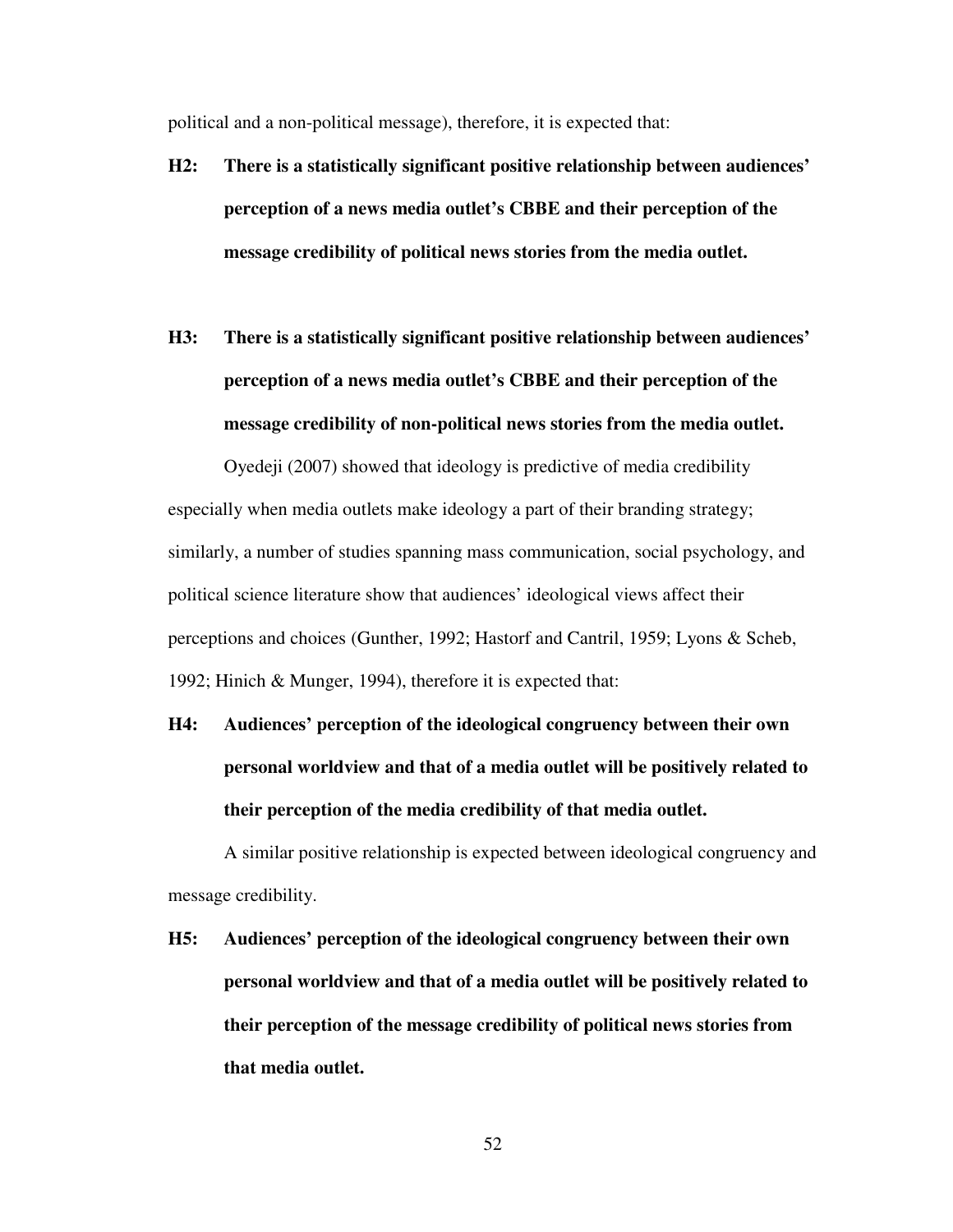political and a non-political message), therefore, it is expected that:

**H2: There is a statistically significant positive relationship between audiences' perception of a news media outlet's CBBE and their perception of the message credibility of political news stories from the media outlet.**

**H3: There is a statistically significant positive relationship between audiences' perception of a news media outlet's CBBE and their perception of the message credibility of non-political news stories from the media outlet.**

Oyedeji (2007) showed that ideology is predictive of media credibility especially when media outlets make ideology a part of their branding strategy; similarly, a number of studies spanning mass communication, social psychology, and political science literature show that audiences' ideological views affect their perceptions and choices (Gunther, 1992; Hastorf and Cantril, 1959; Lyons & Scheb, 1992; Hinich & Munger, 1994), therefore it is expected that:

**H4: Audiences' perception of the ideological congruency between their own personal worldview and that of a media outlet will be positively related to their perception of the media credibility of that media outlet.**

A similar positive relationship is expected between ideological congruency and message credibility.

**H5: Audiences' perception of the ideological congruency between their own personal worldview and that of a media outlet will be positively related to their perception of the message credibility of political news stories from that media outlet.**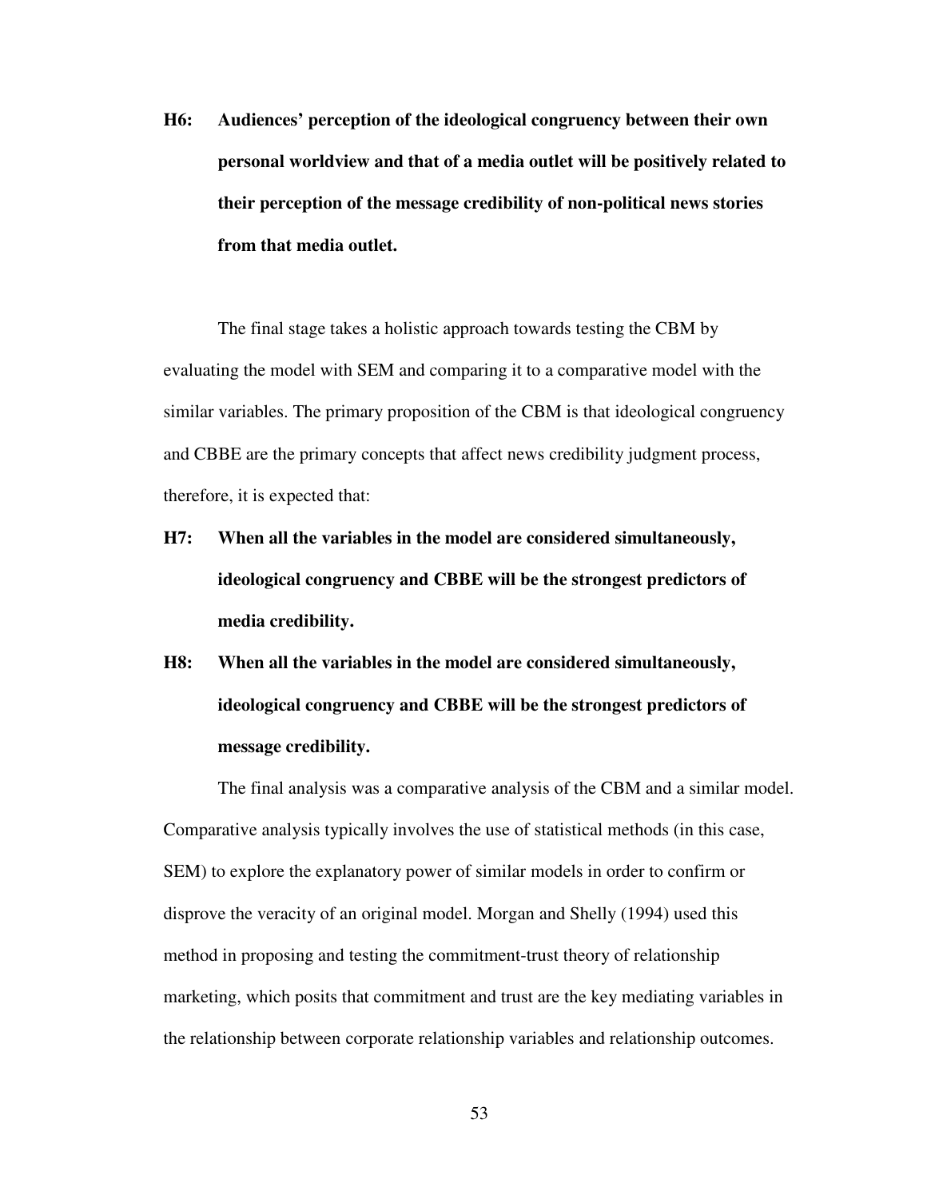**H6: Audiences' perception of the ideological congruency between their own personal worldview and that of a media outlet will be positively related to their perception of the message credibility of non-political news stories from that media outlet.**

The final stage takes a holistic approach towards testing the CBM by evaluating the model with SEM and comparing it to a comparative model with the similar variables. The primary proposition of the CBM is that ideological congruency and CBBE are the primary concepts that affect news credibility judgment process, therefore, it is expected that:

**H7: When all the variables in the model are considered simultaneously, ideological congruency and CBBE will be the strongest predictors of media credibility.**

**H8: When all the variables in the model are considered simultaneously, ideological congruency and CBBE will be the strongest predictors of message credibility.**

The final analysis was a comparative analysis of the CBM and a similar model. Comparative analysis typically involves the use of statistical methods (in this case, SEM) to explore the explanatory power of similar models in order to confirm or disprove the veracity of an original model. Morgan and Shelly (1994) used this method in proposing and testing the commitment-trust theory of relationship marketing, which posits that commitment and trust are the key mediating variables in the relationship between corporate relationship variables and relationship outcomes.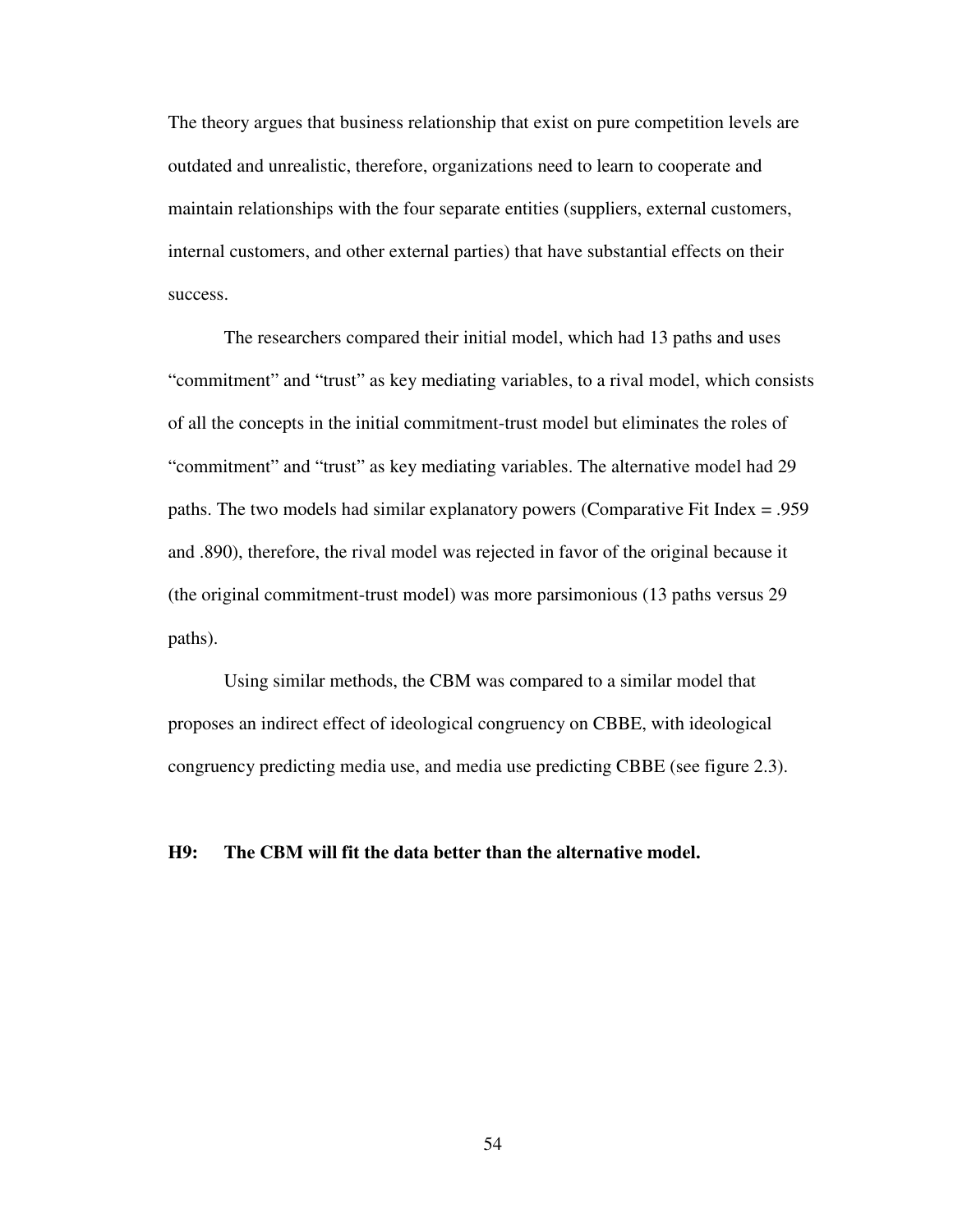The theory argues that business relationship that exist on pure competition levels are outdated and unrealistic, therefore, organizations need to learn to cooperate and maintain relationships with the four separate entities (suppliers, external customers, internal customers, and other external parties) that have substantial effects on their success.

The researchers compared their initial model, which had 13 paths and uses "commitment" and "trust" as key mediating variables, to a rival model, which consists of all the concepts in the initial commitment-trust model but eliminates the roles of "commitment" and "trust" as key mediating variables. The alternative model had 29 paths. The two models had similar explanatory powers (Comparative Fit Index = .959 and .890), therefore, the rival model was rejected in favor of the original because it (the original commitment-trust model) was more parsimonious (13 paths versus 29 paths).

Using similar methods, the CBM was compared to a similar model that proposes an indirect effect of ideological congruency on CBBE, with ideological congruency predicting media use, and media use predicting CBBE (see figure 2.3).

**H9: The CBM will fit the data better than the alternative model.**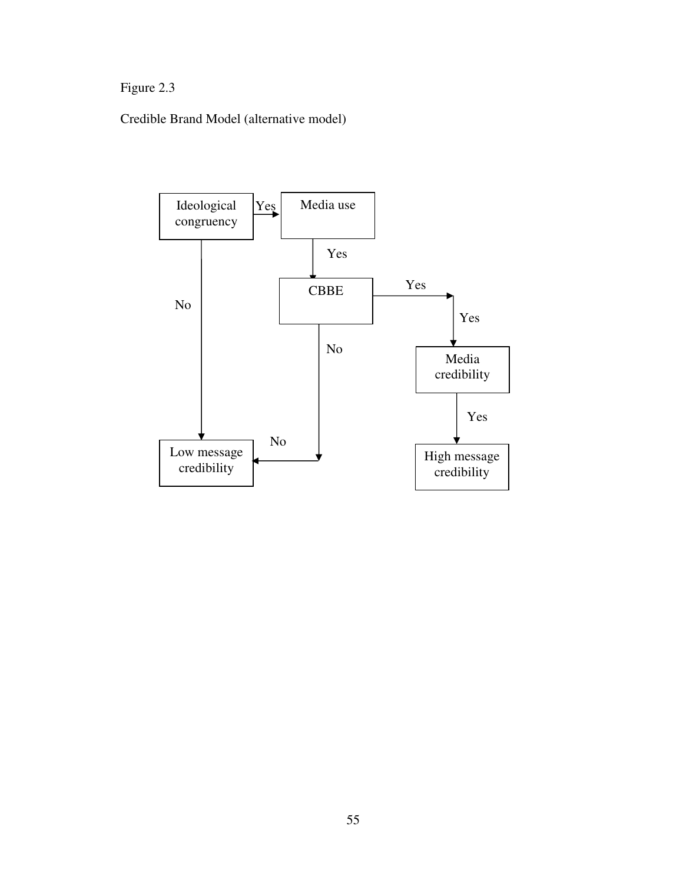Figure 2.3

Credible Brand Model (alternative model)

Ideological congruency

Yes

Media use

Yes

No

CBBE

Yes

Yes

No

Media credibility

Yes

No

Low message credibility

High message credibility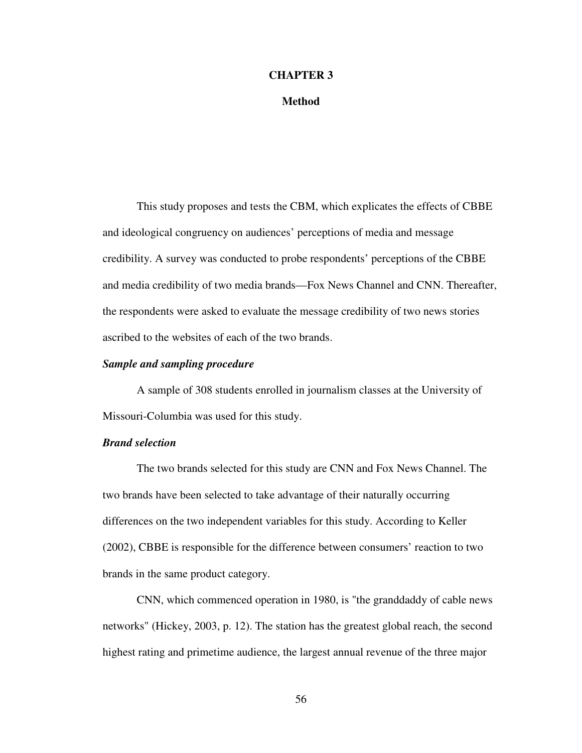# CHAPTER 3

## Method

This study proposes and tests the CBM, which explicates the effects of CBBE and ideological congruency on audiences' perceptions of media and message credibility. A survey was conducted to probe respondents' perceptions of the CBBE and media credibility of two media brands—Fox News Channel and CNN. Thereafter, the respondents were asked to evaluate the message credibility of two news stories ascribed to the websites of each of the two brands.

### *Sample and sampling procedure*

A sample of 308 students enrolled in journalism classes at the University of Missouri-Columbia was used for this study.

### *Brand selection*

The two brands selected for this study are CNN and Fox News Channel. The two brands have been selected to take advantage of their naturally occurring differences on the two independent variables for this study. According to Keller (2002), CBBE is responsible for the difference between consumers' reaction to two brands in the same product category.

CNN, which commenced operation in 1980, is "the granddaddy of cable news networks" (Hickey, 2003, p. 12). The station has the greatest global reach, the second highest rating and primetime audience, the largest annual revenue of the three major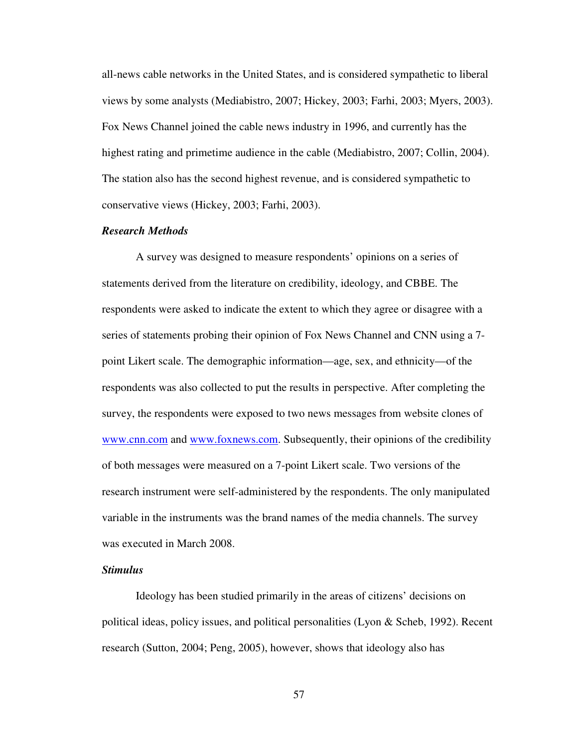all-news cable networks in the United States, and is considered sympathetic to liberal views by some analysts (Mediabistro, 2007; Hickey, 2003; Farhi, 2003; Myers, 2003). Fox News Channel joined the cable news industry in 1996, and currently has the highest rating and primetime audience in the cable (Mediabistro, 2007; Collin, 2004). The station also has the second highest revenue, and is considered sympathetic to conservative views (Hickey, 2003; Farhi, 2003).

***Research Methods***

A survey was designed to measure respondents' opinions on a series of statements derived from the literature on credibility, ideology, and CBBE. The respondents were asked to indicate the extent to which they agree or disagree with a series of statements probing their opinion of Fox News Channel and CNN using a 7-point Likert scale. The demographic information—age, sex, and ethnicity—of the respondents was also collected to put the results in perspective. After completing the survey, the respondents were exposed to two news messages from website clones of www.cnn.com and www.foxnews.com. Subsequently, their opinions of the credibility of both messages were measured on a 7-point Likert scale. Two versions of the research instrument were self-administered by the respondents. The only manipulated variable in the instruments was the brand names of the media channels. The survey was executed in March 2008.

***Stimulus***

Ideology has been studied primarily in the areas of citizens' decisions on political ideas, policy issues, and political personalities (Lyon & Scheb, 1992). Recent research (Sutton, 2004; Peng, 2005), however, shows that ideology also has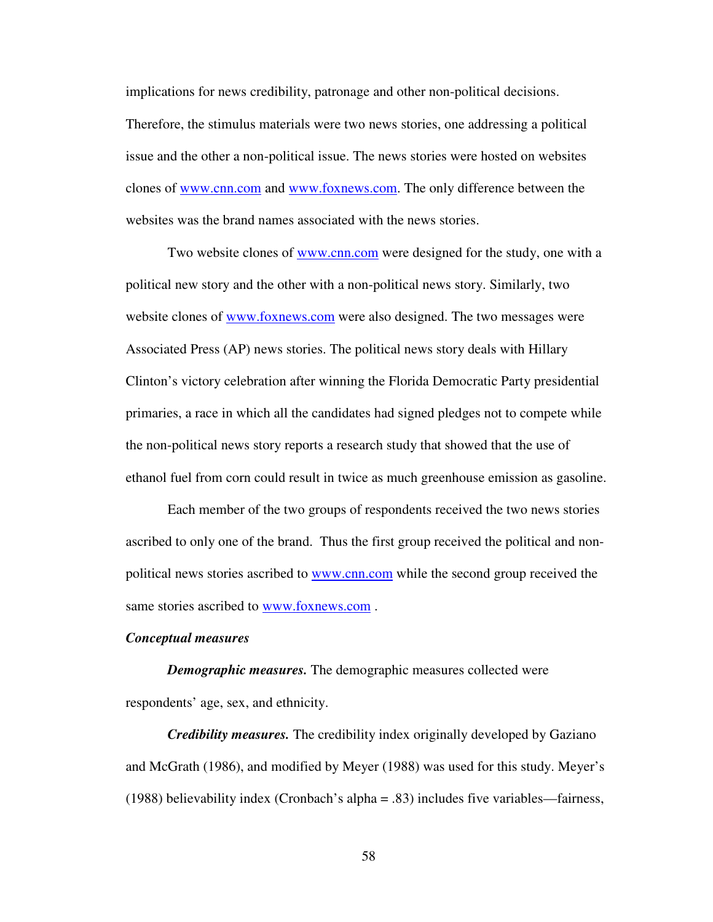implications for news credibility, patronage and other non-political decisions. Therefore, the stimulus materials were two news stories, one addressing a political issue and the other a non-political issue. The news stories were hosted on websites clones of www.cnn.com and www.foxnews.com. The only difference between the websites was the brand names associated with the news stories.

Two website clones of www.cnn.com were designed for the study, one with a political new story and the other with a non-political news story. Similarly, two website clones of www.foxnews.com were also designed. The two messages were Associated Press (AP) news stories. The political news story deals with Hillary Clinton's victory celebration after winning the Florida Democratic Party presidential primaries, a race in which all the candidates had signed pledges not to compete while the non-political news story reports a research study that showed that the use of ethanol fuel from corn could result in twice as much greenhouse emission as gasoline.

Each member of the two groups of respondents received the two news stories ascribed to only one of the brand. Thus the first group received the political and non-political news stories ascribed to www.cnn.com while the second group received the same stories ascribed to www.foxnews.com .

***Conceptual measures***

***Demographic measures.*** The demographic measures collected were respondents' age, sex, and ethnicity.

***Credibility measures.*** The credibility index originally developed by Gaziano and McGrath (1986), and modified by Meyer (1988) was used for this study. Meyer's (1988) believability index (Cronbach's alpha = .83) includes five variables—fairness,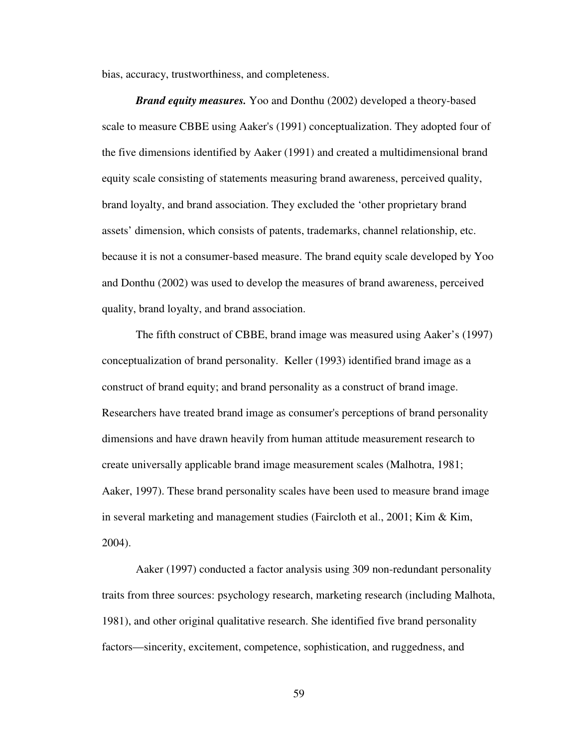bias, accuracy, trustworthiness, and completeness.

***Brand equity measures.*** Yoo and Donthu (2002) developed a theory-based scale to measure CBBE using Aaker's (1991) conceptualization. They adopted four of the five dimensions identified by Aaker (1991) and created a multidimensional brand equity scale consisting of statements measuring brand awareness, perceived quality, brand loyalty, and brand association. They excluded the 'other proprietary brand assets' dimension, which consists of patents, trademarks, channel relationship, etc. because it is not a consumer-based measure. The brand equity scale developed by Yoo and Donthu (2002) was used to develop the measures of brand awareness, perceived quality, brand loyalty, and brand association.

The fifth construct of CBBE, brand image was measured using Aaker's (1997) conceptualization of brand personality. Keller (1993) identified brand image as a construct of brand equity; and brand personality as a construct of brand image. Researchers have treated brand image as consumer's perceptions of brand personality dimensions and have drawn heavily from human attitude measurement research to create universally applicable brand image measurement scales (Malhotra, 1981; Aaker, 1997). These brand personality scales have been used to measure brand image in several marketing and management studies (Faircloth et al., 2001; Kim & Kim, 2004).

Aaker (1997) conducted a factor analysis using 309 non-redundant personality traits from three sources: psychology research, marketing research (including Malhota, 1981), and other original qualitative research. She identified five brand personality factors—sincerity, excitement, competence, sophistication, and ruggedness, and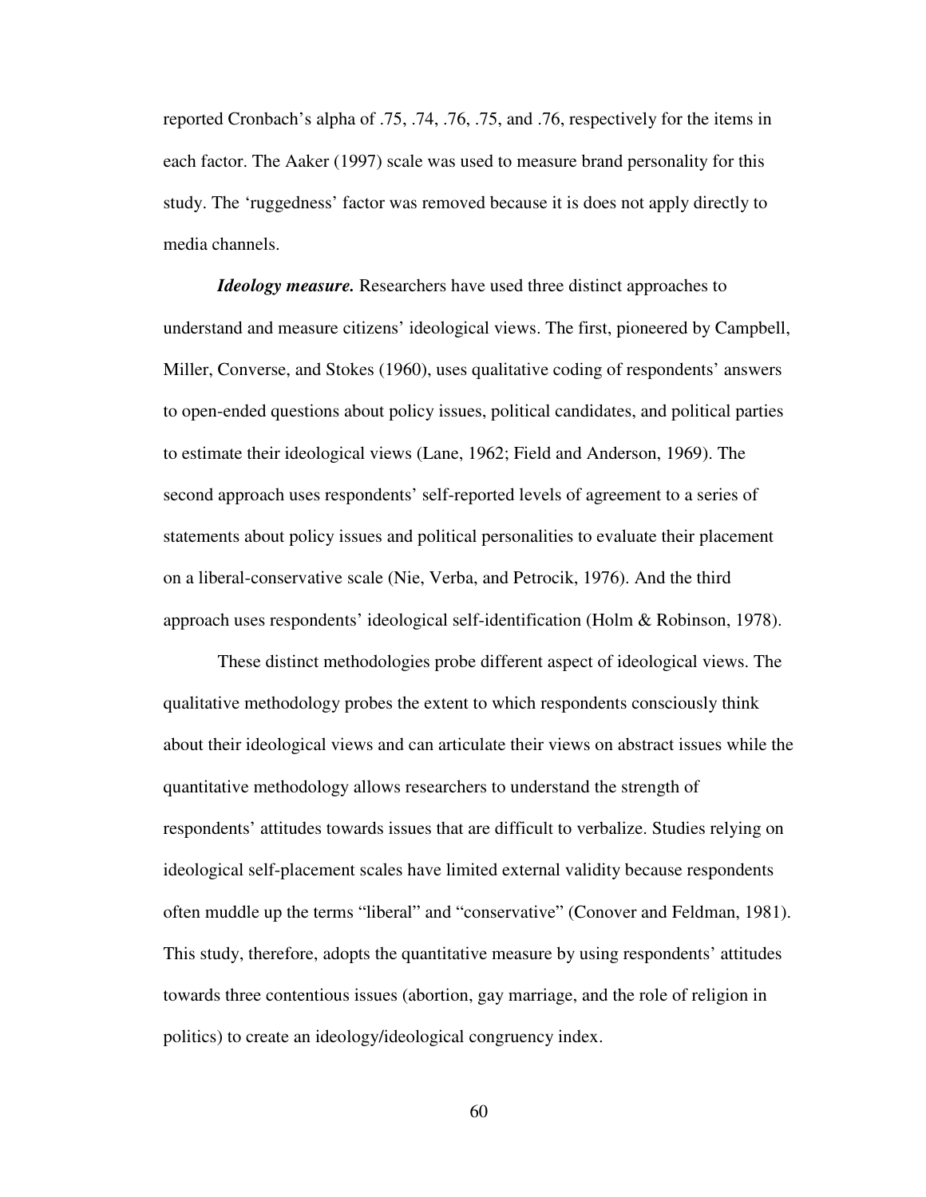reported Cronbach's alpha of .75, .74, .76, .75, and .76, respectively for the items in each factor. The Aaker (1997) scale was used to measure brand personality for this study. The 'ruggedness' factor was removed because it is does not apply directly to media channels.

***Ideology measure.*** Researchers have used three distinct approaches to understand and measure citizens' ideological views. The first, pioneered by Campbell, Miller, Converse, and Stokes (1960), uses qualitative coding of respondents' answers to open-ended questions about policy issues, political candidates, and political parties to estimate their ideological views (Lane, 1962; Field and Anderson, 1969). The second approach uses respondents' self-reported levels of agreement to a series of statements about policy issues and political personalities to evaluate their placement on a liberal-conservative scale (Nie, Verba, and Petrocik, 1976). And the third approach uses respondents' ideological self-identification (Holm & Robinson, 1978).

These distinct methodologies probe different aspect of ideological views. The qualitative methodology probes the extent to which respondents consciously think about their ideological views and can articulate their views on abstract issues while the quantitative methodology allows researchers to understand the strength of respondents' attitudes towards issues that are difficult to verbalize. Studies relying on ideological self-placement scales have limited external validity because respondents often muddle up the terms "liberal" and "conservative" (Conover and Feldman, 1981). This study, therefore, adopts the quantitative measure by using respondents' attitudes towards three contentious issues (abortion, gay marriage, and the role of religion in politics) to create an ideology/ideological congruency index.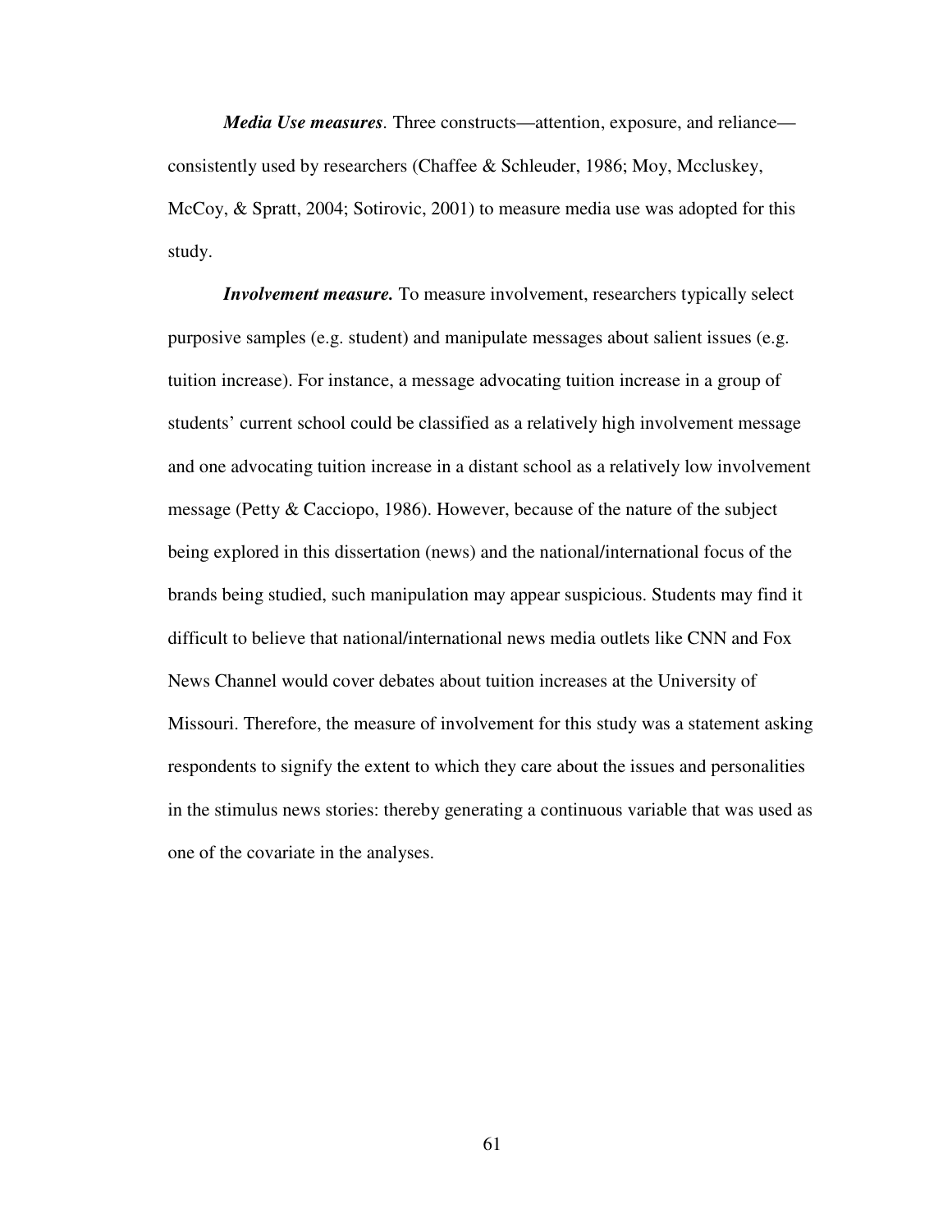***Media Use measures***. Three constructs—attention, exposure, and reliance—consistently used by researchers (Chaffee & Schleuder, 1986; Moy, Mccluskey, McCoy, & Spratt, 2004; Sotirovic, 2001) to measure media use was adopted for this study.

***Involvement measure.*** To measure involvement, researchers typically select purposive samples (e.g. student) and manipulate messages about salient issues (e.g. tuition increase). For instance, a message advocating tuition increase in a group of students' current school could be classified as a relatively high involvement message and one advocating tuition increase in a distant school as a relatively low involvement message (Petty & Cacciopo, 1986). However, because of the nature of the subject being explored in this dissertation (news) and the national/international focus of the brands being studied, such manipulation may appear suspicious. Students may find it difficult to believe that national/international news media outlets like CNN and Fox News Channel would cover debates about tuition increases at the University of Missouri. Therefore, the measure of involvement for this study was a statement asking respondents to signify the extent to which they care about the issues and personalities in the stimulus news stories: thereby generating a continuous variable that was used as one of the covariate in the analyses.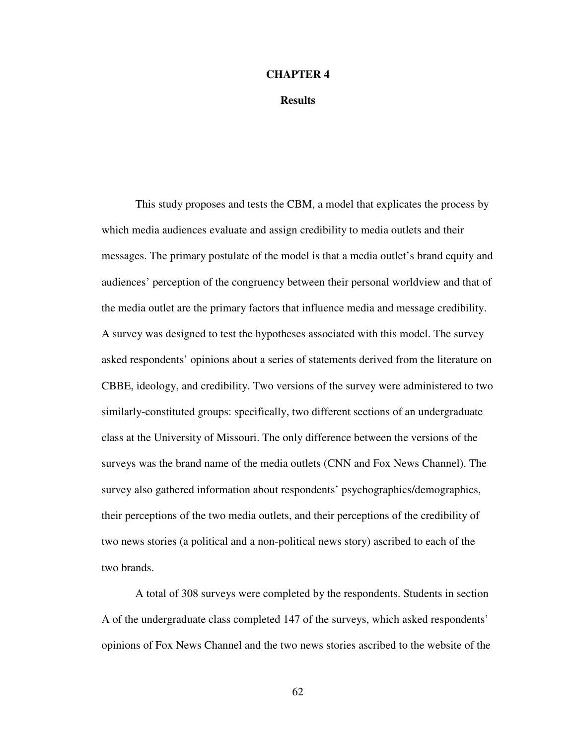# CHAPTER 4

## Results

This study proposes and tests the CBM, a model that explicates the process by which media audiences evaluate and assign credibility to media outlets and their messages. The primary postulate of the model is that a media outlet's brand equity and audiences' perception of the congruency between their personal worldview and that of the media outlet are the primary factors that influence media and message credibility. A survey was designed to test the hypotheses associated with this model. The survey asked respondents' opinions about a series of statements derived from the literature on CBBE, ideology, and credibility. Two versions of the survey were administered to two similarly-constituted groups: specifically, two different sections of an undergraduate class at the University of Missouri. The only difference between the versions of the surveys was the brand name of the media outlets (CNN and Fox News Channel). The survey also gathered information about respondents' psychographics/demographics, their perceptions of the two media outlets, and their perceptions of the credibility of two news stories (a political and a non-political news story) ascribed to each of the two brands.

A total of 308 surveys were completed by the respondents. Students in section A of the undergraduate class completed 147 of the surveys, which asked respondents' opinions of Fox News Channel and the two news stories ascribed to the website of the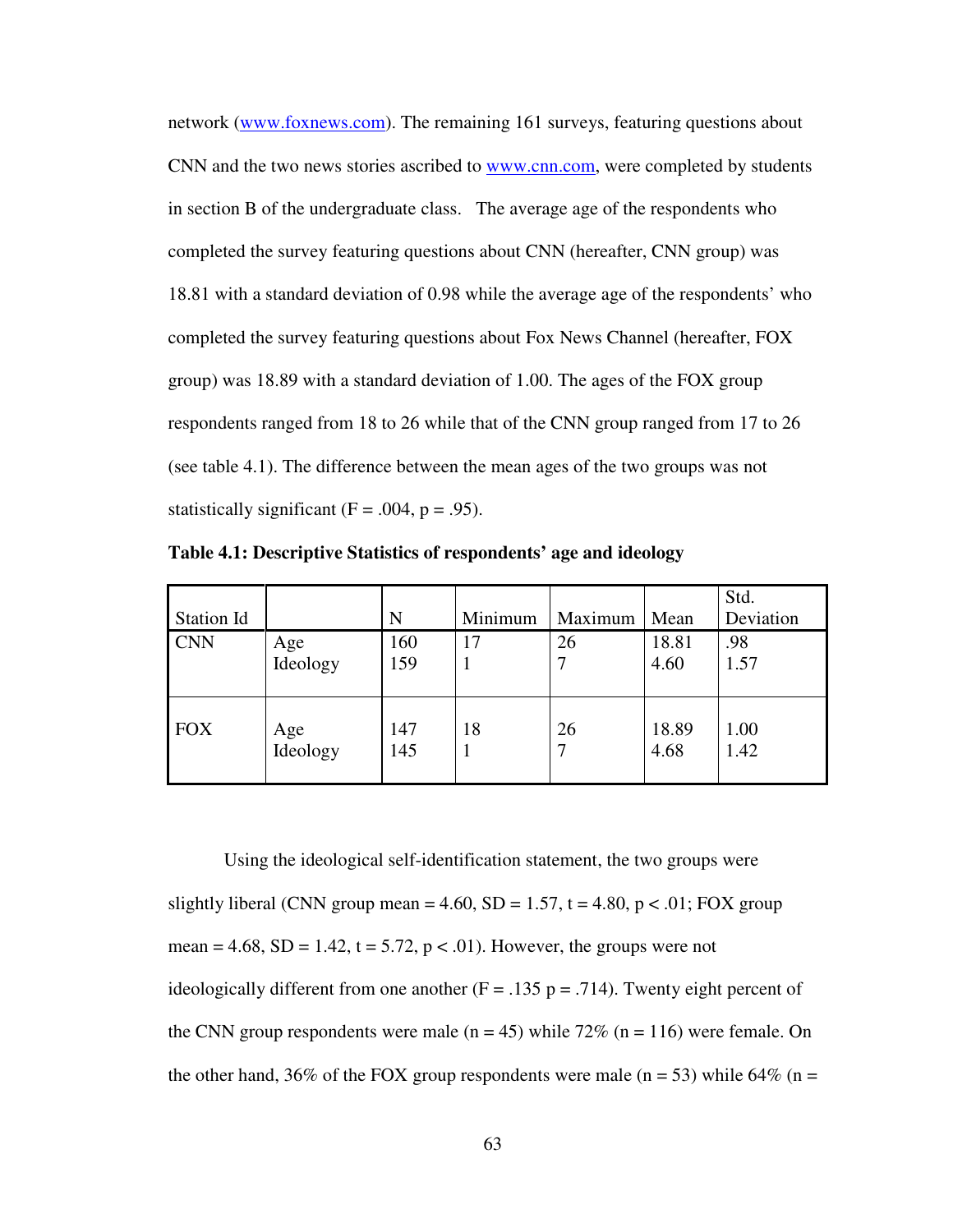network (www.foxnews.com). The remaining 161 surveys, featuring questions about CNN and the two news stories ascribed to www.cnn.com, were completed by students in section B of the undergraduate class. The average age of the respondents who completed the survey featuring questions about CNN (hereafter, CNN group) was 18.81 with a standard deviation of 0.98 while the average age of the respondents' who completed the survey featuring questions about Fox News Channel (hereafter, FOX group) was 18.89 with a standard deviation of 1.00. The ages of the FOX group respondents ranged from 18 to 26 while that of the CNN group ranged from 17 to 26 (see table 4.1). The difference between the mean ages of the two groups was not statistically significant ($F = .004$, $p = .95$).

**Table 4.1: Descriptive Statistics of respondents' age and ideology**

| Station Id | | N | Minimum | Maximum | Mean | Std. Deviation |
|---|---|---|---|---|---|---|
| CNN | Age | 160 | 17 | 26 | 18.81 | .98 |
| | Ideology | 159 | 1 | 7 | 4.60 | 1.57 |
| FOX | Age | 147 | 18 | 26 | 18.89 | 1.00 |
| | Ideology | 145 | 1 | 7 | 4.68 | 1.42 |

Using the ideological self-identification statement, the two groups were slightly liberal (CNN group mean = 4.60, SD = 1.57, $t = 4.80$, $p < .01$; FOX group mean = 4.68, SD = 1.42, $t = 5.72$, $p < .01$). However, the groups were not ideologically different from one another ($F = .135$ $p = .714$). Twenty eight percent of the CNN group respondents were male (n = 45) while 72% (n = 116) were female. On the other hand, 36% of the FOX group respondents were male (n = 53) while 64% (n =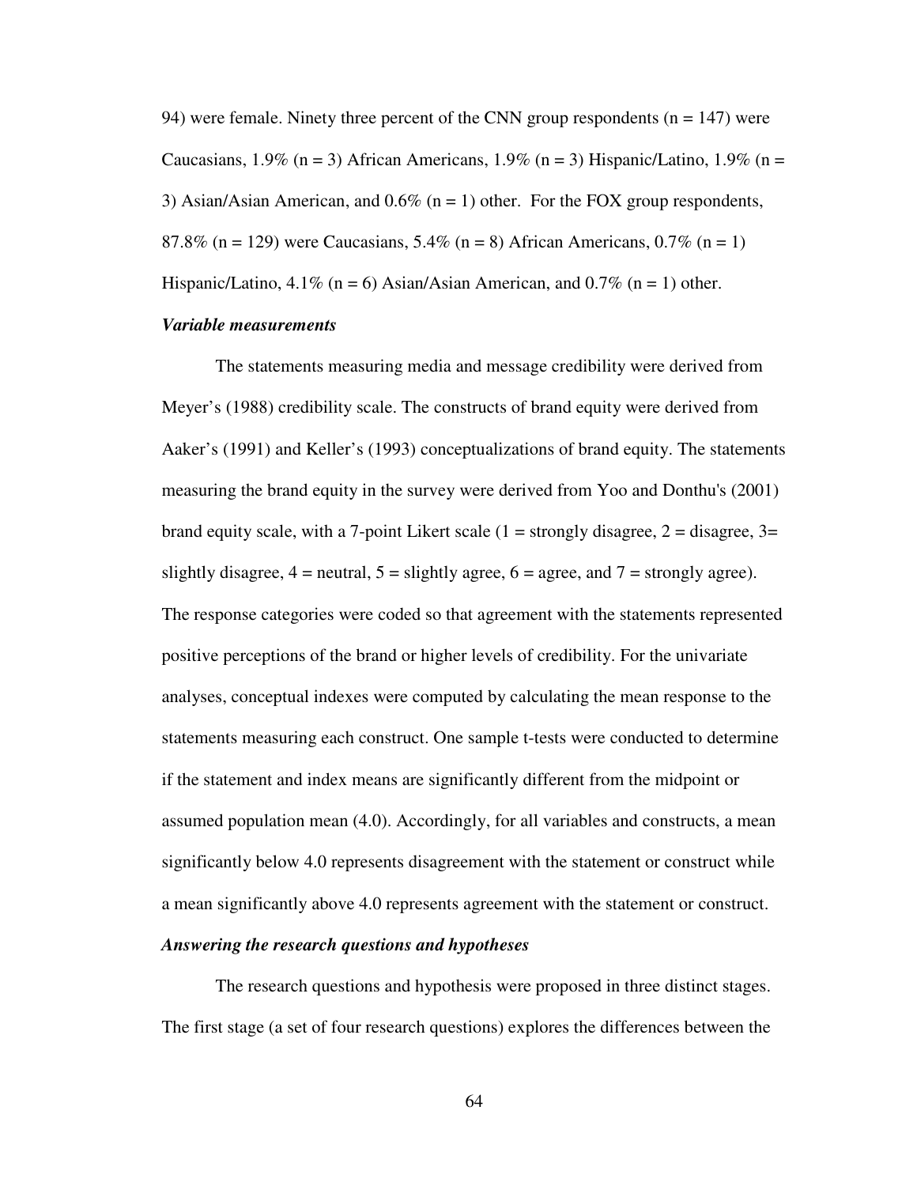94) were female. Ninety three percent of the CNN group respondents (n = 147) were Caucasians, 1.9% (n = 3) African Americans, 1.9% (n = 3) Hispanic/Latino, 1.9% (n = 3) Asian/Asian American, and 0.6% (n = 1) other. For the FOX group respondents, 87.8% (n = 129) were Caucasians, 5.4% (n = 8) African Americans, 0.7% (n = 1) Hispanic/Latino, 4.1% (n = 6) Asian/Asian American, and 0.7% (n = 1) other.

***Variable measurements***

The statements measuring media and message credibility were derived from Meyer's (1988) credibility scale. The constructs of brand equity were derived from Aaker's (1991) and Keller's (1993) conceptualizations of brand equity. The statements measuring the brand equity in the survey were derived from Yoo and Donthu's (2001) brand equity scale, with a 7-point Likert scale (1 = strongly disagree, 2 = disagree, 3= slightly disagree, 4 = neutral, 5 = slightly agree, 6 = agree, and 7 = strongly agree). The response categories were coded so that agreement with the statements represented positive perceptions of the brand or higher levels of credibility. For the univariate analyses, conceptual indexes were computed by calculating the mean response to the statements measuring each construct. One sample t-tests were conducted to determine if the statement and index means are significantly different from the midpoint or assumed population mean (4.0). Accordingly, for all variables and constructs, a mean significantly below 4.0 represents disagreement with the statement or construct while a mean significantly above 4.0 represents agreement with the statement or construct.

***Answering the research questions and hypotheses***

The research questions and hypothesis were proposed in three distinct stages. The first stage (a set of four research questions) explores the differences between the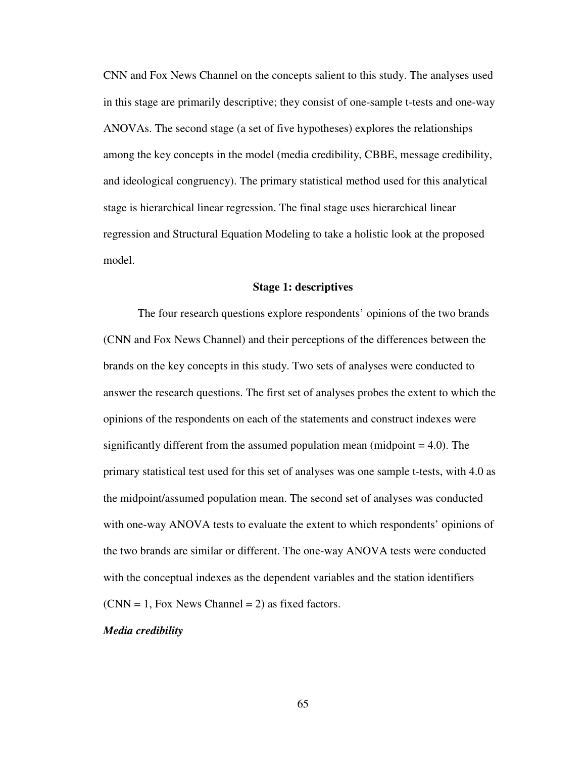CNN and Fox News Channel on the concepts salient to this study. The analyses used in this stage are primarily descriptive; they consist of one-sample t-tests and one-way ANOVAs. The second stage (a set of five hypotheses) explores the relationships among the key concepts in the model (media credibility, CBBE, message credibility, and ideological congruency). The primary statistical method used for this analytical stage is hierarchical linear regression. The final stage uses hierarchical linear regression and Structural Equation Modeling to take a holistic look at the proposed model.

### Stage 1: descriptives

The four research questions explore respondents' opinions of the two brands (CNN and Fox News Channel) and their perceptions of the differences between the brands on the key concepts in this study. Two sets of analyses were conducted to answer the research questions. The first set of analyses probes the extent to which the opinions of the respondents on each of the statements and construct indexes were significantly different from the assumed population mean (midpoint = 4.0). The primary statistical test used for this set of analyses was one sample t-tests, with 4.0 as the midpoint/assumed population mean. The second set of analyses was conducted with one-way ANOVA tests to evaluate the extent to which respondents' opinions of the two brands are similar or different. The one-way ANOVA tests were conducted with the conceptual indexes as the dependent variables and the station identifiers (CNN = 1, Fox News Channel = 2) as fixed factors.

#### *Media credibility*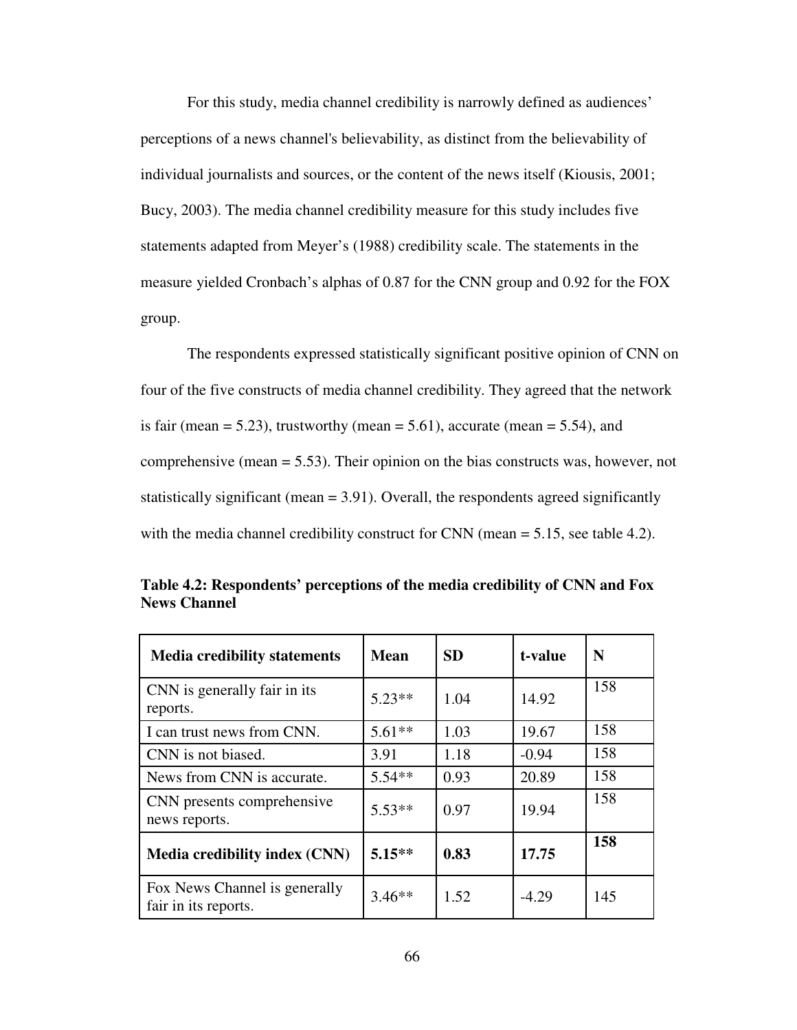For this study, media channel credibility is narrowly defined as audiences' perceptions of a news channel's believability, as distinct from the believability of individual journalists and sources, or the content of the news itself (Kiousis, 2001; Bucy, 2003). The media channel credibility measure for this study includes five statements adapted from Meyer's (1988) credibility scale. The statements in the measure yielded Cronbach's alphas of 0.87 for the CNN group and 0.92 for the FOX group.

The respondents expressed statistically significant positive opinion of CNN on four of the five constructs of media channel credibility. They agreed that the network is fair (mean = 5.23), trustworthy (mean = 5.61), accurate (mean = 5.54), and comprehensive (mean = 5.53). Their opinion on the bias constructs was, however, not statistically significant (mean = 3.91). Overall, the respondents agreed significantly with the media channel credibility construct for CNN (mean = 5.15, see table 4.2).

**Table 4.2: Respondents' perceptions of the media credibility of CNN and Fox News Channel**

| Media credibility statements | Mean | SD | t-value | N |
|---|---|---|---|---|
| CNN is generally fair in its reports. | 5.23** | 1.04 | 14.92 | 158 |
| I can trust news from CNN. | 5.61** | 1.03 | 19.67 | 158 |
| CNN is not biased. | 3.91 | 1.18 | -0.94 | 158 |
| News from CNN is accurate. | 5.54** | 0.93 | 20.89 | 158 |
| CNN presents comprehensive news reports. | 5.53** | 0.97 | 19.94 | 158 |
| **Media credibility index (CNN)** | **5.15**** | **0.83** | **17.75** | **158** |
| Fox News Channel is generally fair in its reports. | 3.46** | 1.52 | -4.29 | 145 |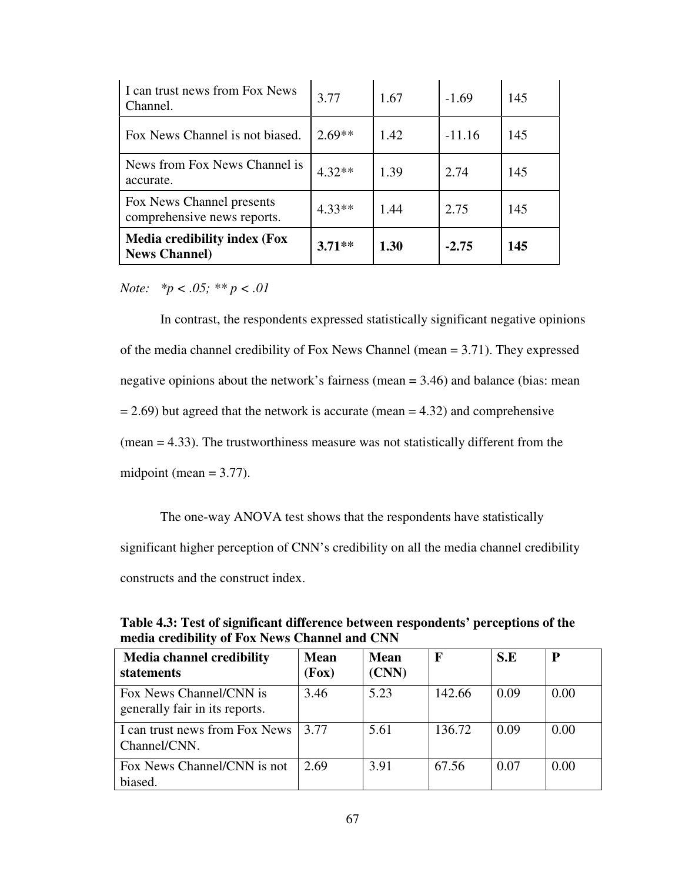| | | | | |
|---|---|---|---|---|
| I can trust news from Fox News Channel. | 3.77 | 1.67 | -1.69 | 145 |
| Fox News Channel is not biased. | 2.69** | 1.42 | -11.16 | 145 |
| News from Fox News Channel is accurate. | 4.32** | 1.39 | 2.74 | 145 |
| Fox News Channel presents comprehensive news reports. | 4.33** | 1.44 | 2.75 | 145 |
| **Media credibility index (Fox News Channel)** | **3.71**** | **1.30** | **-2.75** | **145** |

*Note: *p < .05; ** p < .01*

In contrast, the respondents expressed statistically significant negative opinions of the media channel credibility of Fox News Channel (mean = 3.71). They expressed negative opinions about the network's fairness (mean = 3.46) and balance (bias: mean = 2.69) but agreed that the network is accurate (mean = 4.32) and comprehensive (mean = 4.33). The trustworthiness measure was not statistically different from the midpoint (mean = 3.77).

The one-way ANOVA test shows that the respondents have statistically significant higher perception of CNN's credibility on all the media channel credibility constructs and the construct index.

**Table 4.3: Test of significant difference between respondents' perceptions of the media credibility of Fox News Channel and CNN**

| **Media channel credibility statements** | **Mean (Fox)** | **Mean (CNN)** | **F** | **S.E** | **P** |
|---|---|---|---|---|---|
| Fox News Channel/CNN is generally fair in its reports. | 3.46 | 5.23 | 142.66 | 0.09 | 0.00 |
| I can trust news from Fox News Channel/CNN. | 3.77 | 5.61 | 136.72 | 0.09 | 0.00 |
| Fox News Channel/CNN is not biased. | 2.69 | 3.91 | 67.56 | 0.07 | 0.00 |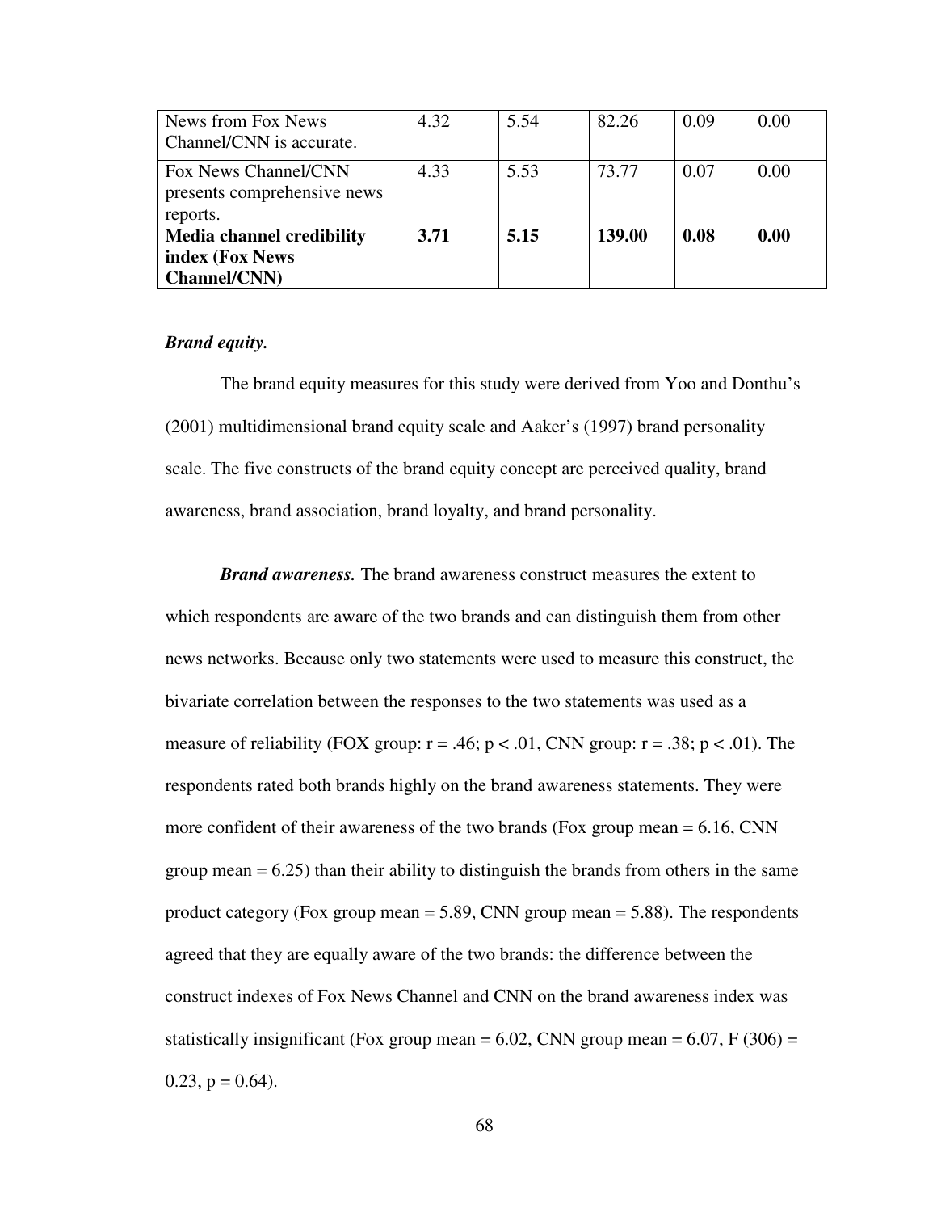| News from Fox News Channel/CNN is accurate. | 4.32 | 5.54 | 82.26 | 0.09 | 0.00 |
|---|---|---|---|---|---|
| Fox News Channel/CNN presents comprehensive news reports. | 4.33 | 5.53 | 73.77 | 0.07 | 0.00 |
| **Media channel credibility index (Fox News Channel/CNN)** | **3.71** | **5.15** | **139.00** | **0.08** | **0.00** |

***Brand equity.***

The brand equity measures for this study were derived from Yoo and Donthu's (2001) multidimensional brand equity scale and Aaker's (1997) brand personality scale. The five constructs of the brand equity concept are perceived quality, brand awareness, brand association, brand loyalty, and brand personality.

***Brand awareness.*** The brand awareness construct measures the extent to which respondents are aware of the two brands and can distinguish them from other news networks. Because only two statements were used to measure this construct, the bivariate correlation between the responses to the two statements was used as a measure of reliability (FOX group: $r = .46$; $p < .01$, CNN group: $r = .38$; $p < .01$). The respondents rated both brands highly on the brand awareness statements. They were more confident of their awareness of the two brands (Fox group mean = 6.16, CNN group mean = 6.25) than their ability to distinguish the brands from others in the same product category (Fox group mean = 5.89, CNN group mean = 5.88). The respondents agreed that they are equally aware of the two brands: the difference between the construct indexes of Fox News Channel and CNN on the brand awareness index was statistically insignificant (Fox group mean = 6.02, CNN group mean = 6.07, $F(306) = 0.23$, $p = 0.64$).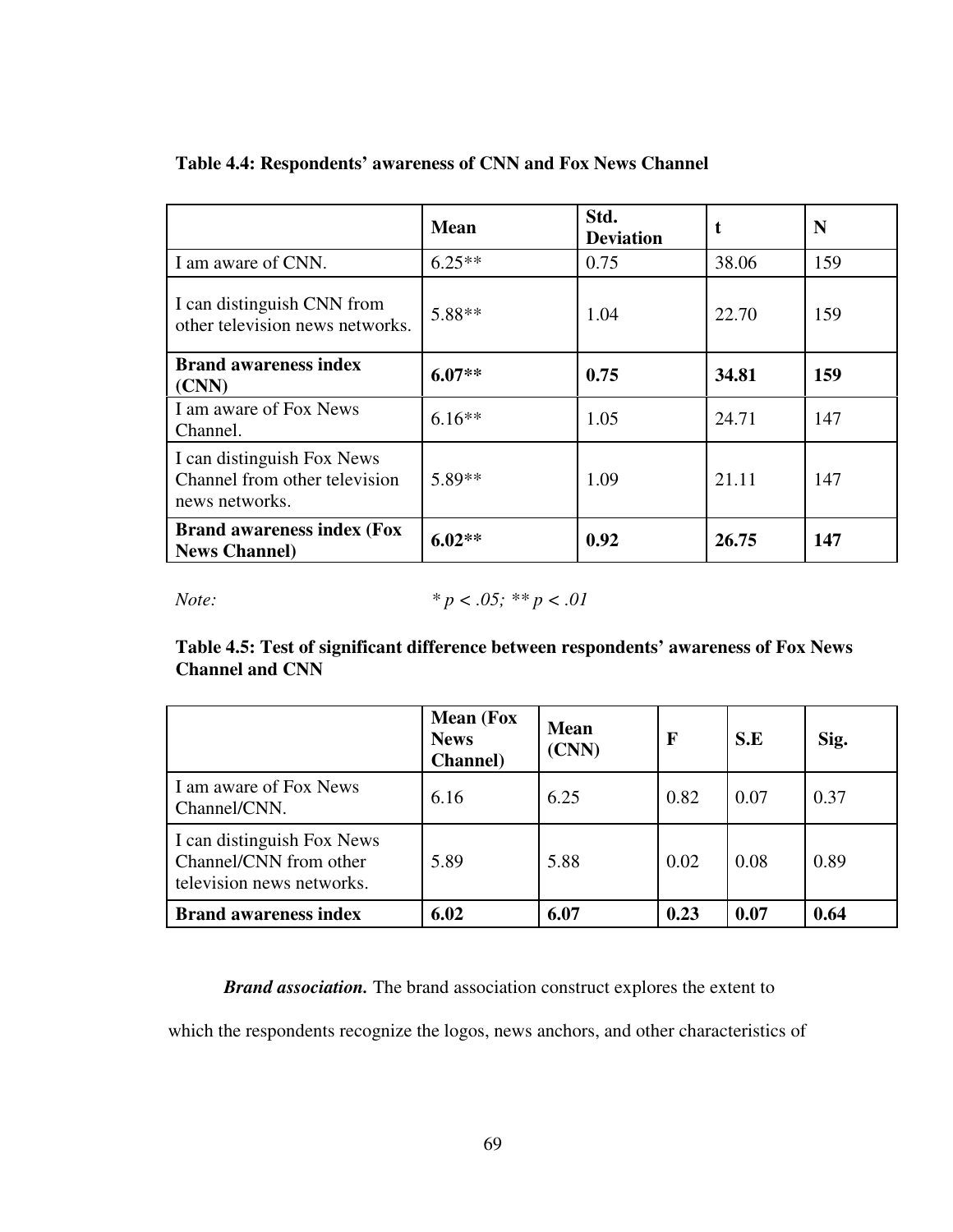**Table 4.4: Respondents' awareness of CNN and Fox News Channel**

| | **Mean** | **Std. Deviation** | **t** | **N** |
|---|---|---|---|---|
| I am aware of CNN. | 6.25** | 0.75 | 38.06 | 159 |
| I can distinguish CNN from other television news networks. | 5.88** | 1.04 | 22.70 | 159 |
| **Brand awareness index (CNN)** | **6.07**** | **0.75** | **34.81** | **159** |
| I am aware of Fox News Channel. | 6.16** | 1.05 | 24.71 | 147 |
| I can distinguish Fox News Channel from other television news networks. | 5.89** | 1.09 | 21.11 | 147 |
| **Brand awareness index (Fox News Channel)** | **6.02**** | **0.92** | **26.75** | **147** |

*Note:* $^{*} p < .05$; $^{**} p < .01$

**Table 4.5: Test of significant difference between respondents' awareness of Fox News Channel and CNN**

| | **Mean (Fox News Channel)** | **Mean (CNN)** | **F** | **S.E** | **Sig.** |
|---|---|---|---|---|---|
| I am aware of Fox News Channel/CNN. | 6.16 | 6.25 | 0.82 | 0.07 | 0.37 |
| I can distinguish Fox News Channel/CNN from other television news networks. | 5.89 | 5.88 | 0.02 | 0.08 | 0.89 |
| **Brand awareness index** | **6.02** | **6.07** | **0.23** | **0.07** | **0.64** |

***Brand association.*** The brand association construct explores the extent to which the respondents recognize the logos, news anchors, and other characteristics of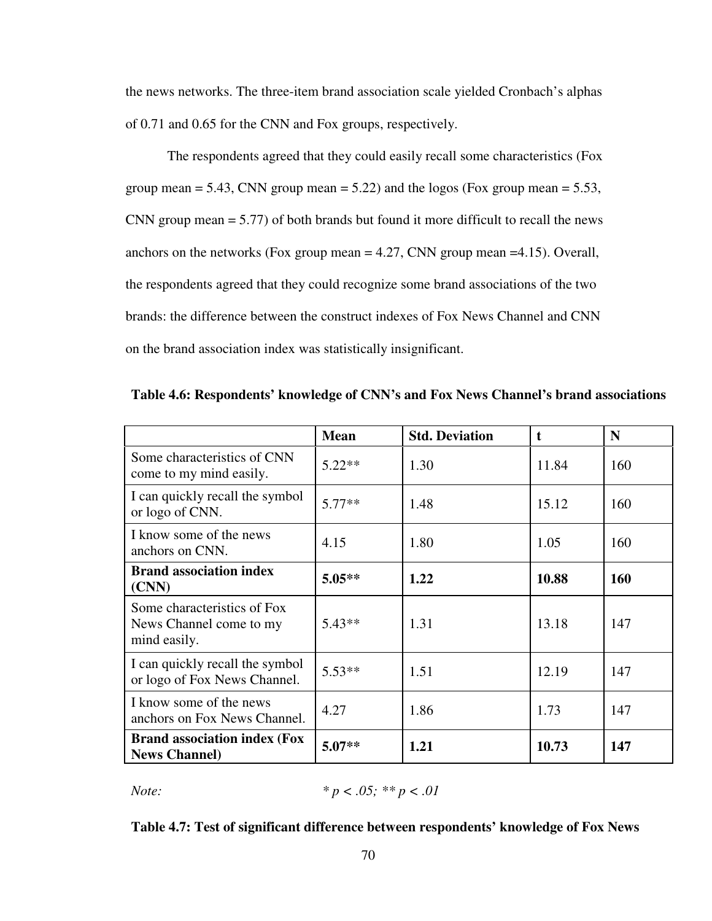the news networks. The three-item brand association scale yielded Cronbach's alphas of 0.71 and 0.65 for the CNN and Fox groups, respectively.

The respondents agreed that they could easily recall some characteristics (Fox group mean = 5.43, CNN group mean = 5.22) and the logos (Fox group mean = 5.53, CNN group mean = 5.77) of both brands but found it more difficult to recall the news anchors on the networks (Fox group mean = 4.27, CNN group mean =4.15). Overall, the respondents agreed that they could recognize some brand associations of the two brands: the difference between the construct indexes of Fox News Channel and CNN on the brand association index was statistically insignificant.

**Table 4.6: Respondents' knowledge of CNN's and Fox News Channel's brand associations**

| | Mean | Std. Deviation | t | N |
|---|---|---|---|---|
| Some characteristics of CNN come to my mind easily. | 5.22** | 1.30 | 11.84 | 160 |
| I can quickly recall the symbol or logo of CNN. | 5.77** | 1.48 | 15.12 | 160 |
| I know some of the news anchors on CNN. | 4.15 | 1.80 | 1.05 | 160 |
| **Brand association index (CNN)** | **5.05**** | **1.22** | **10.88** | **160** |
| Some characteristics of Fox News Channel come to my mind easily. | 5.43** | 1.31 | 13.18 | 147 |
| I can quickly recall the symbol or logo of Fox News Channel. | 5.53** | 1.51 | 12.19 | 147 |
| I know some of the news anchors on Fox News Channel. | 4.27 | 1.86 | 1.73 | 147 |
| **Brand association index (Fox News Channel)** | **5.07**** | **1.21** | **10.73** | **147** |

*Note:* * $p < .05$; ** $p < .01$

**Table 4.7: Test of significant difference between respondents' knowledge of Fox News**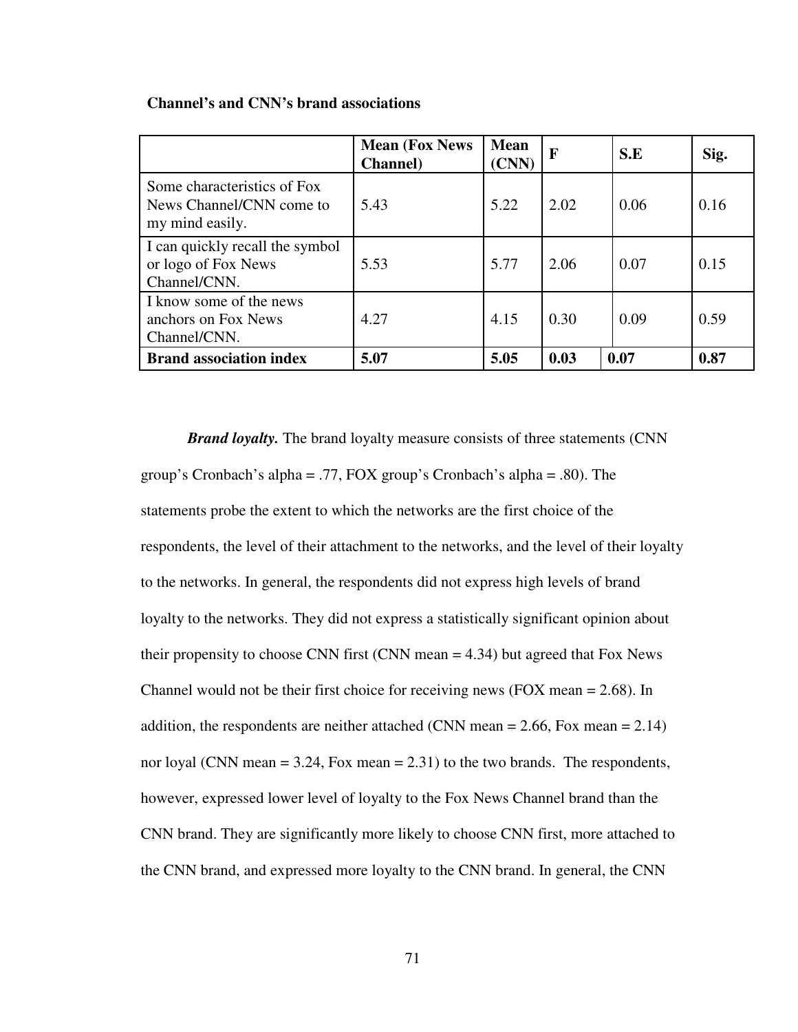**Channel's and CNN's brand associations**

| | Mean (Fox News Channel) | Mean (CNN) | F | S.E | Sig. |
|---|---|---|---|---|---|
| Some characteristics of Fox News Channel/CNN come to my mind easily. | 5.43 | 5.22 | 2.02 | 0.06 | 0.16 |
| I can quickly recall the symbol or logo of Fox News Channel/CNN. | 5.53 | 5.77 | 2.06 | 0.07 | 0.15 |
| I know some of the news anchors on Fox News Channel/CNN. | 4.27 | 4.15 | 0.30 | 0.09 | 0.59 |
| **Brand association index** | **5.07** | **5.05** | **0.03** | **0.07** | **0.87** |

***Brand loyalty.*** The brand loyalty measure consists of three statements (CNN group's Cronbach's alpha = .77, FOX group's Cronbach's alpha = .80). The statements probe the extent to which the networks are the first choice of the respondents, the level of their attachment to the networks, and the level of their loyalty to the networks. In general, the respondents did not express high levels of brand loyalty to the networks. They did not express a statistically significant opinion about their propensity to choose CNN first (CNN mean = 4.34) but agreed that Fox News Channel would not be their first choice for receiving news (FOX mean = 2.68). In addition, the respondents are neither attached (CNN mean = 2.66, Fox mean = 2.14) nor loyal (CNN mean = 3.24, Fox mean = 2.31) to the two brands. The respondents, however, expressed lower level of loyalty to the Fox News Channel brand than the CNN brand. They are significantly more likely to choose CNN first, more attached to the CNN brand, and expressed more loyalty to the CNN brand. In general, the CNN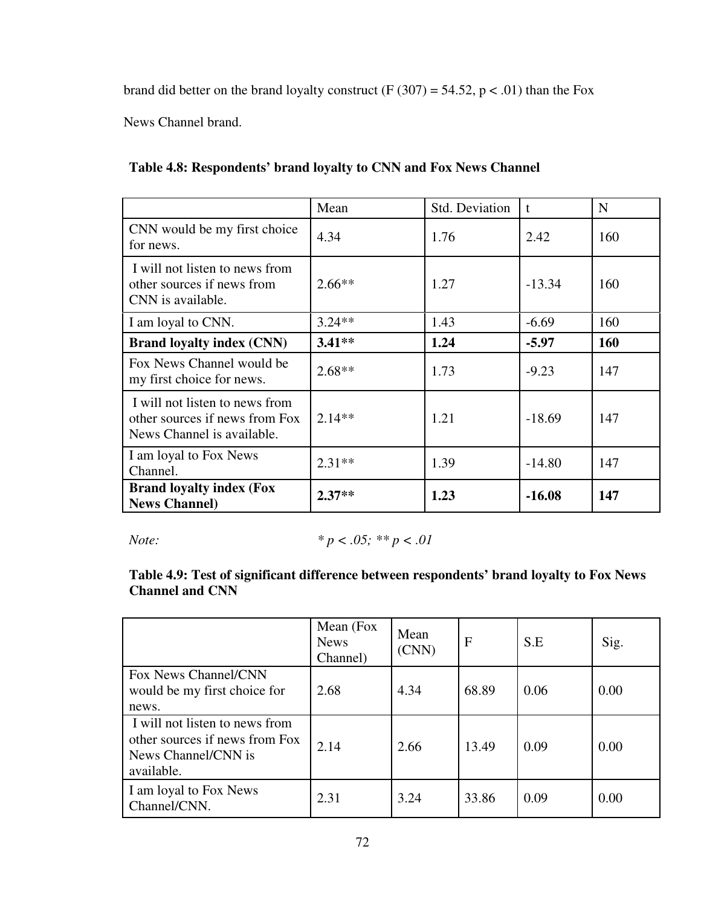brand did better on the brand loyalty construct ($F(307) = 54.52$, $p < .01$) than the Fox News Channel brand.

**Table 4.8: Respondents' brand loyalty to CNN and Fox News Channel**

| | Mean | Std. Deviation | t | N |
|---|---|---|---|---|
| CNN would be my first choice for news. | 4.34 | 1.76 | 2.42 | 160 |
| I will not listen to news from other sources if news from CNN is available. | 2.66** | 1.27 | -13.34 | 160 |
| I am loyal to CNN. | 3.24** | 1.43 | -6.69 | 160 |
| **Brand loyalty index (CNN)** | **3.41**** | **1.24** | **-5.97** | **160** |
| Fox News Channel would be my first choice for news. | 2.68** | 1.73 | -9.23 | 147 |
| I will not listen to news from other sources if news from Fox News Channel is available. | 2.14** | 1.21 | -18.69 | 147 |
| I am loyal to Fox News Channel. | 2.31** | 1.39 | -14.80 | 147 |
| **Brand loyalty index (Fox News Channel)** | **2.37**** | **1.23** | **-16.08** | **147** |

*Note:* * $p < .05$; ** $p < .01$

**Table 4.9: Test of significant difference between respondents' brand loyalty to Fox News Channel and CNN**

| | Mean (Fox News Channel) | Mean (CNN) | F | S.E | Sig. |
|---|---|---|---|---|---|
| Fox News Channel/CNN would be my first choice for news. | 2.68 | 4.34 | 68.89 | 0.06 | 0.00 |
| I will not listen to news from other sources if news from Fox News Channel/CNN is available. | 2.14 | 2.66 | 13.49 | 0.09 | 0.00 |
| I am loyal to Fox News Channel/CNN. | 2.31 | 3.24 | 33.86 | 0.09 | 0.00 |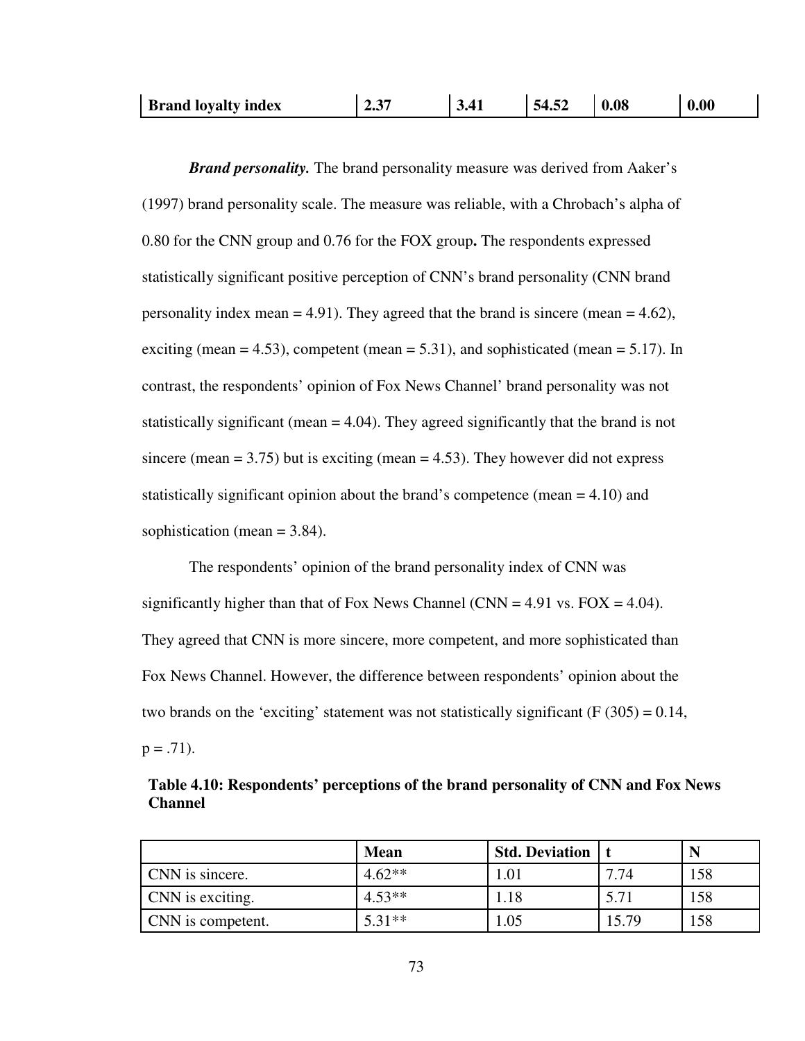| Brand loyalty index | 2.37 | 3.41 | 54.52 | 0.08 | 0.00 |
|---|---|---|---|---|---|

***Brand personality.*** The brand personality measure was derived from Aaker's (1997) brand personality scale. The measure was reliable, with a Chrobach's alpha of 0.80 for the CNN group and 0.76 for the FOX group**.** The respondents expressed statistically significant positive perception of CNN's brand personality (CNN brand personality index mean = 4.91). They agreed that the brand is sincere (mean = 4.62), exciting (mean = 4.53), competent (mean = 5.31), and sophisticated (mean = 5.17). In contrast, the respondents' opinion of Fox News Channel' brand personality was not statistically significant (mean = 4.04). They agreed significantly that the brand is not sincere (mean = 3.75) but is exciting (mean = 4.53). They however did not express statistically significant opinion about the brand's competence (mean = 4.10) and sophistication (mean = 3.84).

The respondents' opinion of the brand personality index of CNN was significantly higher than that of Fox News Channel (CNN = 4.91 vs. FOX = 4.04). They agreed that CNN is more sincere, more competent, and more sophisticated than Fox News Channel. However, the difference between respondents' opinion about the two brands on the 'exciting' statement was not statistically significant ($F(305) = 0.14$, $p = .71$).

**Table 4.10: Respondents' perceptions of the brand personality of CNN and Fox News Channel**

| | Mean | Std. Deviation | t | N |
|---|---|---|---|---|
| CNN is sincere. | 4.62** | 1.01 | 7.74 | 158 |
| CNN is exciting. | 4.53** | 1.18 | 5.71 | 158 |
| CNN is competent. | 5.31** | 1.05 | 15.79 | 158 |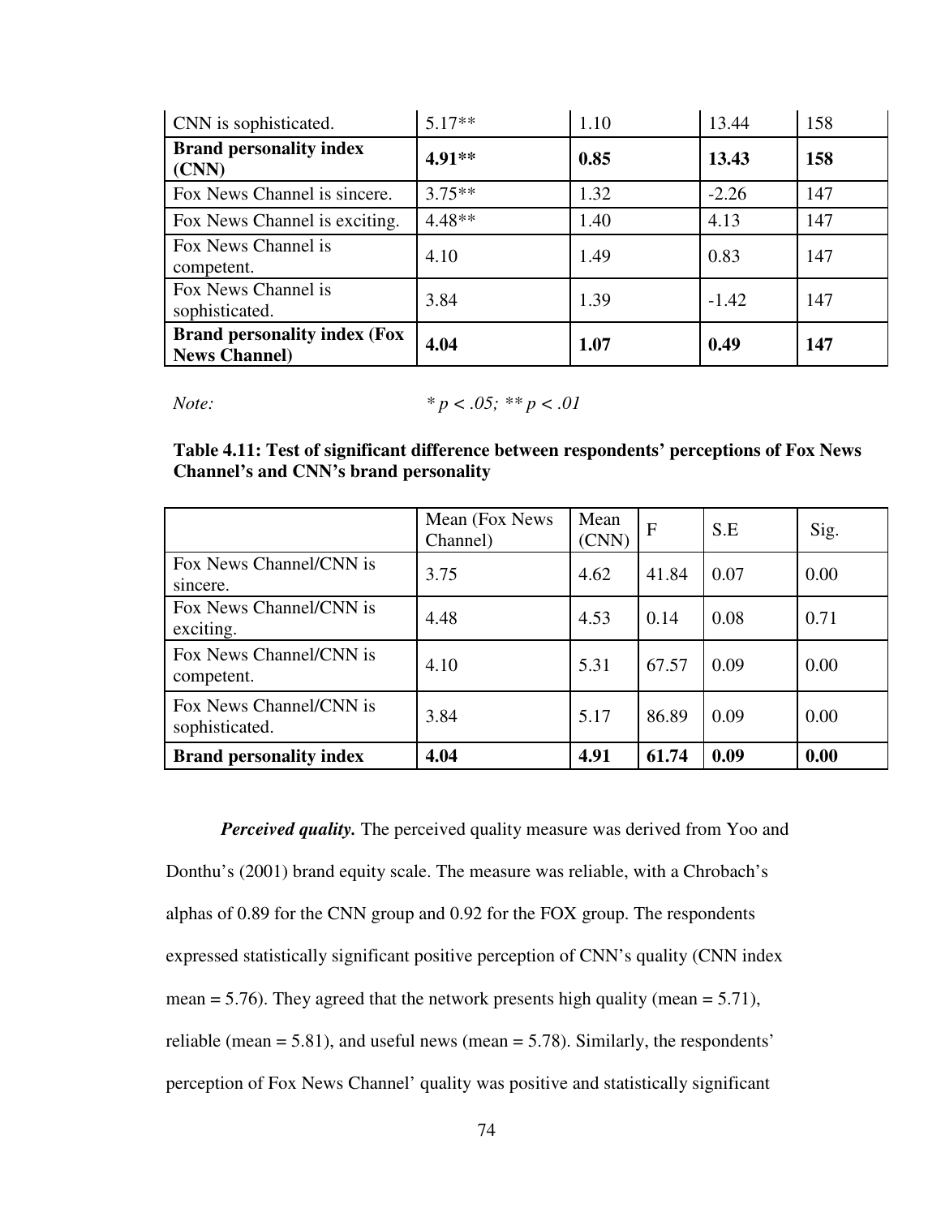| | | | | |
|---|---|---|---|---|
| CNN is sophisticated. | 5.17** | 1.10 | 13.44 | 158 |
| **Brand personality index (CNN)** | **4.91**** | **0.85** | **13.43** | **158** |
| Fox News Channel is sincere. | 3.75** | 1.32 | -2.26 | 147 |
| Fox News Channel is exciting. | 4.48** | 1.40 | 4.13 | 147 |
| Fox News Channel is competent. | 4.10 | 1.49 | 0.83 | 147 |
| Fox News Channel is sophisticated. | 3.84 | 1.39 | -1.42 | 147 |
| **Brand personality index (Fox News Channel)** | **4.04** | **1.07** | **0.49** | **147** |

*Note:* * $p < .05$; ** $p < .01$

**Table 4.11: Test of significant difference between respondents' perceptions of Fox News Channel's and CNN's brand personality**

| | Mean (Fox News Channel) | Mean (CNN) | F | S.E | Sig. |
|---|---|---|---|---|---|
| Fox News Channel/CNN is sincere. | 3.75 | 4.62 | 41.84 | 0.07 | 0.00 |
| Fox News Channel/CNN is exciting. | 4.48 | 4.53 | 0.14 | 0.08 | 0.71 |
| Fox News Channel/CNN is competent. | 4.10 | 5.31 | 67.57 | 0.09 | 0.00 |
| Fox News Channel/CNN is sophisticated. | 3.84 | 5.17 | 86.89 | 0.09 | 0.00 |
| **Brand personality index** | **4.04** | **4.91** | **61.74** | **0.09** | **0.00** |

***Perceived quality.*** The perceived quality measure was derived from Yoo and Donthu's (2001) brand equity scale. The measure was reliable, with a Chrobach's alphas of 0.89 for the CNN group and 0.92 for the FOX group. The respondents expressed statistically significant positive perception of CNN's quality (CNN index mean = 5.76). They agreed that the network presents high quality (mean = 5.71), reliable (mean = 5.81), and useful news (mean = 5.78). Similarly, the respondents' perception of Fox News Channel' quality was positive and statistically significant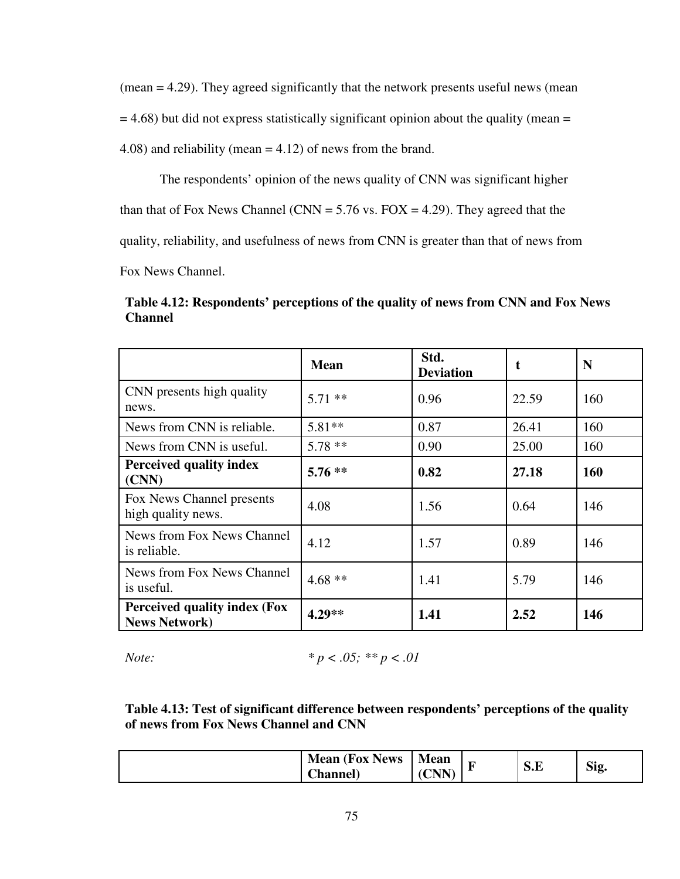(mean = 4.29). They agreed significantly that the network presents useful news (mean = 4.68) but did not express statistically significant opinion about the quality (mean = 4.08) and reliability (mean = 4.12) of news from the brand.

The respondents' opinion of the news quality of CNN was significant higher than that of Fox News Channel (CNN = 5.76 vs. FOX = 4.29). They agreed that the quality, reliability, and usefulness of news from CNN is greater than that of news from Fox News Channel.

**Table 4.12: Respondents' perceptions of the quality of news from CNN and Fox News Channel**

| | Mean | Std. Deviation | t | N |
|---|---|---|---|---|
| CNN presents high quality news. | 5.71 ** | 0.96 | 22.59 | 160 |
| News from CNN is reliable. | 5.81** | 0.87 | 26.41 | 160 |
| News from CNN is useful. | 5.78 ** | 0.90 | 25.00 | 160 |
| **Perceived quality index (CNN)** | **5.76 \*\*** | **0.82** | **27.18** | **160** |
| Fox News Channel presents high quality news. | 4.08 | 1.56 | 0.64 | 146 |
| News from Fox News Channel is reliable. | 4.12 | 1.57 | 0.89 | 146 |
| News from Fox News Channel is useful. | 4.68 ** | 1.41 | 5.79 | 146 |
| **Perceived quality index (Fox News Network)** | **4.29\*\*** | **1.41** | **2.52** | **146** |

*Note:* * $p < .05$; ** $p < .01$

**Table 4.13: Test of significant difference between respondents' perceptions of the quality of news from Fox News Channel and CNN**

| | Mean (Fox News Channel) | Mean (CNN) | F | S.E | Sig. |
|---|---|---|---|---|---|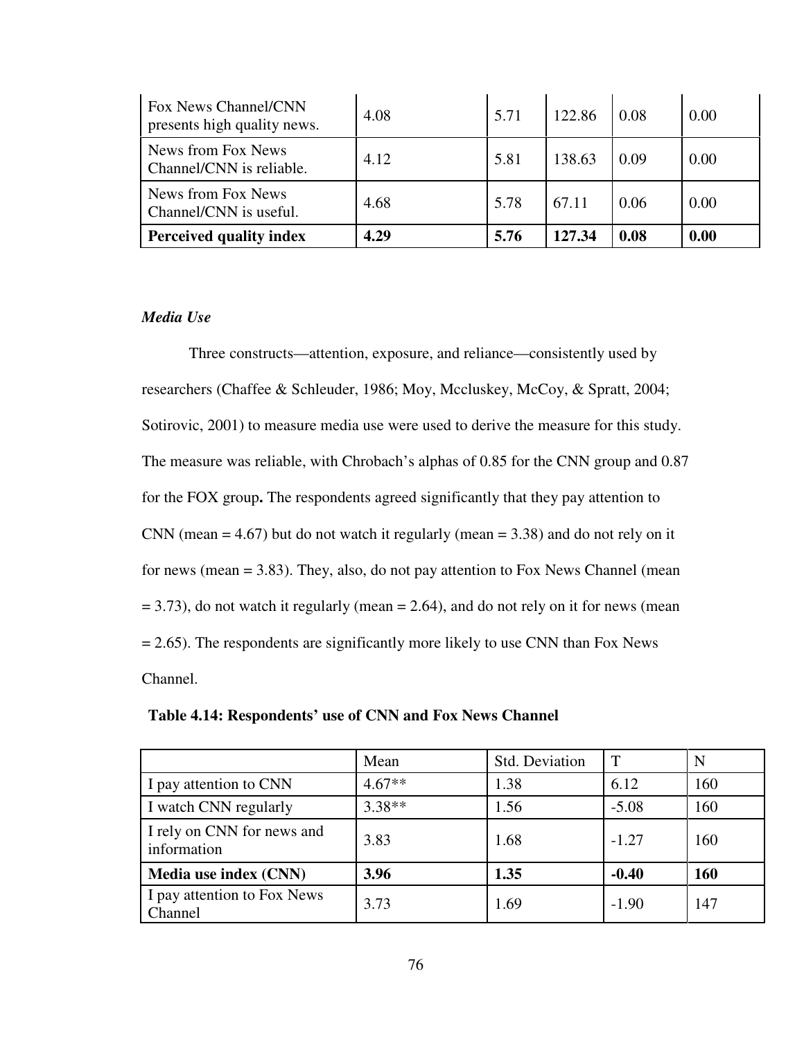| Fox News Channel/CNN presents high quality news. | 4.08 | 5.71 | 122.86 | 0.08 | 0.00 |
|---|---|---|---|---|---|
| News from Fox News Channel/CNN is reliable. | 4.12 | 5.81 | 138.63 | 0.09 | 0.00 |
| News from Fox News Channel/CNN is useful. | 4.68 | 5.78 | 67.11 | 0.06 | 0.00 |
| **Perceived quality index** | **4.29** | **5.76** | **127.34** | **0.08** | **0.00** |

*Media Use*

Three constructs—attention, exposure, and reliance—consistently used by researchers (Chaffee & Schleuder, 1986; Moy, Mccluskey, McCoy, & Spratt, 2004; Sotirovic, 2001) to measure media use were used to derive the measure for this study. The measure was reliable, with Chrobach's alphas of 0.85 for the CNN group and 0.87 for the FOX group**.** The respondents agreed significantly that they pay attention to CNN (mean = 4.67) but do not watch it regularly (mean = 3.38) and do not rely on it for news (mean = 3.83). They, also, do not pay attention to Fox News Channel (mean = 3.73), do not watch it regularly (mean = 2.64), and do not rely on it for news (mean = 2.65). The respondents are significantly more likely to use CNN than Fox News Channel.

**Table 4.14: Respondents' use of CNN and Fox News Channel**

| | Mean | Std. Deviation | T | N |
|---|---|---|---|---|
| I pay attention to CNN | 4.67** | 1.38 | 6.12 | 160 |
| I watch CNN regularly | 3.38** | 1.56 | -5.08 | 160 |
| I rely on CNN for news and information | 3.83 | 1.68 | -1.27 | 160 |
| **Media use index (CNN)** | **3.96** | **1.35** | **-0.40** | **160** |
| I pay attention to Fox News Channel | 3.73 | 1.69 | -1.90 | 147 |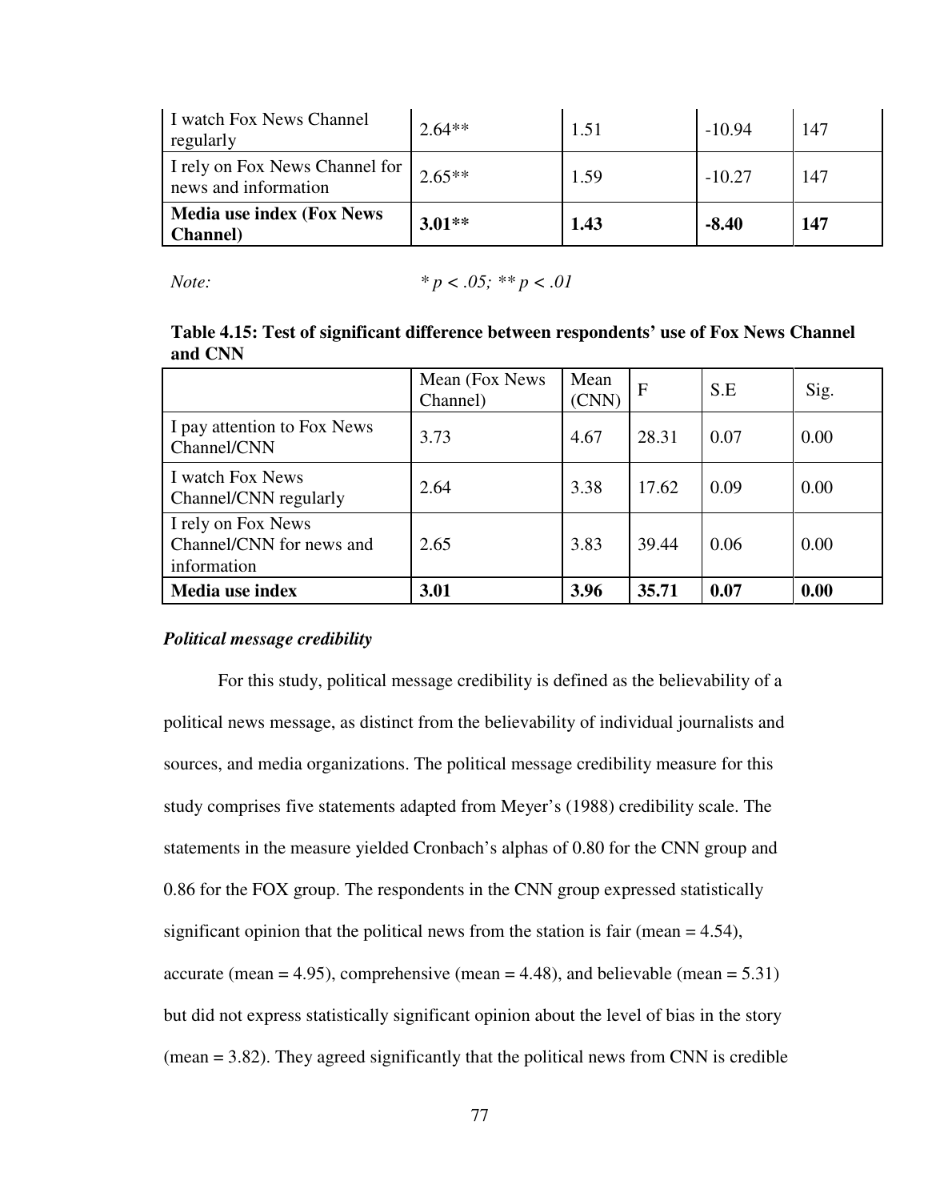| | | | | |
|---|---|---|---|---|
| I watch Fox News Channel regularly | 2.64** | 1.51 | -10.94 | 147 |
| I rely on Fox News Channel for news and information | 2.65** | 1.59 | -10.27 | 147 |
| **Media use index (Fox News Channel)** | **3.01**** | **1.43** | **-8.40** | **147** |

*Note:* * $p < .05$; ** $p < .01$

**Table 4.15: Test of significant difference between respondents' use of Fox News Channel and CNN**

| | Mean (Fox News Channel) | Mean (CNN) | F | S.E | Sig. |
|---|---|---|---|---|---|
| I pay attention to Fox News Channel/CNN | 3.73 | 4.67 | 28.31 | 0.07 | 0.00 |
| I watch Fox News Channel/CNN regularly | 2.64 | 3.38 | 17.62 | 0.09 | 0.00 |
| I rely on Fox News Channel/CNN for news and information | 2.65 | 3.83 | 39.44 | 0.06 | 0.00 |
| **Media use index** | **3.01** | **3.96** | **35.71** | **0.07** | **0.00** |

***Political message credibility***

For this study, political message credibility is defined as the believability of a political news message, as distinct from the believability of individual journalists and sources, and media organizations. The political message credibility measure for this study comprises five statements adapted from Meyer's (1988) credibility scale. The statements in the measure yielded Cronbach's alphas of 0.80 for the CNN group and 0.86 for the FOX group. The respondents in the CNN group expressed statistically significant opinion that the political news from the station is fair (mean = 4.54), accurate (mean = 4.95), comprehensive (mean = 4.48), and believable (mean = 5.31) but did not express statistically significant opinion about the level of bias in the story (mean = 3.82). They agreed significantly that the political news from CNN is credible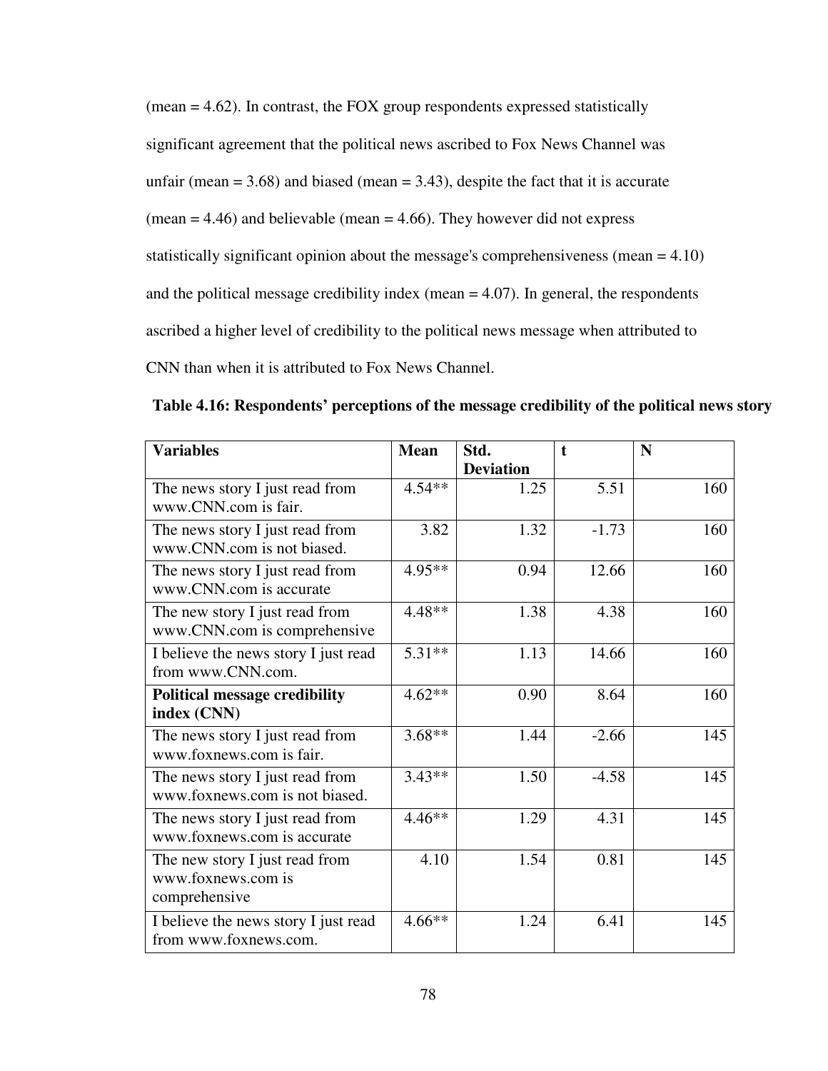(mean = 4.62). In contrast, the FOX group respondents expressed statistically significant agreement that the political news ascribed to Fox News Channel was unfair (mean = 3.68) and biased (mean = 3.43), despite the fact that it is accurate (mean = 4.46) and believable (mean = 4.66). They however did not express statistically significant opinion about the message's comprehensiveness (mean = 4.10) and the political message credibility index (mean = 4.07). In general, the respondents ascribed a higher level of credibility to the political news message when attributed to CNN than when it is attributed to Fox News Channel.

**Table 4.16: Respondents' perceptions of the message credibility of the political news story**

| Variables | Mean | Std. Deviation | t | N |
|---|---|---|---|---|
| The news story I just read from www.CNN.com is fair. | 4.54** | 1.25 | 5.51 | 160 |
| The news story I just read from www.CNN.com is not biased. | 3.82 | 1.32 | -1.73 | 160 |
| The news story I just read from www.CNN.com is accurate | 4.95** | 0.94 | 12.66 | 160 |
| The new story I just read from www.CNN.com is comprehensive | 4.48** | 1.38 | 4.38 | 160 |
| I believe the news story I just read from www.CNN.com. | 5.31** | 1.13 | 14.66 | 160 |
| **Political message credibility index (CNN)** | 4.62** | 0.90 | 8.64 | 160 |
| The news story I just read from www.foxnews.com is fair. | 3.68** | 1.44 | -2.66 | 145 |
| The news story I just read from www.foxnews.com is not biased. | 3.43** | 1.50 | -4.58 | 145 |
| The news story I just read from www.foxnews.com is accurate | 4.46** | 1.29 | 4.31 | 145 |
| The new story I just read from www.foxnews.com is comprehensive | 4.10 | 1.54 | 0.81 | 145 |
| I believe the news story I just read from www.foxnews.com. | 4.66** | 1.24 | 6.41 | 145 |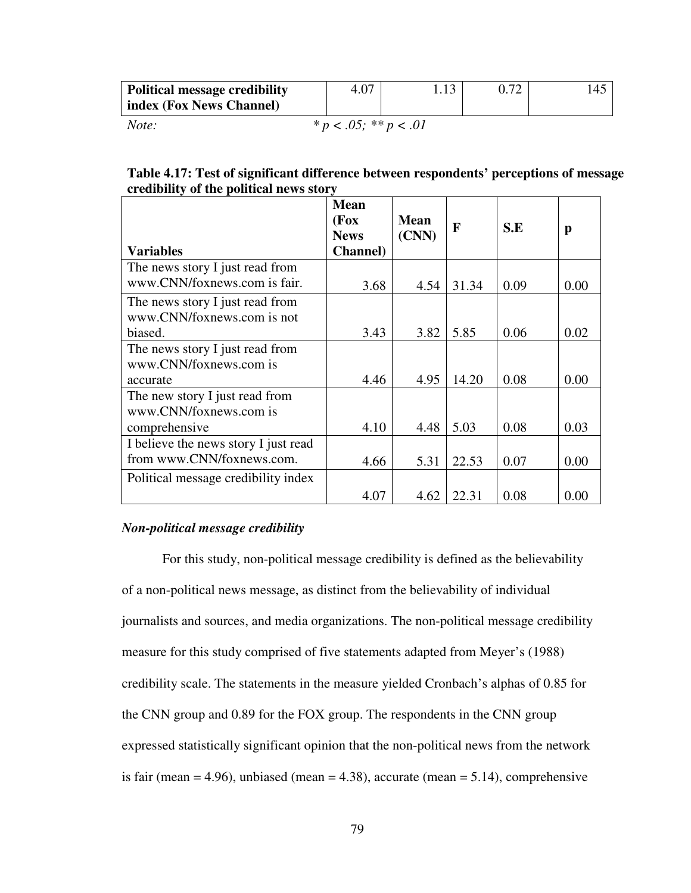| Political message credibility index (Fox News Channel) | 4.07 | 1.13 | 0.72 | 145 |
|---|---|---|---|---|

*Note:* $* p < .05; ** p < .01$

**Table 4.17: Test of significant difference between respondents' perceptions of message credibility of the political news story**

| Variables | Mean (Fox News Channel) | Mean (CNN) | F | S.E | p |
|---|---|---|---|---|---|
| The news story I just read from www.CNN/foxnews.com is fair. | 3.68 | 4.54 | 31.34 | 0.09 | 0.00 |
| The news story I just read from www.CNN/foxnews.com is not biased. | 3.43 | 3.82 | 5.85 | 0.06 | 0.02 |
| The news story I just read from www.CNN/foxnews.com is accurate | 4.46 | 4.95 | 14.20 | 0.08 | 0.00 |
| The new story I just read from www.CNN/foxnews.com is comprehensive | 4.10 | 4.48 | 5.03 | 0.08 | 0.03 |
| I believe the news story I just read from www.CNN/foxnews.com. | 4.66 | 5.31 | 22.53 | 0.07 | 0.00 |
| Political message credibility index | 4.07 | 4.62 | 22.31 | 0.08 | 0.00 |

***Non-political message credibility***

For this study, non-political message credibility is defined as the believability of a non-political news message, as distinct from the believability of individual journalists and sources, and media organizations. The non-political message credibility measure for this study comprised of five statements adapted from Meyer's (1988) credibility scale. The statements in the measure yielded Cronbach's alphas of 0.85 for the CNN group and 0.89 for the FOX group. The respondents in the CNN group expressed statistically significant opinion that the non-political news from the network is fair (mean = 4.96), unbiased (mean = 4.38), accurate (mean = 5.14), comprehensive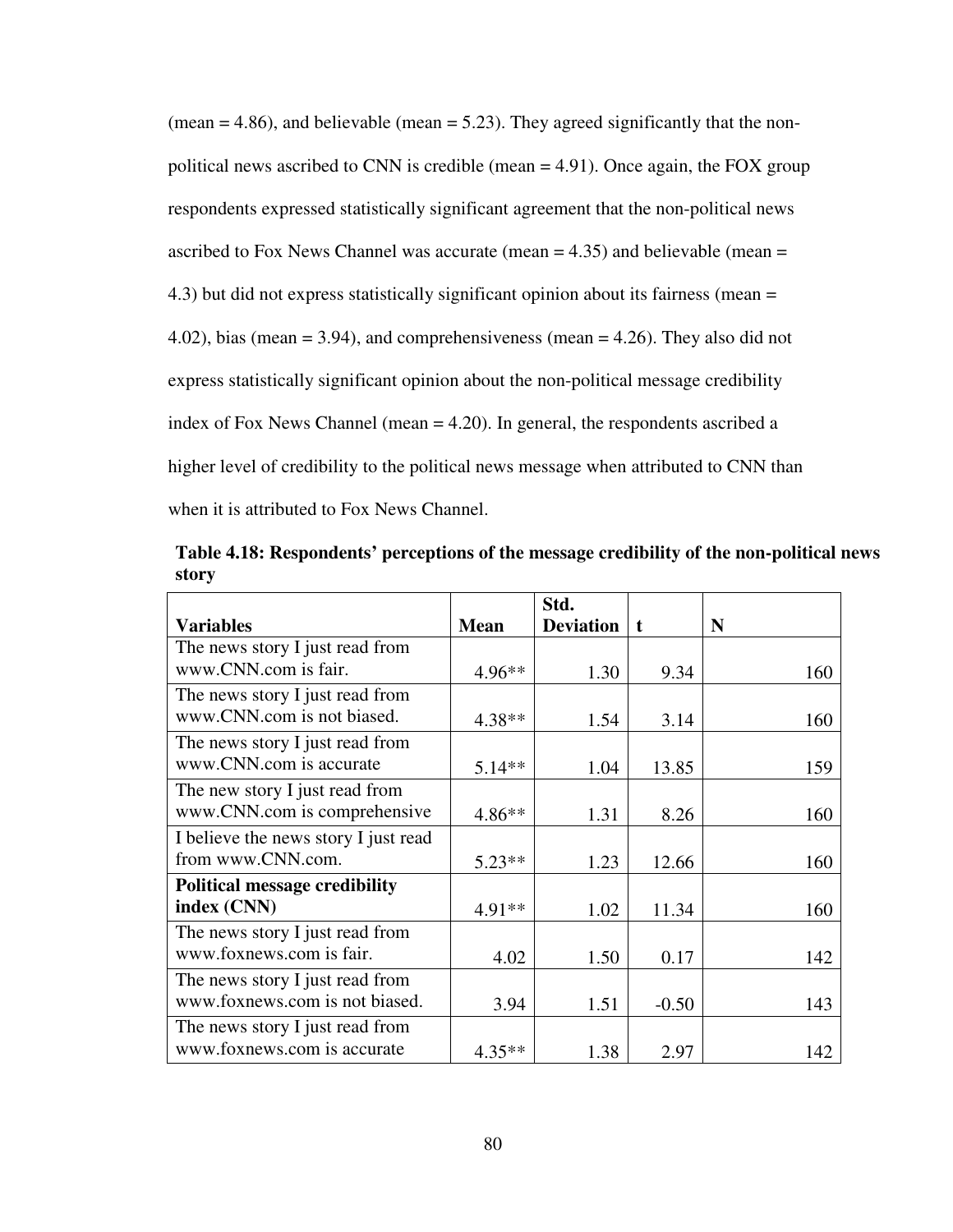(mean = 4.86), and believable (mean = 5.23). They agreed significantly that the non-political news ascribed to CNN is credible (mean = 4.91). Once again, the FOX group respondents expressed statistically significant agreement that the non-political news ascribed to Fox News Channel was accurate (mean = 4.35) and believable (mean = 4.3) but did not express statistically significant opinion about its fairness (mean = 4.02), bias (mean = 3.94), and comprehensiveness (mean = 4.26). They also did not express statistically significant opinion about the non-political message credibility index of Fox News Channel (mean = 4.20). In general, the respondents ascribed a higher level of credibility to the political news message when attributed to CNN than when it is attributed to Fox News Channel.

**Table 4.18: Respondents' perceptions of the message credibility of the non-political news story**

| Variables | Mean | Std. Deviation | t | N |
|---|---|---|---|---|
| The news story I just read from www.CNN.com is fair. | 4.96** | 1.30 | 9.34 | 160 |
| The news story I just read from www.CNN.com is not biased. | 4.38** | 1.54 | 3.14 | 160 |
| The news story I just read from www.CNN.com is accurate | 5.14** | 1.04 | 13.85 | 159 |
| The new story I just read from www.CNN.com is comprehensive | 4.86** | 1.31 | 8.26 | 160 |
| I believe the news story I just read from www.CNN.com. | 5.23** | 1.23 | 12.66 | 160 |
| **Political message credibility index (CNN)** | 4.91** | 1.02 | 11.34 | 160 |
| The news story I just read from www.foxnews.com is fair. | 4.02 | 1.50 | 0.17 | 142 |
| The news story I just read from www.foxnews.com is not biased. | 3.94 | 1.51 | -0.50 | 143 |
| The news story I just read from www.foxnews.com is accurate | 4.35** | 1.38 | 2.97 | 142 |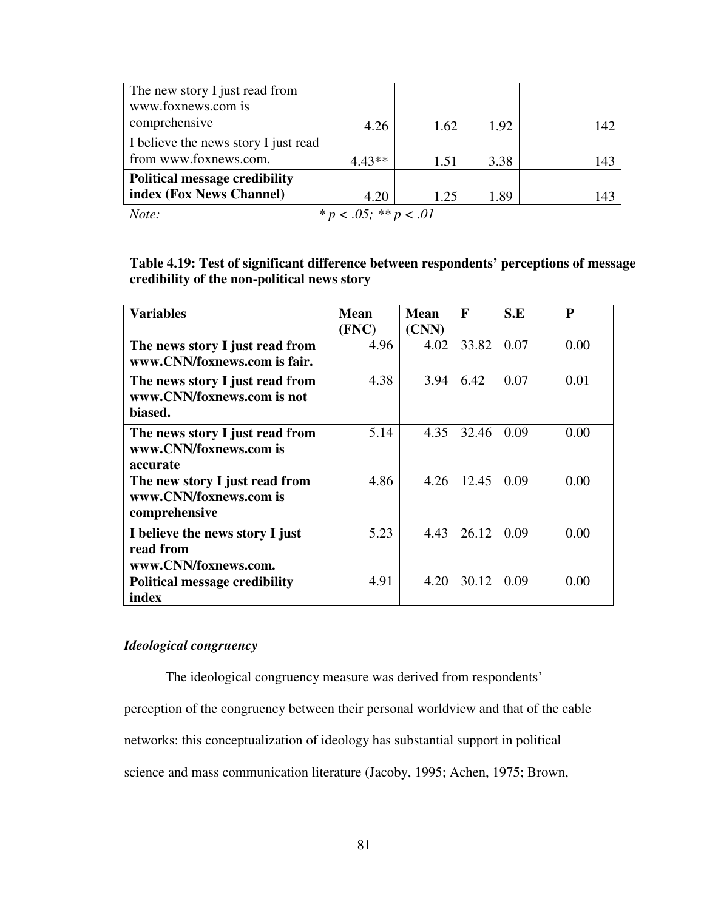| | | | | |
|---|---|---|---|---|
| The new story I just read from www.foxnews.com is comprehensive | 4.26 | 1.62 | 1.92 | 142 |
| I believe the news story I just read from www.foxnews.com. | 4.43** | 1.51 | 3.38 | 143 |
| **Political message credibility index (Fox News Channel)** | 4.20 | 1.25 | 1.89 | 143 |

*Note:* * $p < .05$; ** $p < .01$

**Table 4.19: Test of significant difference between respondents' perceptions of message credibility of the non-political news story**

| Variables | Mean (FNC) | Mean (CNN) | F | S.E | P |
|---|---|---|---|---|---|
| **The news story I just read from www.CNN/foxnews.com is fair.** | 4.96 | 4.02 | 33.82 | 0.07 | 0.00 |
| **The news story I just read from www.CNN/foxnews.com is not biased.** | 4.38 | 3.94 | 6.42 | 0.07 | 0.01 |
| **The news story I just read from www.CNN/foxnews.com is accurate** | 5.14 | 4.35 | 32.46 | 0.09 | 0.00 |
| **The new story I just read from www.CNN/foxnews.com is comprehensive** | 4.86 | 4.26 | 12.45 | 0.09 | 0.00 |
| **I believe the news story I just read from www.CNN/foxnews.com.** | 5.23 | 4.43 | 26.12 | 0.09 | 0.00 |
| **Political message credibility index** | 4.91 | 4.20 | 30.12 | 0.09 | 0.00 |

***Ideological congruency***

The ideological congruency measure was derived from respondents' perception of the congruency between their personal worldview and that of the cable networks: this conceptualization of ideology has substantial support in political science and mass communication literature (Jacoby, 1995; Achen, 1975; Brown,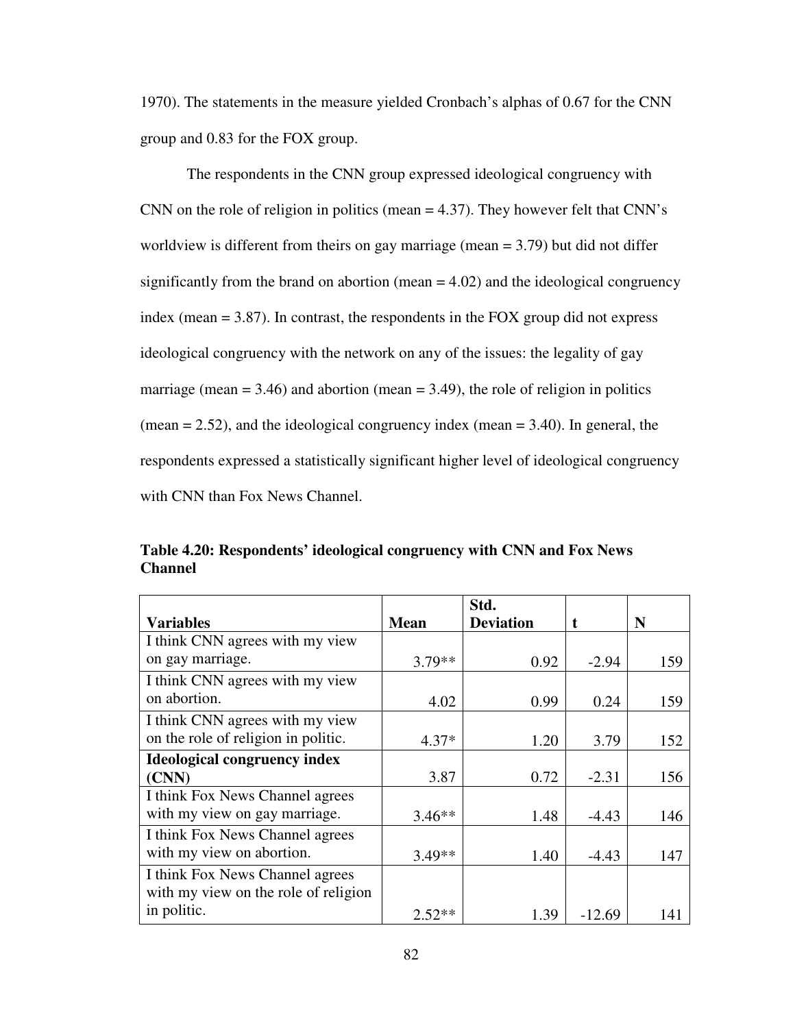1970). The statements in the measure yielded Cronbach's alphas of 0.67 for the CNN group and 0.83 for the FOX group.

The respondents in the CNN group expressed ideological congruency with CNN on the role of religion in politics (mean = 4.37). They however felt that CNN's worldview is different from theirs on gay marriage (mean = 3.79) but did not differ significantly from the brand on abortion (mean = 4.02) and the ideological congruency index (mean = 3.87). In contrast, the respondents in the FOX group did not express ideological congruency with the network on any of the issues: the legality of gay marriage (mean = 3.46) and abortion (mean = 3.49), the role of religion in politics (mean = 2.52), and the ideological congruency index (mean = 3.40). In general, the respondents expressed a statistically significant higher level of ideological congruency with CNN than Fox News Channel.

**Table 4.20: Respondents' ideological congruency with CNN and Fox News Channel**

| Variables | Mean | Std. Deviation | t | N |
|---|---|---|---|---|
| I think CNN agrees with my view on gay marriage. | 3.79** | 0.92 | -2.94 | 159 |
| I think CNN agrees with my view on abortion. | 4.02 | 0.99 | 0.24 | 159 |
| I think CNN agrees with my view on the role of religion in politic. | 4.37* | 1.20 | 3.79 | 152 |
| **Ideological congruency index (CNN)** | 3.87 | 0.72 | -2.31 | 156 |
| I think Fox News Channel agrees with my view on gay marriage. | 3.46** | 1.48 | -4.43 | 146 |
| I think Fox News Channel agrees with my view on abortion. | 3.49** | 1.40 | -4.43 | 147 |
| I think Fox News Channel agrees with my view on the role of religion in politic. | 2.52** | 1.39 | -12.69 | 141 |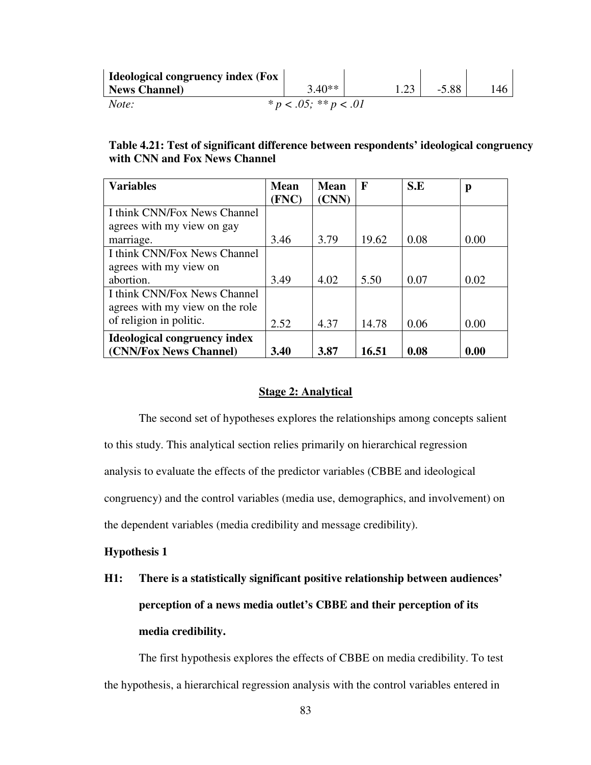| Ideological congruency index (Fox News Channel) | 3.40** | 1.23 | -5.88 | 146 |
|---|---|---|---|---|

*Note:* * $p < .05$; ** $p < .01$

**Table 4.21: Test of significant difference between respondents' ideological congruency with CNN and Fox News Channel**

| Variables | Mean (FNC) | Mean (CNN) | F | S.E | p |
|---|---|---|---|---|---|
| I think CNN/Fox News Channel agrees with my view on gay marriage. | 3.46 | 3.79 | 19.62 | 0.08 | 0.00 |
| I think CNN/Fox News Channel agrees with my view on abortion. | 3.49 | 4.02 | 5.50 | 0.07 | 0.02 |
| I think CNN/Fox News Channel agrees with my view on the role of religion in politic. | 2.52 | 4.37 | 14.78 | 0.06 | 0.00 |
| **Ideological congruency index (CNN/Fox News Channel)** | **3.40** | **3.87** | **16.51** | **0.08** | **0.00** |

## Stage 2: Analytical

The second set of hypotheses explores the relationships among concepts salient to this study. This analytical section relies primarily on hierarchical regression analysis to evaluate the effects of the predictor variables (CBBE and ideological congruency) and the control variables (media use, demographics, and involvement) on the dependent variables (media credibility and message credibility).

### Hypothesis 1

**H1: There is a statistically significant positive relationship between audiences' perception of a news media outlet's CBBE and their perception of its media credibility.**

The first hypothesis explores the effects of CBBE on media credibility. To test the hypothesis, a hierarchical regression analysis with the control variables entered in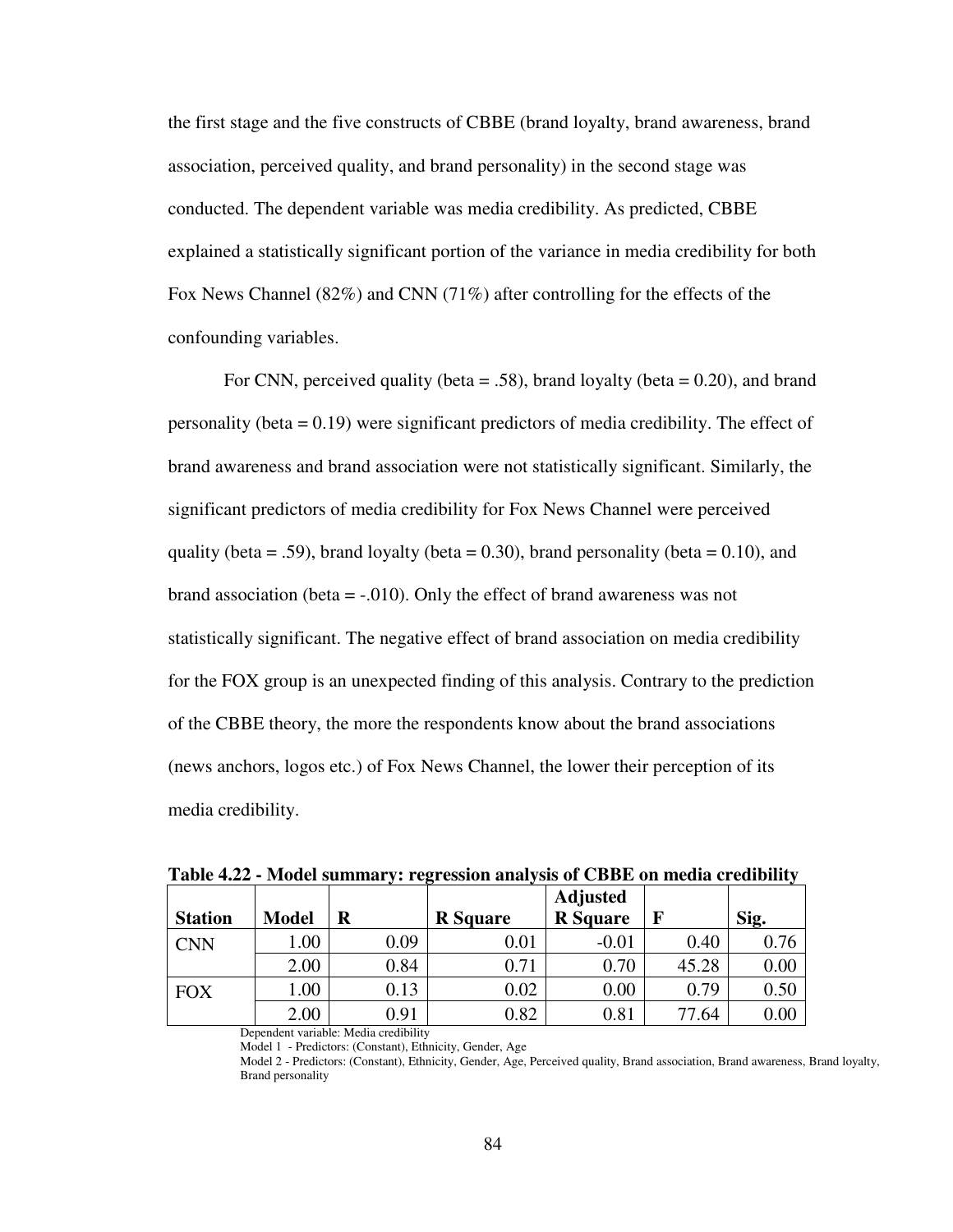the first stage and the five constructs of CBBE (brand loyalty, brand awareness, brand association, perceived quality, and brand personality) in the second stage was conducted. The dependent variable was media credibility. As predicted, CBBE explained a statistically significant portion of the variance in media credibility for both Fox News Channel (82%) and CNN (71%) after controlling for the effects of the confounding variables.

For CNN, perceived quality (beta = .58), brand loyalty (beta = 0.20), and brand personality (beta = 0.19) were significant predictors of media credibility. The effect of brand awareness and brand association were not statistically significant. Similarly, the significant predictors of media credibility for Fox News Channel were perceived quality (beta = .59), brand loyalty (beta = 0.30), brand personality (beta = 0.10), and brand association (beta = -.010). Only the effect of brand awareness was not statistically significant. The negative effect of brand association on media credibility for the FOX group is an unexpected finding of this analysis. Contrary to the prediction of the CBBE theory, the more the respondents know about the brand associations (news anchors, logos etc.) of Fox News Channel, the lower their perception of its media credibility.

**Table 4.22 - Model summary: regression analysis of CBBE on media credibility**

| Station | Model | R | R Square | Adjusted R Square | F | Sig. |
|---|---|---|---|---|---|---|
| CNN | 1.00 | 0.09 | 0.01 | -0.01 | 0.40 | 0.76 |
| | 2.00 | 0.84 | 0.71 | 0.70 | 45.28 | 0.00 |
| FOX | 1.00 | 0.13 | 0.02 | 0.00 | 0.79 | 0.50 |
| | 2.00 | 0.91 | 0.82 | 0.81 | 77.64 | 0.00 |

Dependent variable: Media credibility

Model 1 - Predictors: (Constant), Ethnicity, Gender, Age

Model 2 - Predictors: (Constant), Ethnicity, Gender, Age, Perceived quality, Brand association, Brand awareness, Brand loyalty, Brand personality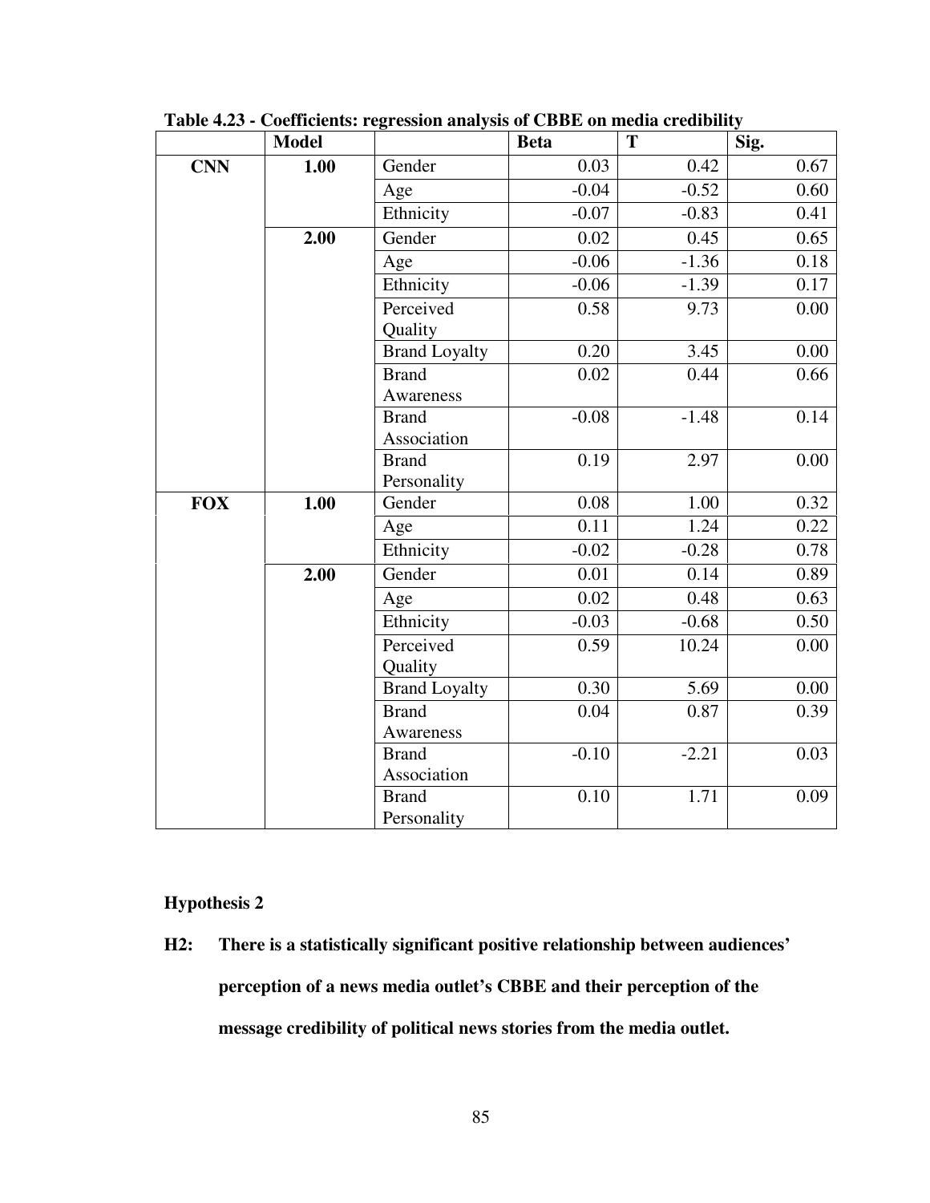**Table 4.23 - Coefficients: regression analysis of CBBE on media credibility**

| | Model | | Beta | T | Sig. |
|---|---|---|---|---|---|
| **CNN** | **1.00** | Gender | 0.03 | 0.42 | 0.67 |
| | | Age | -0.04 | -0.52 | 0.60 |
| | | Ethnicity | -0.07 | -0.83 | 0.41 |
| | **2.00** | Gender | 0.02 | 0.45 | 0.65 |
| | | Age | -0.06 | -1.36 | 0.18 |
| | | Ethnicity | -0.06 | -1.39 | 0.17 |
| | | Perceived Quality | 0.58 | 9.73 | 0.00 |
| | | Brand Loyalty | 0.20 | 3.45 | 0.00 |
| | | Brand Awareness | 0.02 | 0.44 | 0.66 |
| | | Brand Association | -0.08 | -1.48 | 0.14 |
| | | Brand Personality | 0.19 | 2.97 | 0.00 |
| **FOX** | **1.00** | Gender | 0.08 | 1.00 | 0.32 |
| | | Age | 0.11 | 1.24 | 0.22 |
| | | Ethnicity | -0.02 | -0.28 | 0.78 |
| | **2.00** | Gender | 0.01 | 0.14 | 0.89 |
| | | Age | 0.02 | 0.48 | 0.63 |
| | | Ethnicity | -0.03 | -0.68 | 0.50 |
| | | Perceived Quality | 0.59 | 10.24 | 0.00 |
| | | Brand Loyalty | 0.30 | 5.69 | 0.00 |
| | | Brand Awareness | 0.04 | 0.87 | 0.39 |
| | | Brand Association | -0.10 | -2.21 | 0.03 |
| | | Brand Personality | 0.10 | 1.71 | 0.09 |

**Hypothesis 2**

**H2: There is a statistically significant positive relationship between audiences' perception of a news media outlet's CBBE and their perception of the message credibility of political news stories from the media outlet.**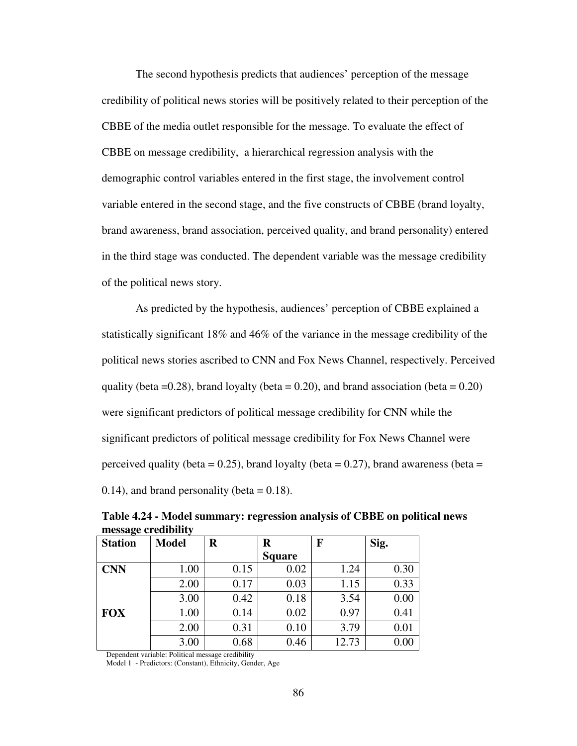The second hypothesis predicts that audiences' perception of the message credibility of political news stories will be positively related to their perception of the CBBE of the media outlet responsible for the message. To evaluate the effect of CBBE on message credibility, a hierarchical regression analysis with the demographic control variables entered in the first stage, the involvement control variable entered in the second stage, and the five constructs of CBBE (brand loyalty, brand awareness, brand association, perceived quality, and brand personality) entered in the third stage was conducted. The dependent variable was the message credibility of the political news story.

As predicted by the hypothesis, audiences' perception of CBBE explained a statistically significant 18% and 46% of the variance in the message credibility of the political news stories ascribed to CNN and Fox News Channel, respectively. Perceived quality (beta =0.28), brand loyalty (beta = 0.20), and brand association (beta = 0.20) were significant predictors of political message credibility for CNN while the significant predictors of political message credibility for Fox News Channel were perceived quality (beta = 0.25), brand loyalty (beta = 0.27), brand awareness (beta = 0.14), and brand personality (beta = 0.18).

**Table 4.24 - Model summary: regression analysis of CBBE on political news message credibility**

| Station | Model | R | R Square | F | Sig. |
|---|---|---|---|---|---|
| **CNN** | 1.00 | 0.15 | 0.02 | 1.24 | 0.30 |
| | 2.00 | 0.17 | 0.03 | 1.15 | 0.33 |
| | 3.00 | 0.42 | 0.18 | 3.54 | 0.00 |
| **FOX** | 1.00 | 0.14 | 0.02 | 0.97 | 0.41 |
| | 2.00 | 0.31 | 0.10 | 3.79 | 0.01 |
| | 3.00 | 0.68 | 0.46 | 12.73 | 0.00 |

Dependent variable: Political message credibility

Model 1 - Predictors: (Constant), Ethnicity, Gender, Age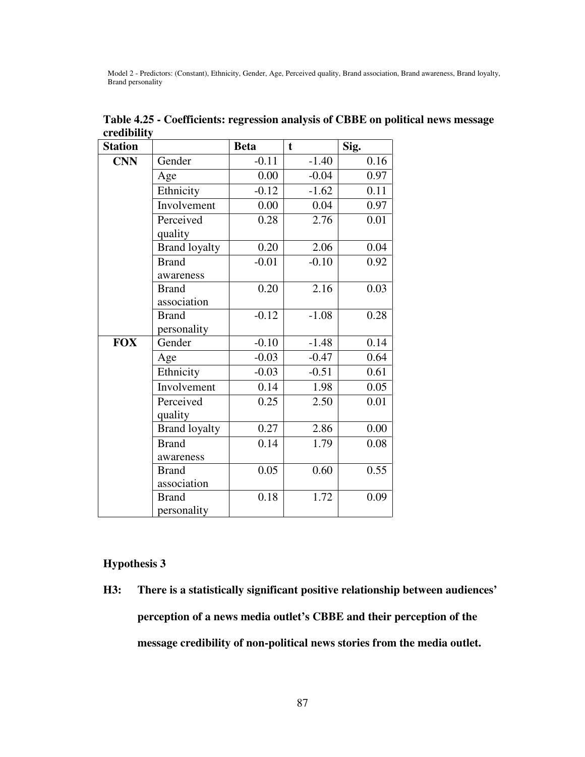Model 2 - Predictors: (Constant), Ethnicity, Gender, Age, Perceived quality, Brand association, Brand awareness, Brand loyalty, Brand personality

**Table 4.25 - Coefficients: regression analysis of CBBE on political news message credibility**

| Station | | Beta | t | Sig. |
|---|---|---|---|---|
| **CNN** | Gender | -0.11 | -1.40 | 0.16 |
| | Age | 0.00 | -0.04 | 0.97 |
| | Ethnicity | -0.12 | -1.62 | 0.11 |
| | Involvement | 0.00 | 0.04 | 0.97 |
| | Perceived quality | 0.28 | 2.76 | 0.01 |
| | Brand loyalty | 0.20 | 2.06 | 0.04 |
| | Brand awareness | -0.01 | -0.10 | 0.92 |
| | Brand association | 0.20 | 2.16 | 0.03 |
| | Brand personality | -0.12 | -1.08 | 0.28 |
| **FOX** | Gender | -0.10 | -1.48 | 0.14 |
| | Age | -0.03 | -0.47 | 0.64 |
| | Ethnicity | -0.03 | -0.51 | 0.61 |
| | Involvement | 0.14 | 1.98 | 0.05 |
| | Perceived quality | 0.25 | 2.50 | 0.01 |
| | Brand loyalty | 0.27 | 2.86 | 0.00 |
| | Brand awareness | 0.14 | 1.79 | 0.08 |
| | Brand association | 0.05 | 0.60 | 0.55 |
| | Brand personality | 0.18 | 1.72 | 0.09 |

### Hypothesis 3

**H3: There is a statistically significant positive relationship between audiences' perception of a news media outlet's CBBE and their perception of the message credibility of non-political news stories from the media outlet.**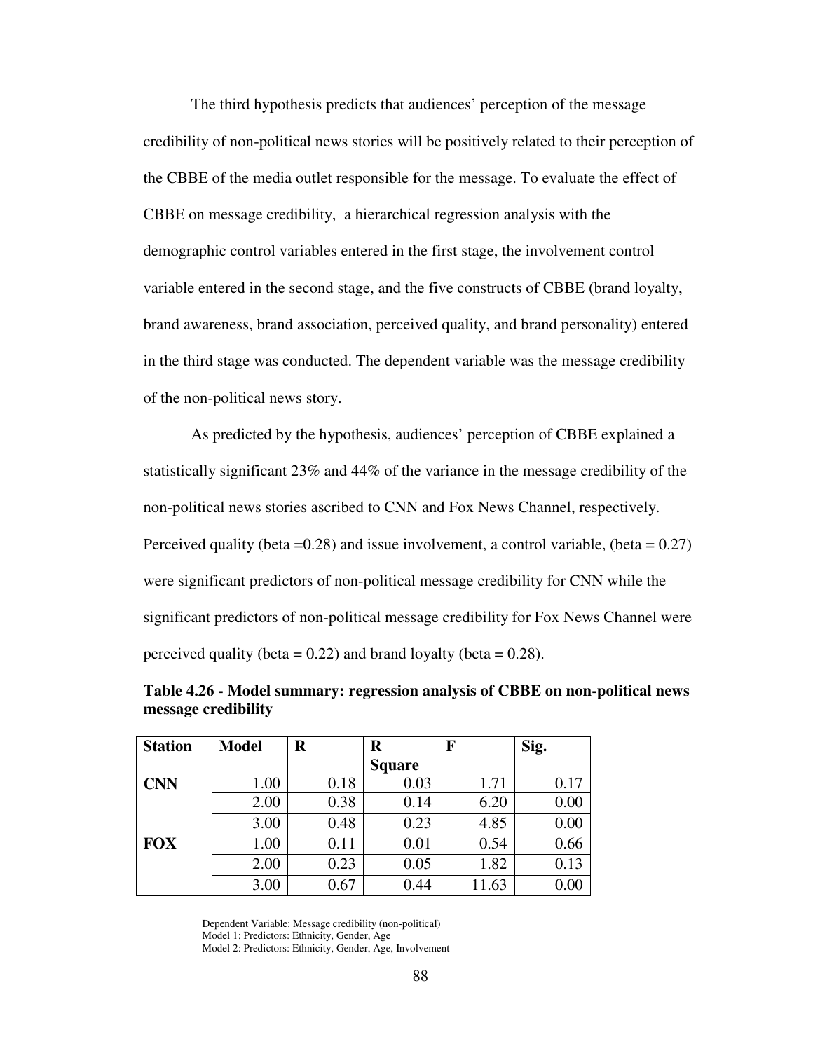The third hypothesis predicts that audiences' perception of the message credibility of non-political news stories will be positively related to their perception of the CBBE of the media outlet responsible for the message. To evaluate the effect of CBBE on message credibility, a hierarchical regression analysis with the demographic control variables entered in the first stage, the involvement control variable entered in the second stage, and the five constructs of CBBE (brand loyalty, brand awareness, brand association, perceived quality, and brand personality) entered in the third stage was conducted. The dependent variable was the message credibility of the non-political news story.

As predicted by the hypothesis, audiences' perception of CBBE explained a statistically significant 23% and 44% of the variance in the message credibility of the non-political news stories ascribed to CNN and Fox News Channel, respectively. Perceived quality (beta =0.28) and issue involvement, a control variable, (beta = 0.27) were significant predictors of non-political message credibility for CNN while the significant predictors of non-political message credibility for Fox News Channel were perceived quality (beta = 0.22) and brand loyalty (beta = 0.28).

**Table 4.26 - Model summary: regression analysis of CBBE on non-political news message credibility**

| Station | Model | R | R Square | F | Sig. |
|---|---|---|---|---|---|
| **CNN** | 1.00 | 0.18 | 0.03 | 1.71 | 0.17 |
| | 2.00 | 0.38 | 0.14 | 6.20 | 0.00 |
| | 3.00 | 0.48 | 0.23 | 4.85 | 0.00 |
| **FOX** | 1.00 | 0.11 | 0.01 | 0.54 | 0.66 |
| | 2.00 | 0.23 | 0.05 | 1.82 | 0.13 |
| | 3.00 | 0.67 | 0.44 | 11.63 | 0.00 |

Dependent Variable: Message credibility (non-political)
Model 1: Predictors: Ethnicity, Gender, Age
Model 2: Predictors: Ethnicity, Gender, Age, Involvement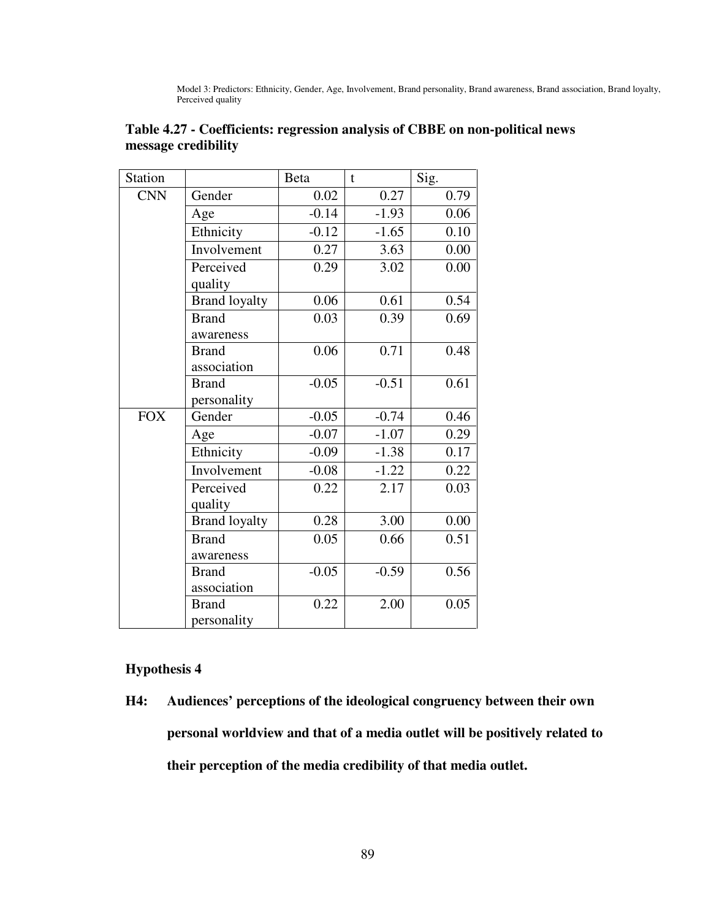Model 3: Predictors: Ethnicity, Gender, Age, Involvement, Brand personality, Brand awareness, Brand association, Brand loyalty, Perceived quality

**Table 4.27 - Coefficients: regression analysis of CBBE on non-political news message credibility**

| Station | | Beta | t | Sig. |
|---|---|---|---|---|
| CNN | Gender | 0.02 | 0.27 | 0.79 |
| | Age | -0.14 | -1.93 | 0.06 |
| | Ethnicity | -0.12 | -1.65 | 0.10 |
| | Involvement | 0.27 | 3.63 | 0.00 |
| | Perceived quality | 0.29 | 3.02 | 0.00 |
| | Brand loyalty | 0.06 | 0.61 | 0.54 |
| | Brand awareness | 0.03 | 0.39 | 0.69 |
| | Brand association | 0.06 | 0.71 | 0.48 |
| | Brand personality | -0.05 | -0.51 | 0.61 |
| FOX | Gender | -0.05 | -0.74 | 0.46 |
| | Age | -0.07 | -1.07 | 0.29 |
| | Ethnicity | -0.09 | -1.38 | 0.17 |
| | Involvement | -0.08 | -1.22 | 0.22 |
| | Perceived quality | 0.22 | 2.17 | 0.03 |
| | Brand loyalty | 0.28 | 3.00 | 0.00 |
| | Brand awareness | 0.05 | 0.66 | 0.51 |
| | Brand association | -0.05 | -0.59 | 0.56 |
| | Brand personality | 0.22 | 2.00 | 0.05 |

### Hypothesis 4

**H4: Audiences' perceptions of the ideological congruency between their own personal worldview and that of a media outlet will be positively related to their perception of the media credibility of that media outlet.**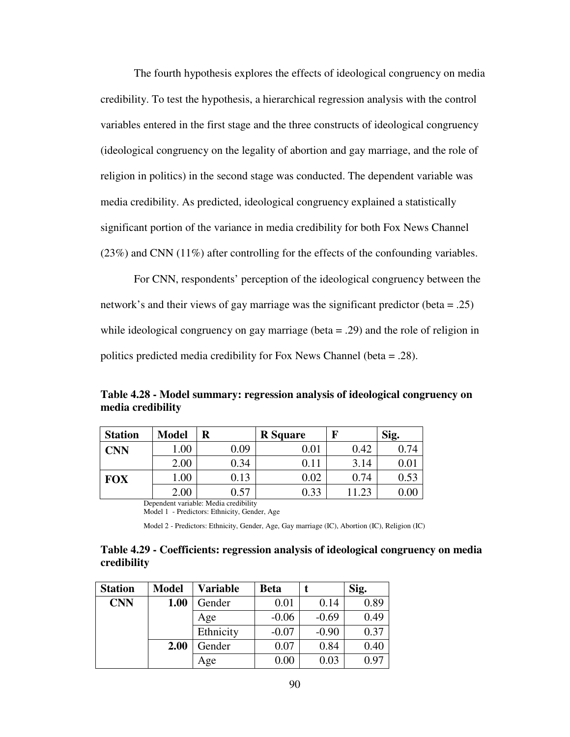The fourth hypothesis explores the effects of ideological congruency on media credibility. To test the hypothesis, a hierarchical regression analysis with the control variables entered in the first stage and the three constructs of ideological congruency (ideological congruency on the legality of abortion and gay marriage, and the role of religion in politics) in the second stage was conducted. The dependent variable was media credibility. As predicted, ideological congruency explained a statistically significant portion of the variance in media credibility for both Fox News Channel (23%) and CNN (11%) after controlling for the effects of the confounding variables.

For CNN, respondents' perception of the ideological congruency between the network's and their views of gay marriage was the significant predictor (beta = .25) while ideological congruency on gay marriage (beta = .29) and the role of religion in politics predicted media credibility for Fox News Channel (beta = .28).

**Table 4.28 - Model summary: regression analysis of ideological congruency on media credibility**

| Station | Model | R | R Square | F | Sig. |
|---|---|---|---|---|---|
| **CNN** | 1.00 | 0.09 | 0.01 | 0.42 | 0.74 |
| | 2.00 | 0.34 | 0.11 | 3.14 | 0.01 |
| **FOX** | 1.00 | 0.13 | 0.02 | 0.74 | 0.53 |
| | 2.00 | 0.57 | 0.33 | 11.23 | 0.00 |

Dependent variable: Media credibility
Model 1 - Predictors: Ethnicity, Gender, Age

Model 2 - Predictors: Ethnicity, Gender, Age, Gay marriage (IC), Abortion (IC), Religion (IC)

**Table 4.29 - Coefficients: regression analysis of ideological congruency on media credibility**

| Station | Model | Variable | Beta | t | Sig. |
|---|---|---|---|---|---|
| **CNN** | **1.00** | Gender | 0.01 | 0.14 | 0.89 |
| | | Age | -0.06 | -0.69 | 0.49 |
| | | Ethnicity | -0.07 | -0.90 | 0.37 |
| | **2.00** | Gender | 0.07 | 0.84 | 0.40 |
| | | Age | 0.00 | 0.03 | 0.97 |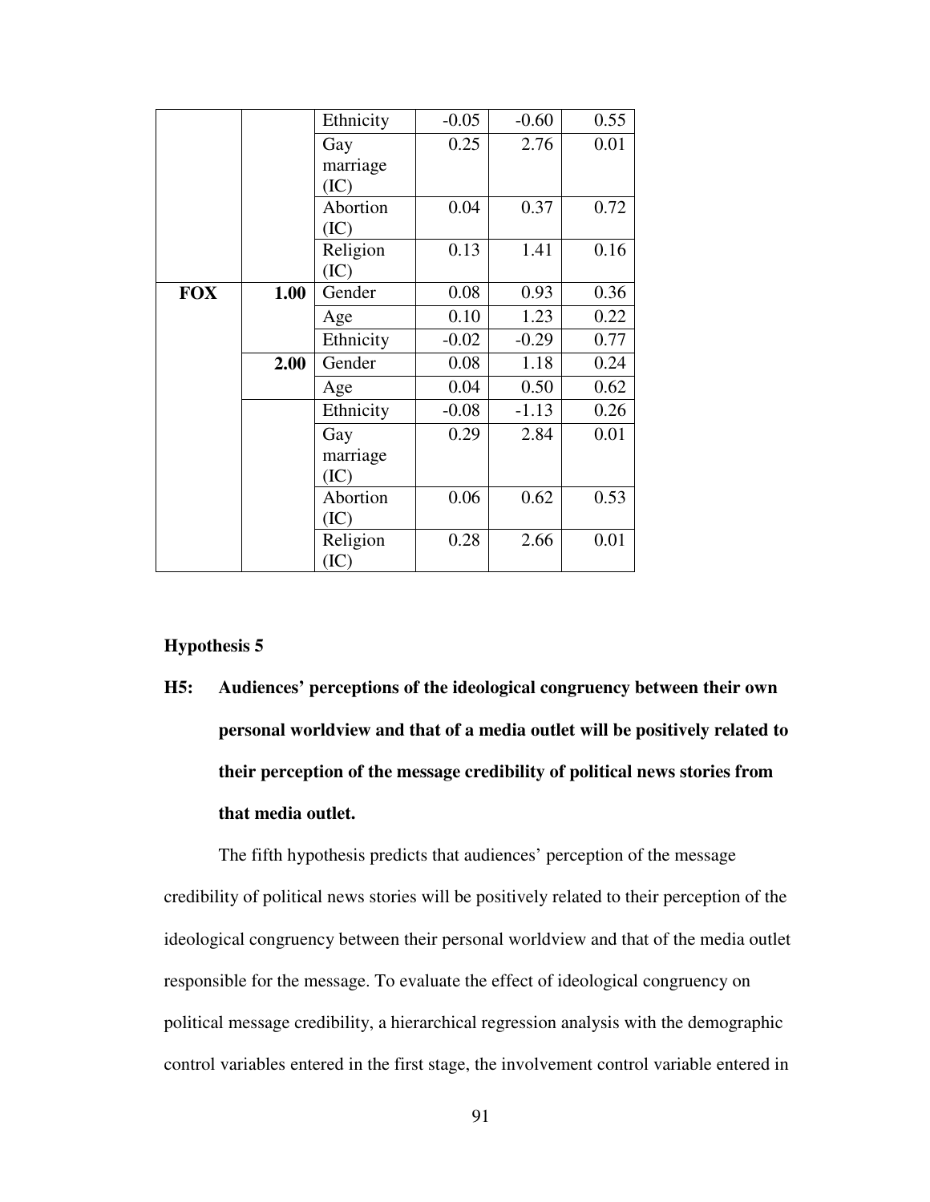| | | Ethnicity | -0.05 | -0.60 | 0.55 |
|---|---|---|---|---|---|
| | | Gay marriage (IC) | 0.25 | 2.76 | 0.01 |
| | | Abortion (IC) | 0.04 | 0.37 | 0.72 |
| | | Religion (IC) | 0.13 | 1.41 | 0.16 |
| **FOX** | **1.00** | Gender | 0.08 | 0.93 | 0.36 |
| | | Age | 0.10 | 1.23 | 0.22 |
| | | Ethnicity | -0.02 | -0.29 | 0.77 |
| | **2.00** | Gender | 0.08 | 1.18 | 0.24 |
| | | Age | 0.04 | 0.50 | 0.62 |
| | | Ethnicity | -0.08 | -1.13 | 0.26 |
| | | Gay marriage (IC) | 0.29 | 2.84 | 0.01 |
| | | Abortion (IC) | 0.06 | 0.62 | 0.53 |
| | | Religion (IC) | 0.28 | 2.66 | 0.01 |

**Hypothesis 5**

**H5: Audiences' perceptions of the ideological congruency between their own personal worldview and that of a media outlet will be positively related to their perception of the message credibility of political news stories from that media outlet.**

The fifth hypothesis predicts that audiences' perception of the message credibility of political news stories will be positively related to their perception of the ideological congruency between their personal worldview and that of the media outlet responsible for the message. To evaluate the effect of ideological congruency on political message credibility, a hierarchical regression analysis with the demographic control variables entered in the first stage, the involvement control variable entered in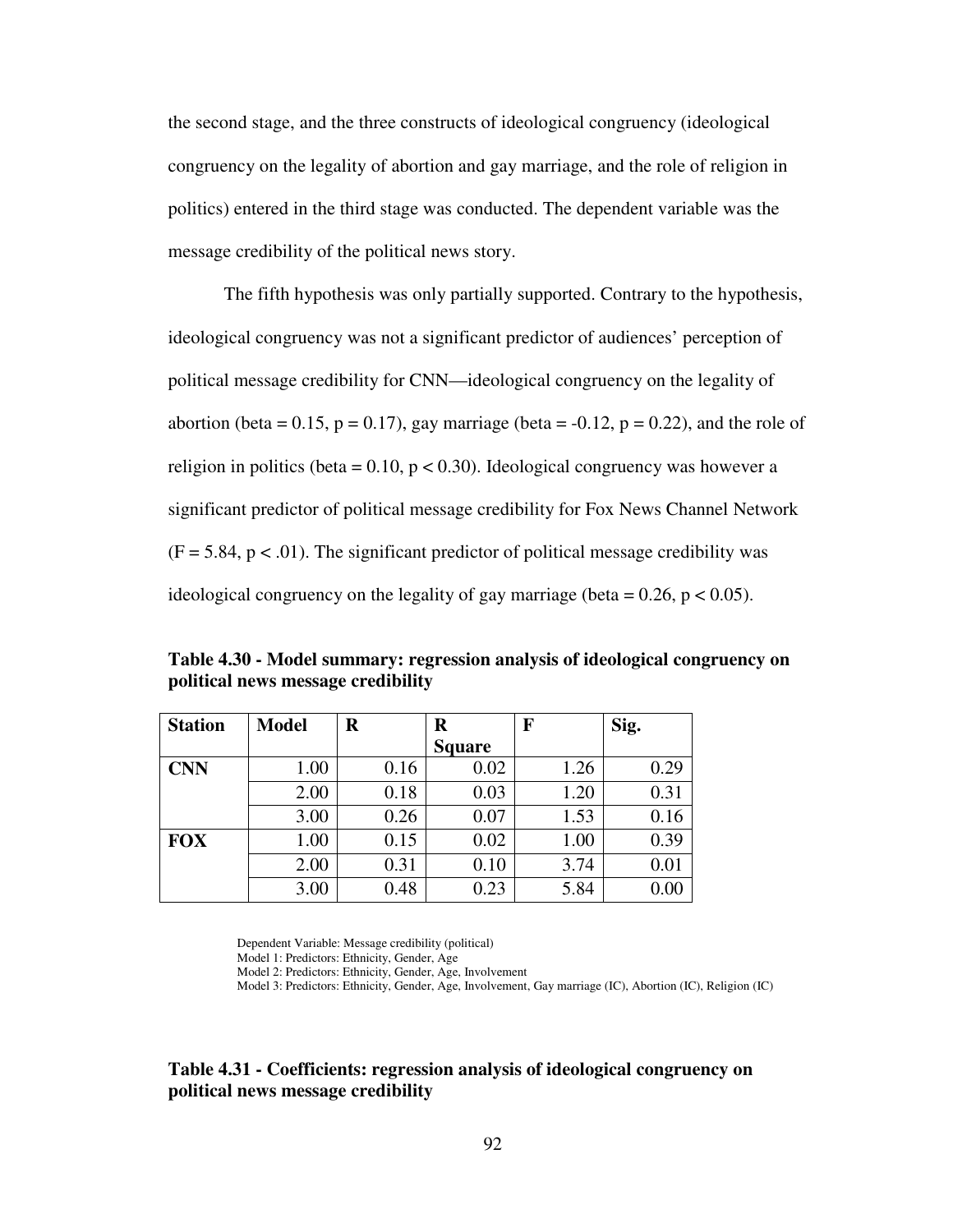the second stage, and the three constructs of ideological congruency (ideological congruency on the legality of abortion and gay marriage, and the role of religion in politics) entered in the third stage was conducted. The dependent variable was the message credibility of the political news story.

The fifth hypothesis was only partially supported. Contrary to the hypothesis, ideological congruency was not a significant predictor of audiences' perception of political message credibility for CNN—ideological congruency on the legality of abortion (beta = 0.15, $p = 0.17$), gay marriage (beta = -0.12, $p = 0.22$), and the role of religion in politics (beta = 0.10, $p < 0.30$). Ideological congruency was however a significant predictor of political message credibility for Fox News Channel Network ($F = 5.84$, $p < .01$). The significant predictor of political message credibility was ideological congruency on the legality of gay marriage (beta = 0.26, $p < 0.05$).

**Table 4.30 - Model summary: regression analysis of ideological congruency on political news message credibility**

| Station | Model | R | R Square | F | Sig. |
|---|---|---|---|---|---|
| **CNN** | 1.00 | 0.16 | 0.02 | 1.26 | 0.29 |
| | 2.00 | 0.18 | 0.03 | 1.20 | 0.31 |
| | 3.00 | 0.26 | 0.07 | 1.53 | 0.16 |
| **FOX** | 1.00 | 0.15 | 0.02 | 1.00 | 0.39 |
| | 2.00 | 0.31 | 0.10 | 3.74 | 0.01 |
| | 3.00 | 0.48 | 0.23 | 5.84 | 0.00 |

Dependent Variable: Message credibility (political)
Model 1: Predictors: Ethnicity, Gender, Age
Model 2: Predictors: Ethnicity, Gender, Age, Involvement
Model 3: Predictors: Ethnicity, Gender, Age, Involvement, Gay marriage (IC), Abortion (IC), Religion (IC)

**Table 4.31 - Coefficients: regression analysis of ideological congruency on political news message credibility**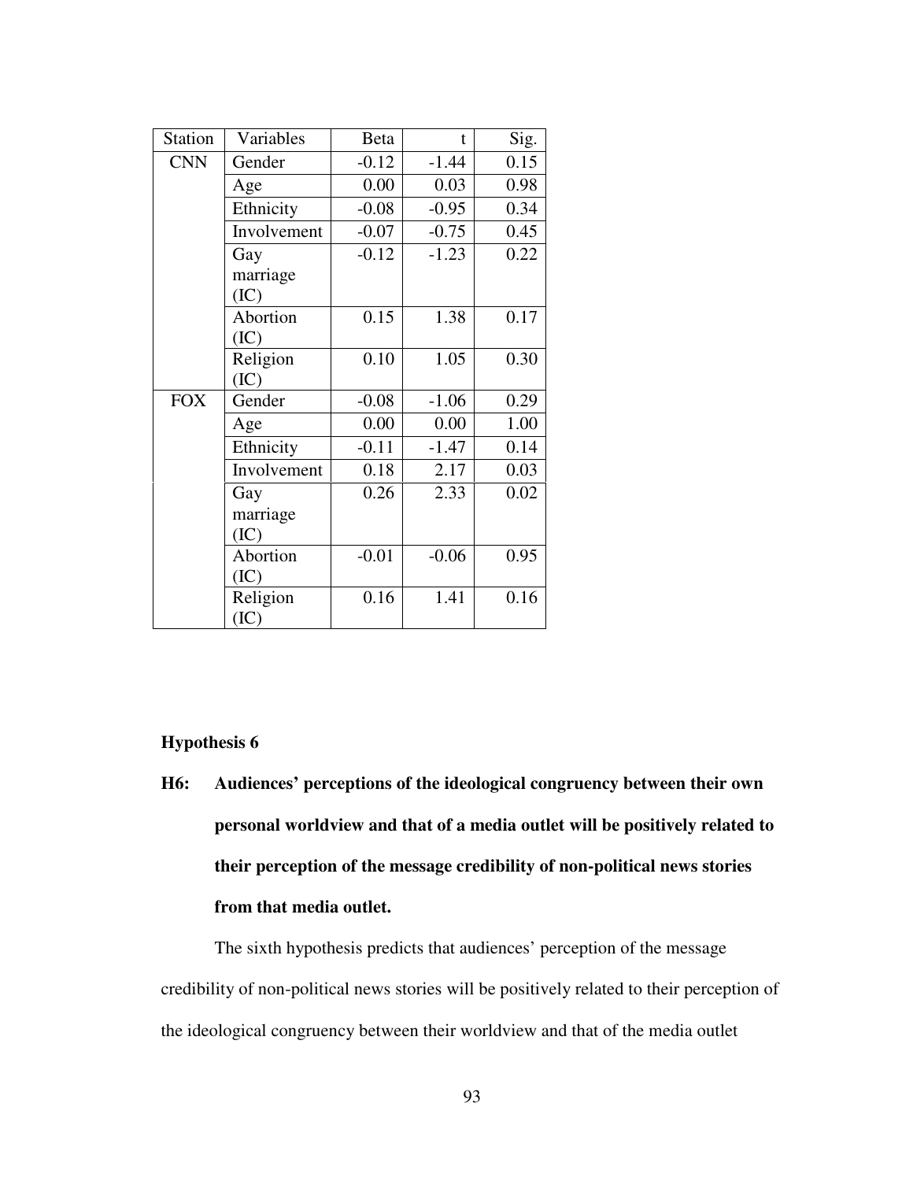| Station | Variables | Beta | t | Sig. |
| --- | --- | --- | --- | --- |
| CNN | Gender | -0.12 | -1.44 | 0.15 |
| | Age | 0.00 | 0.03 | 0.98 |
| | Ethnicity | -0.08 | -0.95 | 0.34 |
| | Involvement | -0.07 | -0.75 | 0.45 |
| | Gay marriage (IC) | -0.12 | -1.23 | 0.22 |
| | Abortion (IC) | 0.15 | 1.38 | 0.17 |
| | Religion (IC) | 0.10 | 1.05 | 0.30 |
| FOX | Gender | -0.08 | -1.06 | 0.29 |
| | Age | 0.00 | 0.00 | 1.00 |
| | Ethnicity | -0.11 | -1.47 | 0.14 |
| | Involvement | 0.18 | 2.17 | 0.03 |
| | Gay marriage (IC) | 0.26 | 2.33 | 0.02 |
| | Abortion (IC) | -0.01 | -0.06 | 0.95 |
| | Religion (IC) | 0.16 | 1.41 | 0.16 |

**Hypothesis 6**

**H6: Audiences' perceptions of the ideological congruency between their own personal worldview and that of a media outlet will be positively related to their perception of the message credibility of non-political news stories from that media outlet.**

The sixth hypothesis predicts that audiences' perception of the message credibility of non-political news stories will be positively related to their perception of the ideological congruency between their worldview and that of the media outlet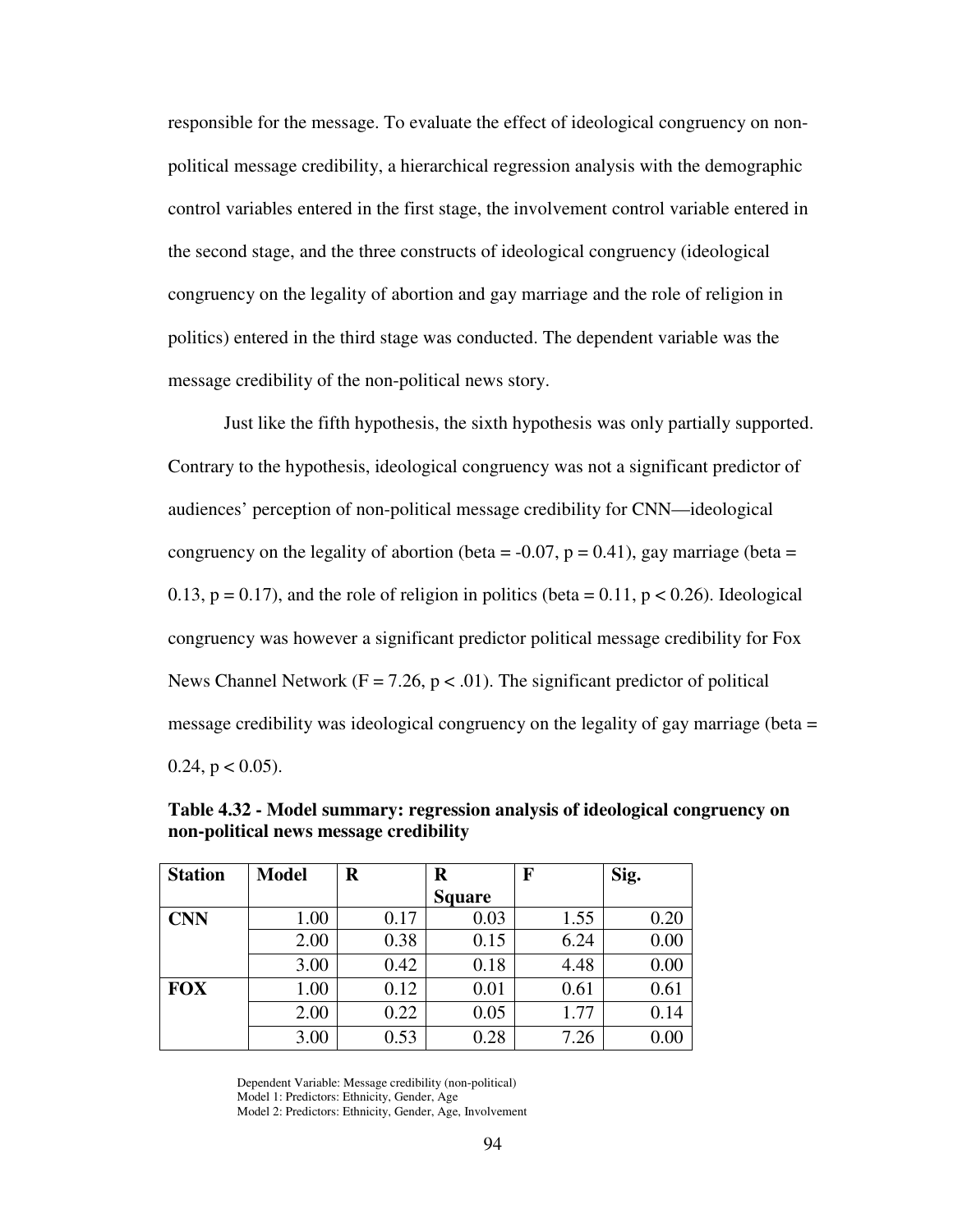responsible for the message. To evaluate the effect of ideological congruency on non-political message credibility, a hierarchical regression analysis with the demographic control variables entered in the first stage, the involvement control variable entered in the second stage, and the three constructs of ideological congruency (ideological congruency on the legality of abortion and gay marriage and the role of religion in politics) entered in the third stage was conducted. The dependent variable was the message credibility of the non-political news story.

Just like the fifth hypothesis, the sixth hypothesis was only partially supported. Contrary to the hypothesis, ideological congruency was not a significant predictor of audiences' perception of non-political message credibility for CNN—ideological congruency on the legality of abortion (beta = -0.07, $p = 0.41$), gay marriage (beta = 0.13, $p = 0.17$), and the role of religion in politics (beta = 0.11, $p < 0.26$). Ideological congruency was however a significant predictor political message credibility for Fox News Channel Network ($F = 7.26$, $p < .01$). The significant predictor of political message credibility was ideological congruency on the legality of gay marriage (beta = 0.24, $p < 0.05$).

**Table 4.32 - Model summary: regression analysis of ideological congruency on non-political news message credibility**

| Station | Model | R | R Square | F | Sig. |
|---|---|---|---|---|---|
| **CNN** | 1.00 | 0.17 | 0.03 | 1.55 | 0.20 |
| | 2.00 | 0.38 | 0.15 | 6.24 | 0.00 |
| | 3.00 | 0.42 | 0.18 | 4.48 | 0.00 |
| **FOX** | 1.00 | 0.12 | 0.01 | 0.61 | 0.61 |
| | 2.00 | 0.22 | 0.05 | 1.77 | 0.14 |
| | 3.00 | 0.53 | 0.28 | 7.26 | 0.00 |

Dependent Variable: Message credibility (non-political)
Model 1: Predictors: Ethnicity, Gender, Age
Model 2: Predictors: Ethnicity, Gender, Age, Involvement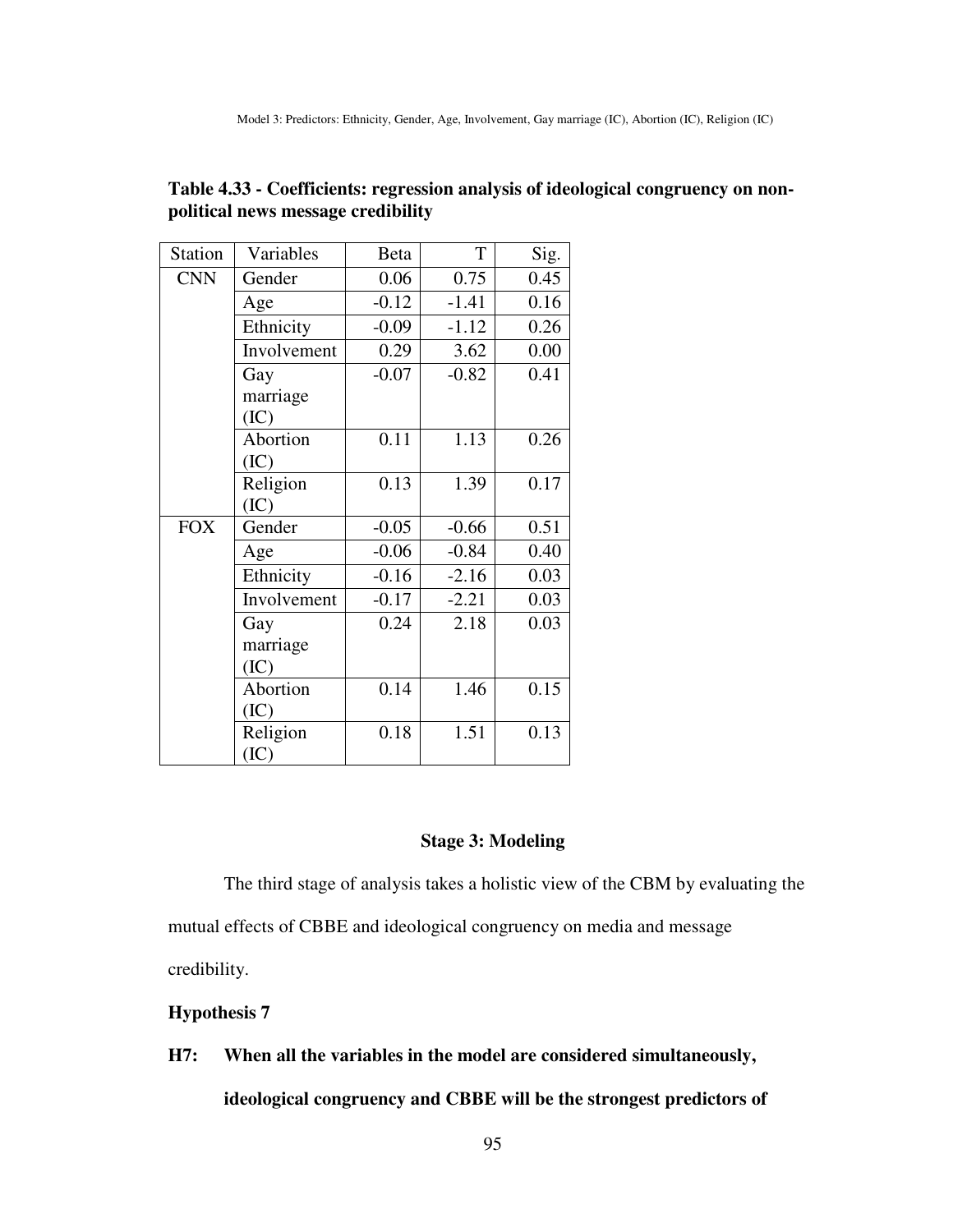Model 3: Predictors: Ethnicity, Gender, Age, Involvement, Gay marriage (IC), Abortion (IC), Religion (IC)

**Table 4.33 - Coefficients: regression analysis of ideological congruency on non-political news message credibility**

| Station | Variables | Beta | T | Sig. |
|---|---|---|---|---|
| CNN | Gender | 0.06 | 0.75 | 0.45 |
| | Age | -0.12 | -1.41 | 0.16 |
| | Ethnicity | -0.09 | -1.12 | 0.26 |
| | Involvement | 0.29 | 3.62 | 0.00 |
| | Gay marriage (IC) | -0.07 | -0.82 | 0.41 |
| | Abortion (IC) | 0.11 | 1.13 | 0.26 |
| | Religion (IC) | 0.13 | 1.39 | 0.17 |
| FOX | Gender | -0.05 | -0.66 | 0.51 |
| | Age | -0.06 | -0.84 | 0.40 |
| | Ethnicity | -0.16 | -2.16 | 0.03 |
| | Involvement | -0.17 | -2.21 | 0.03 |
| | Gay marriage (IC) | 0.24 | 2.18 | 0.03 |
| | Abortion (IC) | 0.14 | 1.46 | 0.15 |
| | Religion (IC) | 0.18 | 1.51 | 0.13 |

### Stage 3: Modeling

The third stage of analysis takes a holistic view of the CBM by evaluating the mutual effects of CBBE and ideological congruency on media and message credibility.

**Hypothesis 7**

**H7: When all the variables in the model are considered simultaneously, ideological congruency and CBBE will be the strongest predictors of**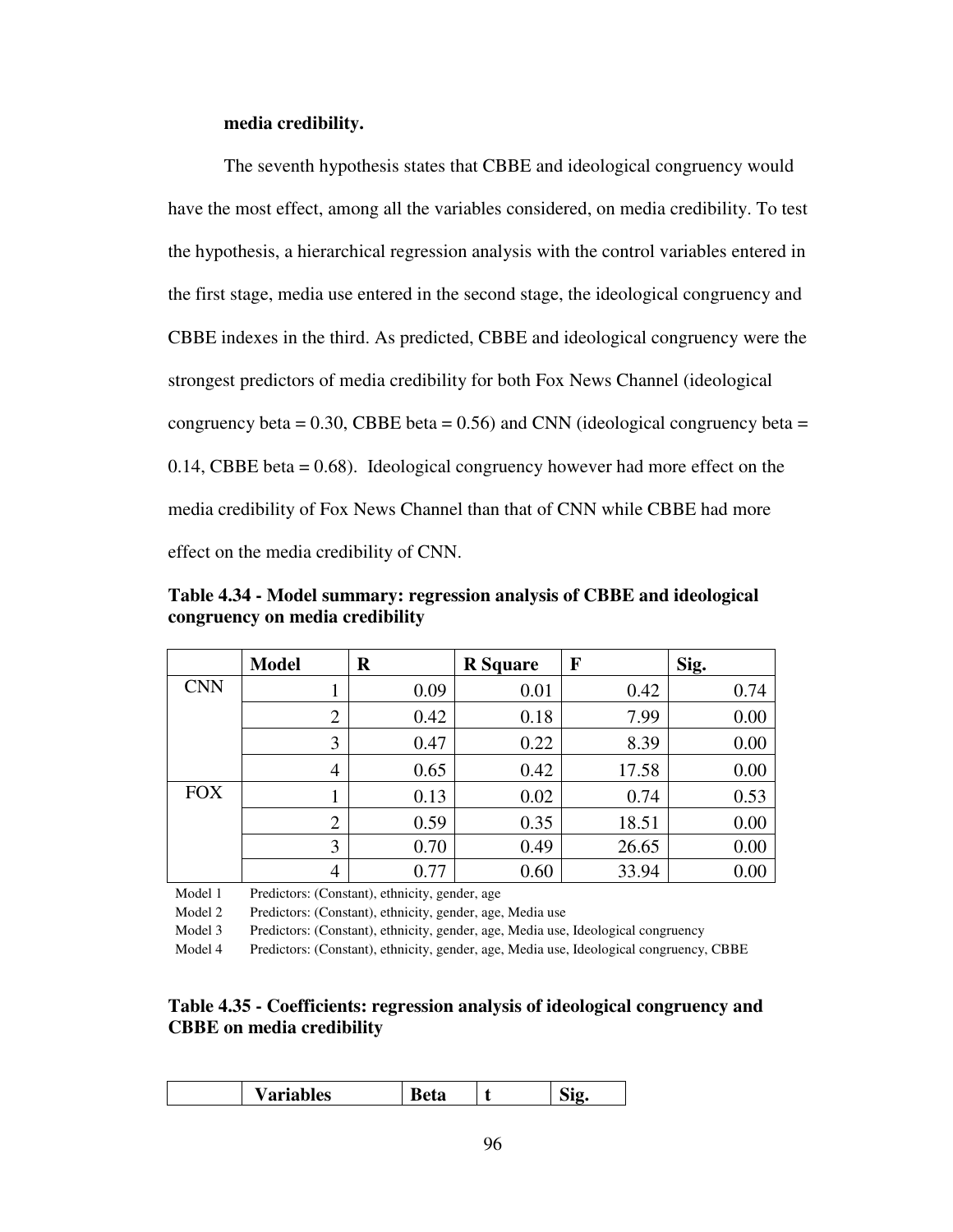**media credibility.**

The seventh hypothesis states that CBBE and ideological congruency would have the most effect, among all the variables considered, on media credibility. To test the hypothesis, a hierarchical regression analysis with the control variables entered in the first stage, media use entered in the second stage, the ideological congruency and CBBE indexes in the third. As predicted, CBBE and ideological congruency were the strongest predictors of media credibility for both Fox News Channel (ideological congruency beta = 0.30, CBBE beta = 0.56) and CNN (ideological congruency beta = 0.14, CBBE beta = 0.68). Ideological congruency however had more effect on the media credibility of Fox News Channel than that of CNN while CBBE had more effect on the media credibility of CNN.

**Table 4.34 - Model summary: regression analysis of CBBE and ideological congruency on media credibility**

| | Model | R | R Square | F | Sig. |
|---|---|---|---|---|---|
| CNN | 1 | 0.09 | 0.01 | 0.42 | 0.74 |
| | 2 | 0.42 | 0.18 | 7.99 | 0.00 |
| | 3 | 0.47 | 0.22 | 8.39 | 0.00 |
| | 4 | 0.65 | 0.42 | 17.58 | 0.00 |
| FOX | 1 | 0.13 | 0.02 | 0.74 | 0.53 |
| | 2 | 0.59 | 0.35 | 18.51 | 0.00 |
| | 3 | 0.70 | 0.49 | 26.65 | 0.00 |
| | 4 | 0.77 | 0.60 | 33.94 | 0.00 |

Model 1 Predictors: (Constant), ethnicity, gender, age

Model 2 Predictors: (Constant), ethnicity, gender, age, Media use

Model 3 Predictors: (Constant), ethnicity, gender, age, Media use, Ideological congruency

Model 4 Predictors: (Constant), ethnicity, gender, age, Media use, Ideological congruency, CBBE

**Table 4.35 - Coefficients: regression analysis of ideological congruency and CBBE on media credibility**

| | Variables | Beta | t | Sig. |
|---|---|---|---|---|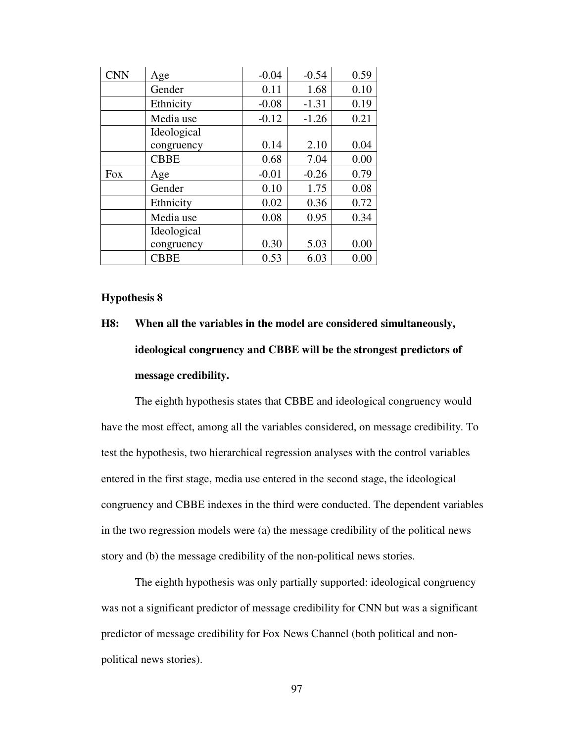| | | | | |
|---|---|---|---|---|
| CNN | Age | -0.04 | -0.54 | 0.59 |
| | Gender | 0.11 | 1.68 | 0.10 |
| | Ethnicity | -0.08 | -1.31 | 0.19 |
| | Media use | -0.12 | -1.26 | 0.21 |
| | Ideological congruency | 0.14 | 2.10 | 0.04 |
| | CBBE | 0.68 | 7.04 | 0.00 |
| Fox | Age | -0.01 | -0.26 | 0.79 |
| | Gender | 0.10 | 1.75 | 0.08 |
| | Ethnicity | 0.02 | 0.36 | 0.72 |
| | Media use | 0.08 | 0.95 | 0.34 |
| | Ideological congruency | 0.30 | 5.03 | 0.00 |
| | CBBE | 0.53 | 6.03 | 0.00 |

**Hypothesis 8**

**H8: When all the variables in the model are considered simultaneously, ideological congruency and CBBE will be the strongest predictors of message credibility.**

The eighth hypothesis states that CBBE and ideological congruency would have the most effect, among all the variables considered, on message credibility. To test the hypothesis, two hierarchical regression analyses with the control variables entered in the first stage, media use entered in the second stage, the ideological congruency and CBBE indexes in the third were conducted. The dependent variables in the two regression models were (a) the message credibility of the political news story and (b) the message credibility of the non-political news stories.

The eighth hypothesis was only partially supported: ideological congruency was not a significant predictor of message credibility for CNN but was a significant predictor of message credibility for Fox News Channel (both political and non-political news stories).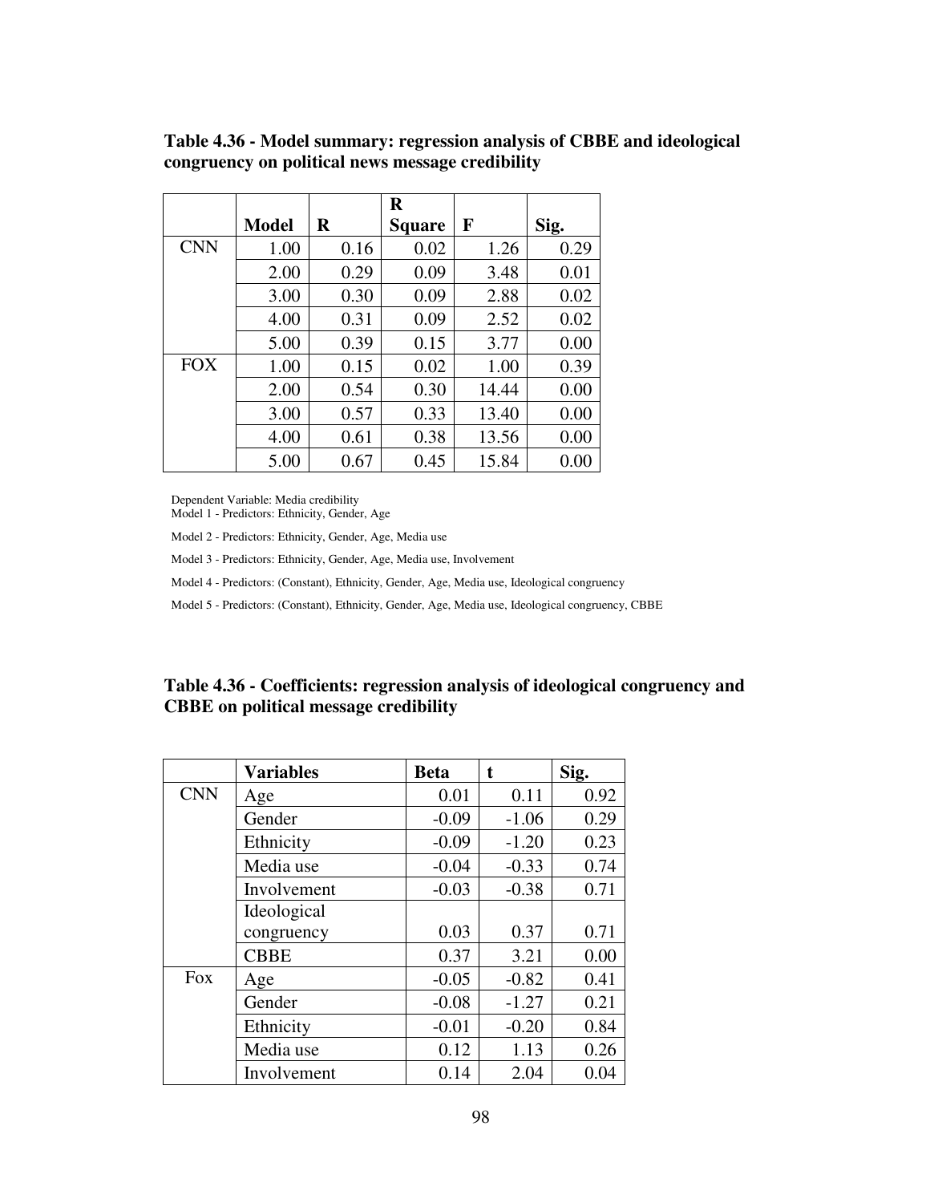**Table 4.36 - Model summary: regression analysis of CBBE and ideological congruency on political news message credibility**

| | Model | R | R Square | F | Sig. |
|---|---|---|---|---|---|
| CNN | 1.00 | 0.16 | 0.02 | 1.26 | 0.29 |
| | 2.00 | 0.29 | 0.09 | 3.48 | 0.01 |
| | 3.00 | 0.30 | 0.09 | 2.88 | 0.02 |
| | 4.00 | 0.31 | 0.09 | 2.52 | 0.02 |
| | 5.00 | 0.39 | 0.15 | 3.77 | 0.00 |
| FOX | 1.00 | 0.15 | 0.02 | 1.00 | 0.39 |
| | 2.00 | 0.54 | 0.30 | 14.44 | 0.00 |
| | 3.00 | 0.57 | 0.33 | 13.40 | 0.00 |
| | 4.00 | 0.61 | 0.38 | 13.56 | 0.00 |
| | 5.00 | 0.67 | 0.45 | 15.84 | 0.00 |

Dependent Variable: Media credibility
Model 1 - Predictors: Ethnicity, Gender, Age

Model 2 - Predictors: Ethnicity, Gender, Age, Media use

Model 3 - Predictors: Ethnicity, Gender, Age, Media use, Involvement

Model 4 - Predictors: (Constant), Ethnicity, Gender, Age, Media use, Ideological congruency

Model 5 - Predictors: (Constant), Ethnicity, Gender, Age, Media use, Ideological congruency, CBBE

**Table 4.36 - Coefficients: regression analysis of ideological congruency and CBBE on political message credibility**

| | Variables | Beta | t | Sig. |
|---|---|---|---|---|
| CNN | Age | 0.01 | 0.11 | 0.92 |
| | Gender | -0.09 | -1.06 | 0.29 |
| | Ethnicity | -0.09 | -1.20 | 0.23 |
| | Media use | -0.04 | -0.33 | 0.74 |
| | Involvement | -0.03 | -0.38 | 0.71 |
| | Ideological congruency | 0.03 | 0.37 | 0.71 |
| | CBBE | 0.37 | 3.21 | 0.00 |
| Fox | Age | -0.05 | -0.82 | 0.41 |
| | Gender | -0.08 | -1.27 | 0.21 |
| | Ethnicity | -0.01 | -0.20 | 0.84 |
| | Media use | 0.12 | 1.13 | 0.26 |
| | Involvement | 0.14 | 2.04 | 0.04 |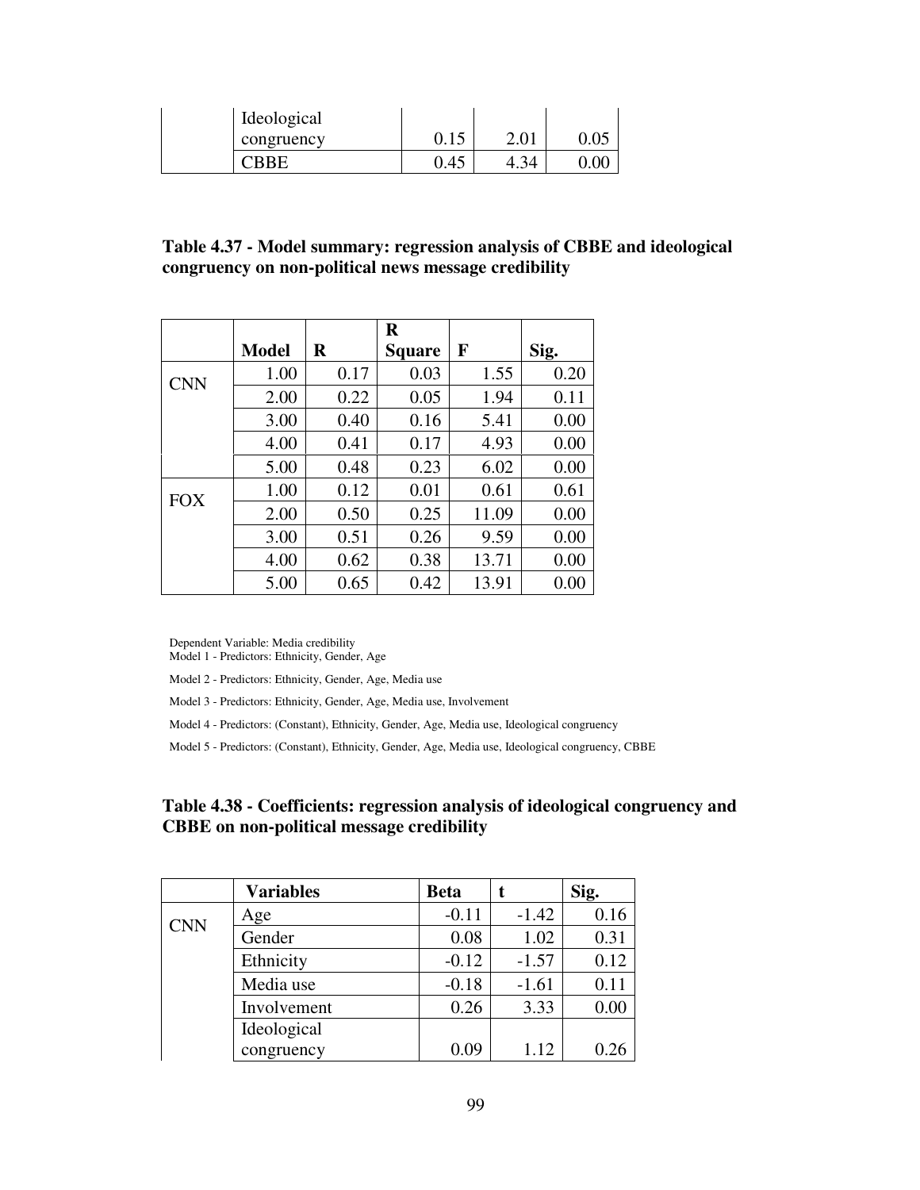| | Ideological congruency | 0.15 | 2.01 | 0.05 |
|---|---|---|---|---|
| | CBBE | 0.45 | 4.34 | 0.00 |

**Table 4.37 - Model summary: regression analysis of CBBE and ideological congruency on non-political news message credibility**

| | Model | R | R Square | F | Sig. |
|---|---|---|---|---|---|
| CNN | 1.00 | 0.17 | 0.03 | 1.55 | 0.20 |
| | 2.00 | 0.22 | 0.05 | 1.94 | 0.11 |
| | 3.00 | 0.40 | 0.16 | 5.41 | 0.00 |
| | 4.00 | 0.41 | 0.17 | 4.93 | 0.00 |
| | 5.00 | 0.48 | 0.23 | 6.02 | 0.00 |
| FOX | 1.00 | 0.12 | 0.01 | 0.61 | 0.61 |
| | 2.00 | 0.50 | 0.25 | 11.09 | 0.00 |
| | 3.00 | 0.51 | 0.26 | 9.59 | 0.00 |
| | 4.00 | 0.62 | 0.38 | 13.71 | 0.00 |
| | 5.00 | 0.65 | 0.42 | 13.91 | 0.00 |

Dependent Variable: Media credibility

Model 1 - Predictors: Ethnicity, Gender, Age

Model 2 - Predictors: Ethnicity, Gender, Age, Media use

Model 3 - Predictors: Ethnicity, Gender, Age, Media use, Involvement

Model 4 - Predictors: (Constant), Ethnicity, Gender, Age, Media use, Ideological congruency

Model 5 - Predictors: (Constant), Ethnicity, Gender, Age, Media use, Ideological congruency, CBBE

**Table 4.38 - Coefficients: regression analysis of ideological congruency and CBBE on non-political message credibility**

| | Variables | Beta | t | Sig. |
|---|---|---|---|---|
| CNN | Age | -0.11 | -1.42 | 0.16 |
| | Gender | 0.08 | 1.02 | 0.31 |
| | Ethnicity | -0.12 | -1.57 | 0.12 |
| | Media use | -0.18 | -1.61 | 0.11 |
| | Involvement | 0.26 | 3.33 | 0.00 |
| | Ideological congruency | 0.09 | 1.12 | 0.26 |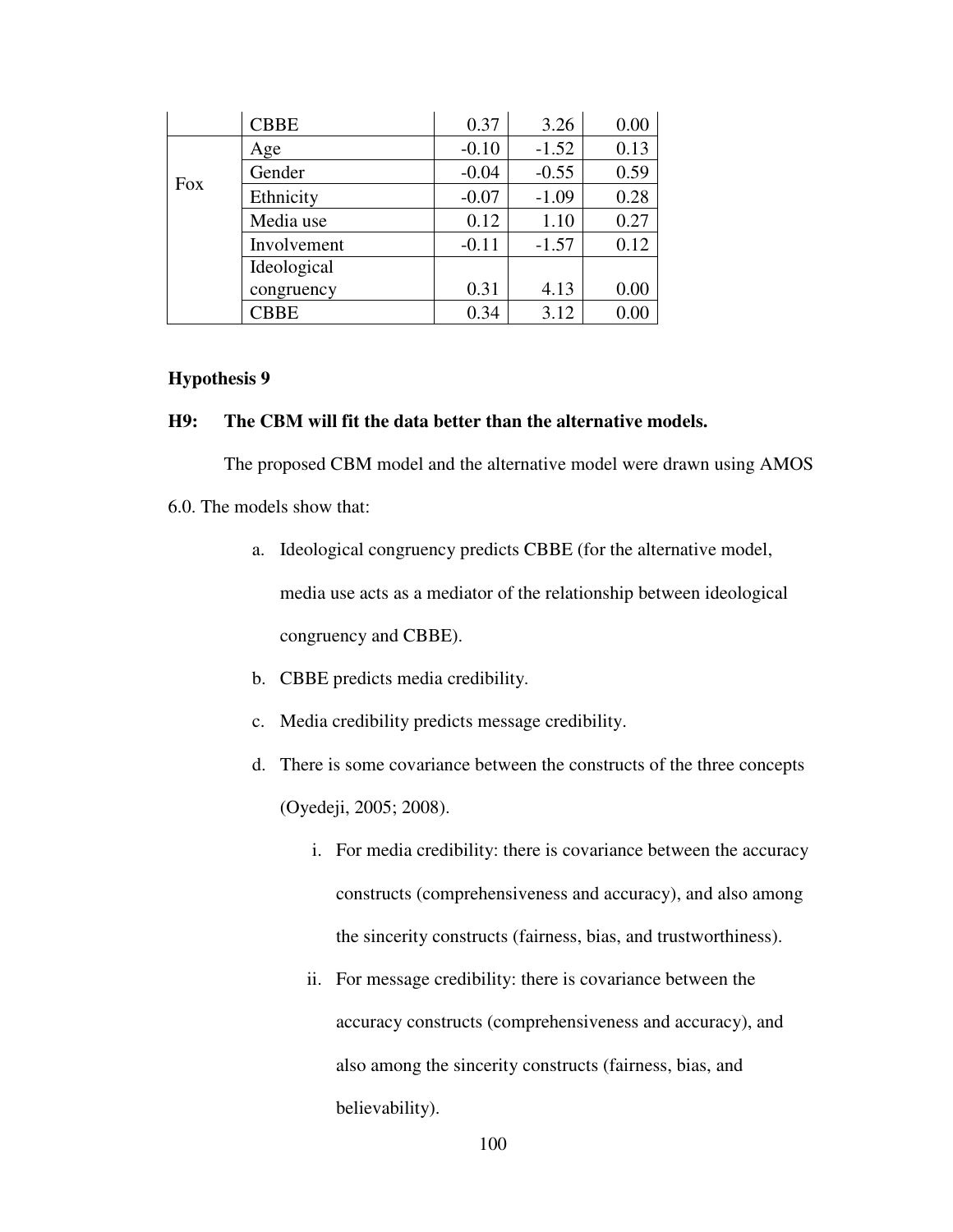| | | | | |
|---|---|---|---|---|
| | CBBE | 0.37 | 3.26 | 0.00 |
| Fox | Age | -0.10 | -1.52 | 0.13 |
| | Gender | -0.04 | -0.55 | 0.59 |
| | Ethnicity | -0.07 | -1.09 | 0.28 |
| | Media use | 0.12 | 1.10 | 0.27 |
| | Involvement | -0.11 | -1.57 | 0.12 |
| | Ideological congruency | 0.31 | 4.13 | 0.00 |
| | CBBE | 0.34 | 3.12 | 0.00 |

**Hypothesis 9**

**H9: The CBM will fit the data better than the alternative models.**

The proposed CBM model and the alternative model were drawn using AMOS 6.0. The models show that:

a. Ideological congruency predicts CBBE (for the alternative model, media use acts as a mediator of the relationship between ideological congruency and CBBE).

b. CBBE predicts media credibility.

c. Media credibility predicts message credibility.

d. There is some covariance between the constructs of the three concepts (Oyedeji, 2005; 2008).

   i. For media credibility: there is covariance between the accuracy constructs (comprehensiveness and accuracy), and also among the sincerity constructs (fairness, bias, and trustworthiness).

   ii. For message credibility: there is covariance between the accuracy constructs (comprehensiveness and accuracy), and also among the sincerity constructs (fairness, bias, and believability).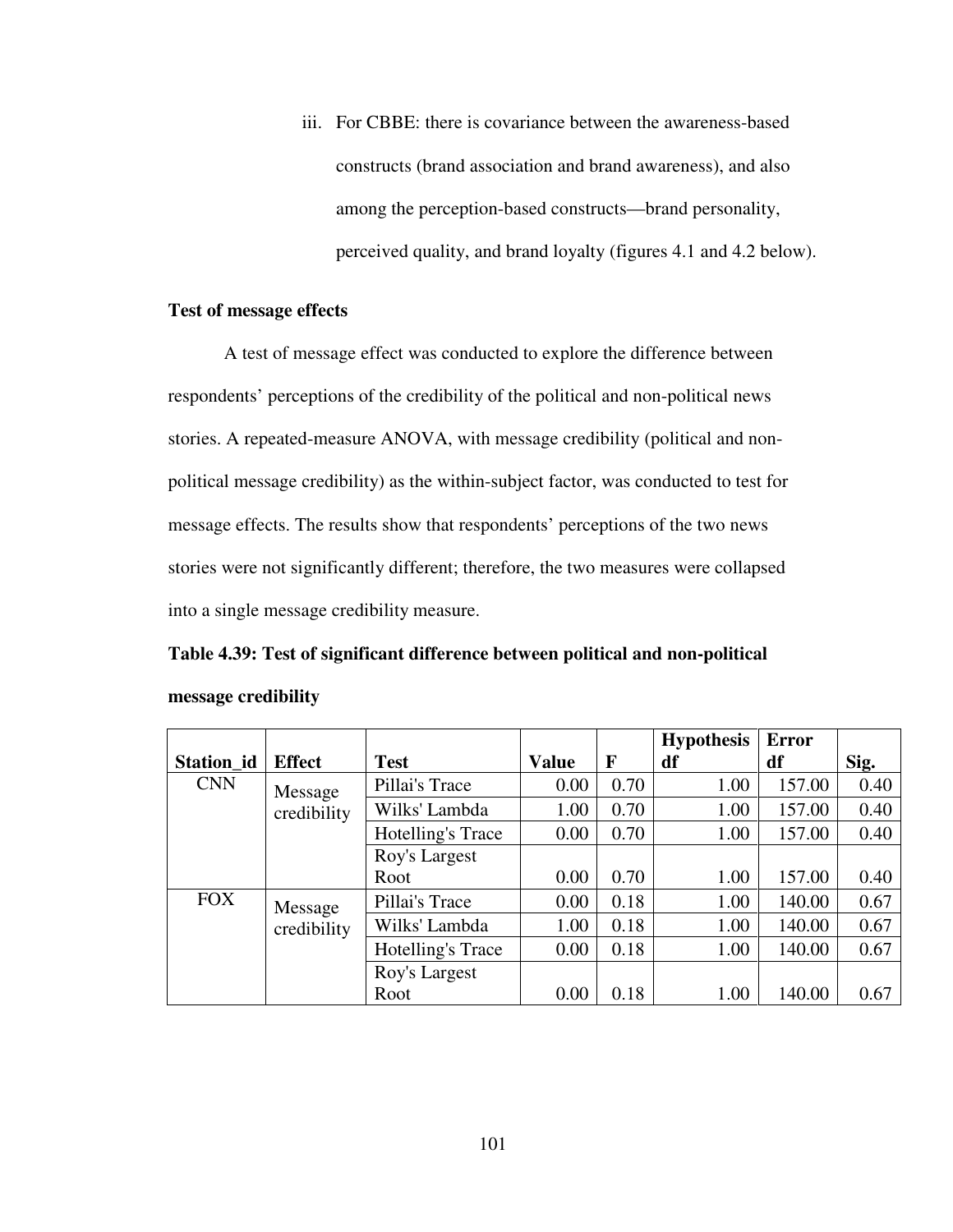iii. For CBBE: there is covariance between the awareness-based constructs (brand association and brand awareness), and also among the perception-based constructs—brand personality, perceived quality, and brand loyalty (figures 4.1 and 4.2 below).

**Test of message effects**

A test of message effect was conducted to explore the difference between respondents' perceptions of the credibility of the political and non-political news stories. A repeated-measure ANOVA, with message credibility (political and non-political message credibility) as the within-subject factor, was conducted to test for message effects. The results show that respondents' perceptions of the two news stories were not significantly different; therefore, the two measures were collapsed into a single message credibility measure.

**Table 4.39: Test of significant difference between political and non-political message credibility**

| Station_id | Effect | Test | Value | F | Hypothesis df | Error df | Sig. |
|---|---|---|---|---|---|---|---|
| CNN | Message credibility | Pillai's Trace | 0.00 | 0.70 | 1.00 | 157.00 | 0.40 |
| | | Wilks' Lambda | 1.00 | 0.70 | 1.00 | 157.00 | 0.40 |
| | | Hotelling's Trace | 0.00 | 0.70 | 1.00 | 157.00 | 0.40 |
| | | Roy's Largest Root | 0.00 | 0.70 | 1.00 | 157.00 | 0.40 |
| FOX | Message credibility | Pillai's Trace | 0.00 | 0.18 | 1.00 | 140.00 | 0.67 |
| | | Wilks' Lambda | 1.00 | 0.18 | 1.00 | 140.00 | 0.67 |
| | | Hotelling's Trace | 0.00 | 0.18 | 1.00 | 140.00 | 0.67 |
| | | Roy's Largest Root | 0.00 | 0.18 | 1.00 | 140.00 | 0.67 |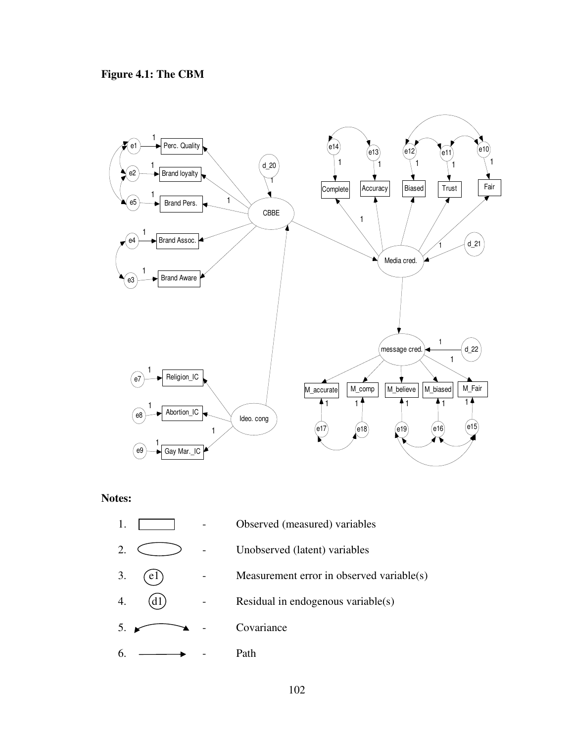**Figure 4.1: The CBM**

**Notes:**

1. (Rectangle) - Observed (measured) variables
2. (Ellipse) - Unobserved (latent) variables
3. (e1) - Measurement error in observed variable(s)
4. (d1) - Residual in endogenous variable(s)
5. (Curved double-headed arrow) - Covariance
6. (Straight single-headed arrow) - Path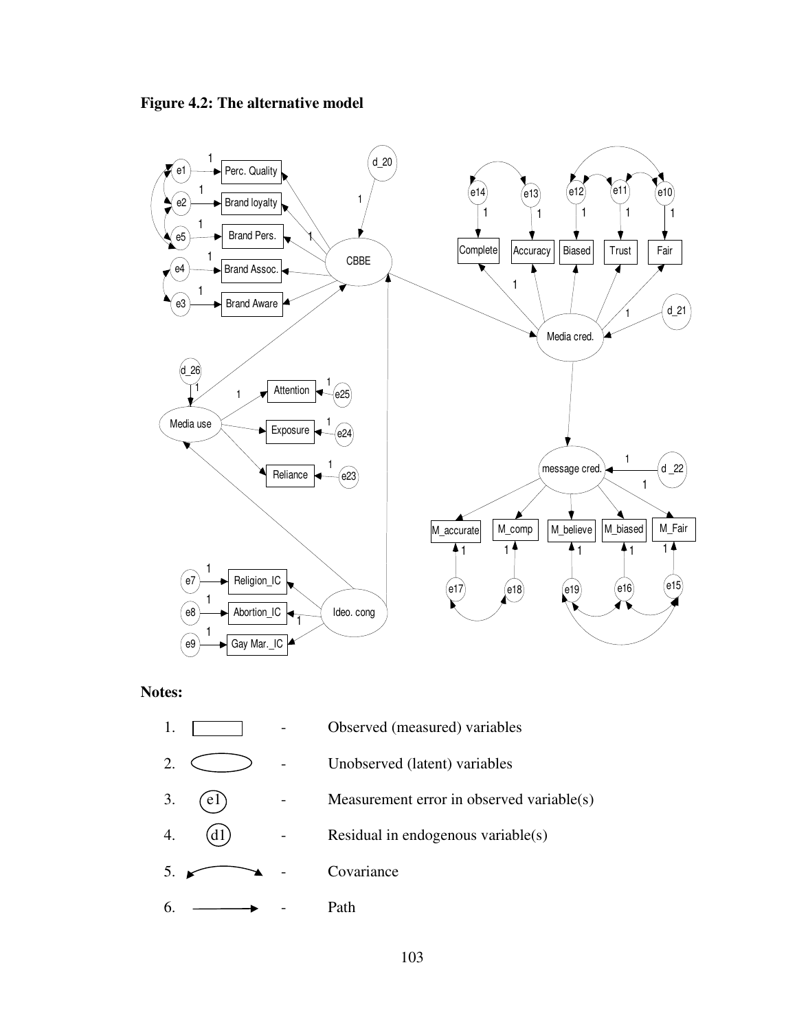**Figure 4.2: The alternative model**

**Notes:**

1. [rectangle] - Observed (measured) variables
2. [ellipse] - Unobserved (latent) variables
3. (e1) - Measurement error in observed variable(s)
4. (d1) - Residual in endogenous variable(s)
5. [curved double-headed arrow] - Covariance
6. [single-headed arrow] - Path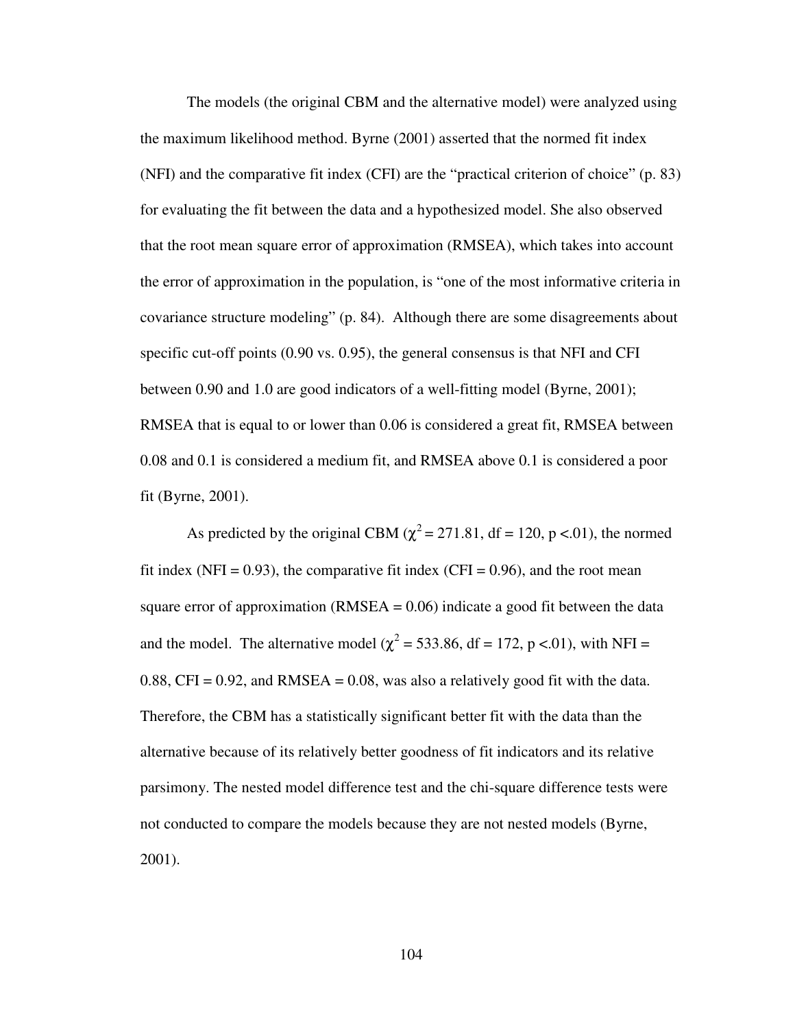The models (the original CBM and the alternative model) were analyzed using the maximum likelihood method. Byrne (2001) asserted that the normed fit index (NFI) and the comparative fit index (CFI) are the "practical criterion of choice" (p. 83) for evaluating the fit between the data and a hypothesized model. She also observed that the root mean square error of approximation (RMSEA), which takes into account the error of approximation in the population, is "one of the most informative criteria in covariance structure modeling" (p. 84). Although there are some disagreements about specific cut-off points (0.90 vs. 0.95), the general consensus is that NFI and CFI between 0.90 and 1.0 are good indicators of a well-fitting model (Byrne, 2001); RMSEA that is equal to or lower than 0.06 is considered a great fit, RMSEA between 0.08 and 0.1 is considered a medium fit, and RMSEA above 0.1 is considered a poor fit (Byrne, 2001).

As predicted by the original CBM ($\chi^2 = 271.81$, df = 120, $p < .01$), the normed fit index (NFI = 0.93), the comparative fit index (CFI = 0.96), and the root mean square error of approximation (RMSEA = 0.06) indicate a good fit between the data and the model. The alternative model ($\chi^2 = 533.86$, df = 172, $p < .01$), with NFI = 0.88, CFI = 0.92, and RMSEA = 0.08, was also a relatively good fit with the data. Therefore, the CBM has a statistically significant better fit with the data than the alternative because of its relatively better goodness of fit indicators and its relative parsimony. The nested model difference test and the chi-square difference tests were not conducted to compare the models because they are not nested models (Byrne, 2001).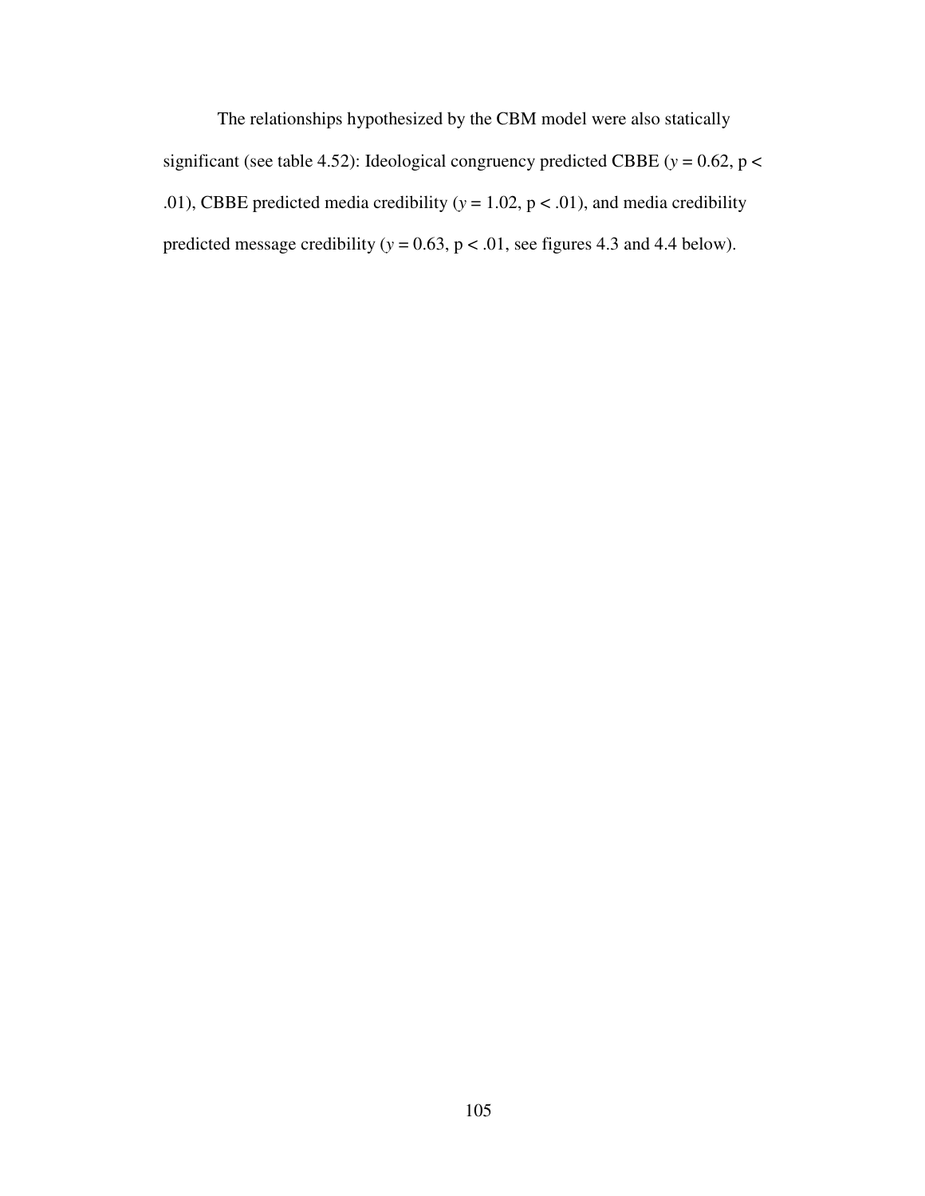The relationships hypothesized by the CBM model were also statically significant (see table 4.52): Ideological congruency predicted CBBE ($y = 0.62$, $p < .01$), CBBE predicted media credibility ($y = 1.02$, $p < .01$), and media credibility predicted message credibility ($y = 0.63$, $p < .01$, see figures 4.3 and 4.4 below).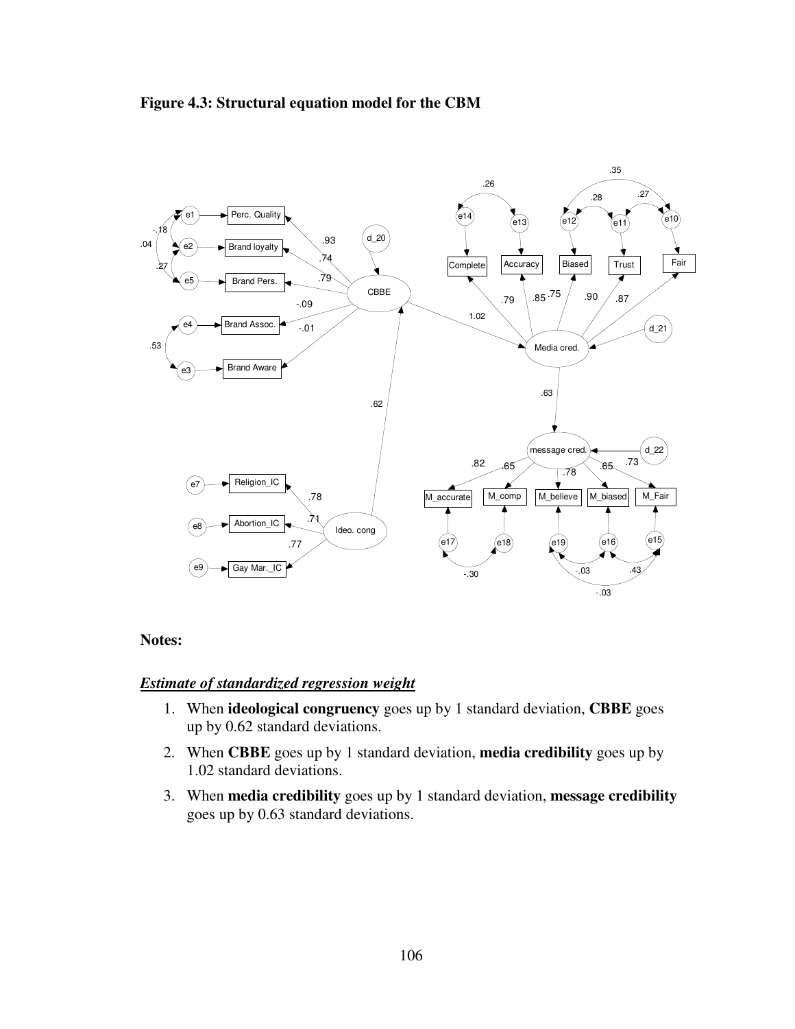**Figure 4.3: Structural equation model for the CBM**

**Notes:**

***Estimate of standardized regression weight***

1. When **ideological congruency** goes up by 1 standard deviation, **CBBE** goes up by 0.62 standard deviations.
2. When **CBBE** goes up by 1 standard deviation, **media credibility** goes up by 1.02 standard deviations.
3. When **media credibility** goes up by 1 standard deviation, **message credibility** goes up by 0.63 standard deviations.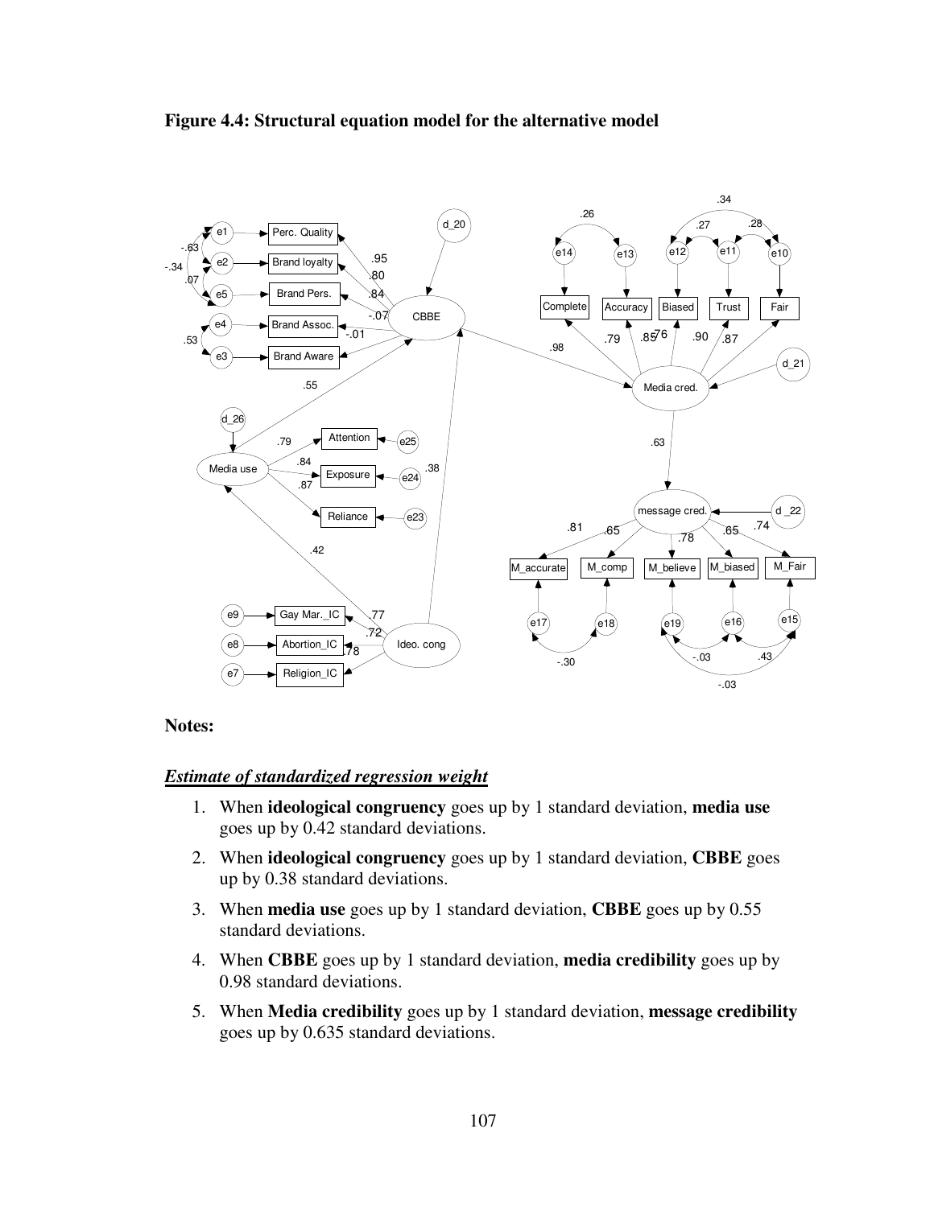**Figure 4.4: Structural equation model for the alternative model**

**Notes:**

***Estimate of standardized regression weight***

1. When **ideological congruency** goes up by 1 standard deviation, **media use** goes up by 0.42 standard deviations.
2. When **ideological congruency** goes up by 1 standard deviation, **CBBE** goes up by 0.38 standard deviations.
3. When **media use** goes up by 1 standard deviation, **CBBE** goes up by 0.55 standard deviations.
4. When **CBBE** goes up by 1 standard deviation, **media credibility** goes up by 0.98 standard deviations.
5. When **Media credibility** goes up by 1 standard deviation, **message credibility** goes up by 0.635 standard deviations.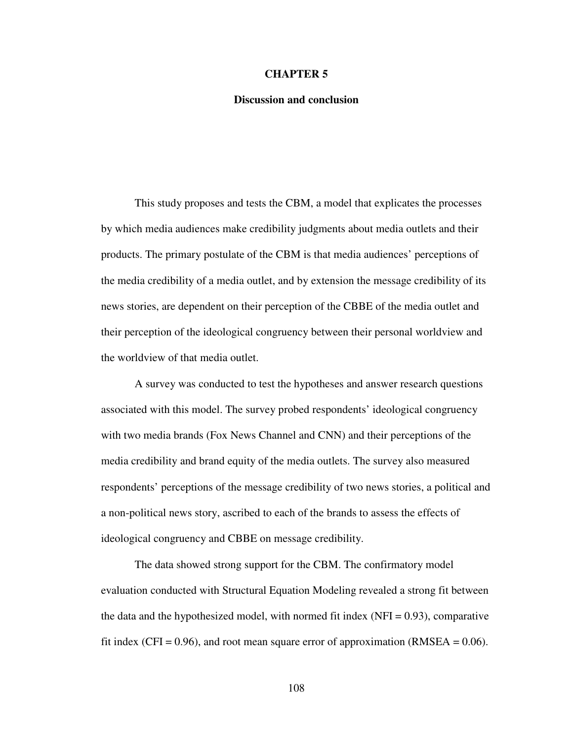# CHAPTER 5

## Discussion and conclusion

This study proposes and tests the CBM, a model that explicates the processes by which media audiences make credibility judgments about media outlets and their products. The primary postulate of the CBM is that media audiences' perceptions of the media credibility of a media outlet, and by extension the message credibility of its news stories, are dependent on their perception of the CBBE of the media outlet and their perception of the ideological congruency between their personal worldview and the worldview of that media outlet.

A survey was conducted to test the hypotheses and answer research questions associated with this model. The survey probed respondents' ideological congruency with two media brands (Fox News Channel and CNN) and their perceptions of the media credibility and brand equity of the media outlets. The survey also measured respondents' perceptions of the message credibility of two news stories, a political and a non-political news story, ascribed to each of the brands to assess the effects of ideological congruency and CBBE on message credibility.

The data showed strong support for the CBM. The confirmatory model evaluation conducted with Structural Equation Modeling revealed a strong fit between the data and the hypothesized model, with normed fit index (NFI = 0.93), comparative fit index (CFI = 0.96), and root mean square error of approximation (RMSEA = 0.06).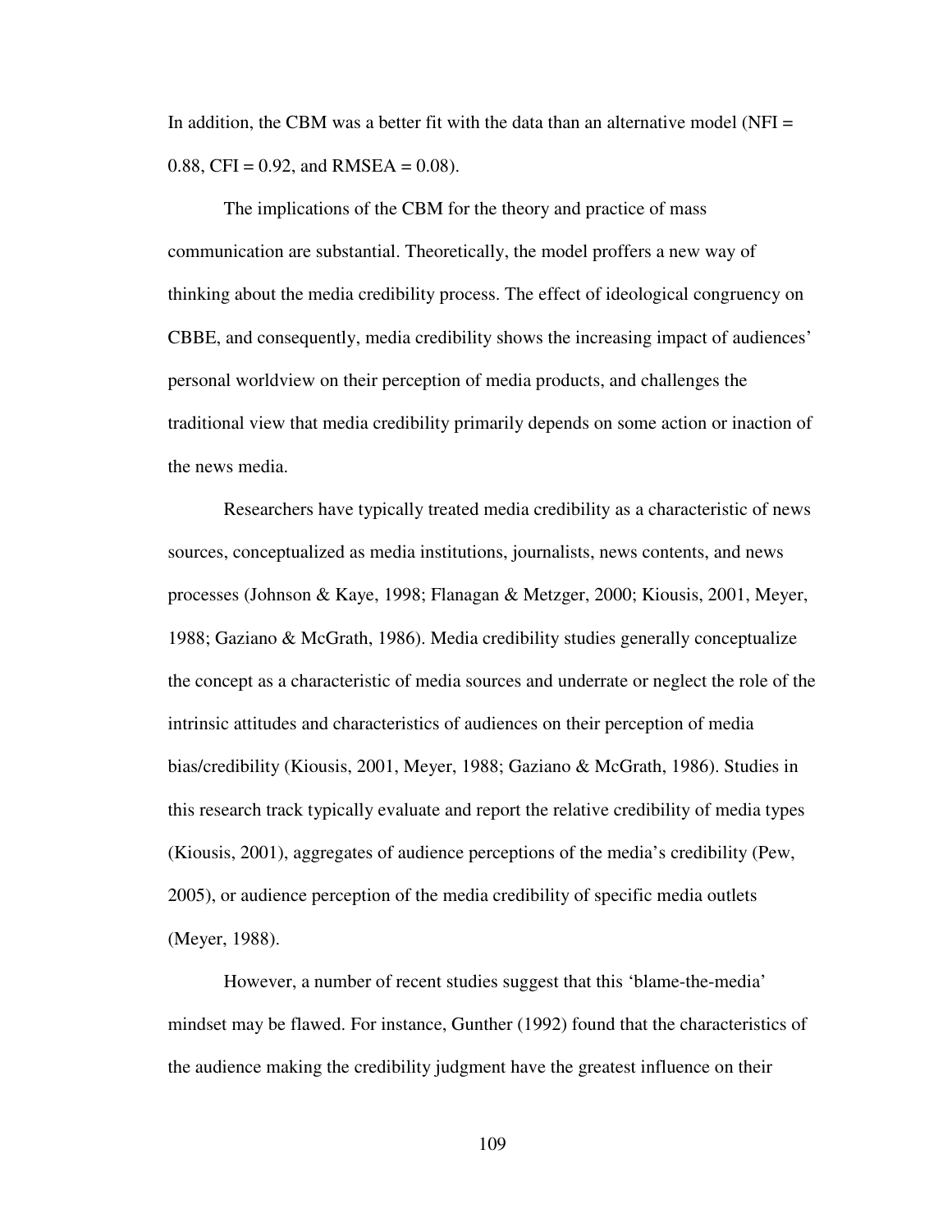In addition, the CBM was a better fit with the data than an alternative model (NFI = 0.88, CFI = 0.92, and RMSEA = 0.08).

The implications of the CBM for the theory and practice of mass communication are substantial. Theoretically, the model proffers a new way of thinking about the media credibility process. The effect of ideological congruency on CBBE, and consequently, media credibility shows the increasing impact of audiences' personal worldview on their perception of media products, and challenges the traditional view that media credibility primarily depends on some action or inaction of the news media.

Researchers have typically treated media credibility as a characteristic of news sources, conceptualized as media institutions, journalists, news contents, and news processes (Johnson & Kaye, 1998; Flanagan & Metzger, 2000; Kiousis, 2001, Meyer, 1988; Gaziano & McGrath, 1986). Media credibility studies generally conceptualize the concept as a characteristic of media sources and underrate or neglect the role of the intrinsic attitudes and characteristics of audiences on their perception of media bias/credibility (Kiousis, 2001, Meyer, 1988; Gaziano & McGrath, 1986). Studies in this research track typically evaluate and report the relative credibility of media types (Kiousis, 2001), aggregates of audience perceptions of the media's credibility (Pew, 2005), or audience perception of the media credibility of specific media outlets (Meyer, 1988).

However, a number of recent studies suggest that this 'blame-the-media' mindset may be flawed. For instance, Gunther (1992) found that the characteristics of the audience making the credibility judgment have the greatest influence on their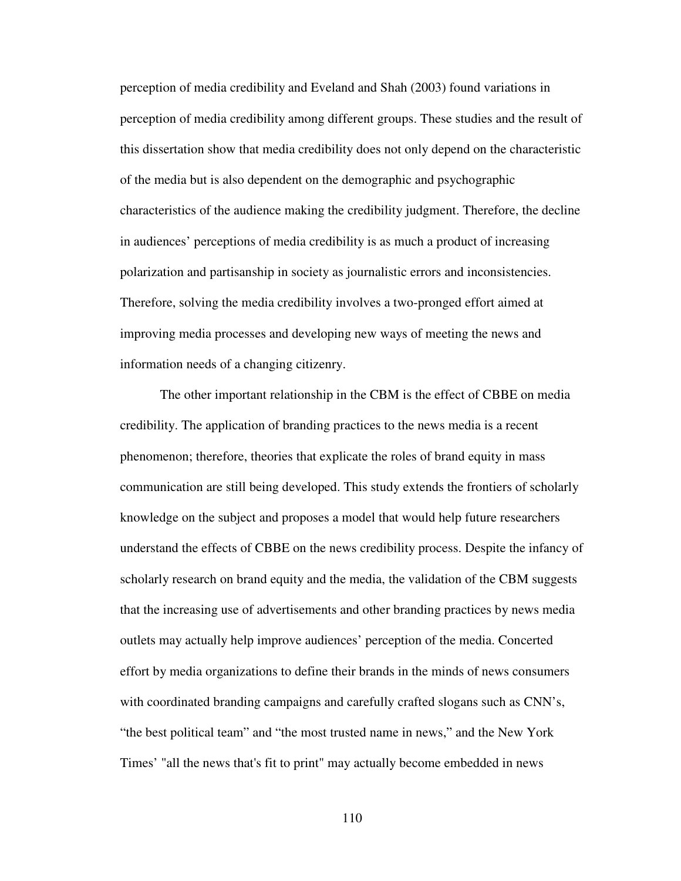perception of media credibility and Eveland and Shah (2003) found variations in perception of media credibility among different groups. These studies and the result of this dissertation show that media credibility does not only depend on the characteristic of the media but is also dependent on the demographic and psychographic characteristics of the audience making the credibility judgment. Therefore, the decline in audiences' perceptions of media credibility is as much a product of increasing polarization and partisanship in society as journalistic errors and inconsistencies. Therefore, solving the media credibility involves a two-pronged effort aimed at improving media processes and developing new ways of meeting the news and information needs of a changing citizenry.

The other important relationship in the CBM is the effect of CBBE on media credibility. The application of branding practices to the news media is a recent phenomenon; therefore, theories that explicate the roles of brand equity in mass communication are still being developed. This study extends the frontiers of scholarly knowledge on the subject and proposes a model that would help future researchers understand the effects of CBBE on the news credibility process. Despite the infancy of scholarly research on brand equity and the media, the validation of the CBM suggests that the increasing use of advertisements and other branding practices by news media outlets may actually help improve audiences' perception of the media. Concerted effort by media organizations to define their brands in the minds of news consumers with coordinated branding campaigns and carefully crafted slogans such as CNN's, "the best political team" and "the most trusted name in news," and the New York Times' "all the news that's fit to print" may actually become embedded in news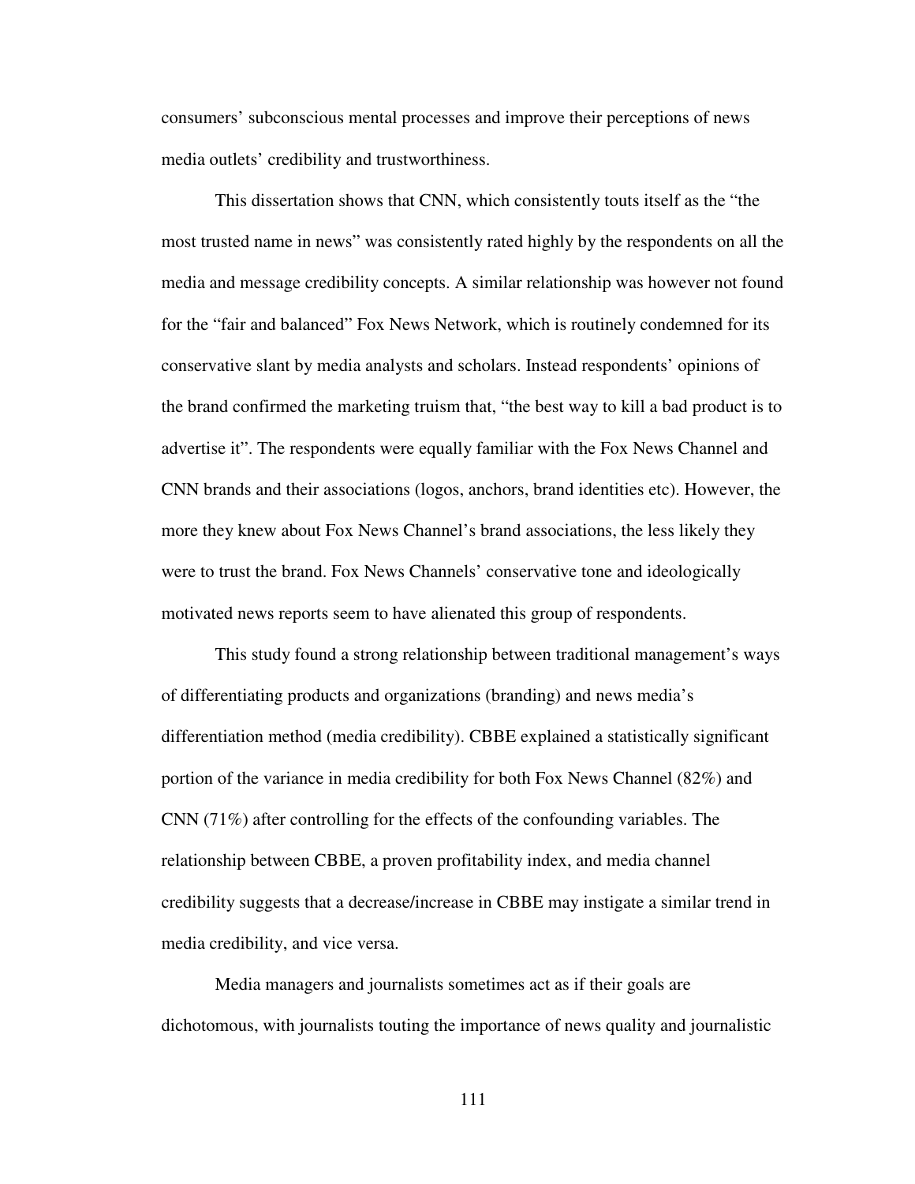consumers' subconscious mental processes and improve their perceptions of news media outlets' credibility and trustworthiness.

This dissertation shows that CNN, which consistently touts itself as the "the most trusted name in news" was consistently rated highly by the respondents on all the media and message credibility concepts. A similar relationship was however not found for the "fair and balanced" Fox News Network, which is routinely condemned for its conservative slant by media analysts and scholars. Instead respondents' opinions of the brand confirmed the marketing truism that, "the best way to kill a bad product is to advertise it". The respondents were equally familiar with the Fox News Channel and CNN brands and their associations (logos, anchors, brand identities etc). However, the more they knew about Fox News Channel's brand associations, the less likely they were to trust the brand. Fox News Channels' conservative tone and ideologically motivated news reports seem to have alienated this group of respondents.

This study found a strong relationship between traditional management's ways of differentiating products and organizations (branding) and news media's differentiation method (media credibility). CBBE explained a statistically significant portion of the variance in media credibility for both Fox News Channel (82%) and CNN (71%) after controlling for the effects of the confounding variables. The relationship between CBBE, a proven profitability index, and media channel credibility suggests that a decrease/increase in CBBE may instigate a similar trend in media credibility, and vice versa.

Media managers and journalists sometimes act as if their goals are dichotomous, with journalists touting the importance of news quality and journalistic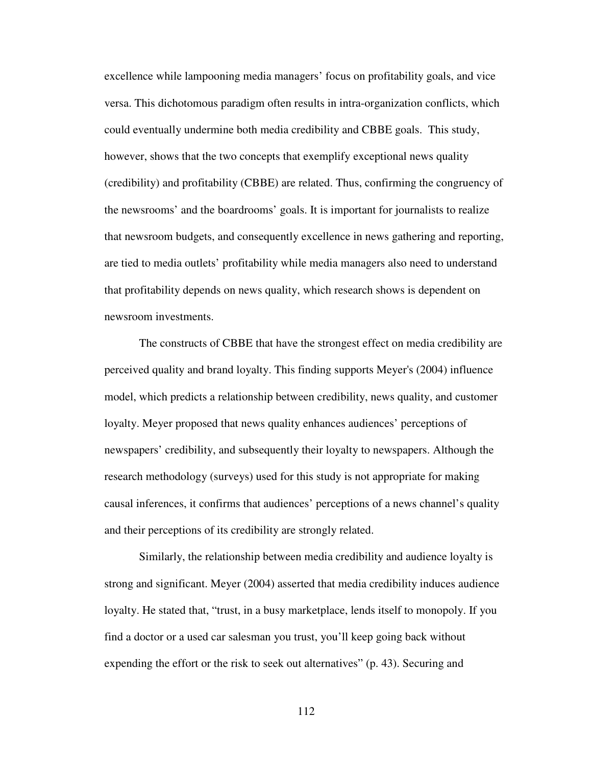excellence while lampooning media managers' focus on profitability goals, and vice versa. This dichotomous paradigm often results in intra-organization conflicts, which could eventually undermine both media credibility and CBBE goals. This study, however, shows that the two concepts that exemplify exceptional news quality (credibility) and profitability (CBBE) are related. Thus, confirming the congruency of the newsrooms' and the boardrooms' goals. It is important for journalists to realize that newsroom budgets, and consequently excellence in news gathering and reporting, are tied to media outlets' profitability while media managers also need to understand that profitability depends on news quality, which research shows is dependent on newsroom investments.

The constructs of CBBE that have the strongest effect on media credibility are perceived quality and brand loyalty. This finding supports Meyer's (2004) influence model, which predicts a relationship between credibility, news quality, and customer loyalty. Meyer proposed that news quality enhances audiences' perceptions of newspapers' credibility, and subsequently their loyalty to newspapers. Although the research methodology (surveys) used for this study is not appropriate for making causal inferences, it confirms that audiences' perceptions of a news channel's quality and their perceptions of its credibility are strongly related.

Similarly, the relationship between media credibility and audience loyalty is strong and significant. Meyer (2004) asserted that media credibility induces audience loyalty. He stated that, "trust, in a busy marketplace, lends itself to monopoly. If you find a doctor or a used car salesman you trust, you'll keep going back without expending the effort or the risk to seek out alternatives" (p. 43). Securing and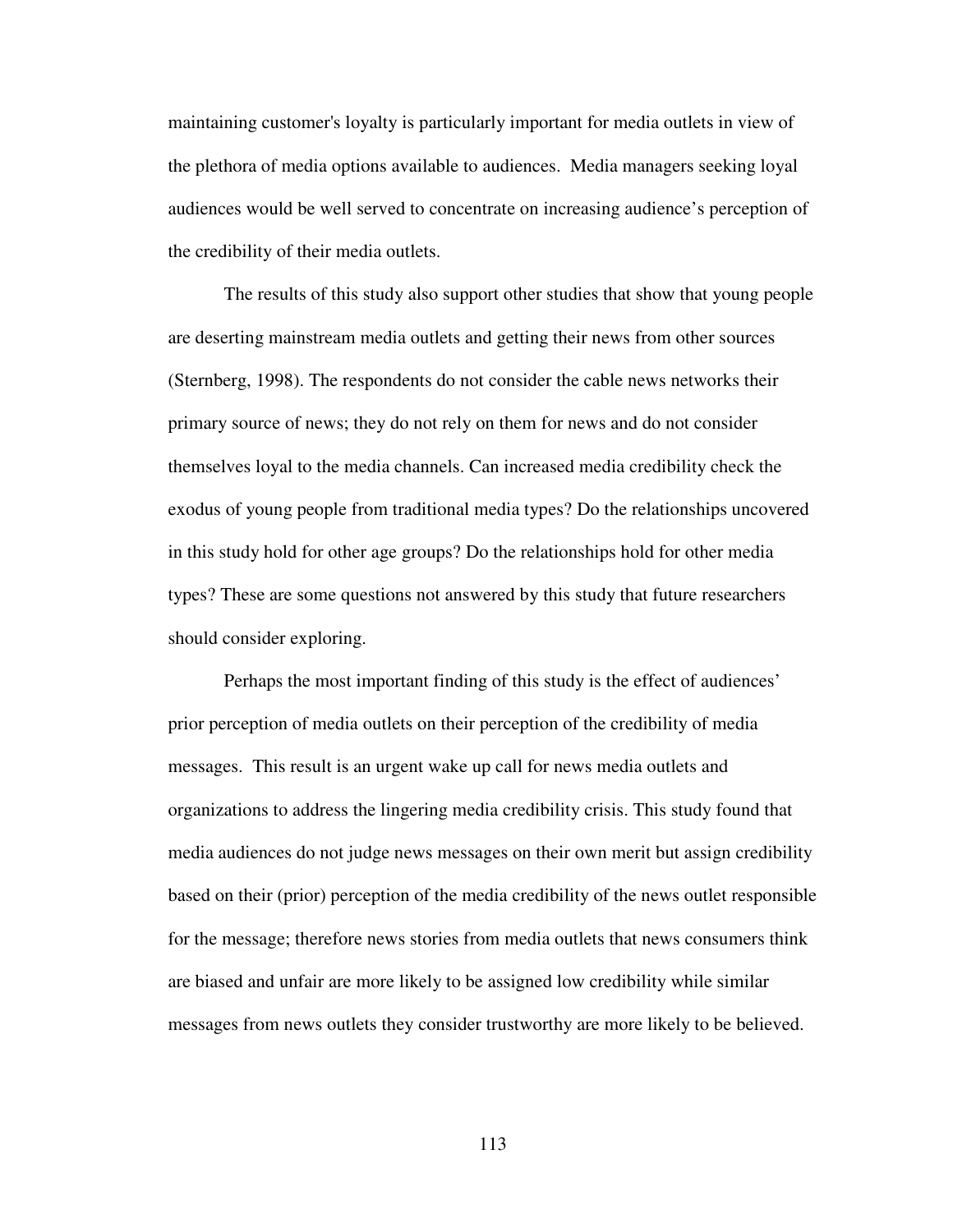maintaining customer's loyalty is particularly important for media outlets in view of the plethora of media options available to audiences. Media managers seeking loyal audiences would be well served to concentrate on increasing audience's perception of the credibility of their media outlets.

The results of this study also support other studies that show that young people are deserting mainstream media outlets and getting their news from other sources (Sternberg, 1998). The respondents do not consider the cable news networks their primary source of news; they do not rely on them for news and do not consider themselves loyal to the media channels. Can increased media credibility check the exodus of young people from traditional media types? Do the relationships uncovered in this study hold for other age groups? Do the relationships hold for other media types? These are some questions not answered by this study that future researchers should consider exploring.

Perhaps the most important finding of this study is the effect of audiences' prior perception of media outlets on their perception of the credibility of media messages. This result is an urgent wake up call for news media outlets and organizations to address the lingering media credibility crisis. This study found that media audiences do not judge news messages on their own merit but assign credibility based on their (prior) perception of the media credibility of the news outlet responsible for the message; therefore news stories from media outlets that news consumers think are biased and unfair are more likely to be assigned low credibility while similar messages from news outlets they consider trustworthy are more likely to be believed.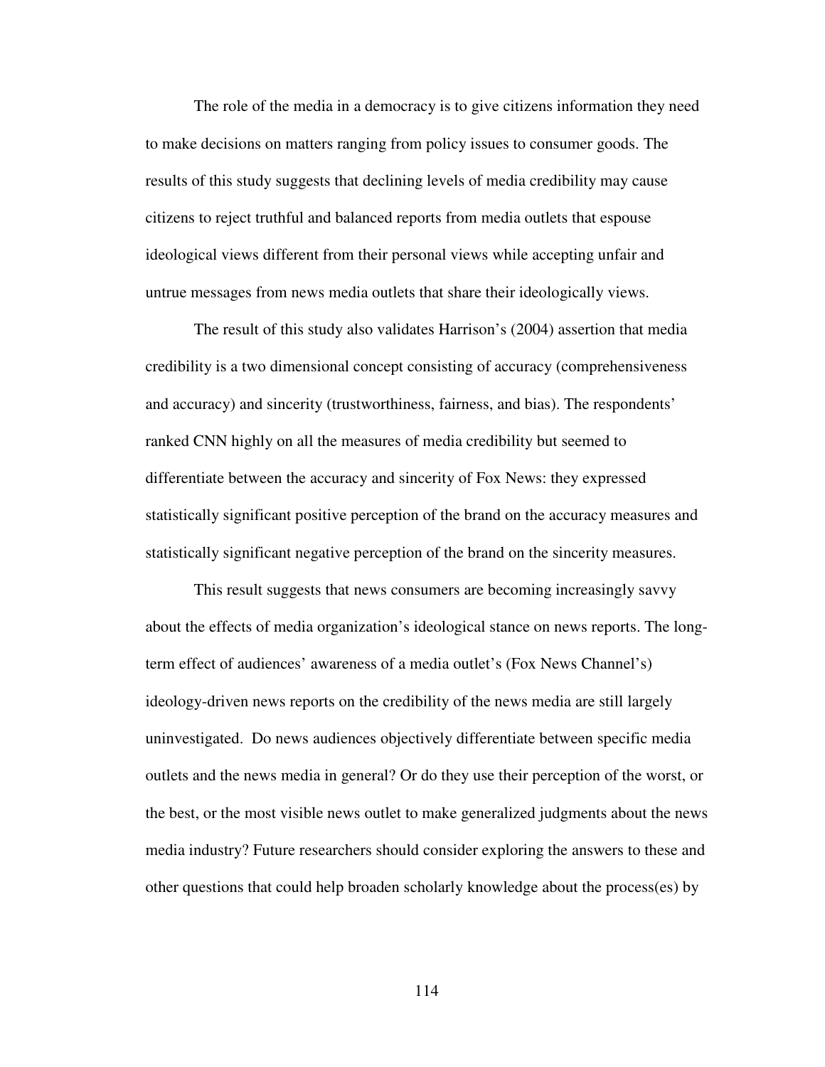The role of the media in a democracy is to give citizens information they need to make decisions on matters ranging from policy issues to consumer goods. The results of this study suggests that declining levels of media credibility may cause citizens to reject truthful and balanced reports from media outlets that espouse ideological views different from their personal views while accepting unfair and untrue messages from news media outlets that share their ideologically views.

The result of this study also validates Harrison's (2004) assertion that media credibility is a two dimensional concept consisting of accuracy (comprehensiveness and accuracy) and sincerity (trustworthiness, fairness, and bias). The respondents' ranked CNN highly on all the measures of media credibility but seemed to differentiate between the accuracy and sincerity of Fox News: they expressed statistically significant positive perception of the brand on the accuracy measures and statistically significant negative perception of the brand on the sincerity measures.

This result suggests that news consumers are becoming increasingly savvy about the effects of media organization's ideological stance on news reports. The long-term effect of audiences' awareness of a media outlet's (Fox News Channel's) ideology-driven news reports on the credibility of the news media are still largely uninvestigated. Do news audiences objectively differentiate between specific media outlets and the news media in general? Or do they use their perception of the worst, or the best, or the most visible news outlet to make generalized judgments about the news media industry? Future researchers should consider exploring the answers to these and other questions that could help broaden scholarly knowledge about the process(es) by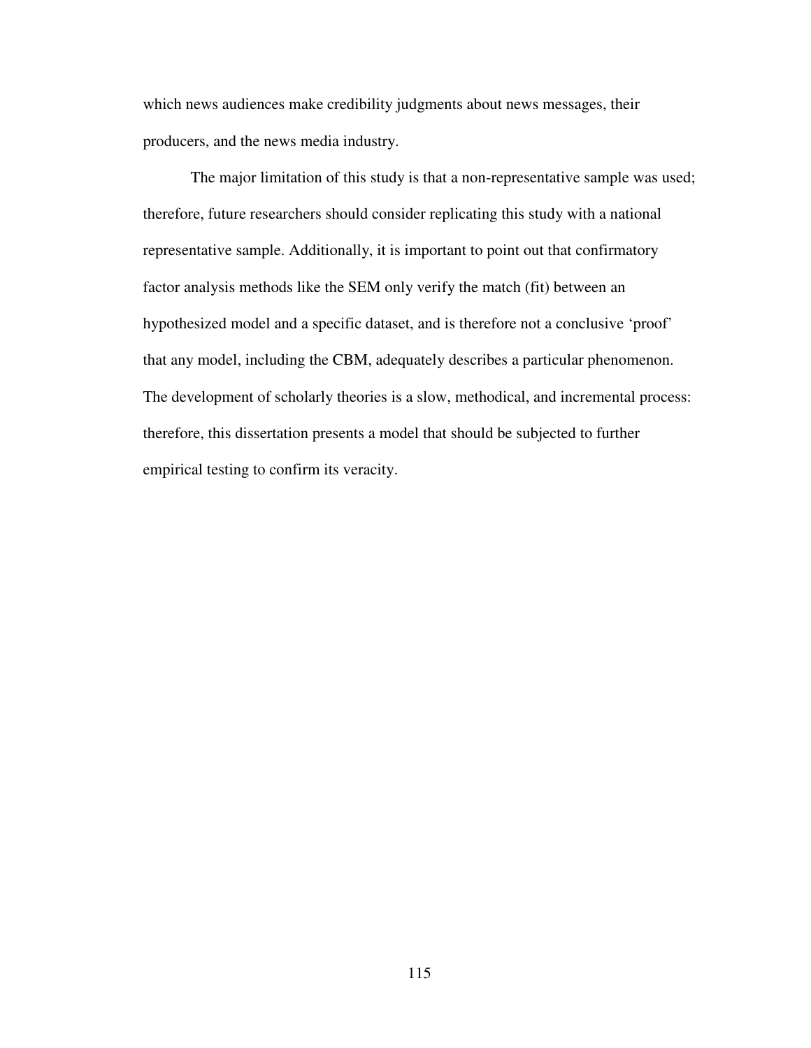which news audiences make credibility judgments about news messages, their producers, and the news media industry.

The major limitation of this study is that a non-representative sample was used; therefore, future researchers should consider replicating this study with a national representative sample. Additionally, it is important to point out that confirmatory factor analysis methods like the SEM only verify the match (fit) between an hypothesized model and a specific dataset, and is therefore not a conclusive 'proof' that any model, including the CBM, adequately describes a particular phenomenon. The development of scholarly theories is a slow, methodical, and incremental process: therefore, this dissertation presents a model that should be subjected to further empirical testing to confirm its veracity.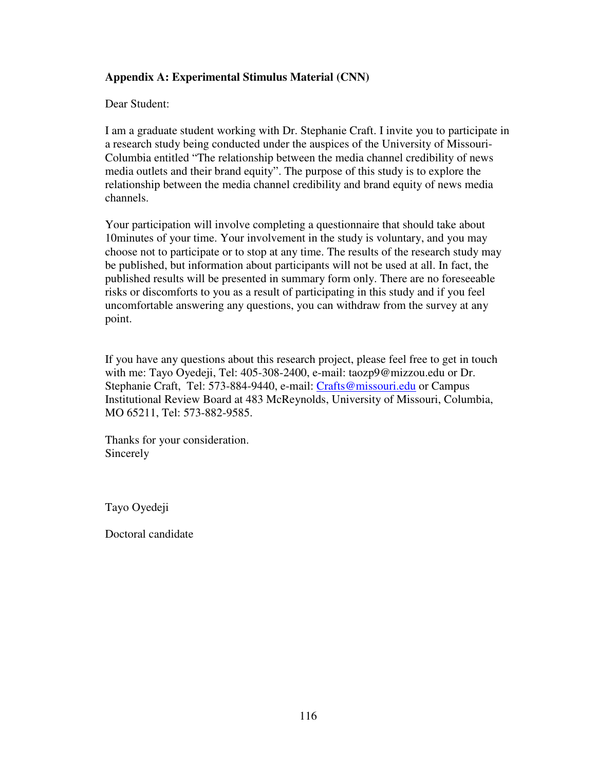**Appendix A: Experimental Stimulus Material (CNN)**

Dear Student:

I am a graduate student working with Dr. Stephanie Craft. I invite you to participate in a research study being conducted under the auspices of the University of Missouri-Columbia entitled "The relationship between the media channel credibility of news media outlets and their brand equity". The purpose of this study is to explore the relationship between the media channel credibility and brand equity of news media channels.

Your participation will involve completing a questionnaire that should take about 10minutes of your time. Your involvement in the study is voluntary, and you may choose not to participate or to stop at any time. The results of the research study may be published, but information about participants will not be used at all. In fact, the published results will be presented in summary form only. There are no foreseeable risks or discomforts to you as a result of participating in this study and if you feel uncomfortable answering any questions, you can withdraw from the survey at any point.

If you have any questions about this research project, please feel free to get in touch with me: Tayo Oyedeji, Tel: 405-308-2400, e-mail: taozp9@mizzou.edu or Dr. Stephanie Craft, Tel: 573-884-9440, e-mail: Crafts@missouri.edu or Campus Institutional Review Board at 483 McReynolds, University of Missouri, Columbia, MO 65211, Tel: 573-882-9585.

Thanks for your consideration.
Sincerely

Tayo Oyedeji

Doctoral candidate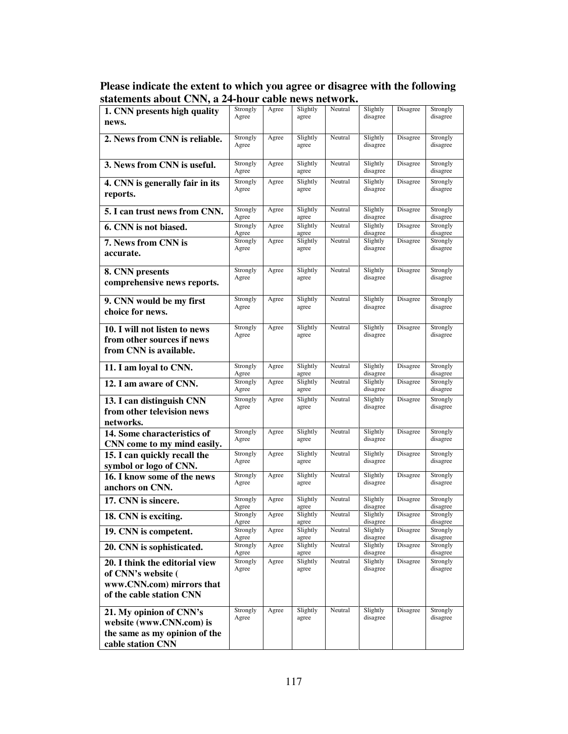**Please indicate the extent to which you agree or disagree with the following statements about CNN, a 24-hour cable news network.**

| | | | | | | | |
|---|---|---|---|---|---|---|---|
| **1. CNN presents high quality news.** | Strongly Agree | Agree | Slightly agree | Neutral | Slightly disagree | Disagree | Strongly disagree |
| **2. News from CNN is reliable.** | Strongly Agree | Agree | Slightly agree | Neutral | Slightly disagree | Disagree | Strongly disagree |
| **3. News from CNN is useful.** | Strongly Agree | Agree | Slightly agree | Neutral | Slightly disagree | Disagree | Strongly disagree |
| **4. CNN is generally fair in its reports.** | Strongly Agree | Agree | Slightly agree | Neutral | Slightly disagree | Disagree | Strongly disagree |
| **5. I can trust news from CNN.** | Strongly Agree | Agree | Slightly agree | Neutral | Slightly disagree | Disagree | Strongly disagree |
| **6. CNN is not biased.** | Strongly Agree | Agree | Slightly agree | Neutral | Slightly disagree | Disagree | Strongly disagree |
| **7. News from CNN is accurate.** | Strongly Agree | Agree | Slightly agree | Neutral | Slightly disagree | Disagree | Strongly disagree |
| **8. CNN presents comprehensive news reports.** | Strongly Agree | Agree | Slightly agree | Neutral | Slightly disagree | Disagree | Strongly disagree |
| **9. CNN would be my first choice for news.** | Strongly Agree | Agree | Slightly agree | Neutral | Slightly disagree | Disagree | Strongly disagree |
| **10. I will not listen to news from other sources if news from CNN is available.** | Strongly Agree | Agree | Slightly agree | Neutral | Slightly disagree | Disagree | Strongly disagree |
| **11. I am loyal to CNN.** | Strongly Agree | Agree | Slightly agree | Neutral | Slightly disagree | Disagree | Strongly disagree |
| **12. I am aware of CNN.** | Strongly Agree | Agree | Slightly agree | Neutral | Slightly disagree | Disagree | Strongly disagree |
| **13. I can distinguish CNN from other television news networks.** | Strongly Agree | Agree | Slightly agree | Neutral | Slightly disagree | Disagree | Strongly disagree |
| **14. Some characteristics of CNN come to my mind easily.** | Strongly Agree | Agree | Slightly agree | Neutral | Slightly disagree | Disagree | Strongly disagree |
| **15. I can quickly recall the symbol or logo of CNN.** | Strongly Agree | Agree | Slightly agree | Neutral | Slightly disagree | Disagree | Strongly disagree |
| **16. I know some of the news anchors on CNN.** | Strongly Agree | Agree | Slightly agree | Neutral | Slightly disagree | Disagree | Strongly disagree |
| **17. CNN is sincere.** | Strongly Agree | Agree | Slightly agree | Neutral | Slightly disagree | Disagree | Strongly disagree |
| **18. CNN is exciting.** | Strongly Agree | Agree | Slightly agree | Neutral | Slightly disagree | Disagree | Strongly disagree |
| **19. CNN is competent.** | Strongly Agree | Agree | Slightly agree | Neutral | Slightly disagree | Disagree | Strongly disagree |
| **20. CNN is sophisticated.** | Strongly Agree | Agree | Slightly agree | Neutral | Slightly disagree | Disagree | Strongly disagree |
| **20. I think the editorial view of CNN's website ( www.CNN.com) mirrors that of the cable station CNN** | Strongly Agree | Agree | Slightly agree | Neutral | Slightly disagree | Disagree | Strongly disagree |
| **21. My opinion of CNN's website (www.CNN.com) is the same as my opinion of the cable station CNN** | Strongly Agree | Agree | Slightly agree | Neutral | Slightly disagree | Disagree | Strongly disagree |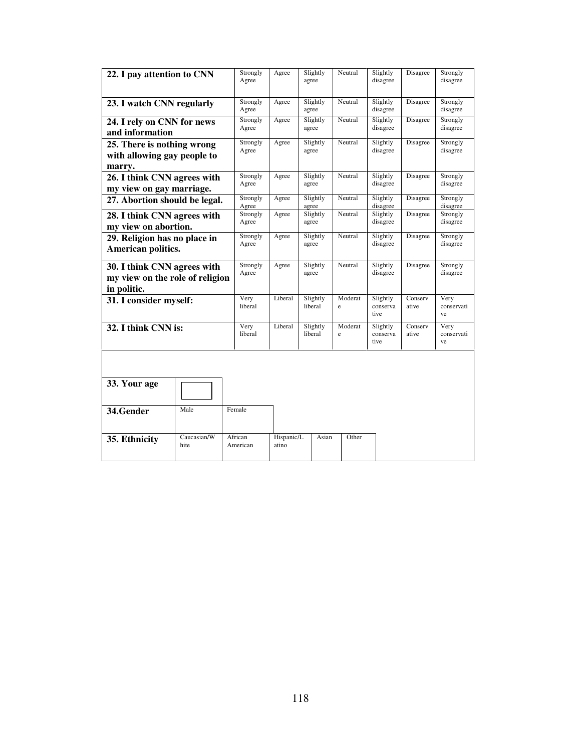| | | | | | | | |
|---|---|---|---|---|---|---|---|
| **22. I pay attention to CNN** | Strongly Agree | Agree | Slightly agree | Neutral | Slightly disagree | Disagree | Strongly disagree |
| **23. I watch CNN regularly** | Strongly Agree | Agree | Slightly agree | Neutral | Slightly disagree | Disagree | Strongly disagree |
| **24. I rely on CNN for news and information** | Strongly Agree | Agree | Slightly agree | Neutral | Slightly disagree | Disagree | Strongly disagree |
| **25. There is nothing wrong with allowing gay people to marry.** | Strongly Agree | Agree | Slightly agree | Neutral | Slightly disagree | Disagree | Strongly disagree |
| **26. I think CNN agrees with my view on gay marriage.** | Strongly Agree | Agree | Slightly agree | Neutral | Slightly disagree | Disagree | Strongly disagree |
| **27. Abortion should be legal.** | Strongly Agree | Agree | Slightly agree | Neutral | Slightly disagree | Disagree | Strongly disagree |
| **28. I think CNN agrees with my view on abortion.** | Strongly Agree | Agree | Slightly agree | Neutral | Slightly disagree | Disagree | Strongly disagree |
| **29. Religion has no place in American politics.** | Strongly Agree | Agree | Slightly agree | Neutral | Slightly disagree | Disagree | Strongly disagree |
| **30. I think CNN agrees with my view on the role of religion in politic.** | Strongly Agree | Agree | Slightly agree | Neutral | Slightly disagree | Disagree | Strongly disagree |
| **31. I consider myself:** | Very liberal | Liberal | Slightly liberal | Moderate | Slightly conservative | Conservative | Very conservative |
| **32. I think CNN is:** | Very liberal | Liberal | Slightly liberal | Moderate | Slightly conservative | Conservative | Very conservative |

| | | | | | |
|---|---|---|---|---|---|
| **33. Your age** | | | | | |
| **34.Gender** | Male | Female | | | |
| **35. Ethnicity** | Caucasian/White | African American | Hispanic/Latino | Asian | Other |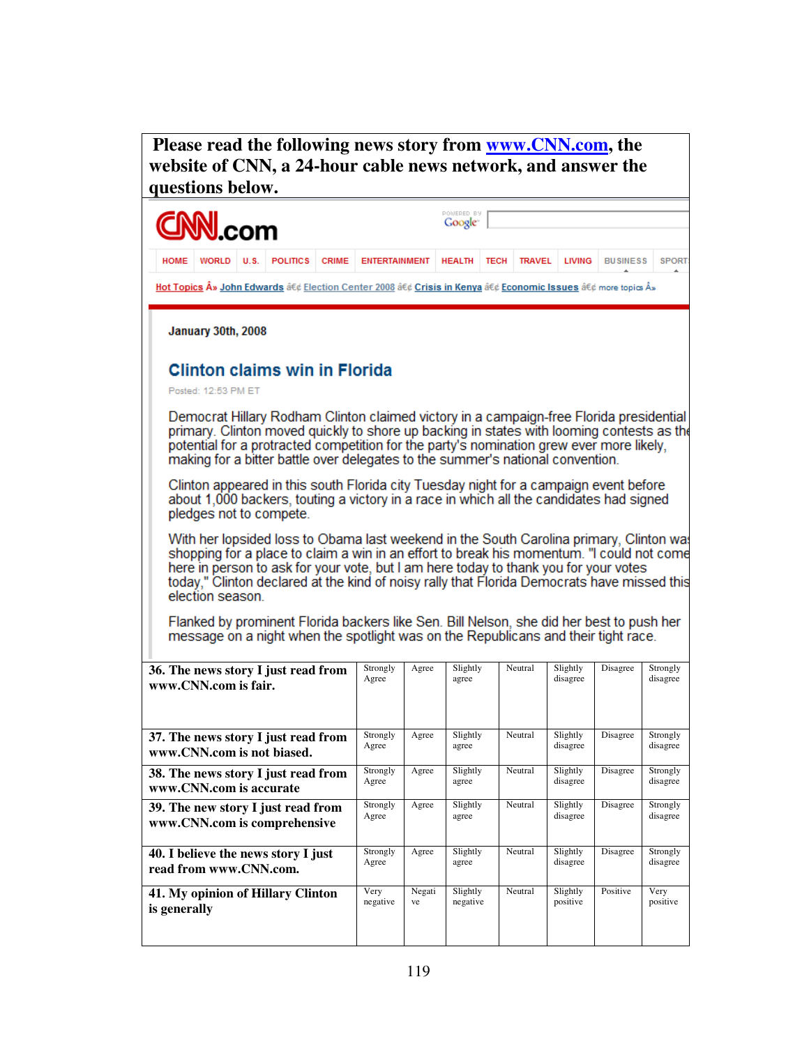**Please read the following news story from [www.CNN.com](http://www.CNN.com), the website of CNN, a 24-hour cable news network, and answer the questions below.**

CNN.com

HOME | WORLD | U.S. | POLITICS | CRIME | ENTERTAINMENT | HEALTH | TECH | TRAVEL | LIVING | BUSINESS | SPORT

Hot Topics Â» John Edwards â€¢ Election Center 2008 â€¢ Crisis in Kenya â€¢ Economic Issues â€¢ more topics Â»

**January 30th, 2008**

## Clinton claims win in Florida

Posted: 12:53 PM ET

Democrat Hillary Rodham Clinton claimed victory in a campaign-free Florida presidential primary. Clinton moved quickly to shore up backing in states with looming contests as the potential for a protracted competition for the party's nomination grew ever more likely, making for a bitter battle over delegates to the summer's national convention.

Clinton appeared in this south Florida city Tuesday night for a campaign event before about 1,000 backers, touting a victory in a race in which all the candidates had signed pledges not to compete.

With her lopsided loss to Obama last weekend in the South Carolina primary, Clinton was shopping for a place to claim a win in an effort to break his momentum. "I could not come here in person to ask for your vote, but I am here today to thank you for your votes today," Clinton declared at the kind of noisy rally that Florida Democrats have missed this election season.

Flanked by prominent Florida backers like Sen. Bill Nelson, she did her best to push her message on a night when the spotlight was on the Republicans and their tight race.

| | | | | | | | |
|---|---|---|---|---|---|---|---|
| **36. The news story I just read from www.CNN.com is fair.** | Strongly Agree | Agree | Slightly agree | Neutral | Slightly disagree | Disagree | Strongly disagree |
| **37. The news story I just read from www.CNN.com is not biased.** | Strongly Agree | Agree | Slightly agree | Neutral | Slightly disagree | Disagree | Strongly disagree |
| **38. The news story I just read from www.CNN.com is accurate** | Strongly Agree | Agree | Slightly agree | Neutral | Slightly disagree | Disagree | Strongly disagree |
| **39. The new story I just read from www.CNN.com is comprehensive** | Strongly Agree | Agree | Slightly agree | Neutral | Slightly disagree | Disagree | Strongly disagree |
| **40. I believe the news story I just read from www.CNN.com.** | Strongly Agree | Agree | Slightly agree | Neutral | Slightly disagree | Disagree | Strongly disagree |
| **41. My opinion of Hillary Clinton is generally** | Very negative | Negative | Slightly negative | Neutral | Slightly positive | Positive | Very positive |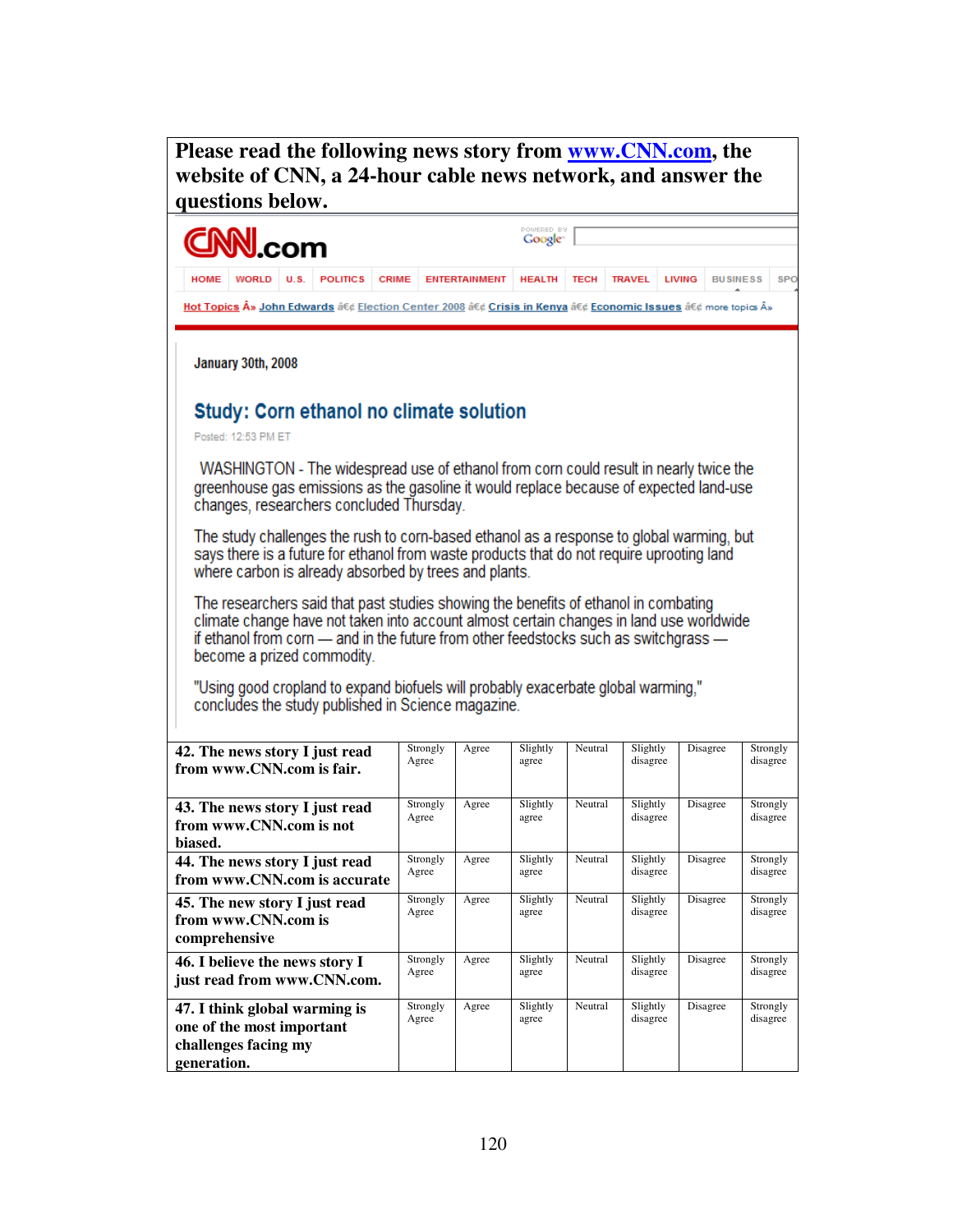**Please read the following news story from [www.CNN.com](http://www.CNN.com), the website of CNN, a 24-hour cable news network, and answer the questions below.**

CNN.com

HOME | WORLD | U.S. | POLITICS | CRIME | ENTERTAINMENT | HEALTH | TECH | TRAVEL | LIVING | BUSINESS | SPO

Hot Topics Â» John Edwards â€¢ Election Center 2008 â€¢ Crisis in Kenya â€¢ Economic Issues â€¢ more topics Â»

January 30th, 2008

## Study: Corn ethanol no climate solution

Posted: 12:53 PM ET

WASHINGTON - The widespread use of ethanol from corn could result in nearly twice the greenhouse gas emissions as the gasoline it would replace because of expected land-use changes, researchers concluded Thursday.

The study challenges the rush to corn-based ethanol as a response to global warming, but says there is a future for ethanol from waste products that do not require uprooting land where carbon is already absorbed by trees and plants.

The researchers said that past studies showing the benefits of ethanol in combating climate change have not taken into account almost certain changes in land use worldwide if ethanol from corn — and in the future from other feedstocks such as switchgrass — become a prized commodity.

"Using good cropland to expand biofuels will probably exacerbate global warming," concludes the study published in Science magazine.

| | | | | | | | |
|---|---|---|---|---|---|---|---|
| **42. The news story I just read from www.CNN.com is fair.** | Strongly Agree | Agree | Slightly agree | Neutral | Slightly disagree | Disagree | Strongly disagree |
| **43. The news story I just read from www.CNN.com is not biased.** | Strongly Agree | Agree | Slightly agree | Neutral | Slightly disagree | Disagree | Strongly disagree |
| **44. The news story I just read from www.CNN.com is accurate** | Strongly Agree | Agree | Slightly agree | Neutral | Slightly disagree | Disagree | Strongly disagree |
| **45. The new story I just read from www.CNN.com is comprehensive** | Strongly Agree | Agree | Slightly agree | Neutral | Slightly disagree | Disagree | Strongly disagree |
| **46. I believe the news story I just read from www.CNN.com.** | Strongly Agree | Agree | Slightly agree | Neutral | Slightly disagree | Disagree | Strongly disagree |
| **47. I think global warming is one of the most important challenges facing my generation.** | Strongly Agree | Agree | Slightly agree | Neutral | Slightly disagree | Disagree | Strongly disagree |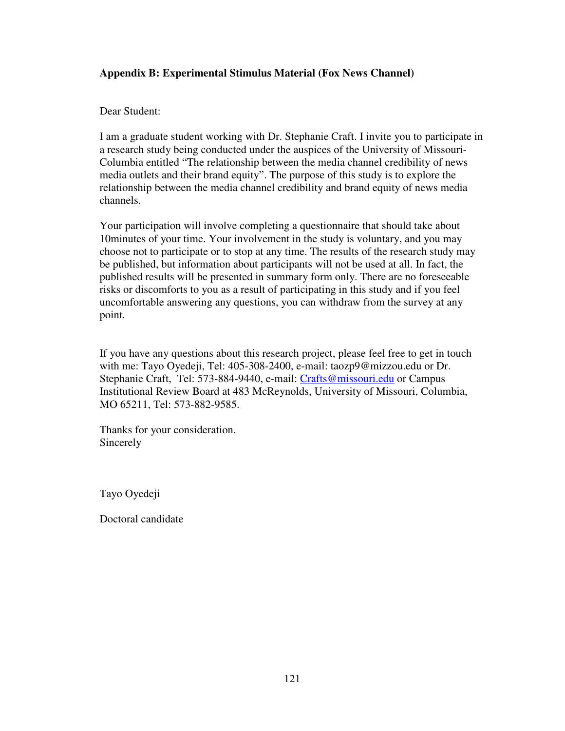**Appendix B: Experimental Stimulus Material (Fox News Channel)**

Dear Student:

I am a graduate student working with Dr. Stephanie Craft. I invite you to participate in a research study being conducted under the auspices of the University of Missouri-Columbia entitled "The relationship between the media channel credibility of news media outlets and their brand equity". The purpose of this study is to explore the relationship between the media channel credibility and brand equity of news media channels.

Your participation will involve completing a questionnaire that should take about 10minutes of your time. Your involvement in the study is voluntary, and you may choose not to participate or to stop at any time. The results of the research study may be published, but information about participants will not be used at all. In fact, the published results will be presented in summary form only. There are no foreseeable risks or discomforts to you as a result of participating in this study and if you feel uncomfortable answering any questions, you can withdraw from the survey at any point.

If you have any questions about this research project, please feel free to get in touch with me: Tayo Oyedeji, Tel: 405-308-2400, e-mail: taozp9@mizzou.edu or Dr. Stephanie Craft, Tel: 573-884-9440, e-mail: Crafts@missouri.edu or Campus Institutional Review Board at 483 McReynolds, University of Missouri, Columbia, MO 65211, Tel: 573-882-9585.

Thanks for your consideration.
Sincerely

Tayo Oyedeji

Doctoral candidate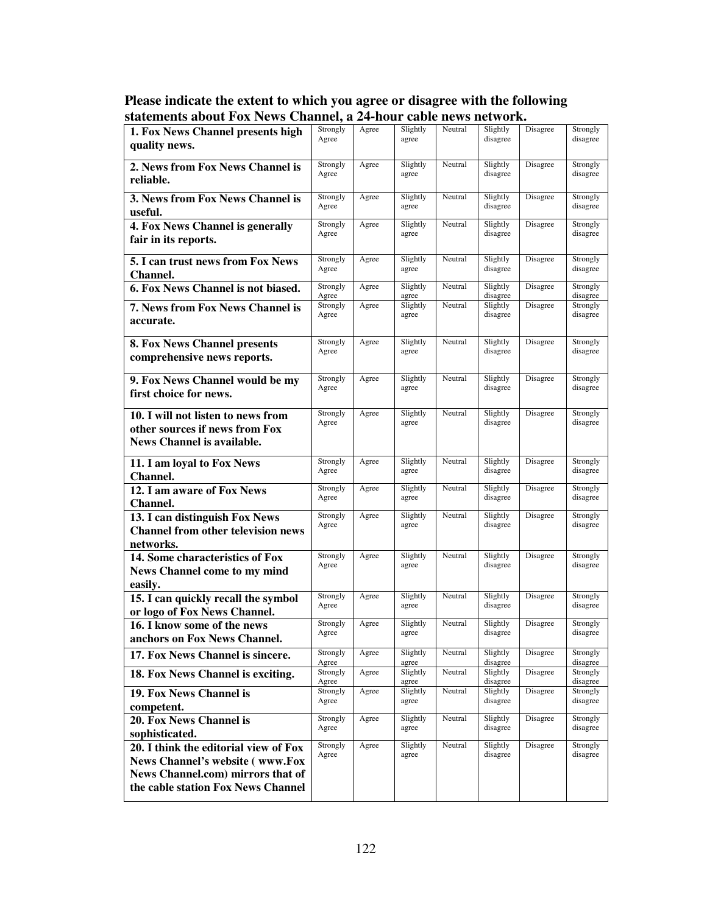**Please indicate the extent to which you agree or disagree with the following statements about Fox News Channel, a 24-hour cable news network.**

| | | | | | | | |
|---|---|---|---|---|---|---|---|
| **1. Fox News Channel presents high quality news.** | Strongly Agree | Agree | Slightly agree | Neutral | Slightly disagree | Disagree | Strongly disagree |
| **2. News from Fox News Channel is reliable.** | Strongly Agree | Agree | Slightly agree | Neutral | Slightly disagree | Disagree | Strongly disagree |
| **3. News from Fox News Channel is useful.** | Strongly Agree | Agree | Slightly agree | Neutral | Slightly disagree | Disagree | Strongly disagree |
| **4. Fox News Channel is generally fair in its reports.** | Strongly Agree | Agree | Slightly agree | Neutral | Slightly disagree | Disagree | Strongly disagree |
| **5. I can trust news from Fox News Channel.** | Strongly Agree | Agree | Slightly agree | Neutral | Slightly disagree | Disagree | Strongly disagree |
| **6. Fox News Channel is not biased.** | Strongly Agree | Agree | Slightly agree | Neutral | Slightly disagree | Disagree | Strongly disagree |
| **7. News from Fox News Channel is accurate.** | Strongly Agree | Agree | Slightly agree | Neutral | Slightly disagree | Disagree | Strongly disagree |
| **8. Fox News Channel presents comprehensive news reports.** | Strongly Agree | Agree | Slightly agree | Neutral | Slightly disagree | Disagree | Strongly disagree |
| **9. Fox News Channel would be my first choice for news.** | Strongly Agree | Agree | Slightly agree | Neutral | Slightly disagree | Disagree | Strongly disagree |
| **10. I will not listen to news from other sources if news from Fox News Channel is available.** | Strongly Agree | Agree | Slightly agree | Neutral | Slightly disagree | Disagree | Strongly disagree |
| **11. I am loyal to Fox News Channel.** | Strongly Agree | Agree | Slightly agree | Neutral | Slightly disagree | Disagree | Strongly disagree |
| **12. I am aware of Fox News Channel.** | Strongly Agree | Agree | Slightly agree | Neutral | Slightly disagree | Disagree | Strongly disagree |
| **13. I can distinguish Fox News Channel from other television news networks.** | Strongly Agree | Agree | Slightly agree | Neutral | Slightly disagree | Disagree | Strongly disagree |
| **14. Some characteristics of Fox News Channel come to my mind easily.** | Strongly Agree | Agree | Slightly agree | Neutral | Slightly disagree | Disagree | Strongly disagree |
| **15. I can quickly recall the symbol or logo of Fox News Channel.** | Strongly Agree | Agree | Slightly agree | Neutral | Slightly disagree | Disagree | Strongly disagree |
| **16. I know some of the news anchors on Fox News Channel.** | Strongly Agree | Agree | Slightly agree | Neutral | Slightly disagree | Disagree | Strongly disagree |
| **17. Fox News Channel is sincere.** | Strongly Agree | Agree | Slightly agree | Neutral | Slightly disagree | Disagree | Strongly disagree |
| **18. Fox News Channel is exciting.** | Strongly Agree | Agree | Slightly agree | Neutral | Slightly disagree | Disagree | Strongly disagree |
| **19. Fox News Channel is competent.** | Strongly Agree | Agree | Slightly agree | Neutral | Slightly disagree | Disagree | Strongly disagree |
| **20. Fox News Channel is sophisticated.** | Strongly Agree | Agree | Slightly agree | Neutral | Slightly disagree | Disagree | Strongly disagree |
| **20. I think the editorial view of Fox News Channel's website ( www.Fox News Channel.com) mirrors that of the cable station Fox News Channel** | Strongly Agree | Agree | Slightly agree | Neutral | Slightly disagree | Disagree | Strongly disagree |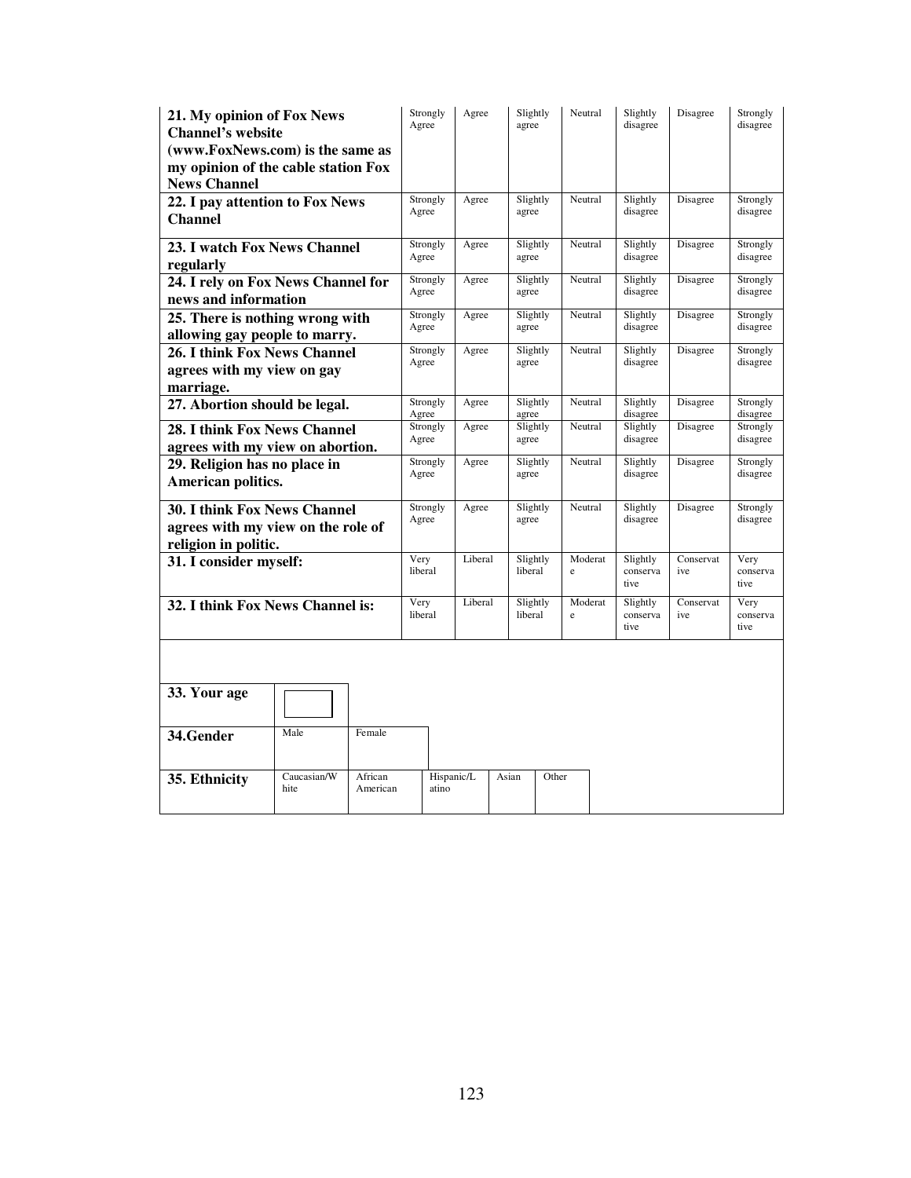| | | | | | | | |
|---|---|---|---|---|---|---|---|
| **21. My opinion of Fox News Channel's website (www.FoxNews.com) is the same as my opinion of the cable station Fox News Channel** | Strongly Agree | Agree | Slightly agree | Neutral | Slightly disagree | Disagree | Strongly disagree |
| **22. I pay attention to Fox News Channel** | Strongly Agree | Agree | Slightly agree | Neutral | Slightly disagree | Disagree | Strongly disagree |
| **23. I watch Fox News Channel regularly** | Strongly Agree | Agree | Slightly agree | Neutral | Slightly disagree | Disagree | Strongly disagree |
| **24. I rely on Fox News Channel for news and information** | Strongly Agree | Agree | Slightly agree | Neutral | Slightly disagree | Disagree | Strongly disagree |
| **25. There is nothing wrong with allowing gay people to marry.** | Strongly Agree | Agree | Slightly agree | Neutral | Slightly disagree | Disagree | Strongly disagree |
| **26. I think Fox News Channel agrees with my view on gay marriage.** | Strongly Agree | Agree | Slightly agree | Neutral | Slightly disagree | Disagree | Strongly disagree |
| **27. Abortion should be legal.** | Strongly Agree | Agree | Slightly agree | Neutral | Slightly disagree | Disagree | Strongly disagree |
| **28. I think Fox News Channel agrees with my view on abortion.** | Strongly Agree | Agree | Slightly agree | Neutral | Slightly disagree | Disagree | Strongly disagree |
| **29. Religion has no place in American politics.** | Strongly Agree | Agree | Slightly agree | Neutral | Slightly disagree | Disagree | Strongly disagree |
| **30. I think Fox News Channel agrees with my view on the role of religion in politic.** | Strongly Agree | Agree | Slightly agree | Neutral | Slightly disagree | Disagree | Strongly disagree |
| **31. I consider myself:** | Very liberal | Liberal | Slightly liberal | Moderate | Slightly conservative | Conservative | Very conservative |
| **32. I think Fox News Channel is:** | Very liberal | Liberal | Slightly liberal | Moderate | Slightly conservative | Conservative | Very conservative |

| | | | | | |
|---|---|---|---|---|---|
| **33. Your age** | | | | | |
| **34.Gender** | Male | Female | | | |
| **35. Ethnicity** | Caucasian/White | African American | Hispanic/Latino | Asian | Other |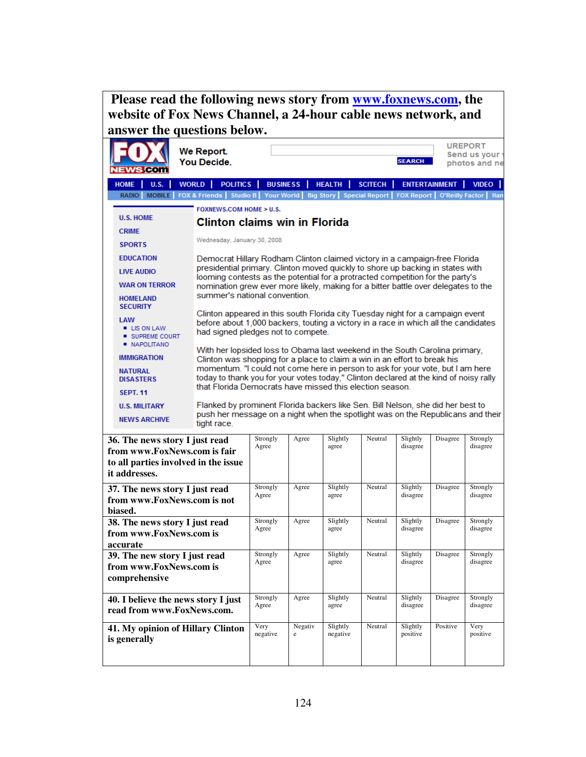**Please read the following news story from www.foxnews.com, the website of Fox News Channel, a 24-hour cable news network, and answer the questions below.**

FOX NEWS.com — We Report. You Decide. — SEARCH — UREPORT Send us your photos and ne

HOME | U.S. | WORLD | POLITICS | BUSINESS | HEALTH | SCITECH | ENTERTAINMENT | VIDEO |

RADIO | MOBILE | FOX & Friends | Studio B | Your World | Big Story | Special Report | FOX Report | O'Reilly Factor | Han

U.S. HOME
CRIME
SPORTS
EDUCATION
LIVE AUDIO
WAR ON TERROR
HOMELAND SECURITY
LAW
- LIS ON LAW
- SUPREME COURT
- NAPOLITANO

IMMIGRATION
NATURAL DISASTERS
SEPT. 11
U.S. MILITARY
NEWS ARCHIVE

FOXNEWS.COM HOME > U.S.

## Clinton claims win in Florida

Wednesday, January 30, 2008

Democrat Hillary Rodham Clinton claimed victory in a campaign-free Florida presidential primary. Clinton moved quickly to shore up backing in states with looming contests as the potential for a protracted competition for the party's nomination grew ever more likely, making for a bitter battle over delegates to the summer's national convention.

Clinton appeared in this south Florida city Tuesday night for a campaign event before about 1,000 backers, touting a victory in a race in which all the candidates had signed pledges not to compete.

With her lopsided loss to Obama last weekend in the South Carolina primary, Clinton was shopping for a place to claim a win in an effort to break his momentum. "I could not come here in person to ask for your vote, but I am here today to thank you for your votes today," Clinton declared at the kind of noisy rally that Florida Democrats have missed this election season.

Flanked by prominent Florida backers like Sen. Bill Nelson, she did her best to push her message on a night when the spotlight was on the Republicans and their tight race.

| | | | | | | | |
|---|---|---|---|---|---|---|---|
| **36. The news story I just read from www.FoxNews.com is fair to all parties involved in the issue it addresses.** | Strongly Agree | Agree | Slightly agree | Neutral | Slightly disagree | Disagree | Strongly disagree |
| **37. The news story I just read from www.FoxNews.com is not biased.** | Strongly Agree | Agree | Slightly agree | Neutral | Slightly disagree | Disagree | Strongly disagree |
| **38. The news story I just read from www.FoxNews.com is accurate** | Strongly Agree | Agree | Slightly agree | Neutral | Slightly disagree | Disagree | Strongly disagree |
| **39. The new story I just read from www.FoxNews.com is comprehensive** | Strongly Agree | Agree | Slightly agree | Neutral | Slightly disagree | Disagree | Strongly disagree |
| **40. I believe the news story I just read from www.FoxNews.com.** | Strongly Agree | Agree | Slightly agree | Neutral | Slightly disagree | Disagree | Strongly disagree |
| **41. My opinion of Hillary Clinton is generally** | Very negative | Negative | Slightly negative | Neutral | Slightly positive | Positive | Very positive |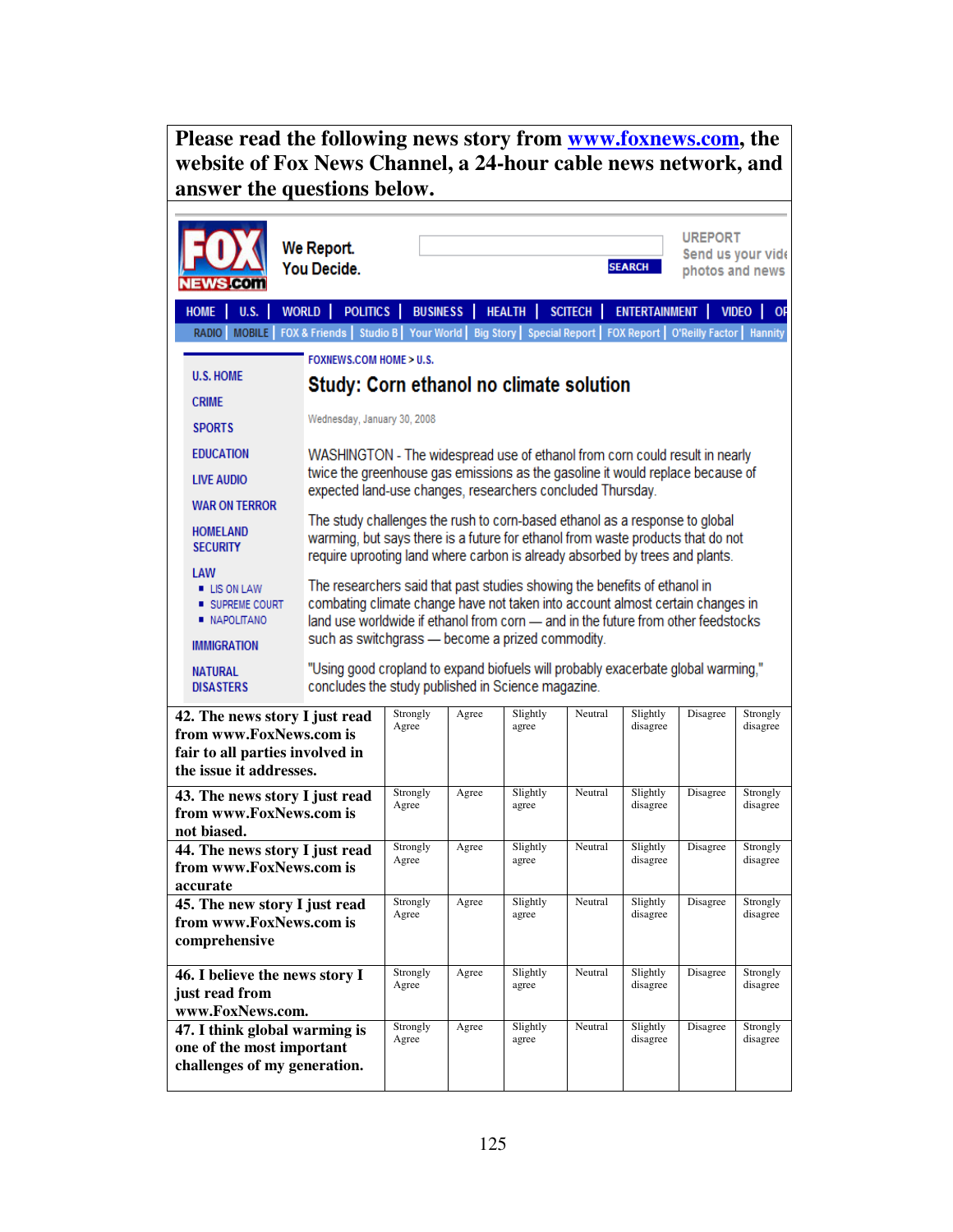**Please read the following news story from [www.foxnews.com](http://www.foxnews.com), the website of Fox News Channel, a 24-hour cable news network, and answer the questions below.**

FOX NEWS.com — We Report. You Decide.

SEARCH

UREPORT
Send us your vide
photos and news

HOME | U.S. | WORLD | POLITICS | BUSINESS | HEALTH | SCITECH | ENTERTAINMENT | VIDEO | OI

RADIO | MOBILE | FOX & Friends | Studio B | Your World | Big Story | Special Report | FOX Report | O'Reilly Factor | Hannity

U.S. HOME
CRIME
SPORTS
EDUCATION
LIVE AUDIO
WAR ON TERROR
HOMELAND SECURITY
LAW
- LIS ON LAW
- SUPREME COURT
- NAPOLITANO

IMMIGRATION
NATURAL DISASTERS

FOXNEWS.COM HOME > U.S.

## Study: Corn ethanol no climate solution

Wednesday, January 30, 2008

WASHINGTON - The widespread use of ethanol from corn could result in nearly twice the greenhouse gas emissions as the gasoline it would replace because of expected land-use changes, researchers concluded Thursday.

The study challenges the rush to corn-based ethanol as a response to global warming, but says there is a future for ethanol from waste products that do not require uprooting land where carbon is already absorbed by trees and plants.

The researchers said that past studies showing the benefits of ethanol in combating climate change have not taken into account almost certain changes in land use worldwide if ethanol from corn — and in the future from other feedstocks such as switchgrass — become a prized commodity.

"Using good cropland to expand biofuels will probably exacerbate global warming," concludes the study published in Science magazine.

| | | | | | | | |
|---|---|---|---|---|---|---|---|
| **42. The news story I just read from www.FoxNews.com is fair to all parties involved in the issue it addresses.** | Strongly Agree | Agree | Slightly agree | Neutral | Slightly disagree | Disagree | Strongly disagree |
| **43. The news story I just read from www.FoxNews.com is not biased.** | Strongly Agree | Agree | Slightly agree | Neutral | Slightly disagree | Disagree | Strongly disagree |
| **44. The news story I just read from www.FoxNews.com is accurate** | Strongly Agree | Agree | Slightly agree | Neutral | Slightly disagree | Disagree | Strongly disagree |
| **45. The new story I just read from www.FoxNews.com is comprehensive** | Strongly Agree | Agree | Slightly agree | Neutral | Slightly disagree | Disagree | Strongly disagree |
| **46. I believe the news story I just read from www.FoxNews.com.** | Strongly Agree | Agree | Slightly agree | Neutral | Slightly disagree | Disagree | Strongly disagree |
| **47. I think global warming is one of the most important challenges of my generation.** | Strongly Agree | Agree | Slightly agree | Neutral | Slightly disagree | Disagree | Strongly disagree |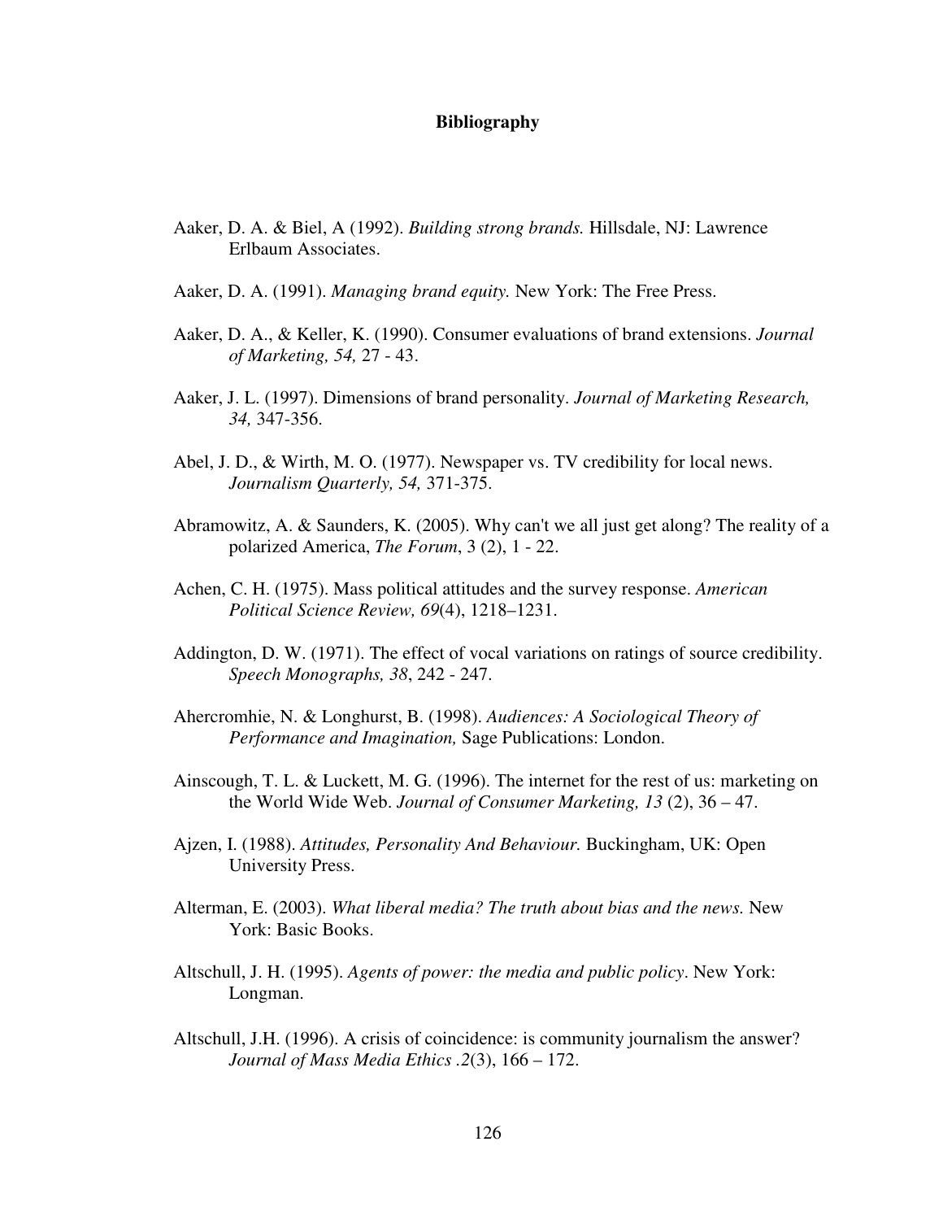# Bibliography

Aaker, D. A. & Biel, A (1992). *Building strong brands.* Hillsdale, NJ: Lawrence Erlbaum Associates.

Aaker, D. A. (1991). *Managing brand equity.* New York: The Free Press.

Aaker, D. A., & Keller, K. (1990). Consumer evaluations of brand extensions. *Journal of Marketing, 54,* 27 - 43.

Aaker, J. L. (1997). Dimensions of brand personality. *Journal of Marketing Research, 34,* 347-356.

Abel, J. D., & Wirth, M. O. (1977). Newspaper vs. TV credibility for local news. *Journalism Quarterly, 54,* 371-375.

Abramowitz, A. & Saunders, K. (2005). Why can't we all just get along? The reality of a polarized America, *The Forum*, 3 (2), 1 - 22.

Achen, C. H. (1975). Mass political attitudes and the survey response. *American Political Science Review, 69*(4), 1218–1231.

Addington, D. W. (1971). The effect of vocal variations on ratings of source credibility. *Speech Monographs, 38*, 242 - 247.

Ahercromhie, N. & Longhurst, B. (1998). *Audiences: A Sociological Theory of Performance and Imagination,* Sage Publications: London.

Ainscough, T. L. & Luckett, M. G. (1996). The internet for the rest of us: marketing on the World Wide Web. *Journal of Consumer Marketing, 13* (2), 36 – 47.

Ajzen, I. (1988). *Attitudes, Personality And Behaviour.* Buckingham, UK: Open University Press.

Alterman, E. (2003). *What liberal media? The truth about bias and the news.* New York: Basic Books.

Altschull, J. H. (1995). *Agents of power: the media and public policy*. New York: Longman.

Altschull, J.H. (1996). A crisis of coincidence: is community journalism the answer? *Journal of Mass Media Ethics .2*(3), 166 – 172.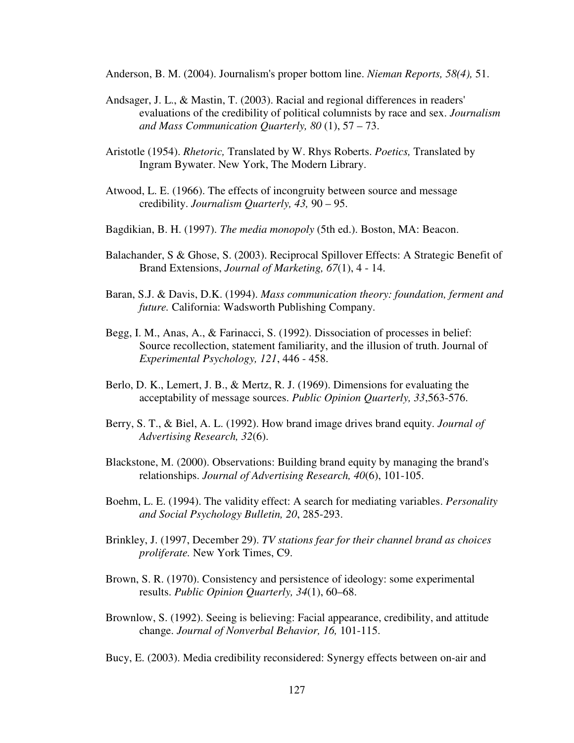Anderson, B. M. (2004). Journalism's proper bottom line. *Nieman Reports, 58(4),* 51.

Andsager, J. L., & Mastin, T. (2003). Racial and regional differences in readers' evaluations of the credibility of political columnists by race and sex. *Journalism and Mass Communication Quarterly, 80* (1), 57 – 73.

Aristotle (1954). *Rhetoric,* Translated by W. Rhys Roberts. *Poetics,* Translated by Ingram Bywater. New York, The Modern Library.

Atwood, L. E. (1966). The effects of incongruity between source and message credibility. *Journalism Quarterly, 43,* 90 – 95.

Bagdikian, B. H. (1997). *The media monopoly* (5th ed.). Boston, MA: Beacon.

Balachander, S & Ghose, S. (2003). Reciprocal Spillover Effects: A Strategic Benefit of Brand Extensions, *Journal of Marketing, 67*(1), 4 - 14.

Baran, S.J. & Davis, D.K. (1994). *Mass communication theory: foundation, ferment and future.* California: Wadsworth Publishing Company.

Begg, I. M., Anas, A., & Farinacci, S. (1992). Dissociation of processes in belief: Source recollection, statement familiarity, and the illusion of truth. Journal of *Experimental Psychology, 121*, 446 - 458.

Berlo, D. K., Lemert, J. B., & Mertz, R. J. (1969). Dimensions for evaluating the acceptability of message sources. *Public Opinion Quarterly, 33*,563-576.

Berry, S. T., & Biel, A. L. (1992). How brand image drives brand equity. *Journal of Advertising Research, 32*(6).

Blackstone, M. (2000). Observations: Building brand equity by managing the brand's relationships. *Journal of Advertising Research, 40*(6), 101-105.

Boehm, L. E. (1994). The validity effect: A search for mediating variables. *Personality and Social Psychology Bulletin, 20*, 285-293.

Brinkley, J. (1997, December 29). *TV stations fear for their channel brand as choices proliferate.* New York Times, C9.

Brown, S. R. (1970). Consistency and persistence of ideology: some experimental results. *Public Opinion Quarterly, 34*(1), 60–68.

Brownlow, S. (1992). Seeing is believing: Facial appearance, credibility, and attitude change. *Journal of Nonverbal Behavior, 16,* 101-115.

Bucy, E. (2003). Media credibility reconsidered: Synergy effects between on-air and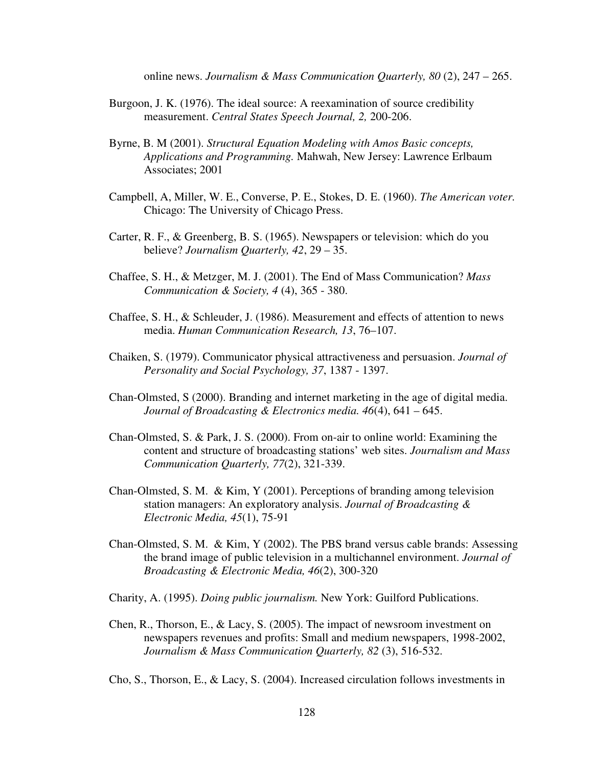online news. *Journalism & Mass Communication Quarterly, 80* (2), 247 – 265.

Burgoon, J. K. (1976). The ideal source: A reexamination of source credibility measurement. *Central States Speech Journal, 2,* 200-206.

Byrne, B. M (2001). *Structural Equation Modeling with Amos Basic concepts, Applications and Programming.* Mahwah, New Jersey: Lawrence Erlbaum Associates; 2001

Campbell, A, Miller, W. E., Converse, P. E., Stokes, D. E. (1960). *The American voter.* Chicago: The University of Chicago Press.

Carter, R. F., & Greenberg, B. S. (1965). Newspapers or television: which do you believe? *Journalism Quarterly, 42*, 29 – 35.

Chaffee, S. H., & Metzger, M. J. (2001). The End of Mass Communication? *Mass Communication & Society, 4* (4), 365 - 380.

Chaffee, S. H., & Schleuder, J. (1986). Measurement and effects of attention to news media. *Human Communication Research, 13*, 76–107.

Chaiken, S. (1979). Communicator physical attractiveness and persuasion. *Journal of Personality and Social Psychology, 37*, 1387 - 1397.

Chan-Olmsted, S (2000). Branding and internet marketing in the age of digital media. *Journal of Broadcasting & Electronics media. 46*(4), 641 – 645.

Chan-Olmsted, S. & Park, J. S. (2000). From on-air to online world: Examining the content and structure of broadcasting stations' web sites. *Journalism and Mass Communication Quarterly, 77*(2), 321-339.

Chan-Olmsted, S. M. & Kim, Y (2001). Perceptions of branding among television station managers: An exploratory analysis. *Journal of Broadcasting & Electronic Media, 45*(1), 75-91

Chan-Olmsted, S. M. & Kim, Y (2002). The PBS brand versus cable brands: Assessing the brand image of public television in a multichannel environment. *Journal of Broadcasting & Electronic Media, 46*(2), 300-320

Charity, A. (1995). *Doing public journalism.* New York: Guilford Publications.

Chen, R., Thorson, E., & Lacy, S. (2005). The impact of newsroom investment on newspapers revenues and profits: Small and medium newspapers, 1998-2002, *Journalism & Mass Communication Quarterly, 82* (3), 516-532.

Cho, S., Thorson, E., & Lacy, S. (2004). Increased circulation follows investments in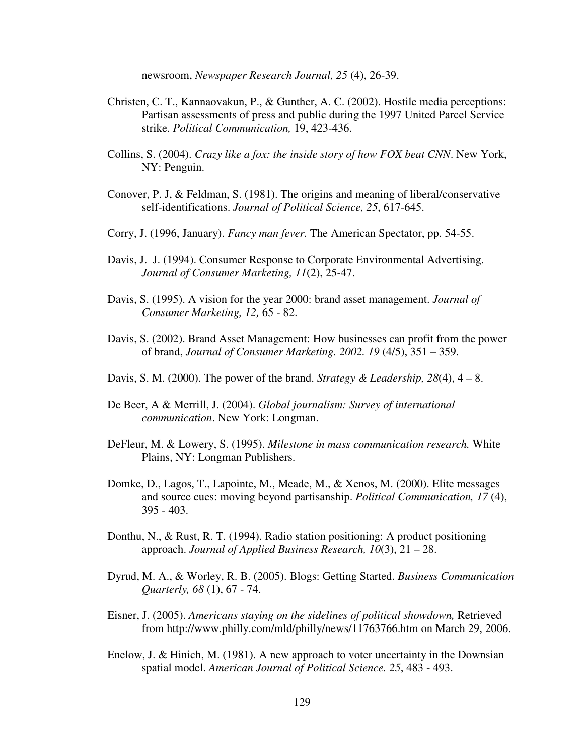newsroom, *Newspaper Research Journal, 25* (4), 26-39.

Christen, C. T., Kannaovakun, P., & Gunther, A. C. (2002). Hostile media perceptions: Partisan assessments of press and public during the 1997 United Parcel Service strike. *Political Communication,* 19, 423-436.

Collins, S. (2004). *Crazy like a fox: the inside story of how FOX beat CNN*. New York, NY: Penguin.

Conover, P. J, & Feldman, S. (1981). The origins and meaning of liberal/conservative self-identifications. *Journal of Political Science, 25*, 617-645.

Corry, J. (1996, January). *Fancy man fever.* The American Spectator, pp. 54-55.

Davis, J. J. (1994). Consumer Response to Corporate Environmental Advertising. *Journal of Consumer Marketing, 11*(2), 25-47.

Davis, S. (1995). A vision for the year 2000: brand asset management. *Journal of Consumer Marketing, 12,* 65 - 82.

Davis, S. (2002). Brand Asset Management: How businesses can profit from the power of brand, *Journal of Consumer Marketing. 2002. 19* (4/5), 351 – 359.

Davis, S. M. (2000). The power of the brand. *Strategy & Leadership, 28*(4), 4 – 8.

De Beer, A & Merrill, J. (2004). *Global journalism: Survey of international communication*. New York: Longman.

DeFleur, M. & Lowery, S. (1995). *Milestone in mass communication research.* White Plains, NY: Longman Publishers.

Domke, D., Lagos, T., Lapointe, M., Meade, M., & Xenos, M. (2000). Elite messages and source cues: moving beyond partisanship. *Political Communication, 17* (4), 395 - 403.

Donthu, N., & Rust, R. T. (1994). Radio station positioning: A product positioning approach. *Journal of Applied Business Research, 10*(3), 21 – 28.

Dyrud, M. A., & Worley, R. B. (2005). Blogs: Getting Started. *Business Communication Quarterly, 68* (1), 67 - 74.

Eisner, J. (2005). *Americans staying on the sidelines of political showdown,* Retrieved from http://www.philly.com/mld/philly/news/11763766.htm on March 29, 2006.

Enelow, J. & Hinich, M. (1981). A new approach to voter uncertainty in the Downsian spatial model. *American Journal of Political Science. 25*, 483 - 493.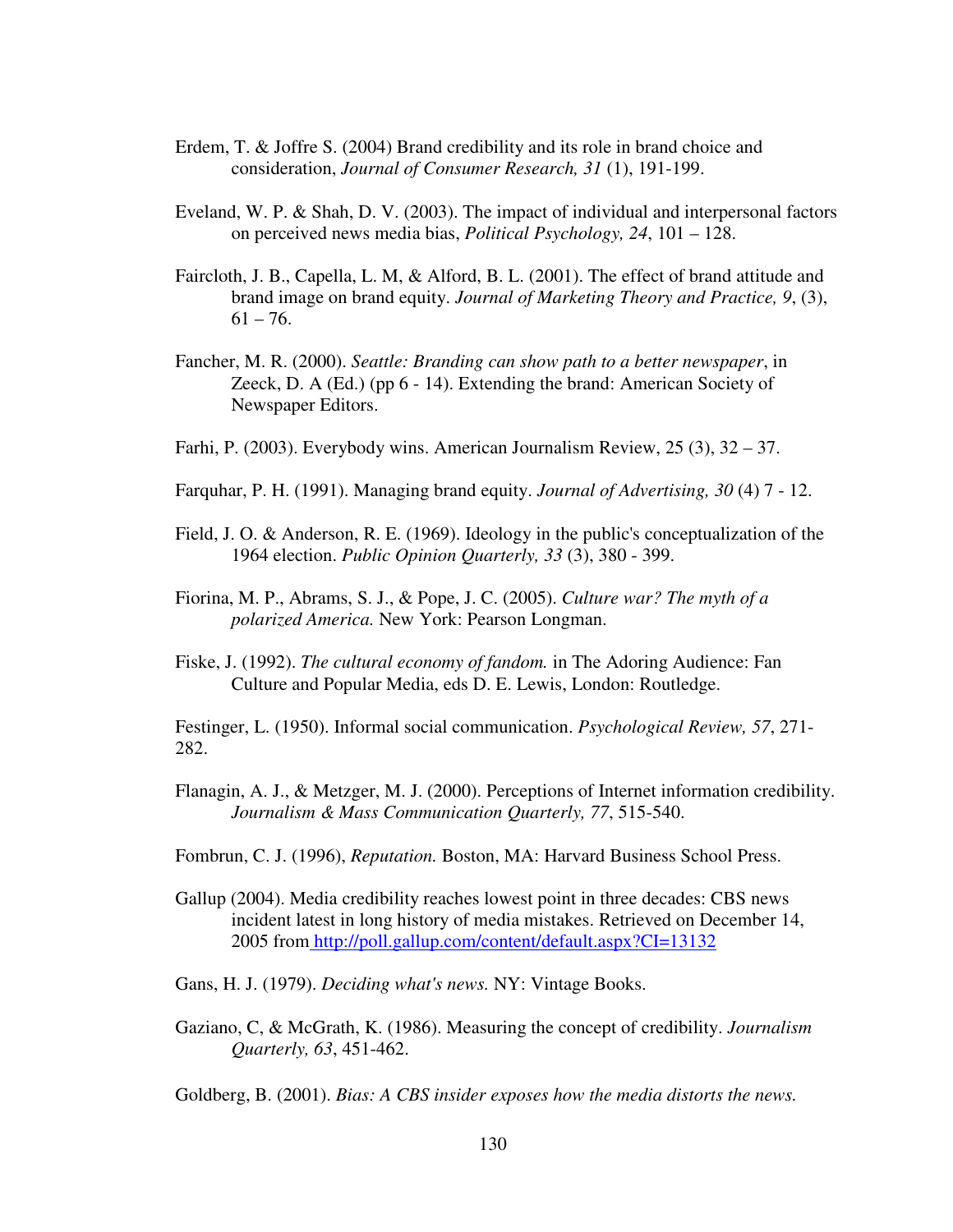Erdem, T. & Joffre S. (2004) Brand credibility and its role in brand choice and consideration, *Journal of Consumer Research, 31* (1), 191-199.

Eveland, W. P. & Shah, D. V. (2003). The impact of individual and interpersonal factors on perceived news media bias, *Political Psychology, 24*, 101 – 128.

Faircloth, J. B., Capella, L. M, & Alford, B. L. (2001). The effect of brand attitude and brand image on brand equity. *Journal of Marketing Theory and Practice, 9*, (3), 61 – 76.

Fancher, M. R. (2000). *Seattle: Branding can show path to a better newspaper*, in Zeeck, D. A (Ed.) (pp 6 - 14). Extending the brand: American Society of Newspaper Editors.

Farhi, P. (2003). Everybody wins. American Journalism Review, 25 (3), 32 – 37.

Farquhar, P. H. (1991). Managing brand equity. *Journal of Advertising, 30* (4) 7 - 12.

Field, J. O. & Anderson, R. E. (1969). Ideology in the public's conceptualization of the 1964 election. *Public Opinion Quarterly, 33* (3), 380 - 399.

Fiorina, M. P., Abrams, S. J., & Pope, J. C. (2005). *Culture war? The myth of a polarized America.* New York: Pearson Longman.

Fiske, J. (1992). *The cultural economy of fandom.* in The Adoring Audience: Fan Culture and Popular Media, eds D. E. Lewis, London: Routledge.

Festinger, L. (1950). Informal social communication. *Psychological Review, 57*, 271-282.

Flanagin, A. J., & Metzger, M. J. (2000). Perceptions of Internet information credibility. *Journalism & Mass Communication Quarterly, 77*, 515-540.

Fombrun, C. J. (1996), *Reputation.* Boston, MA: Harvard Business School Press.

Gallup (2004). Media credibility reaches lowest point in three decades: CBS news incident latest in long history of media mistakes. Retrieved on December 14, 2005 from http://poll.gallup.com/content/default.aspx?CI=13132

Gans, H. J. (1979). *Deciding what's news.* NY: Vintage Books.

Gaziano, C, & McGrath, K. (1986). Measuring the concept of credibility. *Journalism Quarterly, 63*, 451-462.

Goldberg, B. (2001). *Bias: A CBS insider exposes how the media distorts the news.*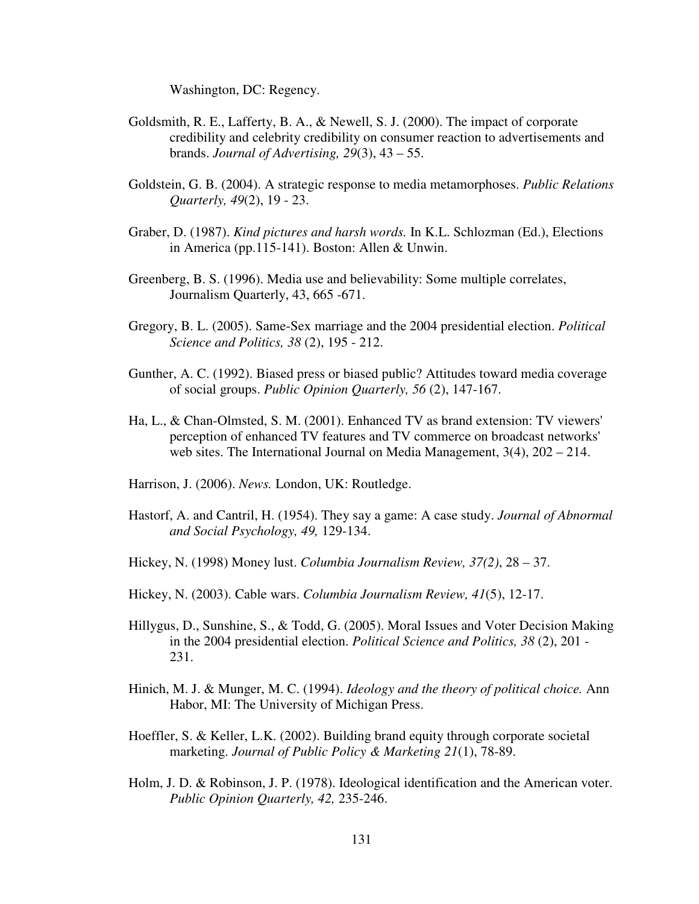Washington, DC: Regency.

Goldsmith, R. E., Lafferty, B. A., & Newell, S. J. (2000). The impact of corporate credibility and celebrity credibility on consumer reaction to advertisements and brands. *Journal of Advertising, 29*(3), 43 – 55.

Goldstein, G. B. (2004). A strategic response to media metamorphoses. *Public Relations Quarterly, 49*(2), 19 - 23.

Graber, D. (1987). *Kind pictures and harsh words.* In K.L. Schlozman (Ed.), Elections in America (pp.115-141). Boston: Allen & Unwin.

Greenberg, B. S. (1996). Media use and believability: Some multiple correlates, Journalism Quarterly, 43, 665 -671.

Gregory, B. L. (2005). Same-Sex marriage and the 2004 presidential election. *Political Science and Politics, 38* (2), 195 - 212.

Gunther, A. C. (1992). Biased press or biased public? Attitudes toward media coverage of social groups. *Public Opinion Quarterly, 56* (2), 147-167.

Ha, L., & Chan-Olmsted, S. M. (2001). Enhanced TV as brand extension: TV viewers' perception of enhanced TV features and TV commerce on broadcast networks' web sites. The International Journal on Media Management, 3(4), 202 – 214.

Harrison, J. (2006). *News.* London, UK: Routledge.

Hastorf, A. and Cantril, H. (1954). They say a game: A case study. *Journal of Abnormal and Social Psychology, 49,* 129-134.

Hickey, N. (1998) Money lust. *Columbia Journalism Review, 37(2)*, 28 – 37.

Hickey, N. (2003). Cable wars. *Columbia Journalism Review, 41*(5), 12-17.

Hillygus, D., Sunshine, S., & Todd, G. (2005). Moral Issues and Voter Decision Making in the 2004 presidential election. *Political Science and Politics, 38* (2), 201 - 231.

Hinich, M. J. & Munger, M. C. (1994). *Ideology and the theory of political choice.* Ann Habor, MI: The University of Michigan Press.

Hoeffler, S. & Keller, L.K. (2002). Building brand equity through corporate societal marketing. *Journal of Public Policy & Marketing 21*(1), 78-89.

Holm, J. D. & Robinson, J. P. (1978). Ideological identification and the American voter. *Public Opinion Quarterly, 42,* 235-246.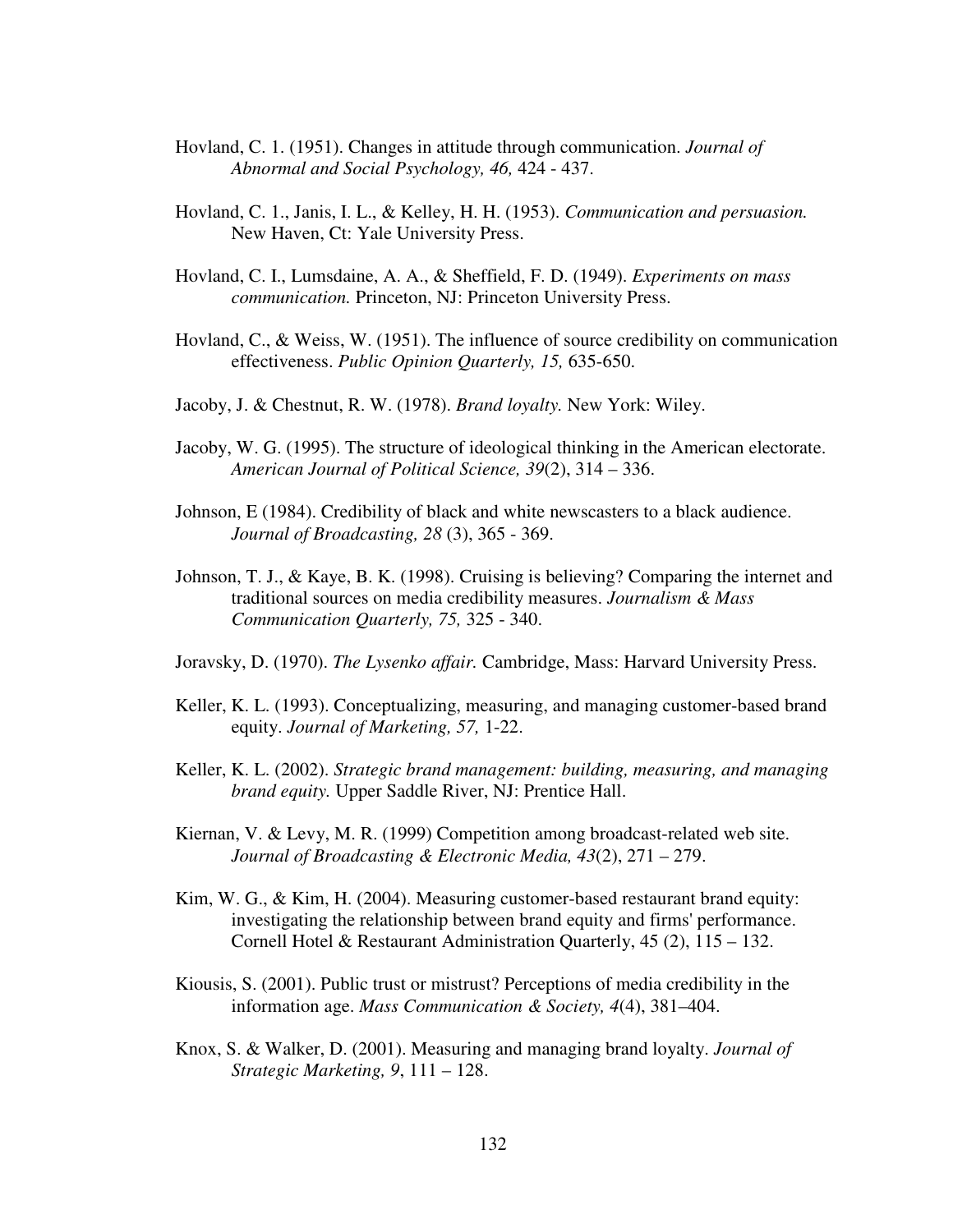Hovland, C. 1. (1951). Changes in attitude through communication. *Journal of Abnormal and Social Psychology, 46,* 424 - 437.

Hovland, C. 1., Janis, I. L., & Kelley, H. H. (1953). *Communication and persuasion.* New Haven, Ct: Yale University Press.

Hovland, C. I., Lumsdaine, A. A., & Sheffield, F. D. (1949). *Experiments on mass communication.* Princeton, NJ: Princeton University Press.

Hovland, C., & Weiss, W. (1951). The influence of source credibility on communication effectiveness. *Public Opinion Quarterly, 15,* 635-650.

Jacoby, J. & Chestnut, R. W. (1978). *Brand loyalty.* New York: Wiley.

Jacoby, W. G. (1995). The structure of ideological thinking in the American electorate. *American Journal of Political Science, 39*(2), 314 – 336.

Johnson, E (1984). Credibility of black and white newscasters to a black audience. *Journal of Broadcasting, 28* (3), 365 - 369.

Johnson, T. J., & Kaye, B. K. (1998). Cruising is believing? Comparing the internet and traditional sources on media credibility measures. *Journalism & Mass Communication Quarterly, 75,* 325 - 340.

Joravsky, D. (1970). *The Lysenko affair.* Cambridge, Mass: Harvard University Press.

Keller, K. L. (1993). Conceptualizing, measuring, and managing customer-based brand equity. *Journal of Marketing, 57,* 1-22.

Keller, K. L. (2002). *Strategic brand management: building, measuring, and managing brand equity.* Upper Saddle River, NJ: Prentice Hall.

Kiernan, V. & Levy, M. R. (1999) Competition among broadcast-related web site. *Journal of Broadcasting & Electronic Media, 43*(2), 271 – 279.

Kim, W. G., & Kim, H. (2004). Measuring customer-based restaurant brand equity: investigating the relationship between brand equity and firms' performance. Cornell Hotel & Restaurant Administration Quarterly, 45 (2), 115 – 132.

Kiousis, S. (2001). Public trust or mistrust? Perceptions of media credibility in the information age. *Mass Communication & Society, 4*(4), 381–404.

Knox, S. & Walker, D. (2001). Measuring and managing brand loyalty. *Journal of Strategic Marketing, 9*, 111 – 128.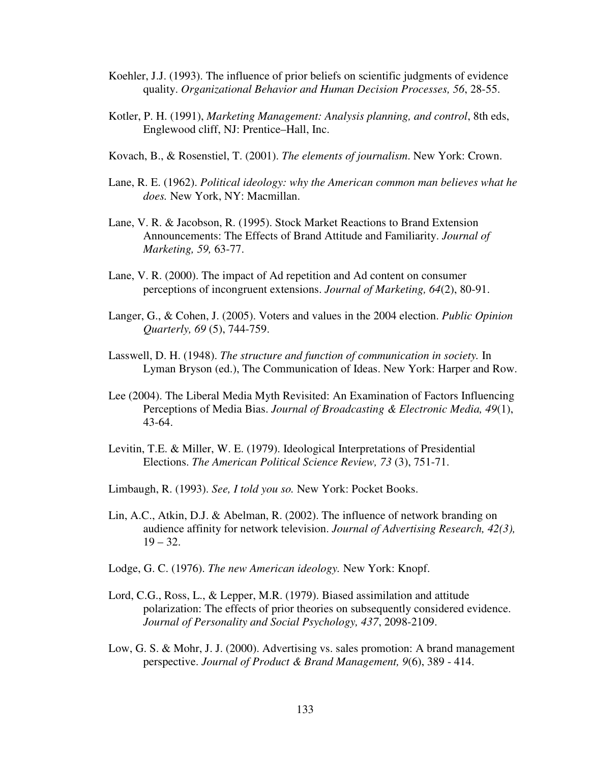Koehler, J.J. (1993). The influence of prior beliefs on scientific judgments of evidence quality. *Organizational Behavior and Human Decision Processes, 56*, 28-55.

Kotler, P. H. (1991), *Marketing Management: Analysis planning, and control*, 8th eds, Englewood cliff, NJ: Prentice–Hall, Inc.

Kovach, B., & Rosenstiel, T. (2001). *The elements of journalism*. New York: Crown.

Lane, R. E. (1962). *Political ideology: why the American common man believes what he does.* New York, NY: Macmillan.

Lane, V. R. & Jacobson, R. (1995). Stock Market Reactions to Brand Extension Announcements: The Effects of Brand Attitude and Familiarity. *Journal of Marketing, 59,* 63-77.

Lane, V. R. (2000). The impact of Ad repetition and Ad content on consumer perceptions of incongruent extensions. *Journal of Marketing, 64*(2), 80-91.

Langer, G., & Cohen, J. (2005). Voters and values in the 2004 election. *Public Opinion Quarterly, 69* (5), 744-759.

Lasswell, D. H. (1948). *The structure and function of communication in society.* In Lyman Bryson (ed.), The Communication of Ideas. New York: Harper and Row.

Lee (2004). The Liberal Media Myth Revisited: An Examination of Factors Influencing Perceptions of Media Bias. *Journal of Broadcasting & Electronic Media, 49*(1), 43-64.

Levitin, T.E. & Miller, W. E. (1979). Ideological Interpretations of Presidential Elections. *The American Political Science Review, 73* (3), 751-71.

Limbaugh, R. (1993). *See, I told you so.* New York: Pocket Books.

Lin, A.C., Atkin, D.J. & Abelman, R. (2002). The influence of network branding on audience affinity for network television. *Journal of Advertising Research, 42(3),* 19 – 32.

Lodge, G. C. (1976). *The new American ideology.* New York: Knopf.

Lord, C.G., Ross, L., & Lepper, M.R. (1979). Biased assimilation and attitude polarization: The effects of prior theories on subsequently considered evidence. *Journal of Personality and Social Psychology, 437*, 2098-2109.

Low, G. S. & Mohr, J. J. (2000). Advertising vs. sales promotion: A brand management perspective. *Journal of Product & Brand Management, 9*(6), 389 - 414.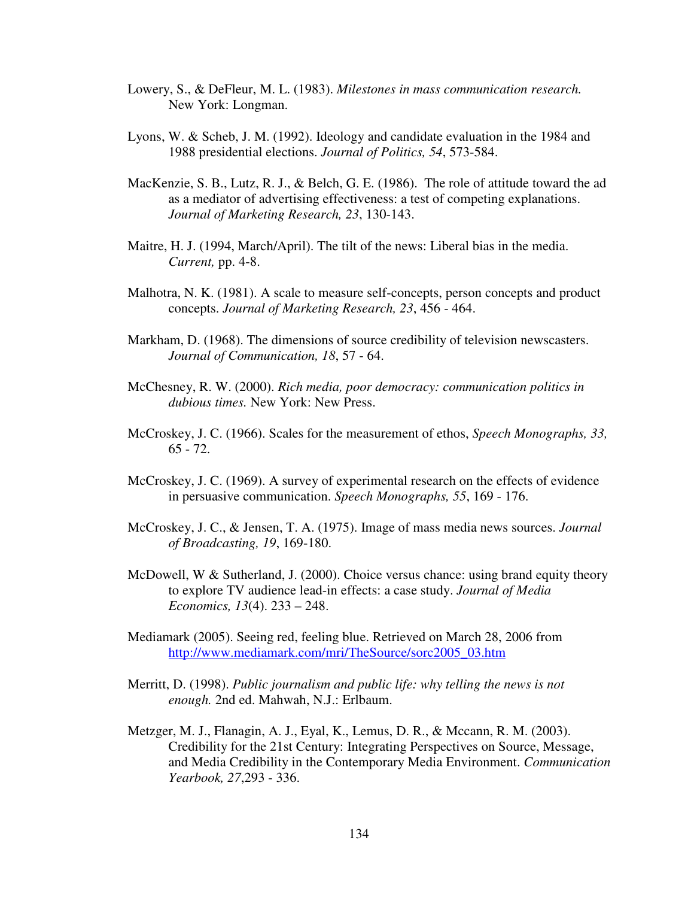Lowery, S., & DeFleur, M. L. (1983). *Milestones in mass communication research.* New York: Longman.

Lyons, W. & Scheb, J. M. (1992). Ideology and candidate evaluation in the 1984 and 1988 presidential elections. *Journal of Politics, 54*, 573-584.

MacKenzie, S. B., Lutz, R. J., & Belch, G. E. (1986). The role of attitude toward the ad as a mediator of advertising effectiveness: a test of competing explanations. *Journal of Marketing Research, 23*, 130-143.

Maitre, H. J. (1994, March/April). The tilt of the news: Liberal bias in the media. *Current,* pp. 4-8.

Malhotra, N. K. (1981). A scale to measure self-concepts, person concepts and product concepts. *Journal of Marketing Research, 23*, 456 - 464.

Markham, D. (1968). The dimensions of source credibility of television newscasters. *Journal of Communication, 18*, 57 - 64.

McChesney, R. W. (2000). *Rich media, poor democracy: communication politics in dubious times.* New York: New Press.

McCroskey, J. C. (1966). Scales for the measurement of ethos, *Speech Monographs, 33,* 65 - 72.

McCroskey, J. C. (1969). A survey of experimental research on the effects of evidence in persuasive communication. *Speech Monographs, 55*, 169 - 176.

McCroskey, J. C., & Jensen, T. A. (1975). Image of mass media news sources. *Journal of Broadcasting, 19*, 169-180.

McDowell, W & Sutherland, J. (2000). Choice versus chance: using brand equity theory to explore TV audience lead-in effects: a case study. *Journal of Media Economics, 13*(4). 233 – 248.

Mediamark (2005). Seeing red, feeling blue. Retrieved on March 28, 2006 from http://www.mediamark.com/mri/TheSource/sorc2005_03.htm

Merritt, D. (1998). *Public journalism and public life: why telling the news is not enough.* 2nd ed. Mahwah, N.J.: Erlbaum.

Metzger, M. J., Flanagin, A. J., Eyal, K., Lemus, D. R., & Mccann, R. M. (2003). Credibility for the 21st Century: Integrating Perspectives on Source, Message, and Media Credibility in the Contemporary Media Environment. *Communication Yearbook, 27*,293 - 336.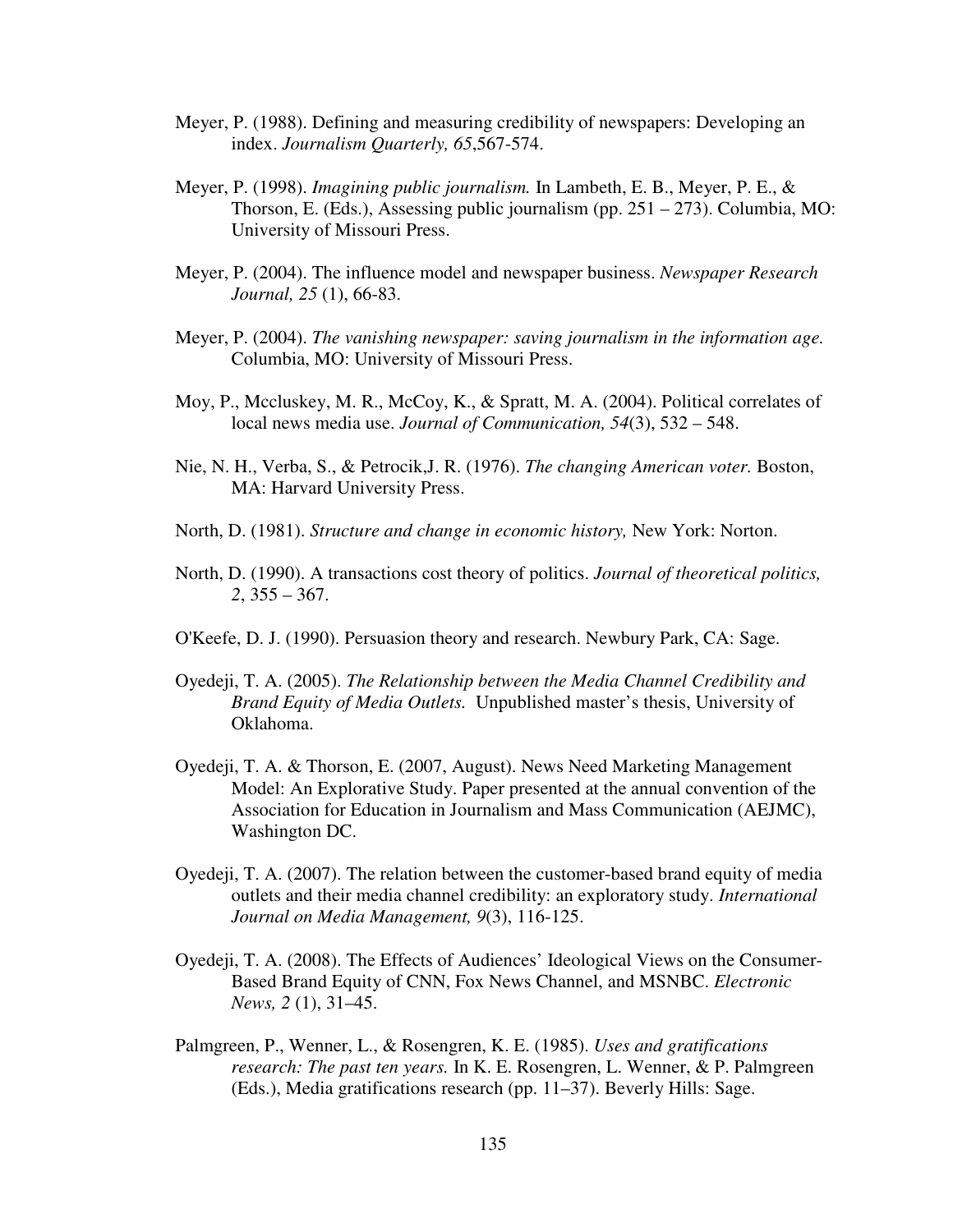Meyer, P. (1988). Defining and measuring credibility of newspapers: Developing an index. *Journalism Quarterly, 65*,567-574.

Meyer, P. (1998). *Imagining public journalism.* In Lambeth, E. B., Meyer, P. E., & Thorson, E. (Eds.), Assessing public journalism (pp. 251 – 273). Columbia, MO: University of Missouri Press.

Meyer, P. (2004). The influence model and newspaper business. *Newspaper Research Journal, 25* (1), 66-83.

Meyer, P. (2004). *The vanishing newspaper: saving journalism in the information age.* Columbia, MO: University of Missouri Press.

Moy, P., Mccluskey, M. R., McCoy, K., & Spratt, M. A. (2004). Political correlates of local news media use. *Journal of Communication, 54*(3), 532 – 548.

Nie, N. H., Verba, S., & Petrocik,J. R. (1976). *The changing American voter.* Boston, MA: Harvard University Press.

North, D. (1981). *Structure and change in economic history,* New York: Norton.

North, D. (1990). A transactions cost theory of politics. *Journal of theoretical politics, 2*, 355 – 367.

O'Keefe, D. J. (1990). Persuasion theory and research. Newbury Park, CA: Sage.

Oyedeji, T. A. (2005). *The Relationship between the Media Channel Credibility and Brand Equity of Media Outlets.* Unpublished master's thesis, University of Oklahoma.

Oyedeji, T. A. & Thorson, E. (2007, August). News Need Marketing Management Model: An Explorative Study. Paper presented at the annual convention of the Association for Education in Journalism and Mass Communication (AEJMC), Washington DC.

Oyedeji, T. A. (2007). The relation between the customer-based brand equity of media outlets and their media channel credibility: an exploratory study. *International Journal on Media Management, 9*(3), 116-125.

Oyedeji, T. A. (2008). The Effects of Audiences' Ideological Views on the Consumer-Based Brand Equity of CNN, Fox News Channel, and MSNBC. *Electronic News, 2* (1), 31–45.

Palmgreen, P., Wenner, L., & Rosengren, K. E. (1985). *Uses and gratifications research: The past ten years.* In K. E. Rosengren, L. Wenner, & P. Palmgreen (Eds.), Media gratifications research (pp. 11–37). Beverly Hills: Sage.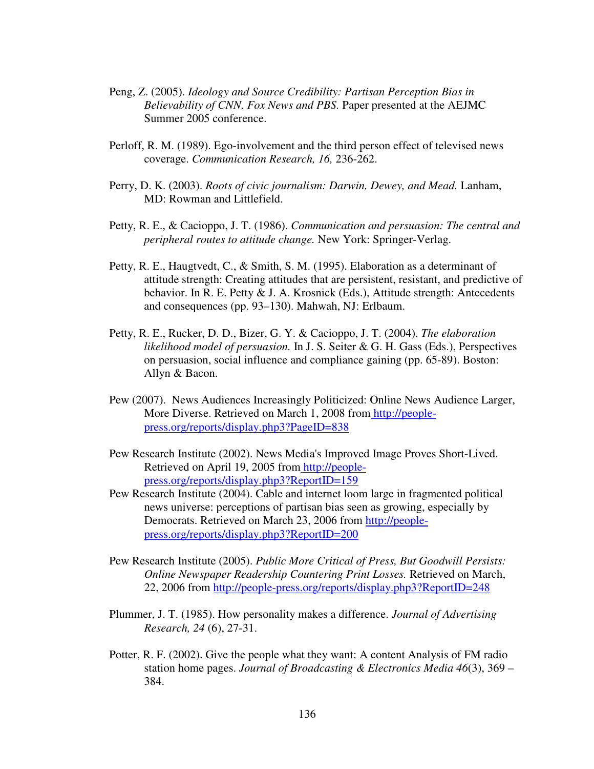Peng, Z. (2005). *Ideology and Source Credibility: Partisan Perception Bias in Believability of CNN, Fox News and PBS.* Paper presented at the AEJMC Summer 2005 conference.

Perloff, R. M. (1989). Ego-involvement and the third person effect of televised news coverage. *Communication Research, 16,* 236-262.

Perry, D. K. (2003). *Roots of civic journalism: Darwin, Dewey, and Mead.* Lanham, MD: Rowman and Littlefield.

Petty, R. E., & Cacioppo, J. T. (1986). *Communication and persuasion: The central and peripheral routes to attitude change.* New York: Springer-Verlag.

Petty, R. E., Haugtvedt, C., & Smith, S. M. (1995). Elaboration as a determinant of attitude strength: Creating attitudes that are persistent, resistant, and predictive of behavior. In R. E. Petty & J. A. Krosnick (Eds.), Attitude strength: Antecedents and consequences (pp. 93–130). Mahwah, NJ: Erlbaum.

Petty, R. E., Rucker, D. D., Bizer, G. Y. & Cacioppo, J. T. (2004). *The elaboration likelihood model of persuasion.* In J. S. Seiter & G. H. Gass (Eds.), Perspectives on persuasion, social influence and compliance gaining (pp. 65-89). Boston: Allyn & Bacon.

Pew (2007). News Audiences Increasingly Politicized: Online News Audience Larger, More Diverse. Retrieved on March 1, 2008 from http://people-press.org/reports/display.php3?PageID=838

Pew Research Institute (2002). News Media's Improved Image Proves Short-Lived. Retrieved on April 19, 2005 from http://people-press.org/reports/display.php3?ReportID=159

Pew Research Institute (2004). Cable and internet loom large in fragmented political news universe: perceptions of partisan bias seen as growing, especially by Democrats. Retrieved on March 23, 2006 from http://people-press.org/reports/display.php3?ReportID=200

Pew Research Institute (2005). *Public More Critical of Press, But Goodwill Persists: Online Newspaper Readership Countering Print Losses.* Retrieved on March, 22, 2006 from http://people-press.org/reports/display.php3?ReportID=248

Plummer, J. T. (1985). How personality makes a difference. *Journal of Advertising Research, 24* (6), 27-31.

Potter, R. F. (2002). Give the people what they want: A content Analysis of FM radio station home pages. *Journal of Broadcasting & Electronics Media 46*(3), 369 – 384.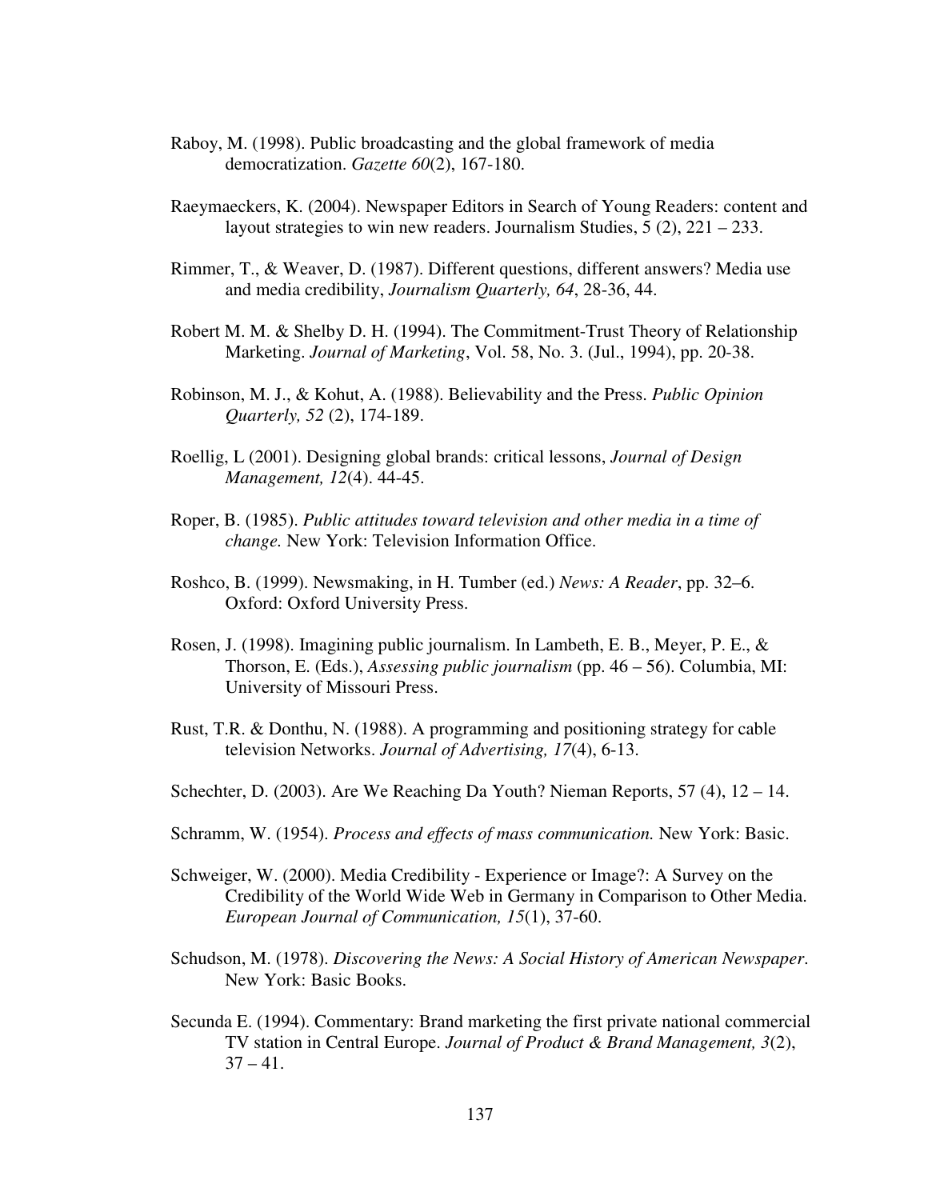Raboy, M. (1998). Public broadcasting and the global framework of media democratization. *Gazette 60*(2), 167-180.

Raeymaeckers, K. (2004). Newspaper Editors in Search of Young Readers: content and layout strategies to win new readers. Journalism Studies, 5 (2), 221 – 233.

Rimmer, T., & Weaver, D. (1987). Different questions, different answers? Media use and media credibility, *Journalism Quarterly, 64*, 28-36, 44.

Robert M. M. & Shelby D. H. (1994). The Commitment-Trust Theory of Relationship Marketing. *Journal of Marketing*, Vol. 58, No. 3. (Jul., 1994), pp. 20-38.

Robinson, M. J., & Kohut, A. (1988). Believability and the Press. *Public Opinion Quarterly, 52* (2), 174-189.

Roellig, L (2001). Designing global brands: critical lessons, *Journal of Design Management, 12*(4). 44-45.

Roper, B. (1985). *Public attitudes toward television and other media in a time of change.* New York: Television Information Office.

Roshco, B. (1999). Newsmaking, in H. Tumber (ed.) *News: A Reader*, pp. 32–6. Oxford: Oxford University Press.

Rosen, J. (1998). Imagining public journalism. In Lambeth, E. B., Meyer, P. E., & Thorson, E. (Eds.), *Assessing public journalism* (pp. 46 – 56). Columbia, MI: University of Missouri Press.

Rust, T.R. & Donthu, N. (1988). A programming and positioning strategy for cable television Networks. *Journal of Advertising, 17*(4), 6-13.

Schechter, D. (2003). Are We Reaching Da Youth? Nieman Reports, 57 (4), 12 – 14.

Schramm, W. (1954). *Process and effects of mass communication.* New York: Basic.

Schweiger, W. (2000). Media Credibility - Experience or Image?: A Survey on the Credibility of the World Wide Web in Germany in Comparison to Other Media. *European Journal of Communication, 15*(1), 37-60.

Schudson, M. (1978). *Discovering the News: A Social History of American Newspaper*. New York: Basic Books.

Secunda E. (1994). Commentary: Brand marketing the first private national commercial TV station in Central Europe. *Journal of Product & Brand Management, 3*(2), 37 – 41.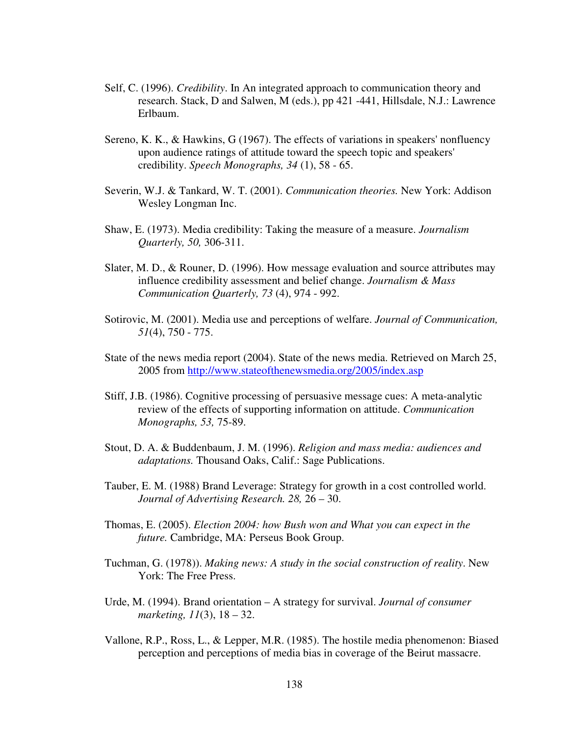Self, C. (1996). *Credibility*. In An integrated approach to communication theory and research. Stack, D and Salwen, M (eds.), pp 421 -441, Hillsdale, N.J.: Lawrence Erlbaum.

Sereno, K. K., & Hawkins, G (1967). The effects of variations in speakers' nonfluency upon audience ratings of attitude toward the speech topic and speakers' credibility. *Speech Monographs, 34* (1), 58 - 65.

Severin, W.J. & Tankard, W. T. (2001). *Communication theories.* New York: Addison Wesley Longman Inc.

Shaw, E. (1973). Media credibility: Taking the measure of a measure. *Journalism Quarterly, 50,* 306-311.

Slater, M. D., & Rouner, D. (1996). How message evaluation and source attributes may influence credibility assessment and belief change. *Journalism & Mass Communication Quarterly, 73* (4), 974 - 992.

Sotirovic, M. (2001). Media use and perceptions of welfare. *Journal of Communication, 51*(4), 750 - 775.

State of the news media report (2004). State of the news media. Retrieved on March 25, 2005 from http://www.stateofthenewsmedia.org/2005/index.asp

Stiff, J.B. (1986). Cognitive processing of persuasive message cues: A meta-analytic review of the effects of supporting information on attitude. *Communication Monographs, 53,* 75-89.

Stout, D. A. & Buddenbaum, J. M. (1996). *Religion and mass media: audiences and adaptations.* Thousand Oaks, Calif.: Sage Publications.

Tauber, E. M. (1988) Brand Leverage: Strategy for growth in a cost controlled world. *Journal of Advertising Research. 28,* 26 – 30.

Thomas, E. (2005). *Election 2004: how Bush won and What you can expect in the future.* Cambridge, MA: Perseus Book Group.

Tuchman, G. (1978)). *Making news: A study in the social construction of reality*. New York: The Free Press.

Urde, M. (1994). Brand orientation – A strategy for survival. *Journal of consumer marketing, 11*(3), 18 – 32.

Vallone, R.P., Ross, L., & Lepper, M.R. (1985). The hostile media phenomenon: Biased perception and perceptions of media bias in coverage of the Beirut massacre.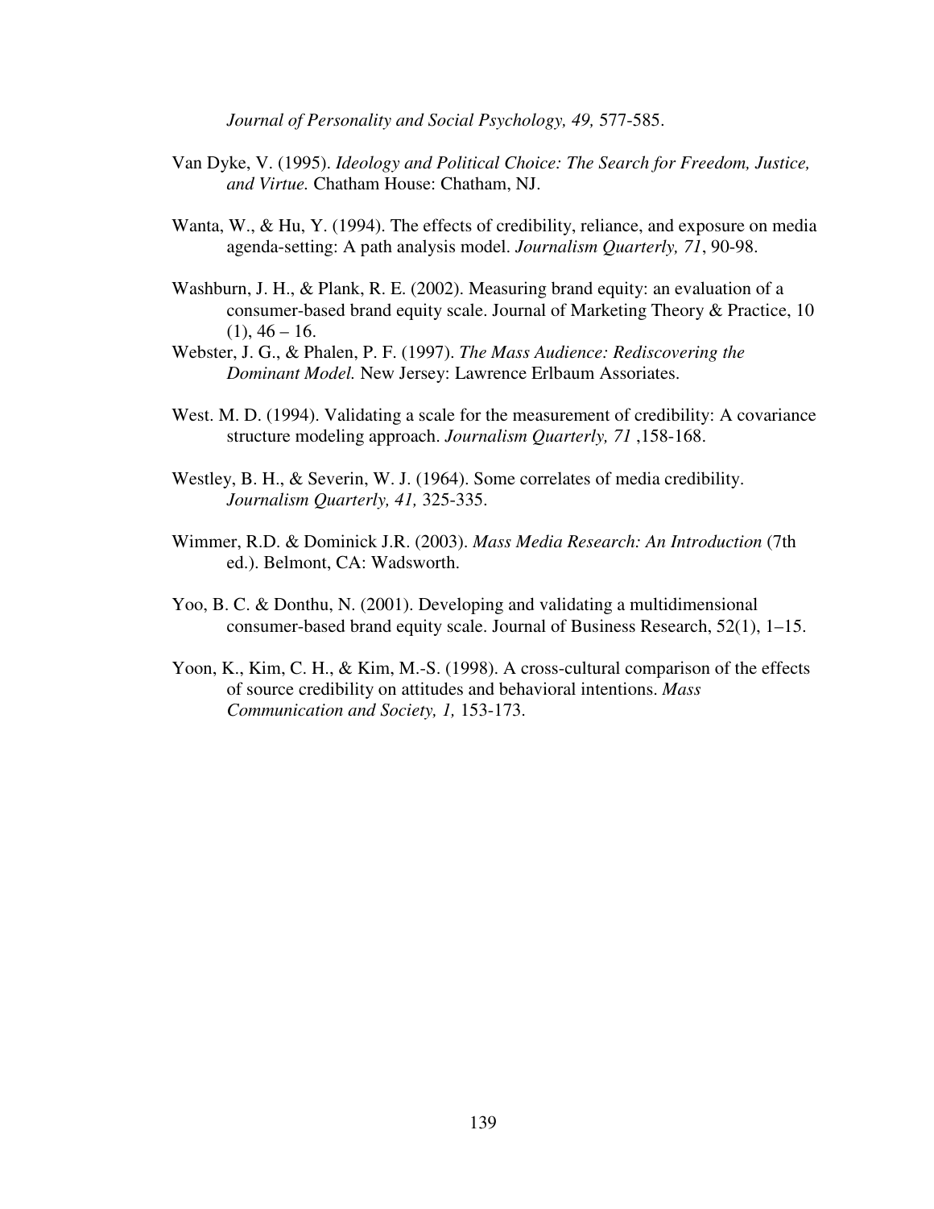*Journal of Personality and Social Psychology, 49,* 577-585.

Van Dyke, V. (1995). *Ideology and Political Choice: The Search for Freedom, Justice, and Virtue.* Chatham House: Chatham, NJ.

Wanta, W., & Hu, Y. (1994). The effects of credibility, reliance, and exposure on media agenda-setting: A path analysis model. *Journalism Quarterly, 71*, 90-98.

Washburn, J. H., & Plank, R. E. (2002). Measuring brand equity: an evaluation of a consumer-based brand equity scale. Journal of Marketing Theory & Practice, 10 (1), 46 – 16.

Webster, J. G., & Phalen, P. F. (1997). *The Mass Audience: Rediscovering the Dominant Model.* New Jersey: Lawrence Erlbaum Assoriates.

West. M. D. (1994). Validating a scale for the measurement of credibility: A covariance structure modeling approach. *Journalism Quarterly, 71* ,158-168.

Westley, B. H., & Severin, W. J. (1964). Some correlates of media credibility. *Journalism Quarterly, 41,* 325-335.

Wimmer, R.D. & Dominick J.R. (2003). *Mass Media Research: An Introduction* (7th ed.). Belmont, CA: Wadsworth.

Yoo, B. C. & Donthu, N. (2001). Developing and validating a multidimensional consumer-based brand equity scale. Journal of Business Research, 52(1), 1–15.

Yoon, K., Kim, C. H., & Kim, M.-S. (1998). A cross-cultural comparison of the effects of source credibility on attitudes and behavioral intentions. *Mass Communication and Society, 1,* 153-173.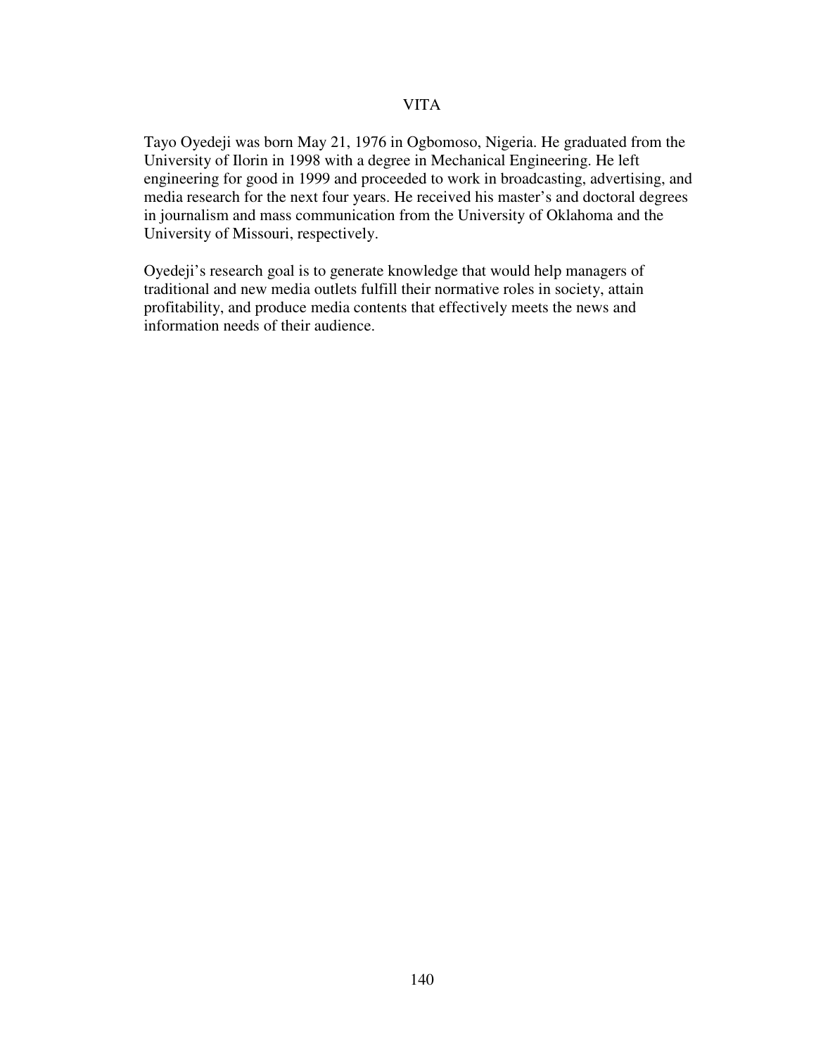# VITA

Tayo Oyedeji was born May 21, 1976 in Ogbomoso, Nigeria. He graduated from the University of Ilorin in 1998 with a degree in Mechanical Engineering. He left engineering for good in 1999 and proceeded to work in broadcasting, advertising, and media research for the next four years. He received his master's and doctoral degrees in journalism and mass communication from the University of Oklahoma and the University of Missouri, respectively.

Oyedeji's research goal is to generate knowledge that would help managers of traditional and new media outlets fulfill their normative roles in society, attain profitability, and produce media contents that effectively meets the news and information needs of their audience.